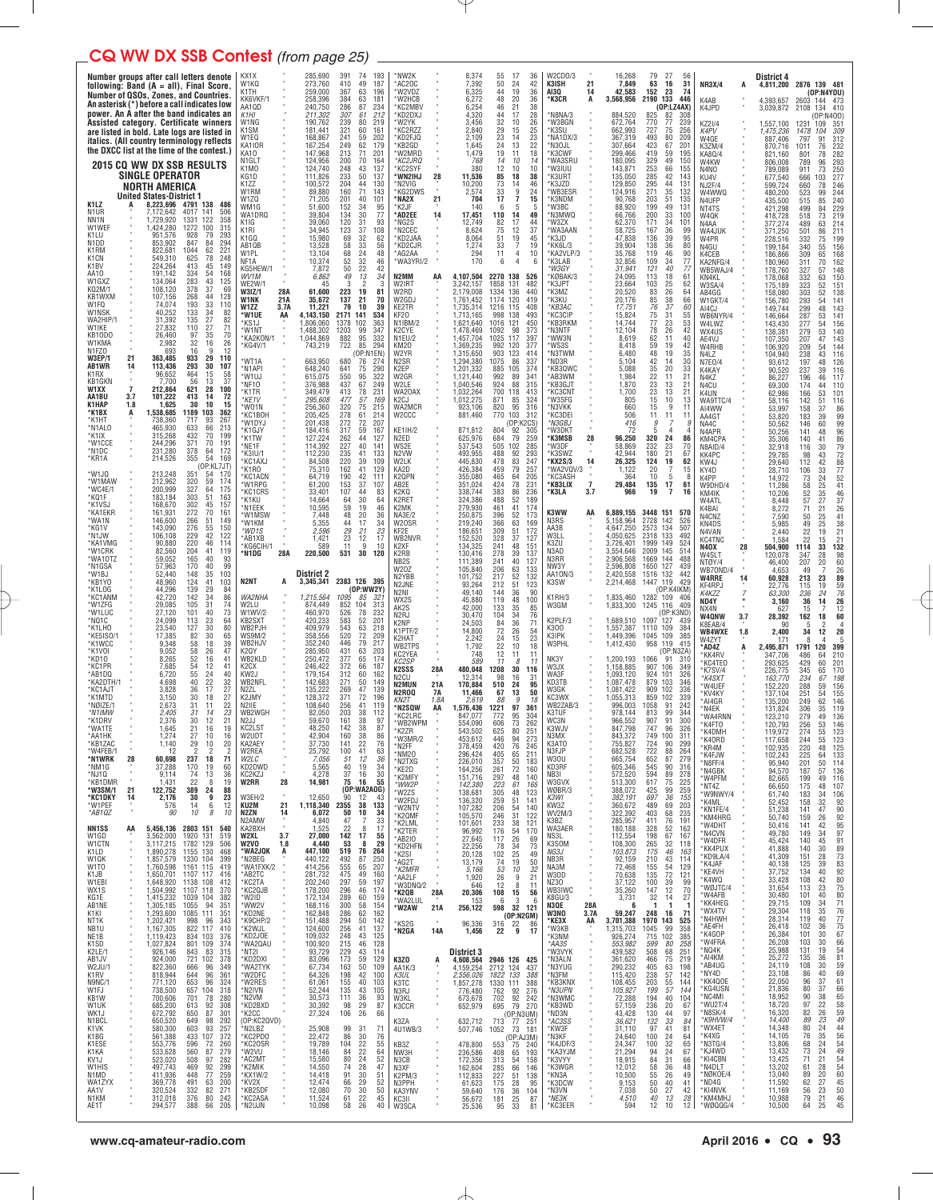# CQ WW DX SSB Contest (from page 25)

Number groups after call letters denote following: Band (A = all), Final Score, Number of QSOs, Zones, and Countries. An asterisk (*) before a call indicates low power. An A after the band indicates an Assisted category. Certificate winners are listed in bold. Late logs are listed in italics. (All country terminology reflects the DXCC list at the time of the contest.)

## 2015 CQ WW DX SSB RESULTS

### SINGLE OPERATOR

### NORTH AMERICA

**United States-District 1**

K1LZ A 8,223,696 4791 138 486
N1UR " 7,172,642 4017 141 506
NN1N " 1,729,920 1331 122 358
W1WEF " 1,424,280 1272 100 315
K1LU " 951,576 928 79 293
N1DD " 853,902 847 84 294
K1RM " 822,681 1044 62 221
K1CN " 549,310 625 78 248
K1BV " 224,264 413 45 149
AA1O " 191,142 334 54 168
W1GXZ " 134,064 283 43 125
KQ2M/1 " 108,120 378 37 69
KB1WXM " 107,156 268 44 128
W1FQ " 74,074 193 33 110
W1NSK " 40,252 133 34 82
WA2HIP/1 " 31,392 135 27 82
W1IKE " 27,832 110 27 71
KB1ODO " 26,460 97 35 70
W1KMA " 2,982 32 16 26
N1FZO " 693 16 9 12
W3EP/1 21 363,485 933 29 110
AB1WR 14 113,436 293 30 107
K1RX " 96,652 464 15 58
KB1GKN " 7,700 56 13 37
W1XX 7 212,864 621 28 100
AA1BU 3.7 101,222 413 14 72
K1HAP 1.8 1,625 30 10 15
*K1BX A 1,538,685 1189 103 362
*K1HT " 738,360 717 93 267
*N1ALO " 465,930 633 66 213
*K1IX " 315,268 432 70 199
*W1CCE " 244,296 371 70 191
*N1DC " 231,280 378 64 172
*KR1A " 214,526 355 54 169
(OP:KL7JT)
*W1JO " 213,248 351 54 170
*W1MAW " 212,962 320 59 174
*WC4E/1 " 200,999 327 64 175
*KQ1F " 183,184 303 51 163
*K1VSJ " 168,670 302 45 157
*KA1EKT " 161,931 272 70 161
*WA1N " 146,600 266 51 149
*KG1V " 143,090 276 55 150
*N1JW " 106,108 229 42 122
*KA1VMG " 90,880 220 46 114
*W1CRK " 82,560 204 41 119
*WA1OTZ " 59,052 165 40 93
*N1GSA " 57,963 170 40 99
*W1BJ " 52,440 148 35 103
*KB1YO " 48,960 124 41 103
*K1LOG " 44,296 139 29 84
*KC1ANM " 42,720 142 34 86
*W1ZFG " 29,085 105 31 74
*W1LUC " 27,120 101 40 73
*NQ1C " 24,099 113 23 64
*K1LHO " 23,540 127 30 80
*KB1SIO/1 " 17,385 82 30 65
*K1WCC " 9,348 58 18 39
*K1VOI " 9,052 58 26 47
*KD1O " 8,265 52 16 41
*KC1PR " 7,685 54 12 41
*AB1DQ " 6,720 55 24 40
*KA2DTH/1 " 4,698 40 22 32
*KC1AJT " 3,828 36 17 27
*K1MTD " 3,150 30 18 27
*N0IZE/1 " 2,673 31 11 22
*N1MMV " 2,405 31 14 23
*KC1DRV " 2,376 30 12 21
*WA1TE " 1,645 21 16 19
*AA1HK " 1,274 27 10 16
*KB1ZAC " 1,140 29 10 20
*W4FEB/1 " 12 2 2 2
*N1WRK 28 60,698 237 18 71
*NM1G " 37,288 170 19 60
*NJ1Q " 9,114 74 13 36
*KB1DMR " 1,431 22 8 19
*W3SM/1 21 122,752 389 24 88
*KC1DKY 14 2,176 30 9 23
*W1PEF " 576 14 6 12
*AB1QZ " 80 10 8 10
NN1SS AA 5,456,136 2803 151 540
W1GD " 3,562,000 1920 131 519
W1CTN " 3,117,215 1782 129 506
K1LD " 1,890,278 1155 130 468
W1OK " 1,857,579 1330 104 399
W1TO " 1,760,598 1161 115 419
K1JB " 1,650,701 1107 117 416
W1EBI " 1,648,920 1138 108 412
WX1S " 1,504,992 1107 118 370
KG1E " 1,415,232 1039 104 382
AB1NE " 1,305,185 1055 94 351
K1KI " 1,293,600 1085 111 351
N1TK " 1,202,421 998 96 343
NB1U " 1,167,305 822 117 410
NE1B " 1,119,423 834 103 376
K1SD " 1,027,824 801 109 374
K2LE/1 " 926,146 843 83 315
AB1JV " 924,000 721 102 378
W2JU/1 " 822,360 666 96 349
K1RV " 818,944 644 96 351
W9NC/1 " 771,120 653 96 324
W1FJ " 738,500 657 104 318
KB1W " 700,606 701 78 280
W1UK " 685,200 613 92 308
WK1J " 672,792 650 87 301
N1BCL " 650,520 649 98 292
K1VK " 580,300 603 93 257
K1ESE " 553,776 596 72 260
K1KA " 533,628 560 87 279
KV1J " 523,020 508 97 282
W1HIS " 497,743 469 92 299
N1MD " 411,936 448 77 259
WA1ZYX " 369,778 491 85 200
AA1V " 320,524 332 82 211
N1KM " 312,018 376 80 182
AE1T " 294,577 388 66 205
KX1X " 285,690 391 74 193
W1KQ " 273,760 410 49 187
K1TH " 259,000 367 63 196
KK6VKF/1 " 258,396 384 63 181
AA1QD " 240,750 286 87 234
*K1HI* " 211,302 307 61 212
W1NG " 190,762 239 80 219
K1SM " 181,441 321 60 161
W1EQ " 168,867 241 59 202
KA1IOR " 167,254 249 62 179
KA1O " 147,968 213 71 201
N1GLT " 124,956 200 70 164
K1MO " 124,740 248 43 137
KG1D " 111,826 233 50 137
K1ZZ " 100,572 204 44 130
W1RM " 89,880 160 71 143
W1ZO " 71,205 201 40 101
WM1G " 51,600 152 34 95
WA1DRQ " 39,804 134 30 77
K1IG " 39,060 120 31 93
K1RI " 34,945 123 37 108
K1GQ " 15,980 69 32 62
AB1QB " 13,528 58 33 56
W1PL " 13,104 68 24 48
NF1A " 10,374 52 32 46
KG5HEW/1 " 7,872 50 22 42
*WV1M* " 6,862 49 13 34
WE2W/1 " 45 3 2 3
W3IZ/1 28A 61,600 223 19 81
W1NK 21A 35,672 137 21 70
W1ZZ 3.7A 11,221 79 10 39
*W1UE AA 4,143,150 2171 141 534
*KS1J " 1,806,060 1378 102 363
*W1NT " 1,488,302 1203 99 347
*KA2KON/1 " 1,044,869 882 95 332
*KG4V/1 " 743,219 722 85 294
(OP:N1EN)
*WT1A " 663,950 680 76 274
*N1API " 648,240 641 85 290
*W1JJ " 615,075 550 95 322
*NF1O " 376,988 437 67 249
*K1TR " 349,479 413 78 231
**KE1V* " 295,608 477 57 169
*WO1N " 256,360 320 75 215
*KC1BOH " 205,425 278 61 214
*W1DYJ " 201,438 272 72 207
*KG1JY " 184,416 317 59 167
*K1TW " 127,224 262 44 127
*NE1F " 114,392 227 40 141
*K3IU/1 " 112,230 235 41 133
*KC1AXJ " 84,508 220 39 109
*K1RO " 75,310 162 41 129
*KC1ACN " 64,719 190 42 111
*W1RPG " 61,200 153 37 107
*KC1CRS " 33,401 107 44 83
*K1KU " 14,664 64 30 64
*N1EEK " 10,595 59 19 46
*W1MSW " 7,448 48 20 36
*W1KM " 5,355 44 17 34
**WD1S* " 2,596 29 21 23
*AB1XB " 1,421 23 12 17
*KG6CIH/1 " 589 11 9 10
*N1DG 28A 220,500 531 30 120

**District 2**

N2NT A 3,345,341 2383 126 395
(OP:W2PY)
*WA2NHA* " 1,215,564 1095 85 321
W2LU " 874,449 852 104 313
W1WV/2 " 460,970 526 78 232
KB2SXT " 420,233 583 52 201
WB2PJH " 409,979 543 63 218
WB2NVM/2 " 358,556 520 72 209
WB2HJV " 352,240 446 79 217
K2QY " 285,950 431 63 203
WB2KLD " 250,472 377 65 173
K2CX " 246,422 372 66 187
KW2J " 179,154 312 60 162
WB2NFL " 142,683 271 50 149
N2ZL " 135,222 269 47 139
K2JMY " 128,372 371 72 196
N2IE " 108,640 256 41 119
WB2WGH " 82,050 203 38 112
N2JJ " 59,670 161 38 97
KC2LST " 48,250 142 38 87
W2UDT " 42,904 160 38 86
KA2AEY " 37,730 141 22 76
W2REA " 25,792 100 41 63
*W2LC* " 7,056 51 12 36
KD2DWD " 5,565 40 19 34
KC2KZJ " 4,278 37 16 30
W2RR 28 14,981 75 16 55
(OP:WA2AOG)
W3EH/2 " 12,650 90 12 43
KU2M 21 1,118,340 2355 38 133
N2ZN 14 6,072 50 10 34
N2AMW " 4,840 47 7 33
KA2BXH " 1,525 22 8 17
W2KL 3.7 27,000 142 17 55
W2VO 1.8 4,440 53 8 29
*WA2JQK A 447,100 519 76 264
*N2BEG " 440,122 492 87 250
*WA1FXK/2 " 414,256 555 65 207
*AB2TC " 281,732 475 49 160
*KC2TA " 202,240 297 59 197
*KC2QJB " 178,200 296 46 174
*W2IO " 172,134 289 60 159
*WW2V " 168,116 300 58 154
*KD2NE " 162,848 286 62 162
*K9CHP/2 " 151,484 294 50 142
*K2WJL " 124,600 256 41 137
*KD2JOE " 109,032 248 43 125
*WA2QAU " 100,925 215 46 128
*NT2I " 93,729 229 43 114
*N2LBZ " 83,096 173 59 129
*WA2TYK " 67,734 163 50 109
*W2DFC " 64,326 198 42 100
*W2RES " 61,061 155 37 106
*W2VU " 18,146 84 22 64
*AC2MT " 15,580 80 24 58
*K2MIK " 14,550 74 28 47
*KX1W/2 " 14,418 91 20 51
*KC2YK " 12,474 66 29 52
*KB2SDF " 12,080 70 30 50
*KC2ASA " 11,524 61 22 45
*N2UJN " 10,098 58 26 40
*NW2K " 8,374 55 17 36
*AC2OC " 7,392 50 24 42
*W2VDZ " 6,325 44 19 36
*W2HCB " 6,272 48 20 36
*KC2MBV " 6,254 46 21 38
*KD2DXJ " 4,320 44 17 28
*W2YK " 3,456 32 10 26
*KC2RZZ " 2,840 29 15 25
*KD2FJQ " 2,109 23 14 23
*AB2IO " 1,645 24 13 22
*W2MRD " 1,479 19 11 18
**KC2JRQ* " 768 14 10 14
*KC2SYF " 380 12 10 10
*WN2IHJ 28 11,536 85 18 38
*N2VIG " 10,200 73 14 46
*KG2DWS " 2,574 33 9 24
*NA2X 21 704 17 7 15
*K2JF " 140 6 5 5
*AD2EE 14 17,451 110 14 49
*NG2S " 12,749 82 17 44
*N2CEC " 8,624 75 12 37
*KD2JAA " 8,064 51 19 45
*KD2CJR " 1,274 33 7 19
*AG2AA " 294 11 4 10
*WA3YRI/2 " 170 6 4 6
N2MM AA 4,107,504 2270 138 526
W2IRT " 3,242,157 1858 131 482
W2RD " 2,179,008 1334 136 440
W2GDJ " 1,761,452 1174 120 419
KE2TR " 1,735,314 1216 115 408
KF2O " 1,713,165 998 138 493
N1IBM/2 " 1,621,640 1016 121 450
K2CYE " 1,478,469 1092 98 373
N1EU/2 " 1,457,704 1025 117 397
KM2O " 1,369,235 992 120 377
W2YR " 1,315,650 903 123 414
N2SR " 1,294,380 1075 86 337
K2EP " 1,201,332 885 105 374
W2GR " 1,121,440 992 89 341
W2LE " 1,040,546 924 88 315
WA2OAX " 1,032,264 700 118 413
K2CJ " 1,012,275 871 85 324
WA2MCR " 923,106 820 95 316
W2CCC " 881,460 770 103 312
(OP:K2CS)
KE1IH/2 " 871,812 804 92 305
N2ED " 625,976 684 79 259
K2SE " 537,543 505 102 285
N2VW " 493,955 488 92 293
W2LK " 445,830 478 83 247
KA2D " 426,384 459 79 257
K2QPN " 355,080 465 64 205
AB2E " 351,024 424 78 231
K2KQ " 338,744 383 86 236
K2RET " 324,386 488 52 189
K2MK " 279,930 461 41 174
NA2E/2 " 250,875 396 52 173
W2OSR " 219,240 366 63 169
KF2E " 186,651 309 51 172
WB2NVR " 152,520 328 37 127
K2XF " 134,325 291 44 131
K2RB " 130,416 278 39 137
NB2S " 111,389 241 40 127
W2DZ " 105,840 206 63 133
N2YBB " 101,752 217 52 132
N2JNE " 93,264 212 51 123
N2NI " 49,140 144 36 90
WX2S " 45,880 119 48 100
AK2S " 42,000 133 35 85
N2RJ " 30,470 104 34 76
K2NP " 24,503 84 36 71
K1PTF/2 " 14,800 72 26 54
K2HAT " 2,242 24 15 23
WB2TPS " 1,792 22 10 18
KC2YEA " 748 12 11 11
*KC2SP* " 589 11 8 11
K2SSS 28A 480,048 1208 30 116
N2CU " 12,314 98 16 31
N2MUN 21A 170,884 510 24 95
N2ROO 7A 11,466 67 13 50
*KN2T* 1.8A 2,619 88 9 18
*N2SQW AA 1,576,436 1221 97 361
*KC2LRC " 847,077 775 95 304
*WB2WPM " 554,090 606 73 262
*K2ZR " 543,502 625 80 261
*W2MR/2 " 453,612 496 74 273
*N2FF " 378,459 420 76 245
*NM2O " 296,424 405 65 211
*N2TXG " 226,010 357 50 183
*KE2D " 164,256 261 72 160
*K2MFY " 151,776 297 48 140
**WW2P* " 142,380 223 61 165
*W2ZS " 138,681 305 48 123
*W2FDJ " 136,320 259 51 141
*W2NTV " 107,282 206 54 140
*K2OMF " 105,570 246 31 122
*K2LML " 101,601 233 38 121
*K2TER " 96,992 176 54 170
*AB2IO " 67,645 117 26 69
*KD2HFN " 22,256 78 34 73
*K2SI " 20,128 102 25 49
*AG2T " 13,179 74 19 50
**K2MFR* " 5,166 53 10 32
*AA2LF " 1,920 26 9 21
*W3DNQ/2 " 646 12 8 11
*K2GB 28A 20,306 108 15 56
*WA2LUL " 153 6 3 6
*W2AW 21A 256,122 598 32 121
(OP:N2GM)
*KS2G " 96,336 316 22 86
*N2GA 14A 1,456 22 9 17

**District 3**

K3ZO A 4,608,564 2946 126 425
AA1K/3 " 4,159,254 2712 124 437
*K3UL* " 2,556,026 1822 133 388
K3TC " 1,857,278 1330 111 388
W3KL " 673,678 702 92 242
K3CCR " 652,979 695 79 270
(OP:N3UM)
K3ZA " 632,712 713 77 251
4U1WB/3 " 507,746 1052 73 181
(OP:AJ3M)
KB3Z " 478,800 553 75 240
NW3H " 236,586 408 63 159
K3CB " 172,356 313 54 158
N3XF " 162,604 285 66 146
K2PM/3 " 112,833 227 51 138
K3PPH " 61,623 175 28 95
KA3YNV " 59,640 176 36 104
KC3II " 56,672 181 25 87
W3SCA " 25,536 95 33 81
W2CDO/3 " 16,269 79 27 56
K3ISH 21 7,849 63 16 31
AI3Q 14 42,583 152 23 74
*K3CR A 3,568,956 2190 133 446
(OP:LZ4AX)
*N8NA/3 " 884,520 825 82 308
*W3BGN " 672,764 770 77 239
*K3SU " 662,993 727 75 256
*NA1DX/3 " 367,319 493 80 209
*N3OJL " 307,664 423 67 201
*K3CWF " 299,466 419 59 195
*WA3SRU " 180,095 329 49 150
*W3IUU " 143,871 253 66 155
*K3URT " 135,050 285 42 143
*K3JZD " 129,850 295 44 131
*WB3ESR " 124,916 271 35 132
*K3NDM " 90,768 203 51 135
*W3BC " 88,920 199 49 131
*N3MWQ " 66,766 200 33 100
*W3ZX " 62,370 171 34 101
*WA3AAN " 58,725 167 36 99
*K3JD " 47,838 136 39 95
*KK6L/3 " 39,904 138 36 80
*KA2VLP/3 " 35,768 119 46 90
*K3LAB " 32,856 109 34 77
**W3GY* " 31,941 121 40 77
*KD8AK/3 " 24,095 113 18 61
*K3JPT " 23,664 103 25 62
*K3MZ " 20,520 83 26 64
*K3KU " 20,176 85 38 66
**KB3AC* " 17,751 76 37 60
*KC3CIP " 15,824 75 31 55
*KB3RKM " 14,744 77 23 53
*N3NTF " 12,104 78 26 42
*WW3N " 8,619 62 11 40
*WS3S " 8,418 59 19 42
*N3TWM " 6,480 48 19 35
*ND3R " 5,104 42 14 30
*KB3QWC " 5,088 35 20 33
*AB3WM " 1,984 22 11 21
*KB3GJT " 1,870 23 13 21
*KC3CNT " 1,700 23 13 21
*W3SFG " 805 15 10 13
*N3VKK " 660 15 9 11
*KC3DEI " 506 11 11 11
**N3GBJ* " 416 9 7 9
*W3DKT " 72 5 4 4
*K3MSB 28 96,250 320 24 86
*W3DF " 58,869 232 23 70
*K3SWZ " 42,944 180 21 67
*KX2S/3 14 26,325 124 19 62
*WA2VQV/3 " 1,122 20 7 15
*KC3ASH " 364 10 5 8
*KB3LIX 7 29,484 135 17 61
*K3LA 3.7 966 19 7 16
K3WW AA 6,889,155 3448 151 570
N3RS " 5,158,964 2728 142 526
AA3B " 4,647,250 2573 134 507
W3LL " 4,050,625 2318 133 492
K3ZU " 3,726,401 1999 149 524
N3AD " 3,554,646 2099 145 514
N3RR " 2,906,568 1669 144 488
NW3Y " 2,596,808 1650 127 439
AA1ON/3 " 2,420,558 1516 132 442
K3SW " 2,214,468 1447 119 429
(OP:K4IKM)
K1RH/3 " 1,835,460 1282 109 406
W3GM " 1,833,300 1245 116 409
(OP:K3ND)
K2PLF/3 " 1,689,510 1097 127 439
K3OO " 1,557,387 1110 109 384
K3PK " 1,449,396 1045 109 385
W3PHL " 1,412,430 958 119 415
(OP:N3ZA)
NK3Y " 1,200,193 1066 91 310
W3JX " 1,158,885 907 106 349
WA3F " 1,093,120 924 101 326
KD3TB " 1,087,478 879 103 346
W3GK " 1,081,422 909 102 336
KC3WX " 1,055,313 859 102 339
WB2ZAB/3 " 996,003 1058 91 242
K3TUF " 978,144 813 99 344
WC3N " 966,552 907 91 300
KW3JV " 847,798 747 96 326
N3MX " 843,372 749 100 311
K3ATO " 755,827 724 90 299
N3FJP " 682,528 722 88 264
W3OU " 665,754 652 87 279
KD3RF " 605,346 545 90 316
NB3I " 572,520 594 89 278
W3SVX " 513,300 617 75 225
WØBR/3 " 388,072 425 99 259
*K3WI* " 382,191 697 36 155
K3MJW " 360,672 489 69 203
WV2M/3 " 322,392 403 68 235
K3BZ " 285,957 411 76 191
WA3AER " 180,188 328 52 162
NS3L " 112,554 198 67 140
K3SOM " 108,300 265 32 118
*NG3J* " 103,673 175 46 163
NB3R " 92,159 210 43 114
NA3M " 72,468 155 54 129
W3OD " 70,638 135 72 121
N3ZP " 37,122 100 39 99
WB3IWC " 35,260 147 12 70
K8GU/3 " 3,731 32 14 27
N3OE 28A 6 1 1 1
W3NO 3.7A 59,247 248 16 71
*KE3X AA 3,701,388 1970 143 525
*W3KB " 1,315,703 1045 99 358
*K3NM " 926,274 715 102 385
**AA3S* " 553,982 599 80 258
*W3VYK " 439,582 508 68 251
*N3ALN " 361,620 466 75 219
*W3YUG " 290,232 405 63 168
*N3FM " 115,420 238 57 142
**N3UPN* " 105,927 199 57 144
*N3WMC " 72,289 194 40 104
*KB3WD " 57,159 236 20 67
*ND3N " 43,428 130 44 97
**AC3SS* " 36,621 132 33 84
*N3FEP " 31,110 97 41 81
*N3KR " 24,640 110 24 64
*KA2JDF/3 " 24,347 100 32 65
*KA3YJM " 21,294 94 24 67
*K3VYY " 18,915 84 31 66
*K3WGR " 12,012 58 36 48
*KN3A " 10,500 55 26 49
*N3ZOW " 9,153 50 40 41
*N3VN " 7,038 50 27 42
**NE3K* " 4,510 40 13 28
*KC3EER " 594 12 10 12

**District 4**

NR3X/4 A 4,811,200 2876 139 481
(OP:N4YDU)
K4AB " 4,393,657 2603 144 473
K4JPD " 3,039,872 2108 134 410
(OP:N4OU)
KZ2I/4 " 1,557,100 1231 109 351
*K4PV* " 1,475,236 1478 104 309
W4GE " 887,406 797 91 312
K3ZM/4 " 870,716 1011 76 232
KA8Q/4 " 821,160 801 78 282
W4KW " 806,008 789 96 293
N4NO " 789,089 911 73 250
KU4V " 677,540 666 103 277
NJ2F/4 " 599,724 660 78 246
W4WWQ " 480,200 523 99 244
N4UFP " 435,500 515 85 240
NT4TS " 421,298 499 84 229
W4QK " 418,728 518 73 219
N4AA " 377,274 489 63 214
WA4JUK " 371,250 501 86 211
W4PR " 228,516 332 75 199
N4GU " 199,184 340 55 156
K4CEB " 186,866 309 65 168
KA2NFG/4 " 180,960 311 70 162
WB5WAJ/4 " 178,760 327 57 148
KN4KL " 178,068 332 63 150
W3SA/4 " 175,189 323 52 151
AB4GG " 158,080 303 52 138
W1GKT/4 " 156,780 293 54 141
AI4CJ " 149,744 299 48 143
WB6NYR/4 " 146,664 287 53 141
W4LWZ " 143,430 277 54 156
WX4US " 138,381 279 53 140
AE4VJ " 107,350 207 47 143
W4RHB " 106,920 209 54 144
N4LZ " 104,940 238 43 116
N7EO/4 " 93,612 197 48 126
K4KAY " 90,520 237 39 116
N4KZ " 86,227 196 46 117
N4CU " 69,300 174 44 110
K4UN " 62,986 166 53 101
WA9TTC/4 " 58,116 142 51 116
AI4WW " 53,997 158 37 86
AA4GT " 53,820 183 39 99
NA4C " 50,562 146 60 99
N4APR " 50,256 141 48 96
KM4CPA " 35,306 140 41 86
N8AID/4 " 32,918 116 30 79
KK4PC " 29,785 98 43 72
KW4J " 29,640 112 42 88
KY4D " 28,710 106 33 77
K4PP " 14,972 73 24 52
W9DHD/4 " 11,286 58 25 41
KM4IK " 10,206 52 35 46
W4ATL " 8,448 57 27 37
K4BAI " 8,272 71 21 26
N4CNZ " 7,590 50 25 41
KN4DS " 5,985 49 25 38
N4VAN " 2,440 22 19 21
KC4TNC " 1,584 22 15 21
N4OX 28 504,900 1114 33 132
W4SLT " 120,078 347 28 98
NTØY/4 " 46,400 207 20 60
WB7OND/4 " 4,653 49 7 26
W4RRE 14 60,928 213 23 89
KF4RPJ " 22,776 115 19 59
*K4KZZ* 7 63,300 236 24 76
ND4Y " 3,160 36 14 26
NX4N " 627 15 7 12
W4QNW 3.7 28,392 162 18 60
K8EAB/4 " 90 5 2 4
WB4WXE 1.8 2,400 34 12 20
W4ZYT " 171 8 4 5
*AD4Z A 2,495,871 1791 120 399
*KK4RV " 347,706 486 64 210
*KC4TEO " 293,625 429 60 201
*K7SV/4 " 226,775 345 65 170
**K4SXT* " 163,770 234 67 198
*W4UEF " 152,220 288 59 156
*KV4KY " 137,104 251 54 155
*AI4GR " 135,200 249 62 146
*N4EK " 131,824 306 35 119
*WA4RNN " 123,210 279 49 136
*K4FTO " 120,793 256 53 146
*K4DMH " 119,972 274 55 123
*K4ORD " 117,658 244 55 123
*KR4M " 102,935 220 48 125
*K4FJW " 102,243 225 64 133
*N8FF/4 " 95,940 201 50 114
*N4GBK " 94,570 187 57 136
*W4PFM " 82,665 199 49 116
*NT4Z " 66,650 175 48 107
*W9NWY/4 " 61,740 183 34 106
*K4ML " 52,452 158 32 92
*KN1FE/4 " 51,238 141 47 90
*KM4HRG " 50,740 159 26 92
*W4DHT " 50,416 141 42 95
*N4CVN " 49,780 149 34 97
*W4DFR " 45,424 140 45 91
*KK4PUX " 41,888 140 38 89
*KD9LA/4 " 41,309 151 28 73
*K4JAF " 40,138 125 39 83
*KE4VH " 37,752 134 40 92
*K4WQ " 33,428 108 42 80
*WØJTC/4 " 31,651 113 23 75
*W4AFB " 30,480 101 40 80
*KK4HEG " 29,715 109 34 71
*WX4TV " 29,304 118 35 76
*N4HWH " 28,314 119 40 77
*AE4FH " 26,418 102 36 75
*K4GOP " 26,384 101 30 67
*W4FRA " 26,208 103 30 66
*NQ4K " 25,988 131 54 76
*AI4KM " 25,272 135 36 81
*AB4UG " 24,119 108 30 59
*NY4D " 23,108 86 40 69
*KK4QOE " 22,050 96 37 61
*KG4USN " 21,836 80 37 66
*NC4MI " 18,950 90 38 65
*WU2T/4 " 18,720 97 22 58
*N8SK/4 " 16,320 82 26 59
**K9HVW/4* " 14,400 89 23 49
*WX4ET " 14,348 80 24 44
*K4LTX " 14,105 76 35 56
*N3TG/4 " 13,806 68 24 54
*KJ4WD " 13,432 73 24 49
*KI4CBN " 13,425 71 27 48
*N4DLT " 13,202 61 28 54
*NØKOE/4 " 13,040 89 26 60
*ND4G " 11,592 67 27 50
*KI4NVK " 11,169 56 23 50
*KM4MHJ " 10,988 79 21 46
*WØQQG/4 " 10,500 64 25 45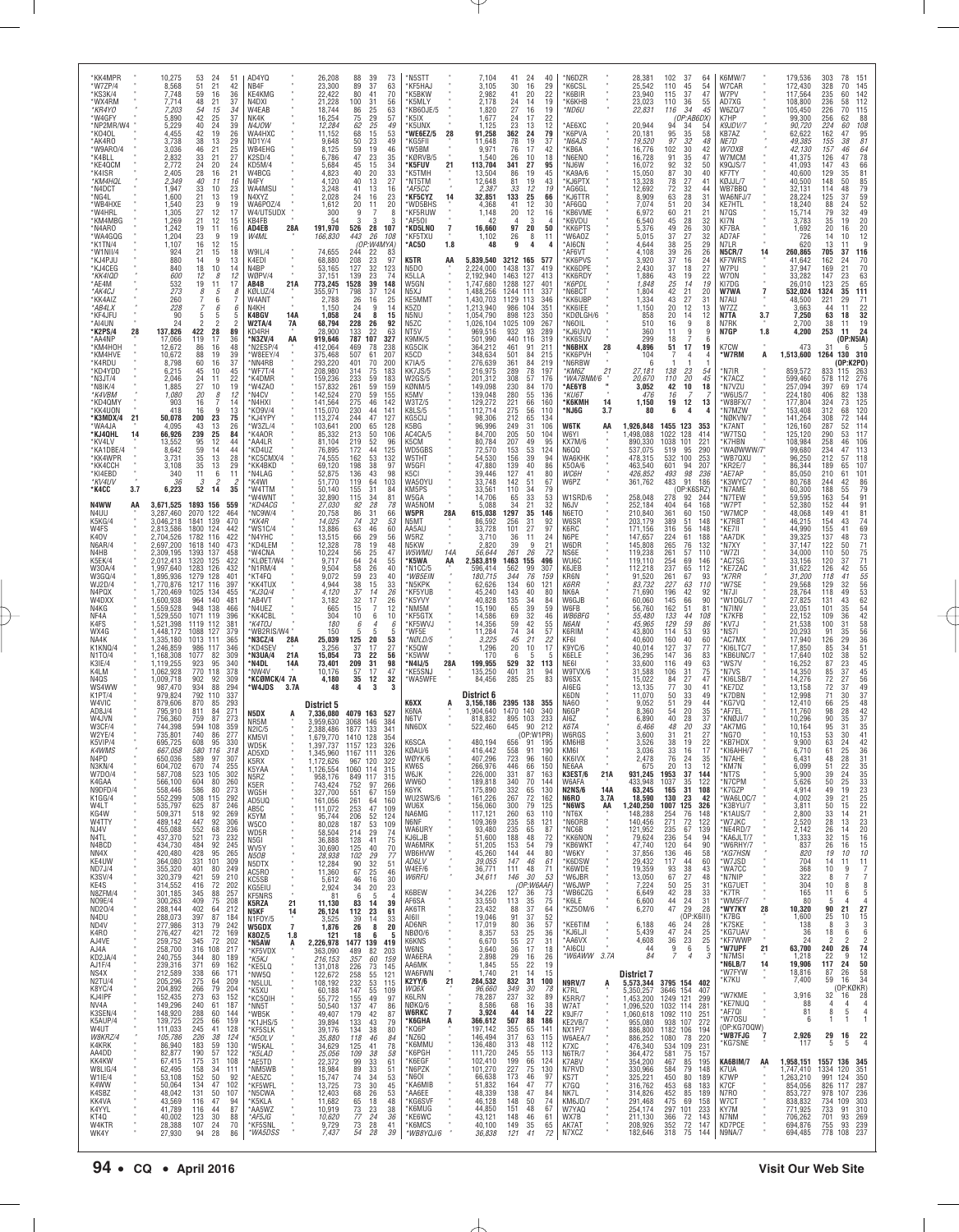| | | | | | |
|---|---|---|---|---|---|
| *KK4MPR | | 10,275 | 53 | 24 | 51 |
| *W7ZP/4 | | 8,568 | 51 | 21 | 42 |
| *KS3K/4 | | 7,748 | 59 | 16 | 36 |
| *WX4RM | | 7,714 | 48 | 21 | 37 |
| *KR4YO | | 7,203 | 54 | 15 | 34 |
| *W4GFY | | 5,890 | 42 | 25 | 37 |
| *NP2MR/W4 | | 5,229 | 40 | 24 | 39 |
| *KO4OL | | 4,455 | 42 | 19 | 26 |
| *AK4RO | | 3,738 | 38 | 13 | 29 |
| *W9ARO/4 | | 3,036 | 46 | 21 | 25 |
| *K4BLL | | 2,832 | 33 | 21 | 27 |
| *KE4QCM | | 2,772 | 24 | 20 | 24 |
| *K4ISR | | 2,405 | 28 | 16 | 21 |
| *KM4HQL | | 2,349 | 40 | 11 | 16 |
| *N4DCT | | 1,947 | 33 | 10 | 23 |
| *NG4L | | 1,600 | 21 | 13 | 19 |
| *WB4HXE | | 1,540 | 23 | 9 | 19 |
| *W4HRL | | 1,305 | 27 | 12 | 17 |
| *KM4MBG | | 1,269 | 21 | 12 | 15 |
| *N4ARO | | 1,242 | 19 | 11 | 16 |
| *WA4GQG | | 1,204 | 23 | 9 | 19 |
| *K1TN/4 | | 1,107 | 16 | 12 | 15 |
| *W1NII/4 | | 924 | 21 | 15 | 18 |
| *KJ4PJU | | 880 | 14 | 9 | 13 |
| *KJ4CEG | | 840 | 18 | 10 | 14 |
| *KK4IOD | | 600 | 12 | 8 | 12 |
| *AE4M | | 532 | 19 | 11 | 17 |
| *AK4CJ | | 273 | 8 | 5 | 8 |
| *KK4AIZ | | 260 | 7 | 6 | 7 |
| *AB4LX | | 228 | 7 | 6 | 6 |
| *KF4JFU | | 90 | 5 | 5 | 5 |
| *AI4UN | | 24 | 2 | 2 | 2 |
| *K2PS/4 | 28 | 137,826 | 422 | 28 | 89 |
| *AA4NP | | 17,066 | 119 | 17 | 36 |
| *KM4HOH | | 12,672 | 86 | 16 | 48 |
| *KM4HVE | | 10,672 | 88 | 19 | 39 |
| *K4RDU | | 8,798 | 60 | 16 | 37 |
| *KD4YDD | | 6,215 | 45 | 10 | 45 |
| *N3JT/4 | | 2,046 | 24 | 11 | 22 |
| *N8IK/4 | | 1,885 | 27 | 10 | 19 |
| *K4VBM | | 1,080 | 20 | 8 | 12 |
| *KD4QMY | | 903 | 16 | 7 | 14 |
| *KK4UON | | 418 | 16 | 9 | 13 |
| *K3MDX/4 | 21 | 50,078 | 200 | 23 | 75 |
| *WA4JA | | 4,095 | 43 | 13 | 26 |
| *KJ4OHL | 14 | 66,926 | 239 | 25 | 84 |
| *KV4LV | | 13,552 | 95 | 12 | 44 |
| *KA1DBE/4 | | 8,642 | 59 | 14 | 44 |
| *KK4WPR | | 3,731 | 35 | 13 | 28 |
| *KK4CCH | | 3,108 | 35 | 13 | 29 |
| *KI4EBO | | 340 | 11 | 6 | 11 |
| *KU4UV | | 36 | 3 | 2 | 2 |
| *K4CC | 3.7 | 6,223 | 52 | 14 | 35 |
| N4WW | AA | 3,671,525 | 1893 | 156 | 559 |
| N4UU | | 3,287,460 | 2070 | 122 | 464 |
| K5KG/4 | | 3,046,218 | 1841 | 139 | 470 |
| W4FS | | 2,813,586 | 1800 | 124 | 442 |
| K4OV | | 2,704,526 | 1782 | 116 | 422 |
| N6AR/4 | | 2,697,200 | 1618 | 140 | 473 |
| N4HB | | 2,309,195 | 1393 | 137 | 458 |
| K5EK/4 | | 2,012,413 | 1320 | 125 | 422 |
| W3OA/4 | | 1,997,640 | 1283 | 126 | 432 |
| W3GQ/4 | | 1,895,936 | 1279 | 128 | 401 |
| WJ2D/4 | | 1,770,876 | 1217 | 116 | 397 |
| N4PQX | | 1,720,469 | 1025 | 134 | 455 |
| W4DXX | | 1,600,938 | 964 | 140 | 481 |
| N4KG | | 1,559,528 | 948 | 138 | 466 |
| NF4A | | 1,529,550 | 1071 | 119 | 396 |
| K4FS | | 1,521,398 | 1119 | 112 | 381 |
| WX4G | | 1,448,172 | 1088 | 127 | 379 |
| NA4K | | 1,335,180 | 1013 | 111 | 365 |
| K1KNQ/4 | | 1,246,859 | 986 | 117 | 346 |
| N1TO/4 | | 1,168,308 | 1077 | 82 | 309 |
| K3IE/4 | | 1,119,255 | 923 | 95 | 340 |
| K4LM | | 1,062,928 | 770 | 118 | 378 |
| N4QS | | 1,009,718 | 902 | 92 | 309 |
| WS4WW | | 987,470 | 934 | 88 | 294 |
| K1PT/4 | | 979,824 | 792 | 110 | 337 |
| W4VIC | | 879,606 | 870 | 85 | 293 |
| AD8J/4 | | 795,910 | 811 | 84 | 271 |
| W4JVN | | 756,360 | 759 | 87 | 273 |
| W3CF/4 | | 744,398 | 594 | 108 | 369 |
| W2YE/4 | | 735,801 | 740 | 86 | 267 |
| K5VIP/4 | | 695,725 | 608 | 95 | 330 |
| K4WMS | | 667,058 | 580 | 116 | 318 |
| N4PD | | 650,036 | 589 | 97 | 307 |
| N3KN/4 | | 604,702 | 670 | 74 | 255 |
| W7DO/4 | | 587,708 | 523 | 105 | 302 |
| K4GAA | | 566,100 | 604 | 80 | 260 |
| N9DFD/4 | | 558,446 | 586 | 80 | 273 |
| K1GG/4 | | 552,299 | 508 | 115 | 292 |
| W4LT | | 535,797 | 625 | 87 | 246 |
| KG4W | | 509,371 | 518 | 92 | 269 |
| W4TTY | | 489,142 | 447 | 92 | 306 |
| NJ4V | | 455,088 | 552 | 68 | 236 |
| N4TL | | 437,370 | 521 | 73 | 232 |
| N4BCD | | 434,730 | 484 | 92 | 245 |
| NN4X | | 420,480 | 428 | 95 | 265 |
| KE4UW | | 364,080 | 331 | 101 | 309 |
| ND7J/4 | | 355,320 | 401 | 80 | 249 |
| K3SV/4 | | 320,379 | 421 | 59 | 210 |
| KE4S | | 314,552 | 416 | 72 | 202 |
| N8ZFM/4 | | 301,185 | 345 | 88 | 257 |
| NO9E/4 | | 300,263 | 409 | 75 | 208 |
| ND2O/4 | | 288,144 | 402 | 64 | 212 |
| N4DU | | 288,073 | 397 | 87 | 184 |
| ND4V | | 277,986 | 313 | 79 | 242 |
| K4RO | | 276,427 | 421 | 72 | 169 |
| AJ4VE | | 259,752 | 345 | 72 | 202 |
| AJ4A | | 258,700 | 316 | 108 | 217 |
| KD2JA/4 | | 240,755 | 344 | 80 | 189 |
| AJ1F/4 | | 239,316 | 371 | 69 | 162 |
| NS4X | | 212,589 | 338 | 66 | 171 |
| N2TU/4 | | 205,296 | 275 | 64 | 209 |
| K8YC/4 | | 204,897 | 266 | 79 | 204 |
| K4JEP | | 152,435 | 273 | 63 | 152 |
| NV4A | | 149,296 | 240 | 61 | 187 |
| K3SEN/4 | | 148,920 | 288 | 60 | 144 |
| KS4UP/4 | | 139,725 | 225 | 66 | 159 |
| W4UT | | 111,033 | 245 | 41 | 128 |
| W8KRZ/4 | | 105,786 | 226 | 38 | 124 |
| K4KRK | | 86,940 | 183 | 59 | 130 |
| AA4DD | | 82,887 | 190 | 57 | 122 |
| KK4KW | | 67,415 | 175 | 31 | 108 |
| W8LIG/4 | | 62,495 | 158 | 34 | 111 |
| W1IE/4 | | 53,108 | 152 | 50 | 92 |
| K4WW | | 50,064 | 134 | 27 | 96 |
| K4SBZ | | 48,042 | 131 | 50 | 107 |
| KK4VX | | 43,569 | 116 | 47 | 94 |
| K4YYL | | 41,789 | 116 | 44 | 87 |
| KT4Q | | 40,002 | 123 | 30 | 88 |
| W4KTR | | 28,388 | 107 | 24 | 70 |
| WK4Y | | 27,930 | 94 | 28 | 86 |
| AD4YQ | | 26,208 | 88 | 39 | 73 |
| NB4F | | 23,300 | 89 | 37 | 63 |
| KE4KMG | | 22,422 | 80 | 41 | 70 |
| N4DXI | | 21,228 | 100 | 31 | 56 |
| W4EAB | | 18,744 | 86 | 25 | 63 |
| NK4K | | 16,254 | 75 | 29 | 57 |
| N4JOW | | 12,284 | 62 | 25 | 49 |
| WA4HXC | | 11,152 | 68 | 15 | 53 |
| ND1Y/4 | | 9,648 | 50 | 23 | 49 |
| WB4EHG | | 8,125 | 59 | 19 | 46 |
| K2SD/4 | | 6,786 | 47 | 23 | 35 |
| KD5M/4 | | 5,684 | 45 | 15 | 34 |
| W4BCG | | 4,823 | 40 | 20 | 33 |
| N4FY | | 4,120 | 40 | 13 | 27 |
| WA4MSU | | 3,248 | 41 | 13 | 16 |
| N4XYZ | | 2,028 | 24 | 16 | 23 |
| WA6PUZ/4 | | 1,612 | 20 | 11 | 20 |
| W4/UT5UDX | | 300 | 9 | 7 | 8 |
| KB4FB | | 54 | 3 | 3 | 3 |
| AD4EB | 28A | 191,970 | 526 | 28 | 107 |
| W4MA | | 166,830 | 443 | 26 | 108 |
| (OP:W4MYA) | | | | | |
| W9IL/4 | | 74,655 | 244 | 22 | 83 |
| K4EDI | | 68,880 | 208 | 23 | 97 |
| N4BP | | 53,165 | 127 | 32 | 123 |
| W8PV/4 | | 37,151 | 139 | 23 | 74 |
| AB4B | 21A | 773,245 | 1528 | 39 | 148 |
| KØLUZ/4 | | 355,971 | 798 | 37 | 124 |
| W4ANT | | 2,788 | 26 | 16 | 25 |
| N4KH | | 1,150 | 24 | 9 | 14 |
| K4BGV | 14A | 1,058 | 24 | 8 | 15 |
| W2TA/4 | 7A | 68,794 | 228 | 26 | 92 |
| KD4RH | | 28,900 | 133 | 22 | 63 |
| *N3ZV/4 | AA | 919,646 | 787 | 107 | 327 |
| *N2ESP/4 | | 412,064 | 469 | 78 | 238 |
| *W8EEV/4 | | 375,468 | 507 | 61 | 207 |
| *NN4RB | | 293,220 | 401 | 70 | 200 |
| *WF7T/4 | | 208,980 | 314 | 75 | 183 |
| *K4DMR | | 159,236 | 233 | 59 | 183 |
| *W4ZAO | | 157,832 | 261 | 59 | 159 |
| *N4CV | | 142,524 | 270 | 59 | 155 |
| *N4HXI | | 141,564 | 275 | 46 | 142 |
| *KO9V/4 | | 115,070 | 230 | 44 | 141 |
| *KJ4YPY | | 113,274 | 244 | 47 | 127 |
| *W3ZL/4 | | 103,641 | 200 | 65 | 128 |
| *K4AOR | | 85,332 | 213 | 50 | 106 |
| *AA4LR | | 81,104 | 219 | 52 | 96 |
| *KD4UZ | | 76,895 | 172 | 44 | 125 |
| *KC5CMX/4 | | 74,555 | 162 | 53 | 132 |
| *KK4BKD | | 69,120 | 198 | 38 | 97 |
| *N4LAG | | 52,876 | 136 | 43 | 98 |
| *K4WI | | 51,770 | 119 | 64 | 103 |
| *W4TTM | | 50,140 | 155 | 31 | 84 |
| *W4WNT | | 32,890 | 115 | 34 | 81 |
| *KD4ACG | | 27,030 | 92 | 28 | 78 |
| *NC9W/4 | | 20,758 | 86 | 31 | 66 |
| *KK4R | | 14,025 | 74 | 32 | 53 |
| *WS1C/4 | | 13,886 | 63 | 46 | 60 |
| *N4YHC | | 13,515 | 66 | 29 | 56 |
| *KD4LEM | | 12,328 | 78 | 19 | 48 |
| *W4CNA | | 10,224 | 56 | 25 | 47 |
| *KL0ET/W4 | | 9,717 | 64 | 24 | 55 |
| *N1RM/4 | | 9,504 | 58 | 26 | 40 |
| *KT4FQ | | 9,072 | 59 | 23 | 40 |
| *KK4TUX | | 4,944 | 38 | 15 | 33 |
| *KJ3Q/4 | | 4,120 | 37 | 14 | 26 |
| *AB4VT | | 3,182 | 32 | 17 | 26 |
| *N4UEZ | | 665 | 15 | 7 | 12 |
| *KK4CBL | | 304 | 10 | 6 | 10 |
| *K4TQJ | | 180 | 6 | 4 | 6 |
| *WB2RIS/W4 | | 150 | 5 | 5 | 5 |
| *N3CZ/4 | 28A | 25,039 | 125 | 20 | 53 |
| *KD4SEV | | 3,256 | 37 | 17 | 27 |
| *N3UA/4 | 21A | 15,054 | 73 | 26 | 56 |
| *N4DL | 14A | 73,401 | 209 | 31 | 98 |
| *NW4V | | 10,176 | 57 | 17 | 47 |
| *KC0MCK/4 | 7A | 4,180 | 35 | 12 | 32 |
| *W4JDS | 3.7A | 48 | 4 | 3 | 3 |

## District 5

| | | | | | |
|---|---|---|---|---|---|
| N5DX | A | 7,336,080 | 4079 | 163 | 527 |
| NR5M | | 3,959,630 | 3068 | 146 | 384 |
| N2IC/5 | | 2,388,486 | 1877 | 133 | 341 |
| KM5VI | | 1,679,770 | 1410 | 128 | 354 |
| WD5K | | 1,397,737 | 1157 | 123 | 326 |
| AD5XD | | 1,345,960 | 1167 | 111 | 326 |
| K5RX | | 1,172,626 | 967 | 120 | 322 |
| K5YAA | | 1,126,554 | 1060 | 114 | 315 |
| N5RZ | | 958,176 | 849 | 117 | 315 |
| K5ER | | 743,424 | 752 | 97 | 266 |
| WG5H | | 327,700 | 551 | 67 | 159 |
| AD5UQ | | 161,056 | 261 | 64 | 160 |
| AB5C | | 111,072 | 253 | 47 | 109 |
| K5YM | | 95,744 | 206 | 52 | 124 |
| W5CO | | 80,028 | 187 | 53 | 109 |
| WD5R | | 58,504 | 214 | 29 | 74 |
| N5GI | | 36,888 | 128 | 41 | 75 |
| WV5Y | | 30,690 | 125 | 40 | 70 |
| N5OB | | 28,938 | 102 | 29 | 77 |
| N5DTX | | 12,284 | 90 | 32 | 51 |
| AC5RO | | 11,360 | 67 | 25 | 46 |
| KC5SB | | 5,612 | 46 | 16 | 30 |
| KG5EIU | | 2,924 | 34 | 20 | 23 |
| KF5NRS | | 81 | 6 | 5 | 4 |
| K5RZA | 21 | 11,130 | 83 | 14 | 39 |
| N5KF | 14 | 26,124 | 112 | 23 | 61 |
| N1FOY/5 | | 3,525 | 39 | 14 | 33 |
| W5GDX | 7 | 1,876 | 26 | 8 | 20 |
| K8OZ/5 | 1.8 | 121 | 18 | 6 | 5 |
| *N5AW | A | 2,226,970 | 1477 | 139 | 419 |
| *KF5VDX | | 363,090 | 489 | 82 | 203 |
| *K5KJ | | 216,153 | 357 | 60 | 159 |
| *KE5LQ | | 131,018 | 226 | 73 | 145 |
| *NW5Q | | 122,627 | 258 | 55 | 121 |
| *N5LUL | | 108,192 | 232 | 53 | 115 |
| *K5XU | | 60,188 | 147 | 55 | 109 |
| *KC5QIH | | 55,772 | 155 | 49 | 97 |
| *NN5T | | 50,540 | 137 | 47 | 86 |
| *WB5K | | 49,407 | 179 | 42 | 87 |
| *K1JHS/5 | | 39,894 | 133 | 43 | 79 |
| *KF5SLK | | 39,176 | 134 | 38 | 80 |
| *K5OLV | | 35,880 | 118 | 46 | 84 |
| *W5KAL | | 34,629 | 125 | 41 | 78 |
| *K5LAD | | 25,056 | 109 | 38 | 58 |
| *AE5TD | | 22,372 | 99 | 33 | 61 |
| *NM5WB | | 18,984 | 89 | 33 | 51 |
| *AE5ZC | | 15,747 | 74 | 34 | 53 |
| *KF5WFL | | 13,725 | 73 | 30 | 45 |
| *N5CWA | | 12,403 | 66 | 26 | 35 |
| *K5KLA | | 11,682 | 65 | 18 | 48 |
| *AA5WZ | | 10,919 | 73 | 23 | 38 |
| *AF5JG | | 10,620 | 77 | 24 | 36 |
| *KF5SNL | | 9,729 | 73 | 18 | 41 |
| *WA5DSS | | 7,437 | 54 | 28 | 31 |
| *N5STT | | 7,104 | 41 | 24 | 40 |
| *KF5HAJ | | 3,105 | 30 | 16 | 29 |
| *K5BKW | | 2,982 | 41 | 20 | 22 |
| *K5MLY | | 2,178 | 24 | 14 | 19 |
| *KB6OJE/5 | | 1,820 | 27 | 16 | 19 |
| *K5IX | | 1,677 | 24 | 17 | 22 |
| *K5UNX | | 1,125 | 23 | 13 | 12 |
| *WE6EZ/5 | 28 | 91,258 | 362 | 24 | 79 |
| *KG5FII | | 11,648 | 78 | 19 | 37 |
| *W5BM | | 9,971 | 76 | 17 | 42 |
| *KØRVB/5 | | 1,540 | 26 | 10 | 18 |
| *K5FUV | 21 | 113,704 | 341 | 27 | 95 |
| *K5TMH | | 13,504 | 86 | 19 | 45 |
| *NT5TM | | 12,648 | 81 | 19 | 43 |
| *AF5CC | | 2,387 | 33 | 12 | 19 |
| *KF5CYZ | 14 | 32,851 | 133 | 25 | 66 |
| *WD5BHS | | 4,368 | 41 | 12 | 30 |
| *KF5RUW | | 1,148 | 20 | 12 | 16 |
| *AF5OI | | 42 | 4 | 3 | 4 |
| *KD5LNO | 7 | 16,660 | 97 | 20 | 50 |
| *KF5TXU | | 1,102 | 26 | 8 | 11 |
| *AC5O | 1.8 | 48 | 9 | 4 | 4 |
| K5TR | AA | 5,839,540 | 3212 | 165 | 577 |
| N5DO | | 2,224,000 | 1438 | 137 | 419 |
| K5LLA | | 2,192,940 | 1463 | 127 | 413 |
| W5GN | | 1,747,680 | 1288 | 127 | 401 |
| N5XJ | | 1,488,256 | 1244 | 111 | 337 |
| KE5MMT | | 1,430,703 | 1129 | 113 | 346 |
| K5ZO | | 1,213,940 | 986 | 104 | 351 |
| N5NU | | 1,054,790 | 898 | 123 | 350 |
| N5ZC | | 1,026,104 | 1025 | 109 | 267 |
| NT5V | | 969,516 | 932 | 93 | 289 |
| K9MK/5 | | 501,990 | 440 | 116 | 319 |
| KG5CIK | | 364,212 | 461 | 91 | 211 |
| K5CD | | 348,634 | 501 | 84 | 215 |
| K7IA/5 | | 276,639 | 361 | 84 | 219 |
| KK7JS/5 | | 216,975 | 289 | 78 | 197 |
| W2GS/5 | | 201,312 | 308 | 57 | 176 |
| KØNM/5 | | 149,098 | 230 | 84 | 170 |
| K5MV | | 139,048 | 280 | 55 | 136 |
| W3TZ/5 | | 129,272 | 221 | 66 | 160 |
| K8LS/5 | | 112,714 | 275 | 56 | 110 |
| KG5CIJ | | 98,306 | 212 | 65 | 134 |
| K5BG | | 96,996 | 249 | 31 | 106 |
| AC4CA/5 | | 84,700 | 215 | 50 | 106 |
| K5CM | | 80,784 | 207 | 49 | 95 |
| WD5GBS | | 72,570 | 153 | 53 | 124 |
| W5THT | | 54,530 | 156 | 39 | 94 |
| W5GFI | | 47,880 | 139 | 40 | 86 |
| K5CI | | 39,446 | 127 | 41 | 80 |
| WA5OYU | | 33,748 | 142 | 51 | 67 |
| KM5PS | | 33,561 | 110 | 34 | 79 |
| W5GA | | 14,706 | 65 | 33 | 53 |
| WA5NOM | | 5,088 | 34 | 21 | 27 |
| W5PR | 28A | 615,038 | 1297 | 35 | 146 |
| N5MT | | 86,592 | 256 | 31 | 92 |
| AA5AU | | 33,728 | 101 | 27 | 97 |
| N5RZ | | 3,710 | 36 | 11 | 24 |
| N5KW | | 2,820 | 39 | 9 | 21 |
| W5WMU | 14A | 56,644 | 261 | 20 | 72 |
| *K5WA | AA | 2,583,819 | 1463 | 155 | 496 |
| *N1CC/5 | | 596,414 | 562 | 99 | 307 |
| *WB5EIN | | 180,715 | 344 | 76 | 159 |
| *N5KPK | | 62,626 | 134 | 60 | 121 |
| *KF5YUB | | 45,240 | 143 | 40 | 80 |
| *K5YVY | | 40,828 | 135 | 34 | 84 |
| *NM5M | | 15,190 | 65 | 39 | 59 |
| *KF5GTX | | 14,586 | 69 | 32 | 46 |
| *KF5WVJ | | 14,356 | 59 | 42 | 55 |
| *WF5E | | 11,284 | 74 | 24 | 57 |
| *NØLD/5 | | 3,225 | 45 | 21 | 22 |
| *K5QW | | 1,296 | 20 | 10 | 17 |
| *K5WW | | 170 | 6 | 5 | 5 |
| *N4IJ/5 | 28A | 199,955 | 529 | 32 | 113 |
| *KE5NNJ | | 135,250 | 401 | 31 | 94 |
| *WA5WFE | | 84,456 | 285 | 25 | 83 |

## District 6

| | | | | | |
|---|---|---|---|---|---|
| K6XX | A | 3,156,186 | 2395 | 138 | 355 |
| K6NA | | 1,904,640 | 1470 | 140 | 340 |
| N6TV | | 818,832 | 895 | 103 | 233 |
| NN6DX | | 522,460 | 645 | 90 | 212 |
| (OP:W1PR) | | | | | |
| K6SCA | | 480,194 | 656 | 91 | 195 |
| KØAU/6 | | 416,442 | 558 | 91 | 190 |
| WØYK/6 | | 407,296 | 723 | 96 | 160 |
| KW6S | | 266,976 | 446 | 66 | 150 |
| W6JK | | 226,000 | 331 | 87 | 163 |
| WW6D | | 189,818 | 340 | 70 | 144 |
| K6YK | | 175,890 | 332 | 65 | 130 |
| WU2SWS/6 | | 161,226 | 267 | 72 | 162 |
| WU6X | | 156,060 | 300 | 79 | 125 |
| NA6MG | | 117,121 | 260 | 63 | 110 |
| N6NF | | 109,369 | 235 | 58 | 121 |
| WA6URY | | 93,480 | 235 | 65 | 87 |
| KJ6LJB | | 51,600 | 188 | 48 | 72 |
| WA6MRK | | 51,205 | 153 | 54 | 79 |
| WB6HVW | | 45,260 | 144 | 44 | 80 |
| AD6LV | | 38,055 | 147 | 46 | 61 |
| W4EF/6 | | 36,771 | 111 | 48 | 71 |
| W6RFU | | 34,611 | 146 | 30 | 53 |
| (OP:W6AAF) | | | | | |
| K6BEW | | 34,226 | 127 | 36 | 73 |
| WB6CZG | | 33,550 | 113 | 35 | 75 |
| AF6SA | | 25,056 | 115 | 31 | 56 |
| AK6TR | | 23,432 | 88 | 37 | 64 |
| AI6II | | 19,046 | 91 | 37 | 52 |
| AD6NR | | 17,019 | 80 | 36 | 57 |
| NBØO/6 | | 8,357 | 53 | 25 | 36 |
| K6KTG | | 6,670 | 55 | 27 | 31 |
| W6NS | | 3,640 | 36 | 17 | 18 |
| WA6FRA | | 2,898 | 29 | 16 | 26 |
| AA6MK | | 1,845 | 55 | 22 | 19 |
| WA6FWN | | 1,740 | 21 | 14 | 15 |
| K2YY/6 | 21 | 284,532 | 832 | 31 | 100 |
| W06X | | 96,660 | 349 | 30 | 78 |
| KØLRN | | 78,287 | 237 | 32 | 89 |
| NØKQ/6 | | 8,586 | 68 | 16 | 38 |
| W6RKC | 7 | 3,924 | 44 | 14 | 22 |
| *K6GHA | A | 366,612 | 507 | 88 | 186 |
| *KQ6P | | 197,142 | 355 | 65 | 141 |
| *NZ6Q | | 146,494 | 317 | 63 | 115 |
| *K6MMU | | 136,480 | 313 | 48 | 112 |
| *K6PGH | | 111,720 | 245 | 55 | 113 |
| *K6EGF | | 102,410 | 199 | 66 | 124 |
| *N6PZK | | 101,270 | 277 | 75 | 130 |
| *N6OI | | 66,638 | 173 | 46 | 97 |
| *KA6MIB | | 51,832 | 164 | 47 | 77 |
| *AA6EE | | 48,339 | 138 | 47 | 84 |
| *KG6SVF | | 46,128 | 150 | 48 | 72 |
| *K6MUG | | 44,850 | 151 | 48 | 67 |
| *KE6WC | | 43,121 | 148 | 46 | 81 |
| *K6MCS | | 40,100 | 139 | 35 | 65 |
| *WB8YQJ/6 | | 36,638 | 121 | 41 | 72 |
| *N6DZR | | 28,381 | 102 | 37 | 64 |
| *K6CSL | | 25,542 | 110 | 45 | 54 |
| *K6BIR | | 23,940 | 115 | 37 | 47 |
| *K6KHB | | 23,023 | 110 | 36 | 55 |
| *ND6U | | 22,831 | 116 | 34 | 45 |
| (OP:AB6DX) | | | | | |
| *AE6XC | | 20,944 | 94 | 34 | 54 |
| *K6PVA | | 20,181 | 95 | 35 | 58 |
| *N6AJS | | 19,520 | 97 | 32 | 48 |
| *KB6A | | 16,776 | 102 | 30 | 42 |
| *N6ENO | | 16,728 | 91 | 35 | 47 |
| *NJ6W | | 16,072 | 92 | 32 | 50 |
| *KA9A/6 | | 15,050 | 87 | 30 | 40 |
| *KJ6PTX | | 13,328 | 78 | 27 | 41 |
| *AG6GL | | 12,692 | 72 | 32 | 44 |
| *KJ6TTR | | 8,909 | 63 | 28 | 31 |
| *AF6GQ | | 7,074 | 51 | 20 | 34 |
| *KB6VME | | 6,972 | 60 | 21 | 21 |
| *K6VDU | | 6,540 | 45 | 28 | 32 |
| *KK6PTS | | 5,376 | 49 | 26 | 30 |
| *W6AOZ | | 5,015 | 37 | 27 | 32 |
| *AI6CN | | 4,644 | 38 | 25 | 29 |
| *AF6VT | | 4,108 | 39 | 26 | 26 |
| *KK6PVS | | 3,920 | 37 | 16 | 24 |
| *KK6DPE | | 2,430 | 37 | 18 | 27 |
| *KK6RDY | | 1,886 | 43 | 19 | 22 |
| *K6PDL | | 1,848 | 25 | 14 | 19 |
| *N6BCT | | 1,804 | 42 | 21 | 20 |
| *KK6UBP | | 1,334 | 43 | 27 | 31 |
| *KK6EE | | 1,150 | 20 | 12 | 13 |
| *KDØLGH/6 | | 858 | 20 | 14 | 12 |
| *N6OIL | | 510 | 16 | 9 | 8 |
| *KJ6UVQ | | 360 | 11 | 9 | 9 |
| *KK6SUV | | 299 | 18 | 7 | 6 |
| *N6BHX | 28 | 4,896 | 51 | 17 | 19 |
| *KK6PVH | | 104 | 7 | 4 | 4 |
| *N6RBW | | 6 | 1 | 1 | 1 |
| *KM6Z | 21 | 27,181 | 138 | 23 | 54 |
| *WA7BNM/6 | | 20,670 | 110 | 20 | 45 |
| *AE6YB | | 3,052 | 42 | 10 | 18 |
| *KU6T | | 476 | 16 | 7 | 7 |
| *K6KMH | 14 | 1,150 | 19 | 12 | 13 |
| *NJ6G | 3.7 | 80 | 6 | 4 | 4 |
| W6TK | AA | 1,926,848 | 1455 | 123 | 353 |
| W6YI | | 1,498,088 | 1022 | 128 | 414 |
| KX7M/6 | | 890,330 | 1038 | 101 | 221 |
| N6QQ | | 537,075 | 519 | 95 | 290 |
| WA6KHK | | 478,315 | 532 | 100 | 253 |
| K5OA/6 | | 463,540 | 601 | 94 | 207 |
| WC6H | | 426,852 | 493 | 98 | 236 |
| W6PZ | | 361,762 | 483 | 91 | 186 |
| (OP:K6SRZ) | | | | | |
| W1SRD/6 | | 258,048 | 278 | 92 | 244 |
| N6JV | | 252,184 | 404 | 64 | 168 |
| N6ETO | | 210,840 | 361 | 60 | 150 |
| W6SR | | 203,179 | 389 | 51 | 148 |
| K6RC | | 171,156 | 316 | 56 | 148 |
| N6PE | | 147,657 | 224 | 61 | 188 |
| W6DR | | 145,808 | 265 | 76 | 132 |
| NS6E | | 119,238 | 261 | 57 | 110 |
| W6UC | | 119,110 | 254 | 69 | 146 |
| K6JEB | | 112,218 | 237 | 65 | 112 |
| KR6N | | 91,520 | 261 | 67 | 93 |
| K6RAZ | | 83,732 | 227 | 63 | 110 |
| NK6A | | 71,690 | 196 | 42 | 92 |
| W6GJB | | 60,060 | 145 | 66 | 90 |
| W6FB | | 56,760 | 162 | 51 | 81 |
| WB6BFG | | 55,480 | 133 | 44 | 108 |
| N6AN | | 45,965 | 129 | 59 | 86 |
| K6RIM | | 43,800 | 114 | 53 | 93 |
| KF6I | | 40,600 | 160 | 40 | 60 |
| K9YC/6 | | 40,014 | 127 | 37 | 77 |
| K6ELE | | 36,295 | 147 | 36 | 83 |
| NE6I | | 33,600 | 116 | 49 | 63 |
| W9TVX/6 | | 31,588 | 106 | 31 | 75 |
| W6SX | | 15,022 | 84 | 27 | 47 |
| AI6EG | | 13,135 | 77 | 30 | 41 |
| K6DN | | 11,070 | 50 | 33 | 49 |
| NA6O | | 9,052 | 51 | 29 | 44 |
| N6GP | | 8,360 | 54 | 20 | 35 |
| AI6Z | | 6,890 | 40 | 28 | 37 |
| K6TA | | 6,466 | 48 | 20 | 33 |
| W6RGS | | 3,600 | 31 | 21 | 27 |
| KM6HB | | 3,526 | 38 | 19 | 22 |
| KM6I | | 3,036 | 33 | 16 | 17 |
| KK6IVX | | 2,870 | 26 | 24 | 35 |
| NE6AA | | 675 | 20 | 13 | 12 |
| K3EST/6 | 21A | 931,245 | 1953 | 37 | 144 |
| W6AFA | | 433,948 | 1037 | 35 | 122 |
| N2NS/6 | 14A | 63,245 | 165 | 31 | 108 |
| N6RO | 3.7A | 18,590 | 130 | 23 | 42 |
| *N6WS | AA | 1,240,250 | 1007 | 125 | 326 |
| *NT6X | | 148,428 | 256 | 74 | 148 |
| *N6ORB | | 140,456 | 271 | 72 | 122 |
| *NC6B | | 121,952 | 235 | 67 | 139 |
| *KE6NON | | 79,624 | 236 | 54 | 98 |
| *KB6WKT | | 47,740 | 120 | 64 | 90 |
| *W6KY | | 37,856 | 136 | 46 | 58 |
| *K6DSW | | 29,432 | 117 | 44 | 60 |
| *K6WDE | | 19,359 | 93 | 38 | 43 |
| *W6JBR | | 13,050 | 67 | 27 | 48 |
| *W6JWP | | 7,224 | 50 | 25 | 31 |
| *W6CZG | | 6,649 | 42 | 28 | 33 |
| *K6LE | | 6,600 | 44 | 24 | 31 |
| *KZ5OM/6 | | 6,270 | 47 | 29 | 28 |
| (OP:K6III) | | | | | |
| *KE6TIM | | 6,188 | 46 | 24 | 28 |
| *KJ6LJI | | 5,439 | 47 | 24 | 25 |
| *AA6VX | | 4,680 | 36 | 23 | 25 |
| *AI6CU | | 44 | 9 | 6 | 5 |
| *W6AWW | 3.7A | 84 | 7 | 4 | 3 |

## District 7

| | | | | | |
|---|---|---|---|---|---|
| N9RV/7 | A | 5,573,344 | 3795 | 154 | 402 |
| K7RL | | 5,350,257 | 3646 | 154 | 407 |
| K7SS | | 1,525,200 | 1249 | 121 | 299 |
| W7AT | | 1,096,520 | 1032 | 114 | 281 |
| K9JF/7 | | 1,060,618 | 1092 | 110 | 251 |
| KE2VB/7 | | 955,080 | 938 | 107 | 272 |
| NX1P/7 | | 886,800 | 1182 | 106 | 194 |
| W6AEA/7 | | 886,250 | 1080 | 78 | 220 |
| K7XC | | 476,340 | 534 | 109 | 231 |
| N6TR/7 | | 364,472 | 581 | 75 | 157 |
| K7ABV | | 354,200 | 467 | 85 | 195 |
| N7RVD | | 330,966 | 584 | 79 | 148 |
| KS7T | | 325,221 | 450 | 80 | 189 |
| K7GQ | | 316,762 | 463 | 82 | 180 |
| NK7L | | 314,826 | 452 | 85 | 189 |
| KM6JD/7 | | 291,468 | 475 | 69 | 158 |
| W7YAQ | | 254,174 | 377 | 83 | 180 |
| WX7B | | 211,130 | 366 | 72 | 143 |
| AK7AT | | 208,926 | 352 | 72 | 141 |
| N7XCZ | | 182,646 | 318 | 75 | 144 |
| K6MW/7 | | 179,536 | 303 | 78 | 151 |
| W7CAR | | 172,430 | 328 | 70 | 145 |
| W7PV | | 117,564 | 235 | 60 | 142 |
| AD7XG | | 108,800 | 236 | 58 | 112 |
| W6ZQ/7 | | 105,450 | 226 | 70 | 115 |
| K7HP | | 99,300 | 256 | 62 | 88 |
| K9JDV/7 | | 90,720 | 224 | 60 | 108 |
| KB7AZ | | 62,622 | 162 | 47 | 95 |
| NE7D | | 49,385 | 155 | 38 | 81 |
| W7OXB | | 42,130 | 157 | 46 | 64 |
| W7MCM | | 41,375 | 126 | 47 | 78 |
| K9QJS/7 | | 41,093 | 147 | 43 | 66 |
| KF7TY | | 40,600 | 129 | 35 | 81 |
| KØJJL/7 | | 40,500 | 148 | 50 | 85 |
| WB7BBQ | | 32,131 | 114 | 48 | 79 |
| WA6NFJ/7 | | 28,224 | 125 | 37 | 59 |
| KE7HTL | | 18,240 | 88 | 24 | 52 |
| N7QS | | 15,714 | 79 | 32 | 49 |
| KI7N | | 3,783 | 35 | 19 | 20 |
| KF7BA | | 1,692 | 20 | 16 | 20 |
| AD7AF | | 726 | 14 | 10 | 12 |
| N7LR | | 620 | 13 | 11 | 9 |
| N5CR/7 | 14 | 260,865 | 705 | 37 | 116 |
| KF7WRS | | 41,642 | 162 | 24 | 70 |
| W7PU | | 37,947 | 169 | 21 | 70 |
| W7ON | | 33,282 | 147 | 23 | 63 |
| KI7DG | | 26,010 | 123 | 25 | 65 |
| W7WA | 7 | 532,024 | 1324 | 35 | 111 |
| N7AU | | 48,500 | 221 | 29 | 71 |
| W7ZZ | | 3,663 | 44 | 11 | 22 |
| N7TA | 3.7 | 7,250 | 63 | 18 | 32 |
| N7RK | | 2,700 | 38 | 11 | 19 |
| N7GP | 1.8 | 4,200 | 253 | 11 | 24 |
| (OP:N5IA) | | | | | |
| K7CW | | 473 | 31 | 6 | 5 |
| *W7RM | A | 1,513,600 | 1264 | 130 | 310 |
| (OP:KP2PO) | | | | | |
| *N7IR | | 859,572 | 833 | 115 | 263 |
| *K7ACZ | | 599,460 | 578 | 112 | 276 |
| *N7VZU | | 257,094 | 397 | 69 | 174 |
| *W6US/7 | | 224,180 | 406 | 82 | 138 |
| *W8BFX/7 | | 177,804 | 324 | 73 | 125 |
| *N7MZW | | 153,408 | 312 | 68 | 120 |
| *NØKVN/7 | | 141,264 | 308 | 72 | 144 |
| *K7ANT | | 126,160 | 287 | 52 | 114 |
| *W7TSQ | | 125,120 | 290 | 53 | 117 |
| *K7HBN | | 108,984 | 258 | 46 | 106 |
| *WAØWWW/7 | | 99,680 | 234 | 47 | 113 |
| *WB7QXU | | 96,250 | 212 | 57 | 118 |
| *KR2E/7 | | 86,344 | 189 | 65 | 107 |
| *AE7AP | | 85,050 | 210 | 61 | 101 |
| *K3WYC/7 | | 80,768 | 244 | 42 | 86 |
| *N7AME | | 60,300 | 188 | 55 | 79 |
| *N7TEW | | 59,595 | 163 | 54 | 91 |
| *W7PT | | 52,380 | 152 | 44 | 91 |
| *W7MCP | | 48,068 | 149 | 41 | 81 |
| *K7RBT | | 46,215 | 154 | 43 | 74 |
| *KE7II | | 44,990 | 155 | 41 | 69 |
| *AA7DK | | 39,325 | 137 | 48 | 73 |
| *N7XY | | 37,147 | 122 | 50 | 71 |
| *W7ZI | | 34,000 | 110 | 50 | 75 |
| *AC7SG | | 33,156 | 120 | 37 | 71 |
| *KE7ZAC | | 31,622 | 126 | 42 | 55 |
| *K7RR | | 31,200 | 118 | 41 | 55 |
| *W7SE | | 29,568 | 129 | 32 | 56 |
| *N7JI | | 28,764 | 118 | 49 | 53 |
| *W1DGL/7 | | 27,825 | 131 | 43 | 62 |
| *N7INV | | 23,051 | 101 | 35 | 54 |
| *K7KFB | | 22,152 | 109 | 36 | 42 |
| *KV7J | | 21,538 | 100 | 31 | 58 |
| *NS7I | | 20,293 | 91 | 35 | 56 |
| *AC7MX | | 17,940 | 126 | 29 | 36 |
| *KI6LTC/7 | | 17,850 | 85 | 34 | 51 |
| *KB6UNC/7 | | 17,640 | 102 | 38 | 52 |
| *WS7V | | 16,252 | 87 | 23 | 45 |
| *N7VS | | 14,350 | 85 | 35 | 47 |
| *KI6LSB/7 | | 14,276 | 72 | 27 | 56 |
| *KE7DZ | | 13,156 | 77 | 37 | 49 |
| *K7DBN | | 12,998 | 71 | 30 | 37 |
| *KG7VQ | | 12,410 | 66 | 25 | 48 |
| *AF7EL | | 11,760 | 98 | 28 | 42 |
| *KNØJI/7 | | 10,296 | 90 | 35 | 37 |
| *AK7MG | | 10,164 | 95 | 31 | 35 |
| *NG7O | | 10,153 | 53 | 30 | 41 |
| *KB7HDX | | 9,900 | 63 | 24 | 42 |
| *KI6AHH/7 | | 6,710 | 61 | 25 | 36 |
| *N7AHE | | 6,431 | 48 | 28 | 31 |
| *KM7N | | 6,098 | 51 | 22 | 25 |
| *NT7S | | 5,900 | 39 | 24 | 35 |
| *N7CPM | | 5,626 | 50 | 25 | 33 |
| *K7GZP | | 4,914 | 49 | 19 | 23 |
| *WA6LOC/7 | | 4,002 | 39 | 21 | 25 |
| *K3BYU/7 | | 3,811 | 50 | 15 | 22 |
| *K1AUS/7 | | 2,800 | 33 | 14 | 21 |
| *W7JKC | | 2,520 | 28 | 13 | 23 |
| *NE4RD/7 | | 2,142 | 26 | 14 | 20 |
| *KA6JLT/7 | | 1,333 | 32 | 15 | 16 |
| *W6RHY/7 | | 837 | 26 | 16 | 15 |
| *KG7HSN | | 820 | 19 | 10 | 10 |
| *W7JSD | | 704 | 14 | 11 | 11 |
| *WA7CC | | 368 | 10 | 9 | 7 |
| *N7NIP | | 322 | 8 | 7 | 7 |
| *KG7UET | | 304 | 10 | 8 | 8 |
| *K7TR | | 165 | 11 | 6 | 5 |
| *WM5F/7 | | 80 | 5 | 4 | 4 |
| *WY7KY | 28 | 10,320 | 90 | 21 | 27 |
| *K7BG | | 1,600 | 25 | 10 | 15 |
| *K7SKE | | 138 | 8 | 3 | 3 |
| *KG7UAV | | 36 | 6 | 6 | |
| *KF7WWP | | 24 | 2 | 2 | 2 |
| *W7UPF | 21 | 63,700 | 240 | 26 | 74 |
| *N7MSI | | 1,218 | 22 | 9 | 12 |
| *N6LB/7 | 14 | 19,906 | 117 | 24 | 50 |
| *W7FYW | | 18,816 | 87 | 26 | 58 |
| *K7KU | | 7,400 | 59 | 16 | 34 |
| (OP:KØKR) | | | | | |
| *W7KME | | 3,916 | 32 | 16 | 28 |
| *KE7NUQ | | 88 | 4 | 4 | 4 |
| *AF7QI | | 81 | 8 | 5 | 4 |
| *W7OSU | | 6 | 1 | 1 | 1 |
| (OP:KG7OQW) | | | | | |
| *WB7FJG | 7 | 2,926 | 29 | 16 | 22 |
| *KG7SNE | | 117 | 5 | 5 | 4 |
| KA6BIM/7 | AA | 1,958,151 | 1557 | 136 | 345 |
| K7UA | | 1,747,410 | 1334 | 120 | 351 |
| K7WP | | 1,263,210 | 991 | 124 | 354 |
| K7CF | | 854,056 | 826 | 117 | 287 |
| N7RO | | 853,727 | 978 | 107 | 230 |
| W7CT | | 838,832 | 734 | 109 | 303 |
| KY7M | | 771,925 | 733 | 91 | 310 |
| N7NM | | 706,260 | 701 | 93 | 269 |
| KD7PCE | | 694,876 | 755 | 93 | 239 |
| N9NA/7 | | 694,485 | 778 | 108 | 237 |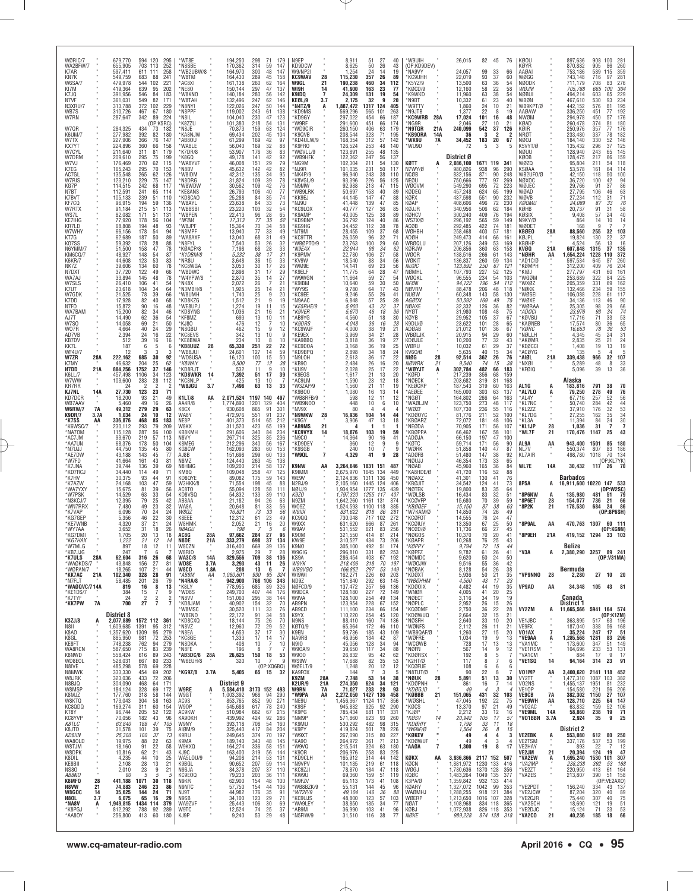| Call | Class | Score | QSOs | Zones | Countries |
|---|---|---|---|---|---|
| WØRIC/7 | | 679,770 | 594 | 120 | 295 |
| WA2BFW/7 | | 655,905 | 703 | 113 | 252 |
| K7AR | | 597,411 | 611 | 111 | 258 |
| KN7K | | 549,759 | 683 | 88 | 241 |
| W6SA/7 | | 479,978 | 544 | 102 | 221 |
| KI7M | | 419,364 | 639 | 95 | 202 |
| K7JQ | | 391,956 | 546 | 84 | 183 |
| N7VF | | 361,031 | 549 | 82 | 171 |
| KX7RU/7 | | 313,788 | 372 | 102 | 229 |
| WB7S | | 310,726 | 467 | 67 | 180 |
| W7RN | | 287,647 | 342 | 89 | 224 |
| (OP:K5RC) | | | | | |
| W7QR | | 284,325 | 434 | 73 | 182 |
| K6UM/7 | | 277,982 | 392 | 82 | 180 |
| W7TX | | 227,906 | 366 | 76 | 147 |
| KX7YT | | 224,896 | 360 | 66 | 158 |
| W7CYL | | 211,640 | 311 | 81 | 179 |
| W7DRM | | 209,610 | 295 | 75 | 199 |
| W7VJ | | 176,469 | 370 | 62 | 115 |
| K7EG | | 165,243 | 295 | 70 | 153 |
| AC7GL | | 135,548 | 265 | 62 | 126 |
| W7RIS | | 123,210 | 229 | 75 | 147 |
| KG7P | | 114,515 | 242 | 68 | 117 |
| N7BT | | 112,591 | 241 | 65 | 114 |
| K7BVT | | 105,133 | 239 | 51 | 110 |
| KF7CQ | | 96,915 | 194 | 59 | 136 |
| W7RTX | | 91,184 | 215 | 51 | 113 |
| WS7L | | 82,082 | 171 | 51 | 131 |
| KE7IHG | | 77,920 | 178 | 56 | 104 |
| KR7LD | | 68,808 | 194 | 48 | 93 |
| W7WHY | | 66,156 | 178 | 54 | 94 |
| KT7G | | 62,689 | 187 | 50 | 89 |
| KO7SS | | 59,392 | 178 | 28 | 88 |
| N6YMM/7 | | 51,500 | 158 | 47 | 78 |
| KM6CQ/7 | | 48,927 | 148 | 54 | 87 |
| K6KR/7 | | 44,608 | 123 | 53 | 83 |
| NK7Z | | 39,606 | 134 | 60 | 78 |
| N7DXT | | 37,720 | 122 | 49 | 66 |
| WA7AJ | | 33,894 | 145 | 48 | 78 |
| W7SLS | | 26,410 | 106 | 41 | 54 |
| K7UT | | 23,618 | 104 | 34 | 64 |
| W7GDK | | 21,525 | 78 | 39 | 66 |
| K7DD | | 17,928 | 82 | 40 | 68 |
| N7FO | | 15,872 | 90 | 16 | 48 |
| WA7BAM | | 15,200 | 82 | 34 | 46 |
| AJ7T | | 14,490 | 62 | 36 | 54 |
| W7SO | | 14,058 | 69 | 21 | 50 |
| WO7R | | 4,664 | 40 | 24 | 29 |
| AD7VB | | 2,394 | 24 | 16 | 22 |
| KB7DV | | 512 | 39 | 16 | 16 |
| KK7L | | 187 | 6 | 5 | 6 |
| WF4U/7 | | 12 | 3 | 3 | 3 |
| W7ZR | 28A | 222,162 | 685 | 30 | 92 |
| K7MY | | 46,632 | 204 | 25 | 62 |
| N7DD | 21A | 884,256 | 1757 | 37 | 146 |
| K6LL/7 | | 457,498 | 1106 | 34 | 123 |
| W7WW | | 103,600 | 283 | 28 | 112 |
| KR7RR | | 24 | 2 | 2 | 2 |
| KJ7NL | 14A | 27,730 | 123 | 23 | 71 |
| KD7DCR | | 18,200 | 93 | 21 | 49 |
| WB7AAV | | 5,460 | 49 | 16 | 26 |
| W6RW/7 | 7A | 49,312 | 279 | 29 | 63 |
| K9DR/7 | 3.7A | 1,034 | 24 | 10 | 12 |
| *K7SS | AA | 336,876 | 468 | 85 | 183 |
| *K6WSC/7 | | 230,112 | 293 | 79 | 209 |
| *NA7OM | | 115,128 | 287 | 56 | 100 |
| *AC7JM | | 93,670 | 219 | 57 | 113 |
| *AA7UN | | 68,376 | 178 | 50 | 104 |
| *N7ULU | | 44,750 | 135 | 45 | 80 |
| *AE7DW | | 43,188 | 143 | 45 | 77 |
| *W7FD | | 41,664 | 161 | 43 | 81 |
| *K7JNA | | 39,744 | 136 | 39 | 69 |
| *KD7RCJ | | 34,440 | 114 | 49 | 71 |
| *K7HV | | 30,375 | 93 | 44 | 91 |
| *K7AZW | | 24,168 | 103 | 47 | 59 |
| *WA7YXY | | 15,675 | 81 | 39 | 56 |
| *W7PSK | | 14,529 | 63 | 33 | 54 |
| *N3KCJ/7 | | 12,395 | 79 | 25 | 42 |
| *WN7RRX | | 7,480 | 49 | 23 | 32 |
| *K7VAP | | 6,096 | 70 | 24 | 24 |
| *KG7GEP | | 5,356 | 46 | 22 | 30 |
| *KE7WNB | | 4,320 | 37 | 21 | 24 |
| *WY7AA | | 3,652 | 31 | 18 | 26 |
| *KG7DMI | | 1,705 | 20 | 13 | 18 |
| *KG7HAX | | 1,222 | 21 | 12 | 14 |
| *W7MLG | | 897 | 18 | 12 | 11 |
| *KB7JJG | | 247 | 7 | 6 | 7 |
| *K7ULS | 28A | 62,604 | 316 | 26 | 68 |
| *WAØKDS/7 | | 43,848 | 156 | 27 | 81 |
| *WØPAN/7 | | 18,265 | 107 | 21 | 44 |
| *KK7AC | 21A | 102,340 | 328 | 28 | 91 |
| *N7FLT | | 58,485 | 201 | 26 | 79 |
| *WAØQVC/7 | 14A | 819 | 16 | 8 | 13 |
| *KE1DS/7 | | 384 | 15 | 7 | 9 |
| *K7TYF | | 24 | 2 | 2 | 2 |
| *KK7PW | 7A | 700 | 27 | 7 | 7 |
| **District 8** | | | | | |
| K3ZJ/8 | A | 2,077,889 | 1572 | 112 | 361 |
| N8II | | 1,609,685 | 1391 | 95 | 312 |
| K8AO | | 1,357,620 | 1309 | 95 | 279 |
| K8GL | | 885,950 | 981 | 72 | 253 |
| KE8FT | | 748,238 | 762 | 94 | 279 |
| WA8RCN | | 587,650 | 715 | 83 | 239 |
| K8NWD | | 558,424 | 616 | 89 | 243 |
| WD8EOL | | 528,031 | 667 | 80 | 233 |
| N8IVE | | 485,298 | 578 | 69 | 228 |
| N8MWK | | 333,330 | 454 | 69 | 202 |
| W8JRK | | 323,036 | 433 | 72 | 206 |
| N8BJQ | | 304,090 | 468 | 64 | 171 |
| W8MSP | | 184,124 | 328 | 69 | 172 |
| K8MJZ | | 177,760 | 318 | 58 | 144 |
| W8KTQ | | 173,043 | 304 | 58 | 163 |
| KC8QDQ | | 169,274 | 311 | 60 | 154 |
| KT8Y | | 96,744 | 205 | 52 | 122 |
| KC8YVP | | 70,056 | 182 | 43 | 96 |
| K8TLC | | 63,840 | 188 | 47 | 105 |
| K8JTD | | 31,578 | 101 | 39 | 75 |
| KD8IIN | | 25,300 | 100 | 37 | 73 |
| WA8OLD | | 19,975 | 88 | 22 | 63 |
| W8TJM | | 18,160 | 91 | 22 | 58 |
| W8DPK | | 10,816 | 62 | 21 | 43 |
| K8DIL | | 4,235 | 44 | 10 | 25 |
| KE8BII | | 2,108 | 28 | 13 | 21 |
| NS8O | | 2,010 | 23 | 9 | 21 |
| AB8NO | | 90 | 5 | 5 | 5 |
| K8MFO | 28 | 441,188 | 1071 | 30 | 118 |
| N8VW | 21 | 74,883 | 246 | 23 | 86 |
| W8GOC | 14 | 35,625 | 144 | 24 | 71 |
| N8DL | 3.7 | 6,075 | 65 | 16 | 29 |
| *NA8V | A | 1,949,815 | 1434 | 114 | 379 |
| *K8PGJ | | 812,292 | 788 | 92 | 289 |
| *AA8OY | | 256,800 | 413 | 60 | 180 |
| *WT8E | | 194,250 | 298 | 71 | 179 |
| *N8SBE | | 170,362 | 314 | 59 | 147 |
| *WB2UBW/8 | | 164,970 | 300 | 48 | 147 |
| *W8TM | | 164,430 | 289 | 45 | 158 |
| *AC8XI | | 161,138 | 260 | 62 | 164 |
| *NE8O | | 150,144 | 297 | 47 | 137 |
| *W8KNO | | 140,184 | 280 | 56 | 142 |
| *W8TAH | | 132,496 | 247 | 62 | 146 |
| *N8NYI | | 122,026 | 247 | 50 | 144 |
| *N8PPF | | 119,002 | 243 | 61 | 138 |
| *N8IL | | 104,040 | 230 | 47 | 123 |
| *K8ZZU | | 101,380 | 218 | 54 | 131 |
| *N8JE | | 70,873 | 159 | 63 | 124 |
| *KA8NJW | | 69,434 | 202 | 45 | 104 |
| *AB8OU | | 61,299 | 169 | 42 | 87 |
| *WA8LE | | 56,040 | 169 | 32 | 88 |
| *K7DR/8 | | 53,907 | 176 | 36 | 83 |
| *K8GQ | | 49,178 | 141 | 42 | 92 |
| *WA8YVF | | 46,008 | 151 | 29 | 79 |
| *N8BV | | 45,632 | 142 | 42 | 82 |
| *W8IDM | | 42,312 | 135 | 34 | 95 |
| *N8DRG | | 31,824 | 109 | 39 | 78 |
| *W8WDW | | 30,562 | 109 | 42 | 76 |
| *KE8ANS | | 26,793 | 106 | 40 | 77 |
| *KD8CAO | | 25,288 | 84 | 35 | 74 |
| *W8AYL | | 23,638 | 84 | 33 | 73 |
| *WB8SBI | | 23,220 | 103 | 32 | 54 |
| *W8PEN | | 22,413 | 96 | 28 | 65 |
| *NF8M | | 17,313 | 77 | 35 | 52 |
| *W8JPF | | 15,364 | 70 | 34 | 58 |
| *N8MPF | | 13,940 | 77 | 33 | 49 |
| *WA8AXF | | 13,040 | 68 | 31 | 49 |
| *N8FYL | | 7,540 | 53 | 26 | 32 |
| *KD8CPR | | 7,198 | 68 | 28 | 33 |
| *K1DBM/8 | | 5,232 | 38 | 17 | 31 |
| *NR8U | | 3,648 | 36 | 15 | 33 |
| *KC8WGA | | 3,053 | 30 | 17 | 26 |
| *W8DWC | | 2,898 | 31 | 17 | 29 |
| *W4YPW/8 | | 2,870 | 35 | 14 | 27 |
| *NK8X | | 2,072 | 26 | 7 | 21 |
| *N3MBH/8 | | 1,925 | 25 | 14 | 21 |
| *W8UMH | | 1,740 | 25 | 9 | 20 |
| *KD8KZG | | 1,512 | 21 | 9 | 19 |
| *WE8UPJ | | 1,274 | 19 | 11 | 15 |
| *KD8YNG | | 1,036 | 21 | 16 | 21 |
| *KF8MZ | | 693 | 13 | 10 | 11 |
| *KJ8O | | 476 | 12 | 7 | 10 |
| *N8GBU | | 462 | 15 | 9 | 12 |
| *KC8EVS | | 342 | 13 | 10 | 9 |
| *KE8BWA | | 234 | 10 | 8 | 10 |
| *KB8UUZ | 28 | 65,330 | 251 | 22 | 72 |
| *WB8JUI | | 24,601 | 127 | 14 | 59 |
| *WO8USA | | 16,120 | 100 | 15 | 50 |
| *K8WAY | | 9,500 | 77 | 12 | 38 |
| *KD8RJT | | 532 | 11 | 9 | 10 |
| *KD8WKR | 14 | 7,392 | 51 | 17 | 39 |
| *KC8NLP | | 425 | 13 | 10 | 7 |
| *W8JGU | 3.7 | 7,498 | 63 | 13 | 33 |
| K1LT/8 | AA | 2,071,524 | 1197 | 140 | 497 |
| AA4R/8 | | 1,774,890 | 1201 | 129 | 404 |
| K8CX | | 930,608 | 865 | 91 | 301 |
| WA8Y | | 472,976 | 551 | 91 | 237 |
| NE8P | | 401,373 | 514 | 65 | 212 |
| W8KX | | 311,520 | 423 | 65 | 199 |
| KB8KMH | | 291,606 | 340 | 84 | 234 |
| N8VY | | 267,714 | 325 | 85 | 226 |
| K8MEG | | 212,296 | 340 | 56 | 167 |
| KG8CW | | 162,093 | 283 | 60 | 153 |
| AJ8B | | 151,698 | 299 | 60 | 133 |
| N8MZ | | 124,440 | 263 | 45 | 138 |
| N8HMG | | 109,200 | 214 | 58 | 137 |
| KM8D | | 109,048 | 258 | 47 | 125 |
| KD8QYE | | 89,082 | 175 | 59 | 143 |
| W3HKK/8 | | 71,554 | 198 | 45 | 88 |
| AC8TO | | 55,094 | 128 | 58 | 111 |
| KD8VSQ | | 54,832 | 133 | 39 | 110 |
| AB8AA | | 21,182 | 94 | 26 | 63 |
| WA8A | | 20,178 | 84 | 33 | 56 |
| W8QZ | | 16,821 | 73 | 33 | 56 |
| K8EEE | | 12,312 | 61 | 23 | 49 |
| W8HMK | | 2,052 | 21 | 16 | 20 |
| N8AGU | | 198 | 7 | 5 | 6 |
| AC8G | 28A | 97,662 | 284 | 27 | 75 |
| N8DE | 21A | 333,279 | 698 | 37 | 134 |
| W8CZN | | 316,400 | 669 | 39 | 136 |
| W8RID | | 2,975 | 29 | 7 | 28 |
| WA3C/8 | 14A | 329,556 | 709 | 38 | 138 |
| WD8E | 3.7A | 3,293 | 43 | 11 | 26 |
| W8CO | 1.8A | 208 | 13 | 6 | 7 |
| *AB8M | AA | 1,080,601 | 930 | 95 | 324 |
| *N4RA/8 | | 942,900 | 768 | 106 | 343 |
| *K8LY | | 778,955 | 685 | 89 | 326 |
| *WD8S | | 249,700 | 407 | 44 | 176 |
| *N8VV | | 151,060 | 295 | 38 | 144 |
| *KD8JAM | | 40,902 | 154 | 32 | 70 |
| *W8MSC | | 30,520 | 111 | 33 | 76 |
| *W8ENO | | 22,172 | 91 | 34 | 58 |
| *KD8CXQ | | 18,144 | 75 | 26 | 70 |
| *N8VZ | | 12,960 | 72 | 29 | 52 |
| *N8EA | | 4,653 | 37 | 17 | 30 |
| *KC8GE | | 1,333 | 17 | 14 | 17 |
| *N8DKA | | 408 | 10 | 7 | 10 |
| *N8FE | | 196 | 8 | 7 | 7 |
| *AB3DC/8 | 28A | 26,625 | 150 | 18 | 53 |
| *W6EUH/8 | | 320 | 10 | 7 | 9 |
| (OP:KQ6BQ) | | | | | |
| *KG9Z/8 | 3.7A | 5,405 | 65 | 15 | 32 |
| **District 9** | | | | | |
| W9RE | A | 5,584,410 | 3173 | 152 | 493 |
| W9GT | | 1,003,992 | 968 | 94 | 290 |
| AC9S | | 853,765 | 852 | 90 | 271 |
| W9OP | | 545,688 | 617 | 78 | 240 |
| KC9KW | | 510,804 | 662 | 67 | 215 |
| KA9OKH | | 439,992 | 424 | 92 | 286 |
| W9NY | | 393,118 | 708 | 54 | 160 |
| AI9M/9 | | 325,440 | 417 | 84 | 204 |
| K9RU | | 249,645 | 374 | 70 | 197 |
| K9MA | | 189,140 | 343 | 48 | 145 |
| W9KXQ | | 164,274 | 336 | 58 | 151 |
| KJ9C | | 163,400 | 319 | 56 | 144 |
| WA5LOU/9 | | 94,208 | 214 | 53 | 131 |
| K9BGL | | 90,657 | 207 | 59 | 114 |
| N9SJA | | 84,378 | 207 | 37 | 110 |
| KC9EOQ | | 79,233 | 203 | 36 | 111 |
| N9KR | | 62,900 | 154 | 48 | 100 |
| N9NTC | | 57,750 | 154 | 44 | 106 |
| NJ9T | | 44,982 | 176 | 35 | 91 |
| N9SB | | 34,100 | 123 | 29 | 71 |
| WA9ZVF | | 25,443 | 106 | 30 | 69 |
| W9TC | | 12,524 | 74 | 25 | 37 |
| KJ9P | | 9,240 | 53 | 29 | 48 |
| N9EP | | 8,911 | 51 | 27 | 40 |
| KD9DCW | | 8,625 | 50 | 26 | 43 |
| W9/N2PJ | | 1,254 | 24 | 14 | 19 |
| KC9WAV | 28 | 115,230 | 357 | 26 | 89 |
| W9GL | 21 | 190,238 | 460 | 34 | 112 |
| WI9H | 14 | 41,900 | 163 | 23 | 77 |
| K9IDQ | 7 | 24,309 | 131 | 19 | 54 |
| KE9L/9 | 3.7 | 2,175 | 32 | 9 | 20 |
| *N4TZ/9 | A | 1,887,472 | 1377 | 124 | 405 |
| *KD9MS | | 569,296 | 565 | 101 | 263 |
| *KD9GY | | 297,022 | 454 | 66 | 187 |
| *W9RF | | 291,600 | 451 | 66 | 174 |
| *WD9CIR | | 260,150 | 406 | 63 | 179 |
| *K9QVB | | 208,544 | 323 | 71 | 195 |
| *KD4ULW/9 | | 168,354 | 312 | 57 | 142 |
| *K9FRO | | 126,524 | 253 | 48 | 140 |
| *WØVLL/9 | | 123,891 | 255 | 48 | 135 |
| *WB9HFK | | 122,367 | 247 | 56 | 137 |
| *NG9M | | 102,304 | 211 | 54 | 130 |
| *NJ9R | | 101,035 | 231 | 50 | 117 |
| *NK4P/9 | | 96,940 | 243 | 38 | 110 |
| *KB9GL/9 | | 93,396 | 226 | 56 | 125 |
| *N9MW | | 92,988 | 213 | 47 | 115 |
| *WB9LRK | | 50,697 | 153 | 40 | 89 |
| *KK9EJ | | 44,145 | 147 | 47 | 88 |
| *NJ9U | | 41,448 | 139 | 47 | 85 |
| *KC9LOX | | 40,777 | 127 | 36 | 85 |
| *K9AMP | | 40,005 | 125 | 38 | 89 |
| *KD9BNP | | 36,792 | 124 | 40 | 86 |
| *KG9HG | | 34,452 | 112 | 38 | 78 |
| *KF9MG | | 28,570 | 109 | 37 | 68 |
| *KC9TTR | | 26,059 | 96 | 32 | 71 |
| *WBØPTO/9 | | 23,763 | 100 | 29 | 60 |
| *N9EAX | | 22,944 | 98 | 34 | 62 |
| *K9PMV | | 22,780 | 106 | 27 | 58 |
| *KV9W | | 18,540 | 88 | 34 | 56 |
| *WM9E | | 14,141 | 69 | 23 | 56 |
| *K9ELF | | 11,775 | 64 | 28 | 47 |
| *W9WGN | | 11,664 | 59 | 27 | 54 |
| *K9IBM | | 10,640 | 59 | 30 | 50 |
| *WY9S | | 9,780 | 64 | 17 | 43 |
| *KC9EE | | 9,246 | 55 | 26 | 41 |
| *N9AAC | | 6,848 | 57 | 25 | 39 |
| *KE5RHE/9 | | 5,900 | 43 | 22 | 37 |
| *K9VER | | 5,670 | 46 | 18 | 36 |
| *AB9YG | | 4,560 | 51 | 18 | 30 |
| *K9ORS | | 4,048 | 36 | 16 | 28 |
| *KC9WJF | | 4,000 | 38 | 19 | 21 |
| *KE9EX | | 3,969 | 34 | 21 | 28 |
| *KA9BBQ | | 3,818 | 36 | 19 | 27 |
| *KC9DOA | | 3,168 | 36 | 19 | 25 |
| *KD9BPQ | | 2,898 | 34 | 18 | 24 |
| *N9LOH | | 2,613 | 36 | 17 | 22 |
| *KB9O | | 2,484 | 26 | 16 | 20 |
| *KU9V | | 2,028 | 25 | 17 | 22 |
| *K9EGS | | 1,617 | 21 | 13 | 20 |
| *AC9LM | | 1,590 | 23 | 12 | 18 |
| *W3ZAP/9 | | 1,560 | 21 | 11 | 19 |
| *K9BOO | | 1,080 | 16 | 13 | 14 |
| *WB8RFB/9 | | 598 | 12 | 11 | 12 |
| *WB9NOO | | 448 | 10 | 6 | 10 |
| *NV9X | | 80 | 4 | 4 | 4 |
| *N9WKW | 28 | 16,936 | 104 | 14 | 44 |
| *K9GY | | 3,906 | 47 | 13 | 18 |
| *AB9MS | 21 | 4 | 1 | 1 | 1 |
| *KC9VYX | 14 | 18,876 | 103 | 19 | 59 |
| *N9CO | | 14,364 | 90 | 16 | 41 |
| *KD9DEY | | 360 | 12 | 9 | 9 |
| *K9SGB | | 240 | 10 | 7 | 9 |
| *W9QL | 7 | 4,329 | 41 | 9 | 28 |
| K9NW | AA | 3,264,646 | 1831 | 151 | 487 |
| K9MMM | | 2,675,970 | 1645 | 134 | 449 |
| WE9V | | 2,124,836 | 1311 | 136 | 450 |
| N2BJ/9 | | 2,105,160 | 1445 | 124 | 406 |
| NØIJ/9 | | 1,934,954 | 1277 | 135 | 439 |
| K9ZO | | 1,797,320 | 1255 | 117 | 407 |
| N9ZM | | 1,642,260 | 1161 | 131 | 374 |
| WO9Z | | 1,524,593 | 1100 | 118 | 385 |
| W9IIX | | 831,622 | 818 | 86 | 281 |
| KC9QQ | | 730,048 | 717 | 102 | 272 |
| W9XX | | 631,620 | 666 | 87 | 261 |
| W9AV | | 531,552 | 621 | 63 | 256 |
| K9OM | | 321,550 | 414 | 81 | 214 |
| KW9E | | 310,527 | 434 | 73 | 206 |
| K9NO | | 305,100 | 492 | 51 | 174 |
| W9GIG | | 296,810 | 331 | 82 | 253 |
| KS9A | | 286,454 | 403 | 67 | 192 |
| W9YK | | 218,406 | 318 | 70 | 197 |
| WB9VGO | | 166,852 | 297 | 53 | 149 |
| WI9WI | | 162,271 | 226 | 60 | 203 |
| NT9K | | 151,840 | 292 | 63 | 145 |
| NØFCD/9 | | 137,472 | 257 | 56 | 136 |
| W9DCA | | 128,180 | 227 | 72 | 149 |
| WB9PN | | 123,954 | 228 | 67 | 152 |
| AB9CD | | 111,100 | 234 | 66 | 154 |
| K9YX | | 110,220 | 254 | 45 | 120 |
| N9NS | | 88,410 | 160 | 74 | 136 |
| KØTQ/9 | | 65,364 | 172 | 46 | 110 |
| K9EN | | 59,736 | 185 | 43 | 109 |
| NA9RB | | 46,956 | 134 | 42 | 87 |
| N9IO | | 45,056 | 128 | 34 | 94 |
| W9OA/9 | | 39,650 | 117 | 34 | 88 |
| W9OD | | 26,832 | 95 | 42 | 62 |
| WS9W | | 17,688 | 82 | 35 | 53 |
| WØELT/9 | | 1,248 | 20 | 12 | 12 |
| KA9FOX | | 144 | 7 | 3 | 5 |
| K9ZM | 28A | 7,748 | 53 | 14 | 38 |
| K2UR/9 | 21A | 274,350 | 624 | 34 | 121 |
| W9RN | 7A | 71,027 | 233 | 28 | 93 |
| *W9PA | AA | 2,272,050 | 1427 | 136 | 458 |
| *NE9U | | 1,456,367 | 1124 | 117 | 356 |
| *K9SF | | 945,832 | 925 | 92 | 290 |
| *K9PG | | 785,435 | 681 | 113 | 338 |
| *KA9WTN | | 571,860 | 623 | 93 | 260 |
| *K9MU | | 530,292 | 482 | 98 | 315 |
| *K9PY | | 419,824 | 501 | 78 | 226 |
| *W9XT | | 267,090 | 315 | 80 | 227 |
| *KA9O | | 264,972 | 361 | 71 | 213 |
| *W9VQ | | 215,541 | 324 | 63 | 180 |
| *K9OR | | 206,976 | 258 | 83 | 225 |
| *KD9CLH | | 165,912 | 314 | 44 | 142 |
| *N9VPV | | 101,135 | 219 | 61 | 118 |
| *KC9ZJI | | 78,870 | 184 | 47 | 118 |
| *KW9U | | 65,910 | 173 | 52 | 103 |
| *N9FZV | | 65,113 | 173 | 41 | 108 |
| *WB8BZK/9 | | 55,131 | 144 | 45 | 96 |
| *WT2P/9 | | 49,104 | 146 | 36 | 88 |
| *KC9LJS | | 48,800 | 125 | 57 | 103 |
| *WA9LEY | | 38,550 | 135 | 34 | 77 |
| *AB9M | | 36,990 | 103 | 41 | 96 |
| *N5FIW/9 | | 31,506 | 110 | 36 | 78 |
| *W9UIH | | 26,015 | 82 | 45 | 76 |
| (OP:KD9DEV) | | | | | |
| *NA9VY | | 24,057 | 99 | 33 | 66 |
| *KC9UHH | | 22,019 | 93 | 37 | 60 |
| *K5YZ/9 | | 13,500 | 63 | 36 | 54 |
| *KØCD/9 | | 12,160 | 58 | 22 | 58 |
| *K9WKD | | 11,960 | 63 | 38 | 54 |
| *N9BT | | 10,332 | 61 | 23 | 40 |
| *W9TTY | | 1,860 | 24 | 10 | 21 |
| *N9JTB | | 1,377 | 22 | 8 | 19 |
| *KC9WRB | 28A | 17,024 | 101 | 16 | 48 |
| *NG9R | | 2,046 | 27 | 10 | 21 |
| *N9TGR | 21A | 240,099 | 542 | 37 | 126 |
| *KB9ORA | 14A | 36 | 3 | 2 | 2 |
| *WK9U | 7A | 34,452 | 183 | 20 | 67 |
| *WU9D | | 72 | 5 | 3 | 5 |
| **District Ø** | | | | | |
| KØTT | A | 2,086,100 | 1671 | 119 | 341 |
| N7WY/Ø | | 980,826 | 938 | 96 | 290 |
| NCØB | | 832,156 | 871 | 90 | 248 |
| NEØU | | 750,666 | 777 | 97 | 269 |
| WØOVM | | 549,290 | 695 | 72 | 223 |
| KDØEQ | | 457,248 | 624 | 65 | 199 |
| KØFX | | 437,598 | 551 | 90 | 232 |
| KØAP | | 408,606 | 496 | 72 | 230 |
| KØJJR | | 340,956 | 506 | 62 | 184 |
| KØHCV | | 300,240 | 409 | 76 | 194 |
| WS7X/Ø | | 296,192 | 565 | 59 | 149 |
| ACØB | | 292,485 | 422 | 74 | 181 |
| WØHBH | | 258,468 | 403 | 57 | 181 |
| ADØH | | 249,473 | 414 | 66 | 161 |
| WBØQLU | | 207,126 | 349 | 53 | 169 |
| KØRJW | | 206,856 | 360 | 63 | 153 |
| WØOR | | 138,516 | 266 | 61 | 143 |
| WØKIT | | 136,837 | 260 | 59 | 134 |
| NUØC | | 123,892 | 260 | 67 | 121 |
| NØMHL | | 107,793 | 227 | 52 | 125 |
| WØQKL | | 96,555 | 234 | 54 | 103 |
| KØHB | | 94,122 | 196 | 54 | 112 |
| NØVRM | | 88,478 | 206 | 48 | 118 |
| NUØW | | 60,348 | 143 | 58 | 130 |
| AGØDX | | 50,592 | 169 | 49 | 75 |
| NØAXE | | 32,332 | 126 | 36 | 82 |
| NYØT | | 31,980 | 108 | 48 | 75 |
| KØYB | | 29,952 | 105 | 37 | 67 |
| KØDU/Ø | | 23,622 | 101 | 28 | 65 |
| ADØAB | | 21,012 | 101 | 36 | 67 |
| WBØLJK | | 20,915 | 94 | 29 | 60 |
| KDØJLE | | 10,200 | 77 | 32 | 43 |
| WØRU | | 10,032 | 61 | 29 | 37 |
| KV6Ø/Ø | | 5,635 | 40 | 15 | 34 |
| NIØS | 28 | 92,514 | 362 | 26 | 76 |
| NØWRK | 21 | 9,540 | 74 | 15 | 38 |
| *WØYJT | A | 302,784 | 482 | 66 | 183 |
| *KØFD | | 217,239 | 356 | 68 | 159 |
| *NØECK | | 203,682 | 319 | 81 | 168 |
| *KEØCRP | | 187,543 | 319 | 60 | 163 |
| *AEØEE | | 165,000 | 303 | 63 | 137 |
| *NGØT | | 164,802 | 266 | 64 | 163 |
| *WAØLJM | | 123,750 | 273 | 48 | 117 |
| *WØZF | | 107,730 | 236 | 55 | 116 |
| *KDØOYC | | 81,776 | 211 | 52 | 100 |
| *KBØARZ | | 72,072 | 181 | 48 | 106 |
| *NEØDA | | 70,905 | 171 | 56 | 107 |
| *KDØPPA | | 66,462 | 167 | 58 | 101 |
| *ADØJA | | 66,150 | 197 | 47 | 100 |
| *KØTC | | 59,714 | 171 | 56 | 90 |
| *WØRK | | 51,858 | 140 | 47 | 87 |
| *ADØFB | | 51,480 | 147 | 38 | 92 |
| *NØUJJ | | 46,354 | 173 | 33 | 65 |
| *NØAB | | 45,960 | 165 | 36 | 84 |
| *KA8HDE/Ø | | 41,720 | 116 | 52 | 88 |
| *NØAXZ | | 41,301 | 130 | 41 | 76 |
| *KBØJIT | | 34,542 | 124 | 41 | 73 |
| *NØTEK | | 19,800 | 83 | 35 | 64 |
| *WØLSB | | 16,434 | 83 | 32 | 51 |
| *KCØVFP | | 15,680 | 70 | 39 | 59 |
| *KØGEF | | 15,150 | 87 | 38 | 63 |
| *W7KAM/Ø | | 14,850 | 74 | 26 | 49 |
| *KCØFOT | | 14,555 | 76 | 24 | 47 |
| *KCØIUY | | 13,350 | 67 | 25 | 50 |
| *NO2D/Ø | | 11,736 | 66 | 27 | 45 |
| *NØGOS | | 10,370 | 70 | 20 | 41 |
| *KØAPR | | 10,268 | 76 | 25 | 43 |
| *KØPPY | | 9,794 | 72 | 15 | 44 |
| *KØPFZ | | 9,782 | 61 | 26 | 41 |
| *NØMDC | | 9,620 | 50 | 24 | 50 |
| *WØOJW | | 9,516 | 55 | 36 | 42 |
| *NØBAK | | 8,128 | 54 | 26 | 38 |
| *KDØXT | | 5,936 | 50 | 21 | 35 |
| *WBØHHM | | 4,560 | 43 | 17 | 23 |
| *KDØOIX | | 4,482 | 44 | 19 | 35 |
| *WNØR | | 4,005 | 41 | 20 | 25 |
| *NØECT | | 3,116 | 34 | 19 | 19 |
| *NØPLC | | 2,952 | 26 | 15 | 26 |
| *KCØDMF | | 2,750 | 36 | 22 | 28 |
| *KDØWUQ | | 2,664 | 32 | 15 | 21 |
| *NØSFH | | 2,640 | 33 | 11 | 20 |
| *WØNFS | | 2,112 | 26 | 17 | 27 |
| *WB9QAF/Ø | | 1,260 | 27 | 15 | 20 |
| *WØFRE | | 1,034 | 19 | 9 | 13 |
| *WCØWB | | 728 | 17 | 13 | 13 |
| *KDØRSX | | 192 | 8 | 5 | 7 |
| *K2HT/Ø | | 117 | 8 | 6 | 7 |
| *KCØFUE | | 108 | 6 | 6 | 6 |
| *NØTUT/Ø | | 90 | 5 | 5 | 5 |
| *NØUK | 28 | 5,891 | 51 | 13 | 30 |
| *KDØPNH | | 861 | 16 | 7 | 14 |
| *KDØQJD | | 49 | 4 | 3 | 4 |
| *KØBBB | 21 | 151,065 | 431 | 32 | 103 |
| *WØSHL | | 40,236 | 192 | 22 | 70 |
| *KØCS | | 13,370 | 97 | 21 | 49 |
| *KØPP | | 2,212 | 33 | 12 | 16 |
| *KØSV | 14 | 20,942 | 105 | 17 | 50 |
| *KDØHIY | | 1,798 | 33 | 11 | 18 |
| *WØNF/Ø | | 1,564 | 26 | 8 | 15 |
| *KØKEV | | 49 | 4 | 3 | 4 |
| *KDØWUF | | 49 | 4 | 3 | 4 |
| *AAØA | 7 | 1,300 | 19 | 8 | 17 |
| KØKX | AA | 3,936,866 | 2117 | 152 | 507 |
| KCØNX | | 1,881,972 | 1230 | 133 | 416 |
| WØGJ | | 1,780,636 | 1370 | 128 | 356 |
| KQØC | | 1,483,264 | 1049 | 135 | 377 |
| K3PA/Ø | | 1,359,842 | 932 | 133 | 414 |
| KØARY | | 1,327,072 | 1042 | 99 | 353 |
| WAØMHJ | | 1,288,255 | 918 | 121 | 384 |
| WØERP | | 1,213,650 | 1016 | 107 | 328 |
| NØAT | | 1,108,968 | 834 | 118 | 365 |
| KØBJ | | 1,072,938 | 826 | 118 | 353 |
| NØKE | | 989,228 | 874 | 128 | 318 |
| KØOU | | 897,636 | 908 | 100 | 281 |
| KØYR | | 870,882 | 905 | 86 | 260 |
| AAØAI | | 753,186 | 589 | 115 | 359 |
| WØGG | | 743,148 | 716 | 97 | 281 |
| NØODK | | 711,179 | 708 | 83 | 276 |
| WØJM | | 705,788 | 665 | 100 | 304 |
| NØBUI | | 494,214 | 603 | 65 | 229 |
| WBØN | | 467,610 | 530 | 93 | 234 |
| WB9KPT/Ø | | 442,152 | 576 | 81 | 195 |
| AAØAW | | 336,250 | 451 | 77 | 192 |
| NWØM | | 294,978 | 450 | 57 | 176 |
| KØAD | | 260,478 | 374 | 81 | 180 |
| KØIR | | 250,976 | 357 | 77 | 176 |
| NRØT | | 233,480 | 337 | 78 | 182 |
| NØOJ | | 184,140 | 330 | 52 | 146 |
| K5VYT/Ø | | 135,432 | 296 | 37 | 125 |
| NØUU | | 128,940 | 243 | 65 | 145 |
| KØOB | | 128,475 | 217 | 66 | 159 |
| WØZQ | | 95,804 | 211 | 54 | 118 |
| KSØAA | | 53,578 | 161 | 64 | 114 |
| WB2UFO/Ø | | 42,150 | 118 | 50 | 100 |
| NØXOC | | 36,720 | 100 | 42 | 94 |
| WØJEC | | 29,766 | 91 | 37 | 86 |
| WØAD | | 27,795 | 106 | 46 | 63 |
| WØVB | | 27,234 | 112 | 31 | 71 |
| KØQMU | | 24,089 | 87 | 33 | 76 |
| KØHB | | 20,737 | 91 | 31 | 58 |
| KØSIX | | 9,408 | 57 | 24 | 40 |
| N9KY/Ø | | 864 | 14 | 10 | 14 |
| WØDET | | 168 | 9 | 7 | 7 |
| KBØEO | 28A | 88,560 | 255 | 32 | 103 |
| KØJPL | | 19,824 | 130 | 22 | 37 |
| KBØHP | | 4,524 | 56 | 13 | 16 |
| KVØQ | 21A | 607,848 | 1315 | 37 | 135 |
| *NØHR | AA | 1,654,224 | 1228 | 110 | 372 |
| *AD1C/Ø | | 597,534 | 645 | 87 | 260 |
| *KØMPH | | 312,200 | 409 | 76 | 204 |
| *KIØJ | | 277,797 | 431 | 60 | 161 |
| *WGØM | | 253,689 | 322 | 84 | 225 |
| *WXØZ | | 205,359 | 331 | 69 | 162 |
| *NØKK | | 132,466 | 224 | 59 | 155 |
| *WØSEI | | 106,088 | 228 | 61 | 117 |
| *WØXE | | 34,136 | 113 | 46 | 90 |
| *WØRAA | | 25,305 | 98 | 39 | 66 |
| *ADØCI | | 23,976 | 93 | 34 | 74 |
| *KØVBU | | 17,716 | 71 | 33 | 53 |
| *KAØNEB | | 17,574 | 80 | 36 | 65 |
| *KØRC | | 16,653 | 78 | 38 | 53 |
| *NØLLH | | 4,345 | 45 | 24 | 31 |
| *AKØMR | | 2,835 | 25 | 21 | 24 |
| *KEØCCI | | 1,408 | 19 | 13 | 19 |
| *ACØYG | | 135 | 5 | 4 | 5 |
| *AIØL | 21A | 339,438 | 966 | 32 | 107 |
| *NXØI | | 5,289 | 48 | 8 | 33 |
| *KFØIQ | | 5,096 | 39 | 13 | 36 |
| **Alaska** | | | | | |
| AL1G | A | 183,816 | 791 | 38 | 70 |
| *AL7LO | A | 79,250 | 278 | 49 | 76 |
| *AL4Y | | 67,716 | 257 | 52 | 56 |
| *KL7NC | | 50,740 | 284 | 42 | 44 |
| *KL2ZZ | | 37,910 | 176 | 32 | 53 |
| *KL7DG | | 27,255 | 162 | 35 | 34 |
| *KL3A | | 11,394 | 84 | 24 | 30 |
| *KL1JP | 28 | 1,036 | 31 | 7 | 7 |
| *WL7F | 21 | 170,476 | 1147 | 25 | 43 |
| AL9A | AA | 943,400 | 1501 | 85 | 180 |
| NL7V | | 550,374 | 807 | 83 | 186 |
| KL7AIR | | 498,780 | 1018 | 70 | 134 |
| (OP:KL7YK) | | | | | |
| WL7E | 14A | 30,432 | 117 | 26 | 70 |
| **Barbados** | | | | | |
| 8P5A | A | 16,911,600 | 10220 | 147 | 533 |
| (OP:W2SC) | | | | | |
| *8P6NW | A | 135,980 | 481 | 51 | 79 |
| *8P6ET | 28 | 154,077 | 736 | 21 | 66 |
| *8P2K | 21 | 178,530 | 684 | 24 | 66 |
| (OP:8P6SH) | | | | | |
| *8P9AL | AA | 470,763 | 1307 | 60 | 111 |
| (OP:KG9N) | | | | | |
| *8P9EH | 21A | 419,152 | 1294 | 33 | 103 |
| **Belize** | | | | | |
| *V3A | A | 2,380,290 | 3257 | 89 | 241 |
| (OP:V31MA) | | | | | |
| **Bermuda** | | | | | |
| *VP9NNO | 28 | 2,280 | 27 | 10 | 20 |
| VP9AD | AA | 34,348 | 105 | 43 | 81 |
| **Canada** | | | | | |
| **District 1** | | | | | |
| VY2ZM | A | 11,665,566 | 5941 | 164 | 574 |
| (OP:K1ZM) | | | | | |
| VE1JBC | | 363,895 | 517 | 63 | 196 |
| VE9FX | | 187,040 | 338 | 56 | 168 |
| VO1AX | 7 | 35,224 | 247 | 17 | 51 |
| *VE9AA | A | 1,285,568 | 1281 | 83 | 296 |
| *VA1MC | | 173,600 | 347 | 51 | 149 |
| *VE1RSM | | 104,696 | 233 | 53 | 131 |
| *VA1CM | | 884 | 17 | 9 | 17 |
| *VE1SQ | 14 | 94,164 | 314 | 23 | 91 |
| VO1MP | AA | 3,400,620 | 2141 | 118 | 452 |
| VY2TT | | 1,477,310 | 1087 | 103 | 382 |
| VO2NS | | 1,455,137 | 1951 | 81 | 232 |
| VE1OP | | 154,580 | 221 | 56 | 206 |
| VE9CB | 7A | 382,302 | 1150 | 27 | 107 |
| *VE9WH | AA | 128,710 | 225 | 64 | 147 |
| *VO2AC | | 63,832 | 159 | 52 | 106 |
| *VE9ML | 14A | 58,860 | 236 | 19 | 71 |
| *VO1BBN | 3.7A | 2,924 | 35 | 9 | 25 |
| **District 2** | | | | | |
| VE2EBK | A | 553,080 | 612 | 80 | 250 |
| VE2TSM | | 337,176 | 537 | 53 | 199 |
| VE2HAY | | 893 | 22 | 7 | 12 |
| VE2JM | 21 | 20,394 | 124 | 19 | 47 |
| *VA2EW | A | 1,695,240 | 1530 | 101 | 307 |
| *VA2MP | | 238,238 | 392 | 53 | 168 |
| *VE2GSO | | 220,950 | 413 | 61 | 164 |
| *VA2ES | | 213,807 | 390 | 51 | 168 |
| (OP:VE2AXO) | | | | | |
| *VE2PDT | | 156,240 | 334 | 43 | 137 |
| *VE2JCW | | 87,240 | 320 | 40 | 89 |
| *VE2CJR | | 75,440 | 307 | 40 | 75 |
| *VE2SCH | | 18,690 | 121 | 19 | 51 |
| *VE2DJC | | 15,124 | 71 | 23 | 53 |
| *VA2CO | 21 | 40,236 | 185 | 18 | 66 |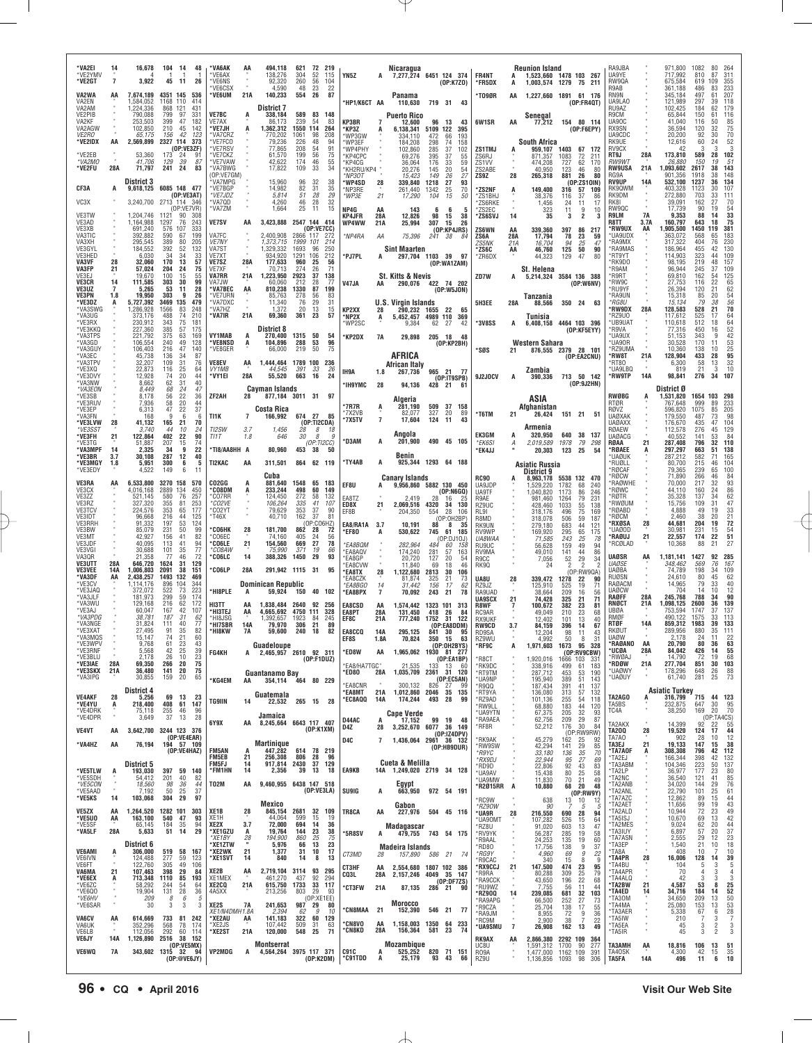*VA2EI 14 16,678 104 14 48
*VE2YMV " 4 1 1 1
*VE2GT 7 3,922 45 11 26

VA2WA AA 7,674,189 4351 145 536
VA2EN " 1,584,052 1168 110 414
VA2AM " 1,224,336 868 121 431
VE2PIB " 790,088 799 97 331
VA2KF " 253,503 399 47 182
VA2AGW " 102,850 210 45 142
*VE2RO " 65,175 156 42 123*
*VE2IDX AA 2,569,899 2327 114 373
(OP:VE3ZF)
*VE2EB " 53,360 173 24 91
*VA2MO " 41,706 129 39 87
*VE2FU 28A 71,797 241 24 83

**District 3**
CF3A A 9,618,125 6085 148 477
(OP:VE3IAT)
VC3X " 3,240,700 2713 114 346
(OP:VE7VR)
VE3TW " 1,204,746 1121 90 308
VE3AD " 1,164,988 1297 76 243
VE3XB " 691,240 576 107 333
VA3TIC " 392,882 590 67 199
VA3XH " 295,545 389 80 205
VE3GYL " 184,552 392 52 132
VE3HED " 6,030 34 34 33
VA3VF 28 32,060 170 13 57
VA3FP 21 57,024 204 24 75
VE3EJ " 19,670 100 15 55
VE3CN 14 111,585 303 30 99
VE3UZ 7 5,265 53 11 28
VE3PN 1.8 19,950 303 9 26
*VE3DZ A 5,727,392 3469 135 479
*VA3SWG " 1,286,928 1566 83 248
*VA3UG " 373,176 488 74 210
*VE3RX " 230,912 343 75 181
*VE3KKQ " 227,360 385 57 175
*VA3TPS " 221,792 375 63 169
*VA3GD " 106,554 240 49 128
*VA3GUY " 106,403 216 47 140
*VA3EC " 45,738 136 34 87
*VA3TPV " 32,207 109 31 76
*VE3XD " 22,873 116 25 64
*VE3DVY " 12,928 74 20 44
*VA3NW " 8,662 62 31 40
*VA3EON " 8,449 68 24 47
*VE3SB " 8,178 56 22 36
*VE3RUV " 7,936 58 20 44
*VE3EP " 6,313 47 22 37
*VA3FN " 168 9 6 6
*VE3LVW 28 41,132 165 21 70
*VE3SST " 3,740 44 10 24
*VE3FH 21 122,864 402 22 90
*VE3TG " 51,887 207 15 74
*VA3MPF 14 2,325 34 9 22
*VE3BR 3.7 30,108 287 12 40
*VE3MGY 1.8 5,951 300 6 5
*VE3EDY " 4,522 149 6 11

VE3RA AA 6,533,800 3270 158 570
VE3CX " 4,016,168 2889 134 450
VE3ZZ " 521,145 580 76 257
VE3RZ " 327,320 355 81 253
VE3TCV " 224,576 353 65 177
VE3IDT " 96,668 216 44 125
VE3RRH " 91,332 197 53 124
VE3BW " 85,079 231 50 99
VE3MT " 42,927 156 41 82
VE3JDF " 40,095 113 41 94
VE3VGI " 30,688 101 35 77
VA3QR " 21,358 77 46 72
VE3UTT 28A 646,720 1624 31 129
VE3VEE 14A 1,006,803 2091 38 151
*VA3DF AA 2,438,257 1493 132 469
*VE3CV " 1,114,176 896 104 344
*VE3JAQ " 372,072 522 73 223
*VA3JLF " 181,973 299 59 174
*VA3WU " 129,168 216 62 172
*VE3AJ " 60,047 167 42 107
*VA3PDG " 38,781 187 31 62
*VA3NGE " 31,824 111 40 77
*VE3XAT " 27,495 91 35 82
*VA3MQS " 15,147 74 21 60
*VE3WPV " 9,768 61 23 43
*VE3RNF " 5,568 42 25 39
*VE3BLU " 2,178 26 10 23
*VE3IAE 28A 69,350 266 20 75
*VE3SKX 21A 36,480 141 20 75
*VA3IPG " 30,855 159 20 65

**District 4**
VE4AKF 28 5,256 69 13 23
*VE4YU A 218,400 408 61 147
*VE4DRK " 75,118 255 46 96
*VE4DPR " 3,649 37 13 28

VE4VT AA 3,642,700 3244 123 376
(OP:VE4EAR)
*VA4HZ AA 76,194 194 57 109
(OP:VE4HAZ)

**District 5**
*VE5TLW A 193,030 397 59 140
*VE5SDH " 54,412 201 40 82
*VE5CON " 18,560 98 36 44
*VE5AAD " 7,192 50 25 37
*VE5KS 14 103,068 304 29 97

VE5ZX AA 1,264,520 1282 101 303
*VE5UO AA 163,100 540 47 93
*VE5SF " 65,145 184 35 94
*VA5LF 28A 5,633 51 14 29

**District 6**
VE6AMI A 306,000 519 58 167
VE6IVN " 124,488 277 59 123
VE6FT " 122,760 305 49 106
VA6MA 21 107,463 398 29 84
*VE6EX A 713,348 1110 85 193
*VE6ZC " 58,292 244 54 64
*VE6QO " 19,904 131 28 36
*VE6HV " 209 8 6 5
*VE6SAR " 30 3 3 3

VA6CV AA 614,669 733 81 242
VA6UK " 352,296 568 78 174
VE6LB " 112,056 292 60 114
VE6JY 14A 1,126,890 2516 38 152
(OP:VE5MX)
VE6WQ 7A 343,602 1315 32 94
(OP:@VE6JY)

*VA6AK AA 494,118 621 72 219
*VE6AX " 138,276 304 52 115
*VE6NS " 92,320 260 56 104
*VE6CSX " 4,590 48 23 22
*VE6UM 21A 140,233 554 26 87

**District 7**
VE7BC A 338,184 589 83 148
VE7AX " 86,173 239 54 83
*VE7JH A 1,362,312 1550 114 264
*VA7CRZ " 770,202 1061 98 208
*VE7FCO " 79,236 226 48 94
*VE7RSV " 77,865 208 54 91
*VE7CKZ " 61,570 199 56 75
*VE7VAW " 42,622 172 46 55
*VA7BWG " 17,822 109 33 34
(OP:VE7GM)
*VA7MPG " 15,960 96 32 38
*VE7BGP " 14,982 82 31 35
*VE7JDZ " 5,814 51 28 29
*VA7QD " 4,260 46 28 32
*VA7ZM " 1,664 25 11 15

VE7SV AA 3,423,888 2547 144 414
(OP:VE7CC)
VA7FC " 2,400,908 2866 117 272
VE7NY " 1,373,715 1999 101 214
VA7ST " 1,329,332 1693 96 250
VE7XT " 934,920 1291 106 212
VE7SZ 28A 177,633 960 25 56
VE7XF " 70,713 274 26 71
VA7RR 21A 1,223,950 2923 37 138
VA7JW " 60,060 212 28 77
*VA7BEC AA 810,238 1330 87 199
*VE7URN " 85,763 278 56 83
*VA7DXC " 11,340 76 29 31
*VA7HZ " 1,372 20 13 15
*VA7IR 21A 69,360 361 23 57

**District 8**
VY1MAB A 270,400 1315 50 54
*VE8NSD A 104,896 288 53 96
*VE8GER " 66,000 219 50 75

VE8EV AA 1,444,464 1789 100 236
VY1KB " 44,545 391 33 26
*VY1EI 28A 55,520 663 16 24

**Cayman Islands**
ZF2AH 28 877,184 3011 31 97

**Costa Rica**
TI1K 7 166,992 674 27 85
(OP:TI2CDA)
TI2SW 3.7 1,456 28 8 18
TI1T 1.8 646 30 8 9
(OP:TI2CC)
*TI8/AA8HH A 80,960 453 38 50

TI2KAC AA 311,501 864 62 119

**Cuba**
CO2GG A 881,640 1548 65 183
*CO8DM A 233,244 498 60 149
*CO7RR " 124,450 272 58 132
*CO2VE " 106,264 335 41 107
*CO2YT " 79,629 353 37 90
*T46X " 40,710 162 37 81
(OP:CO6HZ)
*CO6HK 28 181,700 862 28 72
*CO6EC " 74,160 405 24 56
*CO6LE 21 154,560 669 27 78
*CO8AW " 75,990 371 19 66
*CO6LC 14 388,326 1450 29 93

*CO6LP 28A 291,942 1115 31 95

**Dominican Republic**
*HI8PLE A 59,924 150 40 102

HI3TT AA 1,838,484 2640 92 256
*HI3TEJ AA 4,665,692 4750 111 328
*HI8JSG " 1,392,657 1923 84 245
*HI7SBR 14A 79,970 306 21 89
*HI8KW 7A 59,600 240 18 82

**Guadeloupe**
FG4KH A 2,465,957 2610 92 311
(OP:F1DUZ)

**Guantanamo Bay**
*KG4EM AA 354,114 464 80 229

**Guatemala**
TG9IIN 14 22,532 265 15 28

**Jamaica**
6Y9X AA 8,645,664 6643 117 407
(OP:K1XM)

**Martinique**
FM5AN A 447,282 614 78 219
FM5EB 21 256,308 806 28 96
FM5FJ 14 917,814 2430 37 129
*FM1HN 14 2,356 39 13 18

TO2M AA 9,460,955 6438 147 518
(OP:VE3LA)

**Mexico**
XE1B 28 845,154 2681 32 109
XE1H " 44,064 599 15 19
XE2X 3.7 72,000 694 14 36
*XE1GZU A 19,764 144 23 38
*XE1BY 28 194,900 860 25 75
*XE1ZTW " 5,976 66 13 23
*XE2WK 21 1,377 31 10 17
*XE1SVT 14 840 14 8 13

XE2B AA 2,719,104 3114 93 295
XE1MEX " 461,270 437 92 294
XE2CQ 21A 615,750 1733 33 117
4A5XX " 213,256 803 29 93
(OP:XE1EE)
XE2S 7A 241,653 987 29 80
XE1/N4DMH 1.8A 2,394 62 9 10
*XE2AU AA 141,183 322 60 129
*XE2JS " 107,442 509 31 63
*XE2ST 21A 120,000 548 25 75

**Montserrat**
VP2MDG A 4,564,264 3975 117 371
(OP:K2DM)

**Nicaragua**
YN5Z A 7,277,274 6451 124 374
(OP:K7ZO)

**Panama**
*HP1/K6CT AA 110,630 719 31 43

**Puerto Rico**
KP3BR 7 12,600 96 13 43
*KP3Z A 6,138,341 5109 122 395
*WP3GW " 334,110 472 66 193
*WP3EF " 184,208 298 74 158
*WP4PHY " 102,860 285 37 102
*KP4CPC " 69,276 395 37 95
*KP4CG " 36,064 176 33 59
*KH2RU/KP4 " 20,276 145 20 54
*NP3OT " 15,423 149 26 27
*WP4SD 28 339,840 1218 27 93
*NP3RE " 261,440 1342 25 70
*WP3E 21 17,290 104 15 50

NP4G AA 143 6 6 5
KP4JFR 28A 12,826 98 15 38
WP4WW 21A 25,994 307 15 26
(OP:KP4JRS)
*NP4RA AA 75,396 241 38 84

**Sint Maarten**
*PJ7PL A 297,704 1103 39 97
(OP:WA1ZAM)

**St. Kitts & Nevis**
V47JA AA 290,076 422 74 202
(OP:W5JON)

**U.S. Virgin Islands**
KP2XX 28 290,232 1655 22 65
*NP2X A 5,452,457 4989 110 369
*WP2SC " 9,384 62 27 42

*KP2DX 7A 29,898 205 18 48
(OP:KP2BH)

## AFRICA

**African Italy**
IH9A 1.8 267,736 965 21 77
(OP:IT9SPB)
*IH9YMC 28 94,136 428 21 61

**Algeria**
*7R7R A 281,190 509 37 158
*7X2VB " 82,077 327 20 89
*7X5TV 7 17,604 124 11 43

**Angola**
*D3AM A 201,900 490 45 105

**Benin**
*TY4AB A 925,344 1293 64 188

**Canary Islands**
EF8U A 9,956,860 5882 130 450
(OP:N6GQ)
EA8TZ " 2,419 28 16 25
ED8X 21 2,069,516 4320 34 130
EF8B " 204,350 554 28 106
(OP:OH2BP)
EA8/RA1A 3.7 10,191 88 8 35
*EF8O A 530,622 745 61 185
(OP:DJ1OJ)
*EA8BQM " 282,964 484 60 158
*EA8AQV " 174,240 281 57 163
*EA8GP " 20,720 127 20 54
*EA8CVW " 11,840 69 18 46
*EA8TX 28 1,122,680 2813 30 106
*EA8CZK " 81,874 325 21 73
*EA8BGO 14 31,442 156 17 62
*EA8BPX 7 70,092 243 21 78

EA8CSD AA 1,574,442 1323 101 313
EA8PT 28A 131,450 418 26 84
EF8C 21A 777,240 1752 31 122
(OP:EA8DDM)
EA8CCQ 14A 295,125 841 30 95
EF8S 1.8A 70,824 350 15 63
(OP:OH2BYS)
*ED8W AA 1,965,062 1930 81 277
(OP:EA1BP)
*EA8/HA7GC " 21,535 133 13 60
*ED8O 28A 1,035,709 2361 31 120
(OP:EC5AN)
*EA8CNR " 300,132 826 27 99
*EA8MT 21A 1,012,860 2046 35 135
*EC8AQQ 14A 174,244 493 28 99

**Cape Verde**
D44AC A 17,152 99 19 48
D4Z 28 3,252,670 6077 36 149
(OP:IZ4DPV)
D4C 7 1,436,064 2961 36 132
(OP:HB9DUR)

**Cueta & Melilla**
EA9KB 14A 1,249,020 2719 34 128

**Egypt**
SU9IG A 663,950 972 54 191

**Gabon**
TR8CA AA 227,976 504 45 116

**Madagascar**
*5R8SV A 479,755 743 54 175

**Madeira Islands**
CT3MD 28 157,890 586 21 74
CT3HF AA 2,554,680 1807 102 386
CQ3L 28A 2,157,246 4049 35 147
(OP:DF7ZS)
*CT3FW 21A 87,135 286 21 90

**Morocco**
*CN8MAA 21 152,390 546 21 77
*CN8VO AA 1,158,003 1350 64 233
*CN8KD 28A 156,364 581 23 74

**Mozambique**
C91C A 525,252 820 71 151
*C91TDD A 25,179 93 43 66

**Reunion Island**
FR4NT A 1,523,660 1478 103 267
*FR5DX A 1,003,574 1279 75 211

*TO9ØR AA 1,227,660 1891 61 176
(OP:FR4QT)

**Senegal**
6W1SR AA 77,212 154 80 114
(OP:F6EPY)

**South Africa**
ZS1TMJ A 959,107 1403 67 172
ZS6RJ " 871,357 1083 72 211
ZS1VV " 474,208 727 62 170
ZS2ABE " 40,950 123 46 80
ZS9Z 28 265,318 881 26 80
(OP:ZS1OIN)
*ZS2NF A 149,400 316 57 109
*ZS1BHJ " 38,376 116 37 86
*ZS6RKE " 1,456 24 11 17
*ZS2EC " 323 11 9 10
*ZS6SVJ 14 35 3 2 3

ZS6WN AA 339,360 397 86 217
ZS6A 28A 17,794 78 23 59
ZS5NK 21A 16,704 94 25 47
*ZS6C AA 46,760 125 50 90
*ZR6DX " 44,323 129 47 80

**St. Helena**
ZD7W A 5,214,324 3584 136 388
(OP:W6NV)

**Tanzania**
5H3EE 28A 88,566 350 24 63

**Tunisia**
*3V8SS A 6,408,158 4464 103 396
(OP:KF5EYY)

**Western Sahara**
*SØS 21 876,555 2379 28 101
(OP:EA2CNU)

**Zambia**
9J2JOCV A 390,336 713 50 142
(OP:9J2HN)

## ASIA

**Afghanistan**
*T6TM 21 26,424 151 21 51

**Armenia**
EK3GM A 320,950 640 38 137
*EK6SI A 2,019,589 1978 79 298
*EK4JJ " 20,303 123 25 54

**Asiatic Russia**
**District 9**
RC9O A 8,963,178 5538 132 470
UA9JDP " 1,529,220 1782 68 240
UA9TF " 1,040,820 1173 86 246
R9AE " 981,460 1264 79 231
RZ9UC " 428,460 1033 55 138
RL9I " 318,176 496 75 169
R8MD " 318,078 506 59 187
RK9UN " 279,180 683 44 121
RV9WP " 169,920 295 65 175
UA8WAA " 71,585 243 25 78
RU9UC " 56,628 159 49 94
RV9MA " 49,010 141 44 86
R9CC " 7,056 52 29 34
RK9Q " 24 2 2 2

UA9U 28 339,472 1278 22 90
RZ9JZ " 125,910 525 19 71
RA9UAD " 38,664 209 16 56
UA9SCX 21 74,428 325 21 71
R8WF 7 100,672 382 23 81
RC9AR " 49,049 210 23 68
RX9UKF " 12,402 101 13 40
RW9CD 3.7 84,159 396 14 67
RD9SA " 12,204 98 11 43
RZ9WU " 4,992 50 8 31
*RF9C A 1,971,603 1673 95 328
(OP:RV9CBW)
*R8CT " 1,920,016 1666 103 331
*RK9DC " 338,916 499 61 183
*RT9TM " 287,712 453 53 190
*UA9NP " 195,940 389 51 143
*R9QQ " 187,434 391 41 137
*RT9YA " 136,080 313 57 132
*RZ9AD " 101,136 255 54 118
*RW9LL " 68,880 183 44 120
*UA9YTN " 67,375 205 32 93
*RA9AEA " 62,756 209 29 87
*RF8R " 52,212 176 30 84
(OP:RW9RW)
*RK9AK " 45,279 162 25 92
*RW9SW " 42,294 141 29 85
*R9YC " 33,180 136 35 70
*RX9DJ " 22,944 95 27 69
*RD9O " 22,806 92 43 83
*UA9AV " 15,438 80 25 58
*UA9MW " 11,830 70 21 49
*R2Ø15RR A 10,880 68 20 48
(OP:RW9RY)
*RC9W " 638 13 10 12
*RZ9OW " 90 7 5 5
*UA9R 28 216,550 690 28 94
*UA9OMT " 107,282 526 15 64
*RZ8U " 91,020 603 13 47
*RV9YK " 56,287 285 19 58
*R9AAL " 24,253 135 19 60
*RD8O " 17,756 138 9 37
*RG9Y " 4,960 69 9 22
*R9CAC " 340 15 8 9
*RX9CCJ 21 147,500 474 23 95
*R9RA " 80,288 309 25 79
*RA9CCK " 43,650 196 22 68
*RU9WZ " 7,755 56 11 44
*RZ9OQ 14 239,085 681 32 103
*RA9APG " 66,500 252 27 73
*R9CZA " 25,704 138 17 55
*RA9JM " 8,955 72 9 36
*RC9M " 2,900 38 7 22
*UA9SMU 7 26,908 162 13 49

RK9AX AA 2,866,380 2292 109 364
UC8U " 1,591,312 1700 90 277
RO9A " 1,477,000 1162 109 391
RZ9U " 1,136,856 1093 98 306
RA9JBA " 971,800 1082 80 264
UA9YE " 717,992 810 87 311
RW9QA " 675,584 619 109 355
R9AB " 361,188 486 83 233
RN9N " 345,184 497 61 207
UA9LAO " 121,989 297 39 118
RU9AZ " 102,425 184 62 179
R9CM " 65,844 150 61 116
UA9OC " 41,040 116 50 85
RX9SN " 36,594 120 32 75
UA9CDC " 20,200 92 30 70
RK9UE " 12,616 60 24 52
RV9CX " 42 3 3 3
RT9J 28A 173,810 589 28 102
RW9WT " 26,880 150 19 51
RW9USA 21A 1,093,602 2617 38 143
RG9A " 901,356 1918 38 148
RV9UP 14A 532,100 1237 36 134
RK9QWM " 403,328 1123 30 107
RK9DM " 272,880 703 33 111
RK8I " 39,091 162 27 70
RW9QC " 17,739 90 19 54
R9LM 7A 9,353 88 14 33
R8TT 3.7A 160,797 643 18 75
*RW9UX AA 1,905,500 1450 119 381
*UA9UDX " 363,072 568 65 183
*RA9MX " 317,322 404 76 230
*RA9MAS " 186,964 455 42 130
*RT9YT " 114,903 323 44 109
*RK9DO " 98,195 219 48 157
*R9AM " 96,944 245 37 109
*R9RT " 69,810 162 54 125
*RW9C " 27,753 116 22 65
*RU9YF " 26,394 120 21 62
*RA9UN " 15,318 85 20 54
*RG8U " 15,134 79 38 56
*RW9DX 28A 128,583 528 21 70
*RZ9UO " 117,612 525 17 64
*UB9UAT " 110,618 512 18 64
*R9VA " 77,316 450 16 52
*UA9UX " 51,153 343 9 42
*UA9OR " 30,528 170 11 53
*RZ9UMA " 10,360 138 10 25
*RW8T 21A 128,904 433 28 95
*RT8O " 6,300 58 13 32
*UA9LBQ " 819 21 3 10
*RW9TP 14A 98,841 276 34 107

**District Ø**
RWØBG A 1,531,820 1654 103 298
RTØR " 767,648 999 89 233
RØVZ " 596,820 1075 85 205
UAØAKK " 179,550 487 73 98
UAØAXX " 176,670 435 47 104
RØAEW " 112,578 276 45 129
UAØACG " 40,552 141 53 84
RØAA 21 287,408 796 32 110
*RØAEE A 297,297 663 51 138
*UAØUK " 287,212 582 71 165
*RUØLL " 80,700 215 46 104
*RØCAF " 79,365 239 65 100
*RØCW " 71,890 266 46 84
*RAØWHE " 70,000 217 32 93
*RØWC " 44,110 160 24 86
*RØTR " 35,328 137 34 62
*RWØUM " 15,756 109 31 47
*RØABD " 4,888 49 19 33
*RØCM " 2,460 38 20 21
*RXØSA 28 44,681 204 19 72
*UAØOD " 30,981 231 15 54
*RWØAJ 21 22,557 174 22 51
*RCØLAD " 10,368 88 21 27

UAØSR AA 1,181,141 1427 92 285
UAØSE " 348,462 569 76 167
UAØBA " 74,789 198 34 109
RUØSN " 24,610 80 45 62
RAØACM " 14,965 79 33 47
UAØCW " 704 14 10 12
RAØFF 28A 245,768 788 34 90
RNØCT 21A 1,068,125 2600 36 139
UBØA " 753,594 1747 37 137
RMØF " 490,122 1575 33 113
RTØF 14A 859,312 1983 39 133
RKØUT " 289,956 880 35 111
UAØW " 2,178 24 11 22
*RAØANO AA 20,790 80 36 63
*UCØA 28A 84,042 426 14 55
*RWØAJ " 14,790 72 19 68
*RDØW 21A 277,704 851 30 103
*UAØWY " 178,296 648 26 88
*UAØUY " 61,740 281 25 73

**Asiatic Turkey**
TA2AGO A 316,799 715 44 123
TA5BS " 232,875 647 30 95
TC4A " 38,250 169 20 70
(OP:TA4CS)
TA2AKX " 14,399 92 22 55
TA2OQ 28 19,520 124 17 44
TA7AO " 902 28 10 12
TA3EJ 21 19,133 147 15 38
*TA7AOF A 308,308 796 42 112
*TA2EJ " 166,344 398 42 132
*TA3ABM " 104,336 223 50 137
*TA2LP " 36,977 177 23 80
*TA2NC " 36,540 121 41 85
*TA2ANB " 34,020 144 29 76
*TA2ANL " 22,790 101 25 61
*TA7AZC " 12,862 89 15 44
*TA2AET " 11,656 99 19 43
*TA2ALD " 10,944 72 23 49
*TA5ISJ " 10,670 69 13 42
*TA2MES " 9,024 62 20 44
*TA3IUY " 6,897 57 20 37
*TA7ASN " 2,555 29 12 23
*TA3EP " 1,540 21 10 18
*TA8A " 408 10 7 10
*TA4PR 28 16,006 128 14 39
*TA4BU " 104 5 3 5
*TA4APR " 70 4 3 4
*TA4ALQ " 42 3 3 3
*TA2BW 21 4,587 53 8 25
*TA4ED 14 34,716 184 14 52
*TA3OM " 34,650 209 13 50
*TA4MA " 25,080 153 13 53
*TA3AER " 5,338 67 6 28
*TA5IW " 210 7 7 7
*TA5EA " 45 3 2 3
*TA5IR " 45 3 2 3

TA3AMH AA 18,816 106 13 51
TA4OSK " 4,300 42 15 35
TA5FA 14A 496 11 6 10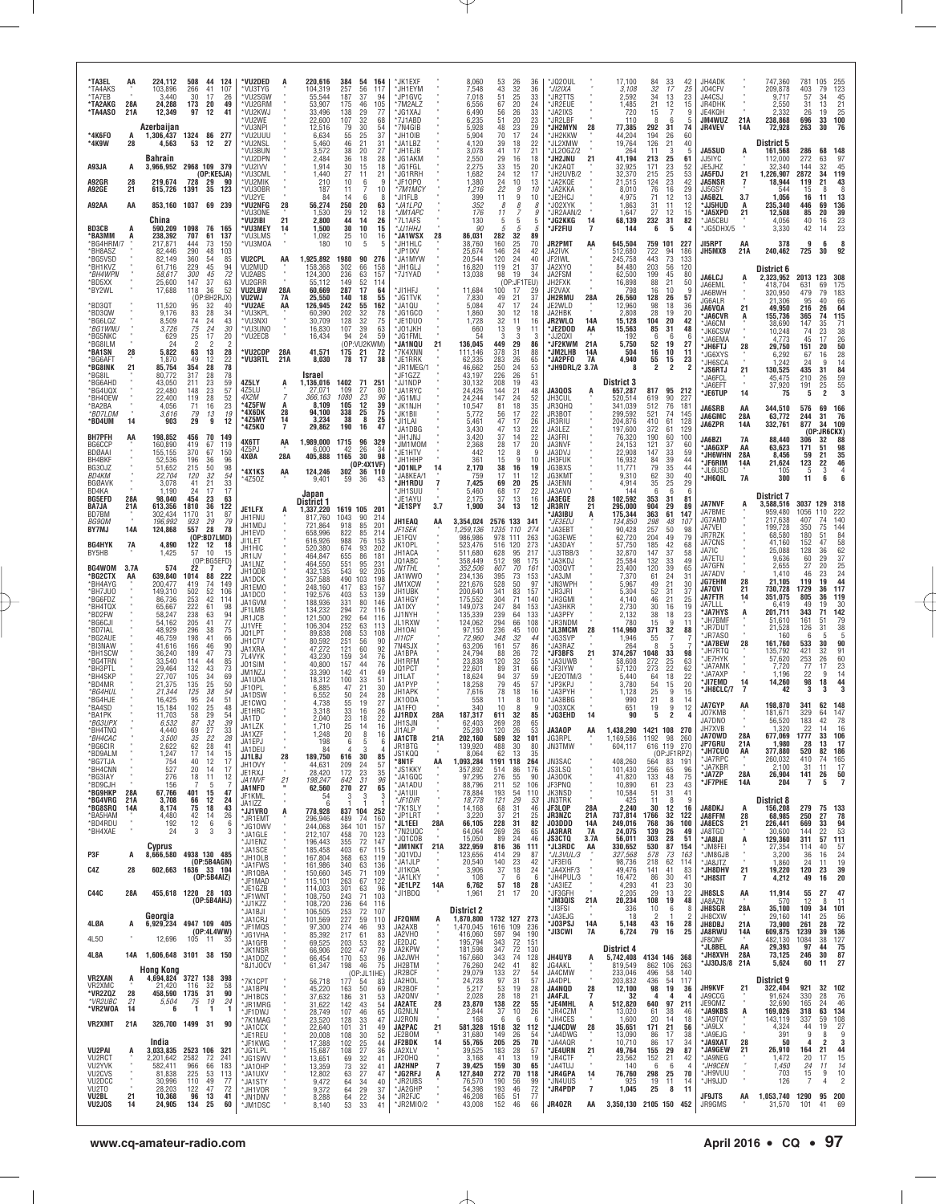*TA3EL AA 224,112 508 44 124
*TA4AKS " 103,896 266 41 107
*TA7EB " 3,440 30 17 26
*TA2AKG 28A 24,288 173 20 49
*TA4ASO 21A 12,349 97 12 41

**Azerbaijan**

*4K6FO A 1,306,437 1324 86 277
*4K9W 28 4,563 53 12 27

**Bahrain**

A93JA A 3,966,952 2968 109 379
(OP:KE5JA)
A92GR 28 219,674 728 29 90
A92GE 21 615,726 1391 35 123

A92AA AA 853,160 1037 69 239

**China**

BD3CB A 590,209 1098 76 165
*BA3MM A 238,392 707 61 137
*BG4HRM/7 " 217,871 444 73 150
*BH8ASZ " 82,446 290 48 103
*BG5VSD " 82,149 360 54 85
*BH1KVZ " 61,716 229 45 94
*BH4WPN " 58,617 300 45 72
*BD5XX " 25,600 147 37 63
*BY2WL " 17,688 118 36 52
(OP:BH2RJX)
*BD3QT " 11,520 95 32 40
*BD3QW " 9,176 83 28 34
*BG6LQZ " 8,509 74 24 43
*BG1WNU " 3,726 75 24 30
*BG6NKC " 629 25 17 20
*BG8ILM " 24 2 2 2
*BA1SN 28 5,822 63 13 28
*BG6AFT " 1,870 49 12 22
*BG8INK 21 85,754 354 28 78
*BG8IL " 80,772 317 28 78
*BG6AHD " 43,050 211 23 59
*BG4UQX " 22,480 148 23 57
*BH4OEW " 22,400 119 28 52
*BA2BA " 4,056 71 16 23
*BD7LDM " 3,616 79 13 19
*BD4UM 14 903 29 9 12

BH7PFH AA 198,852 456 70 149
BG6CCP " 160,890 419 67 119
BD0AAI " 155,155 370 67 150
BH4BKF " 52,536 196 36 96
BG3OJZ " 51,652 215 50 98
BD4KM " 22,704 120 32 54
BG0AVK " 3,078 41 21 33
BD4KA " 1,190 24 17 17
BG5EFD 28A 98,040 454 23 63
BA7JA 21A 613,356 1810 36 122
BD7BM " 302,434 1170 31 87
BG9QM " 196,992 933 29 79
BY7MJ 14A 124,868 557 28 78
(OP:BD7LMD)
BG4YHK 7A 4,890 122 12 18
BY5HB " 1,425 57 10 15
(OP:BG5EFD)
BG4WOM 3.7A 574 22 7 7
*BG2CTX AA 639,840 1014 88 222
*BH4AYG " 200,477 419 74 149
*BA1DCD " 149,310 502 52 106
*BG6FDZ " 86,736 253 42 114
*BH4TQX " 65,667 222 61 98
*BD2FW " 58,247 238 63 94
*BG6CJI " 54,162 205 41 77
*BD7IAL " 48,929 296 38 75
*BG2AUE " 46,759 198 41 66
*BI3NAW " 41,616 166 46 90
*BH1SCW " 36,240 189 47 73
*BG4TRN " 33,540 114 44 85
*BH3PTL " 29,464 132 43 73
*BH4SKP " 27,707 105 34 69
*BD4MR " 21,375 135 25 50
*BG4HUL " 21,344 125 38 54
*BG4HJE " 16,425 95 24 51
*BA4SD " 15,184 102 25 48
*BA1PK " 11,703 58 29 54
*BG3UPX " 6,532 87 32 39
*BH7NLG " 4,440 69 27 33
*BH4CAC " 3,500 35 22 28
*BG6CIR " 2,622 62 28 41
*BD9ALM " 1,247 17 14 15
*BG7TJA " 754 40 12 17
*BH4CNN " 527 20 14 17
*BG3IAY " 276 18 11 12
*BD9CJH " 156 7 5 7
*BG9HKP 28A 67,766 401 15 47
*BG4VRG 21A 3,708 66 12 24
*BG8SRG 14A 8,174 75 18 43
*BA5HAM " 4,480 42 14 26
*BD4RDU " 192 12 6 6
*BH4XAE " 24 3 3 3

**Cyprus**

P3F A 8,666,580 4938 130 485
(OP:5B4AGN)
C4Z 28 602,663 1636 33 104
(OP:5B4AIZ)

C44C 28A 455,618 1220 28 133
(OP:5B4AHJ)

**Georgia**

4L0A A 6,929,234 4947 109 405
(OP:4L4WW)
4L5O " 12,696 105 11 35

4L8A 14A 1,606,648 3101 38 150

**Hong Kong**

VR2XAN A 4,694,824 3727 138 398
VR2XMC " 21,420 116 32 58
*VR2ZQZ 28 458,590 1735 31 90
*VR2UBC 21 5,504 75 19 24
*VR2WOA 14 6 1 1 1

VR2XMT 21A 326,700 1499 31 90

**India**

VU2PAI A 3,033,835 2523 106 321
VU2RCT " 2,201,642 2582 72 241
VU2YVK " 582,411 966 66 183
VU2CVS " 81,838 225 53 113
VU2DCC " 30,996 110 49 77
VU2TO " 28,203 122 47 72
VU2BL 21 10,368 96 13 41
VU2JOS 14 24,905 134 25 60
*VU2DED A 220,616 384 54 164
*VU3TYG " 104,319 257 56 117
*VU2SGW " 55,544 187 37 94
*VU2GRM " 53,907 175 46 105
*VU2KWJ " 33,496 138 29 77
*VU2WE " 22,600 107 32 68
*VU3NPI " 12,516 79 30 54
*VU2UUU " 6,634 55 25 37
*VU2NSL " 5,460 46 21 31
*VU3BUN " 3,572 38 20 27
*VU2DPN " 2,484 36 18 28
*VU2IVV " 1,914 30 15 18
*VU3CML " 1,440 27 11 21
*VU2MIK " 210 10 6 9
*VU3OBR " 187 11 7 10
*VU2YE " 84 14 6 8
*VU2NFG 28 56,274 250 20 63
*VU3DNE " 1,530 29 12 18
*VU2IBI 21 2,800 44 14 26
*VU3MEY 14 1,500 30 10 15
*VU3LMS " 1,092 25 10 16
*VU3MOA " 180 10 5 5

VU2CPL AA 1,925,892 1980 90 276
VU2MUD " 158,368 302 66 158
VU2ABS " 124,300 236 63 157
VU2GRR " 55,112 149 52 114
VU2LBW 28A 60,669 287 17 64
VU2WJ 7A 25,550 140 18 55
*VU2AE AA 126,945 242 55 162
*VU3KPL " 60,390 202 32 78
*VU3NXI " 30,709 128 32 75
*VU3UNO " 16,830 107 39 63
*VU2ECB " 16,434 94 24 59
(OP:VU2KWM)
*VU2CDP 28A 41,571 175 21 72
*VU3RTL 21A 8,030 78 17 38

**Israel**

4Z5LY A 1,136,016 1402 71 251
4Z5LU " 27,071 109 27 80
4X2M 7 366,163 1080 23 96
*4Z5FW A 8,109 105 12 39
*4X6DK 28 94,100 338 25 75
*4Z5MY 14 3,234 38 8 25
*4Z5KO 7 29,862 190 16 47

4X6TT AA 1,989,000 1715 96 329
4Z5PJ " 6,000 42 26 34
4X0A 28A 405,888 1165 30 98
(OP:4X1VF)
*4X1KS AA 124,246 302 36 110
*4Z5OZ " 9,401 59 36 43

**Japan**

**District 1**

JE1LFX A 1,337,220 1619 105 201
JH1FNU " 817,760 1043 90 214
JH1MDJ " 721,864 918 85 201
JH1EVD " 658,996 822 85 214
JI1LET " 616,926 988 76 153
JH1HIC " 520,380 674 93 202
JR1IJV " 464,847 655 86 181
JA1LNZ " 464,550 551 95 231
JH1QDB " 432,135 543 92 205
JA1DCK " 357,588 490 103 198
JR1EMO " 248,160 417 83 157
JA1DCO " 192,576 403 53 139
JA1GVM " 188,936 331 80 146
JF1LMB " 134,232 294 72 116
JR1JCB " 121,500 292 64 116
JJ1VFE " 106,304 252 63 113
JQ1LPT " 89,838 208 53 108
JH1CTV " 80,592 251 56 90
JA1XRA " 47,272 121 60 92
7L4VYK " 43,230 159 34 76
JO1SIM " 40,800 157 44 76
JM1NZJ " 33,390 142 41 49
JA1UOA " 18,312 100 33 51
JF1OPL " 6,885 47 21 30
JA1DSW " 6,552 50 24 28
JE1CWQ " 4,738 55 19 27
JE1HRC " 3,318 33 16 26
JA1TD " 2,040 23 18 22
JA1LZK " 1,710 25 14 16
JA1XZF " 1,248 20 8 16
JA1EPJ " 198 6 5 6
JA1DEU " 84 4 3 4
JJ1LBJ 28 189,750 616 30 85
JH1OVY " 44,631 209 24 57
JE1RXJ " 28,420 172 23 35
JA1NVF 21 198,247 642 31 96
JA1NFD " 62,560 270 27 65
JF1KML " 54 3 3 3
JA1IZZ " 6 1 1 1
*JJ1VRO A 778,928 837 104 252
*JR1EMT " 296,946 489 74 160
*JG1OWV " 244,068 364 101 157
*JA1GLE " 212,107 458 70 123
*JJ1ENZ " 196,443 355 72 147
*JA1SCE " 185,458 403 67 115
*JH1OLB " 167,804 368 63 119
*JA1FWS " 161,986 340 63 136
*JR1QBA " 150,660 345 71 109
*JF1MAD " 115,101 263 67 122
*JE1GZB " 114,003 301 63 96
*JF1WNT " 108,720 243 71 103
*JJ1KZZ " 108,720 236 64 116
*JA1BJI " 106,505 253 72 107
*JA1CRJ " 101,569 227 59 110
*JF1MQS " 97,300 274 46 93
*JG1VHA " 85,392 217 61 83
*JA1GFB " 69,525 203 53 82
*JK1NSR " 66,906 202 47 79
*JA1DDZ " 66,454 170 53 96
*8J1JOCV " 61,347 198 46 75
(OP:JL1IHE)
*7K1CPT " 56,718 177 54 83
*JA1BPN " 45,220 163 50 69
*JH1BCS " 37,632 186 31 53
*JR1MRG " 31,622 142 43 54
*JF1DWJ " 28,749 107 46 65
*7K1MAG " 23,520 128 33 47
*JA1CCX " 22,640 101 31 49
*JE1REU " 20,008 108 30 52
*JG1LPL " 15,687 108 27 36
*JG1SWV " 13,651 69 32 41
*JA1OHP " 13,359 73 32 41
*JA1UXV " 12,802 63 27 47
*JA1STY " 9,472 64 29 45
*JH1VOR " 9,372 64 29 37
*JN1DNV " 8,288 64 22 34
*JM1DSC " 8,140 53 33 41
*JK1EXF A 8,060 53 26 36
*JH1EYM " 7,548 43 32 36
*JP1GVC " 7,018 51 25 33
*7M2ALZ " 6,556 67 20 24
*JG1XAJ " 6,490 56 26 33
*7J1ABD " 6,235 51 20 23
*7N4GIB " 5,928 48 23 29
*JH1OIB " 5,904 70 17 24
*JA1LBZ " 4,120 39 18 22
*JH1EJB " 3,078 41 17 21
*JG1AKM " 2,550 29 16 18
*JG1FGL " 2,275 33 15 20
*JG1RRH " 1,682 24 12 17
*JF1OPO " 1,380 24 10 13
*7M1MCY " 1,216 22 9 10
*JI1FLB " 399 11 9 10
*JA1LPQ " 352 8 8 8
*JM1APC " 176 11 7 9
*7L1AFS " 130 5 5 5
*JJ1HHJ " 90 5 5 5
*JA1WSX 28 86,031 282 32 89
*JH1HLC " 38,760 160 25 70
*JP1IXV " 25,674 146 24 42
*JA1MYW " 20,544 120 24 40
*JH1GLJ " 16,820 119 21 37
*7J1YAD " 13,038 98 19 34
(OP:JF1TEU)
*JI1HFJ " 11,684 100 17 29
*JG1TVK " 7,830 49 21 37
*JA1QU " 5,084 47 17 24
*JG1GCO " 1,860 30 12 18
*JA1DDO " 1,728 32 11 16
*JO1JKH " 660 13 9 11
*JG1FML " 54 3 3 3
*JA1NQU 21 136,045 449 29 86
*7K4XNN " 111,146 378 31 88
*JE1RRK " 62,335 283 26 65
*JR1MEG/1 " 46,662 250 24 53
*JF1GZZ " 43,197 226 26 51
*JJ1NDP " 30,132 208 19 43
*JA1RYC " 24,426 144 21 48
*JG1MIJ " 24,244 147 24 52
*JK1NJH " 10,547 81 18 35
*JK1BII " 5,772 56 17 22
*JJ1LAI " 5,461 47 17 26
*JA1DBG " 3,430 47 13 22
*JH1JNJ " 3,420 37 14 22
*JM1MOM " 2,368 28 17 20
*JE1HTV " 442 12 8 9
*JH1HHP " 361 15 9 10
*JO1NLP 14 2,170 38 16 19
*JA8KEA/1 " 759 17 11 12
*JH1RDU 7 7,425 69 20 25
*JH1SUU " 5,460 68 17 22
*JE1AYU " 2,175 37 13 16
*JE1SPY 3.7 1,900 34 13 12

JH1EAQ AA 3,054,024 2576 133 341
JF1SEK " 1,259,136 1235 110 274
JF1FQV " 986,986 978 111 263
JK1OPL " 523,476 516 120 273
JH1ACA " 511,680 628 95 217
JQ1ABC " 358,449 512 98 175
JN1THL " 352,506 607 70 161
JA1WWO " 234,136 395 73 153
JM1XCW " 221,676 528 50 97
JH1UBK " 200,640 341 83 157
JH1HGY " 175,552 304 71 140
JA1IXY " 149,073 247 84 153
JJ1NYH " 135,339 239 64 153
JL1RXW " 124,062 294 66 108
JH1OAI " 97,150 236 45 100
JF1ICF " 72,960 348 32 44
7N4SJX " 63,206 161 57 86
JA1BPA " 24,794 88 26 72
JH1RFM " 23,838 120 32 55
JQ1PCT " 22,601 89 31 66
JI1LAT " 18,624 94 37 59
JA1PYP " 18,258 79 45 57
JH1APK " 7,616 78 18 16
JK1ODA " 558 11 8 10
JA1FFO " 340 10 8 9
JJ1RDX 28A 187,317 611 32 85
JH1SJN " 62,403 269 28 65
JI1ALP " 25,280 120 26 53
JA1CTB 21A 202,160 589 32 101
JR1BTG " 139,920 488 30 80
JS1KQQ " 8,064 62 13 35
*8M1F AA 1,093,284 1191 118 264
*JS1KKY " 357,892 514 86 176
*JA1GQC " 97,295 276 55 90
*JA1ADU " 88,796 211 52 106
*JA1UII " 78,884 193 54 110
*JF1DIR " 18,778 121 29 53
*7K1SLY " 14,168 68 31 46
*JP1LRT " 3,220 37 21 25
*JL1EEI 28A 66,105 228 31 82
*7N2UQC " 64,064 269 26 65
*JO1COB " 15,050 89 24 46
*JM1KNT 21A 322,959 816 36 111
*JQ1VDJ " 123,656 414 29 87
*JA1JLP " 20,540 140 23 42
*JI1KOA " 3,906 37 18 24
*JA1LKY " 108 7 6 6
*JE1LPZ 14A 6,762 57 18 28
*JI1BDQ " 1,961 21 17 20

**District 2**

JF2QNM A 1,870,800 1732 127 273
JA2AXB " 1,470,045 1616 109 236
JA2VHO " 416,060 597 94 190
JE2DJC " 195,794 343 72 151
JK2RPK " 181,598 347 72 130
JA2JWH " 167,660 343 74 128
JH2BTM " 76,260 242 41 82
JR2BCF " 29,079 133 27 54
JH2HOL " 24,728 97 31 57
JR2BOF " 5,217 53 19 28
JG2NLN " 2,844 37 16 20
JA2ATE 28 23,870 138 22 55
JR2MIO " 6,216 55 16 26
JA2PAC 21 581,328 1518 32 112
JE2BOM " 31,680 149 26 54
JA2XLV " 39,525 183 28 57
JF2OHQ " 3,168 41 13 19
JA2HNP 7 39,425 159 30 65
*JG2RFJ A 127,840 272 70 118
*JR2UBS " 76,570 190 56 99
*JA2GHP " 54,398 193 46 72
*JR2FJC " 46,208 165 51 77
*JR2MIO/2 " 43,008 152 46 66
*JQ2OUL A 17,100 84 33 42
*JI2IXA " 3,108 32 17 25
*JR2TTS " 2,592 34 13 23
*JR2EUE " 1,485 21 12 15
*JA2IXS " 720 15 7 9
*JR2LBF " 110 8 6 5
*JH2MYN 28 77,385 292 31 74
*JH2KKW " 44,204 194 26 60
*JL2XMW " 19,764 126 21 40
*JL2OGZ/2 " 264 11 3 5
*JH2JNU 21 41,194 213 25 61
*JG2AQT " 32,925 171 23 52
*JH2UVB/2 " 32,370 215 25 53
*JA2KQE " 21,515 124 23 42
*JA2KKA " 8,010 76 16 29
*JE2HCJ " 4,975 71 12 13
*JO2XYK " 1,863 31 11 12
*JR2AAN/2 " 1,647 27 12 15
*JG2KKG 14 68,139 232 31 82
*JF2FIU 7 144 6 5 4

JR2PMT AA 645,504 759 101 227
JA2IVK " 512,680 722 94 186
JF2IWL " 245,758 443 73 133
JA2XYO " 84,480 203 56 120
JA2FSM " 62,500 199 45 80
JH2FXK " 16,898 88 21 50
JF2VAX " 798 16 10 9
JH2RMU 28A 26,560 128 26 57
JE2WLD " 12,960 98 18 36
JA2HBK " 2,808 28 19 20
JR2WLQ 14A 15,128 104 20 42
*JE2DOU AA 15,563 85 31 48
*JJ2OXI " 192 6 6 6
*JF2KWM 21A 5,750 52 19 27
*JM2LHB 14A 504 16 10 11
*JA2PFO 7A 4,940 55 15 23
*JH9DRL/2 3.7A 8 2 2 2

**District 3**

JA3QOS A 657,287 817 95 212
JH3CUL " 520,514 619 90 227
JR3QHQ " 341,039 512 76 181
JR3BOT " 299,592 523 74 145
JR3RIU " 204,876 410 61 128
JA3LEZ " 197,600 372 61 129
JA3FRI " 76,320 190 60 100
JA3NVF " 24,153 121 37 60
JA3DVJ " 22,908 147 33 59
JA3FUK " 16,932 84 39 44
JG3BXS " 11,771 79 35 44
JG3KMT " 9,310 62 30 40
JA3ENN " 4,914 35 25 29
JA3AVO " 144 6 6 6
JA3EGE 28 102,592 353 31 81
JR3RIY 21 295,000 904 29 89
*JA3IBU A 175,344 363 61 147
*JE3EDJ " 134,850 298 48 107
*JA3EBT " 90,428 257 50 98
*JG3EWE " 62,720 204 49 79
*JA3DAY " 57,750 185 42 68
*JJ3TBB/3 " 32,870 147 37 58
*JA3KDJ " 25,584 132 33 49
*JO3QVT " 23,400 120 39 65
*JA3JM " 7,370 61 24 31
*JN3WPH " 5,967 49 21 30
*JR3JRI " 5,304 52 21 27
*JH3GMI " 4,140 46 21 25
*JA3HKR " 2,730 30 16 19
*JA3FFY " 2,132 38 18 23
*JR3NDM " 780 15 9 11
*JL3MCM 28 114,960 371 32 88
*JG3SVP " 1,946 55 7 7
*JA3RAZ " 264 8 5 7
*JF3BFS 21 374,267 1048 33 98
*JA3UWB " 58,608 272 25 63
*JF3IYW " 57,120 273 22 62
*JE2OTM/3 " 5,440 64 18 22
*JP3KPJ " 3,780 54 15 20
*JA3PYH " 1,128 25 9 15
*JA3BBG " 490 21 8 14
*JO3XCK " 651 19 9 12
*JG3EHD 14 90 5 2 4

JA3AOP AA 1,438,290 1421 108 270
JG3RPL " 1,169,586 1192 98 260
JN3TMW " 604,117 616 119 270
(OP:JF1RPZ)
JN3SAC " 408,260 564 83 191
JS3LSQ " 101,430 256 65 96
JA3OOK " 41,820 133 48 75
JF3PNQ " 10,890 61 23 43
JK3NSD " 10,584 51 31 41
JN3TRK " 425 11 8 9
JF3LOP 28A 2,240 30 12 16
JR3NZC 21A 737,814 1766 32 122
JO3DDD 14A 249,016 768 36 100
JA3RAR 7A 24,075 139 26 49
JS3CTQ 3.7A 56,011 303 28 51
*JL3RDC AA 330,652 530 87 154
*JL3VUL/3 " 327,568 578 73 163
*JE3EIG " 98,736 218 62 114
*JA4XHF/3 " 49,476 141 41 83
*JH4PUL/3 " 16,472 86 30 41
*JA3IEZ " 4,293 41 23 30
*JF3GFH " 2,205 29 13 22
*JM3QIS 21A 20,234 108 19 48
*JF3SII " 336 10 6 8
*JA3EJG " 18 2 1 2
*JO3PSJ 14A 5,148 43 16 28
*JI3CWI 7A 6,724 79 16 25

**District 4**

JH4UYB A 5,742,408 4134 146 368
JE4AKL " 819,549 862 106 263
JA4CMW " 233,046 496 58 140
JA4DPL " 203,832 436 54 117
JA4MOD " 12,100 98 19 36
JA4FJL " 32 4 4 4
*JE4MHL A 512,820 640 97 211
*JR4CZM " 13,020 61 38 46
*JH4CES " 1,600 20 14 18
*JJ4CDW 28 35,651 171 21 56
*JA4DWG " 13,090 86 17 38
*JA4AQR " 10,710 86 17 34
*JE4URN 21 49,764 155 29 87
*JA4TUJ " 140 6 6 4
*JR4GPA 14 76,760 298 25 70
*JH4UUS " 925 15 11 14
*JR4PDP 7 1,045 25 8 11

JR4DZR AA 3,350,130 2105 150 452
JH4ADK " 747,360 781 105 255
JO4CFV " 209,878 403 79 123
JA4CSJ " 9,717 57 34 45
JR4DHK " 2,550 31 13 21
JE4KQH " 2,332 26 19 25
JM4WUZ 21A 238,868 696 33 100
JR4VEV 14A 72,928 263 30 76

**District 5**

JA5SUD A 161,568 286 68 148
JJ5IYC " 112,000 272 63 97
JE5JHZ " 32,340 144 32 45
JA5FDJ 21 1,226,907 2872 34 119
JA5NSR 7 18,944 119 21 43
JJ5GSY " 544 15 8 8
JA5BZL 3.7 1,056 16 11 13
*JJ5HUD A 235,340 446 69 136
*JA5XPD 21 12,508 85 20 39
*JA5CBU " 4,056 40 16 23
*JG5DHX/5 " 3,330 42 14 23

JI5RPT AA 378 9 6 8
JH5MXB 21A 240,462 725 30 92

**District 6**

JA6LCJ A 2,323,952 2013 123 308
JA6EML " 418,704 631 69 175
JA6BWH " 320,950 479 79 183
JG6ALR " 21,306 95 40 66
JA6VQA 21 49,950 216 26 64
*JA6CVR A 155,736 365 74 115
*JA6CM " 38,690 147 35 71
*JK6CSW " 10,248 74 23 38
*JA6EMA " 4,773 45 17 26
*JH6FTJ 28 29,750 151 20 50
*JG6XYS " 6,292 67 16 28
*JH6SCA " 1,242 24 9 14
*JS6RTJ 21 130,525 435 31 84
*JA6FCL " 45,475 210 26 59
*JA6EFT " 37,920 191 25 55
*JE6TUP 14 75 5 2 3

JA6SRB AA 344,510 576 69 166
JA6GMC 28A 63,772 244 31 76
JA6ZPR 14A 332,761 877 34 109
(OP:JR6KCX)
JA6BZI 7A 88,440 306 32 88
*JA6GXP AA 63,623 171 51 98
*JH6WHN 28A 8,456 59 21 35
*JF6RIM 14A 21,624 123 22 46
*JL6USD " 105 5 3 4
*JH6QIL 7A 300 11 6 6

**District 7**

JA7NVF A 3,588,516 3037 129 318
JA7BME " 959,480 1056 110 222
JG7AMD " 217,638 407 74 140
JA7VEI " 199,728 350 75 144
JR7RZK " 68,580 180 51 84
JA7CNS " 41,160 152 47 58
JA7IC " 25,088 128 36 62
JA7ETU " 9,636 60 29 37
JA7GFN " 2,655 27 20 25
JA7ADV " 1,410 46 23 24
JG7EHM 28 21,105 119 19 44
JA7QVI 21 730,728 1729 36 117
JA7FTR 14 351,075 805 36 119
JA7LLL " 6,419 49 19 30
*JA7HYS A 201,711 343 71 142
*JH7BMF " 51,610 161 51 79
*JR7OUT " 21,528 126 31 38
*JR7ASO " 160 6 5 5
*JA7BEW 28 161,760 533 30 90
*JH7RTQ " 135,792 421 32 91
*JE7HYK " 57,620 253 26 60
*JA7AMK " 7,720 77 17 23
*JA7AXP " 1,196 22 9 14
*JI7EMD 14 14,260 98 18 44
*JH8CLC/7 7 42 3 3 3

JA7GYP AA 198,870 341 62 148
JO7KMB " 181,671 329 64 147
JA7DNO " 56,520 183 42 78
JH7XVB " 1,320 22 14 16
JA7OWD 28A 677,069 1777 33 106
JP7GRU 21A 1,980 28 13 17
*JH7CUO AA 377,880 520 82 186
*JA7RPC " 260,032 410 74 165
*JA7KBR " 2,100 31 11 17
*JA7ZP 28A 26,904 141 26 50
*JF7PHE 14A 204 7 5 7

**District 8**

JA8DKJ A 156,208 279 75 133
JA8FFM 28 68,985 250 27 78
JA8ECS 21 226,441 669 33 94
JA8TGD " 30,600 144 27 53
*JA8IJI A 129,360 311 57 111
*JM8FEI " 27,354 114 40 57
*JM8GJB " 3,200 36 16 24
*JA8JTZ " 1,860 24 11 19
*JH8DHV 21 19,220 120 23 39
*JH8SIT 7 4,212 49 16 20

JH8SLS AA 11,914 55 27 47
JA8AZN " 570 12 8 11
JH8SGR 28A 35,100 109 34 101
JH8CXW " 29,160 141 25 56
JH8DBJ 21A 73,900 261 28 72
JA8RWU 14A 609,875 1239 39 136
JF8QNF " 482,130 1084 38 127
*JL8BEL AA 29,393 97 44 75
*JH8XVH 28A 73,125 246 30 87
*JJ3DJS/8 21A 5,624 60 11 27

**District 9**

JH9KVF 21 322,404 921 32 102
JR9GCG " 91,624 330 28 76
JE9QMZ " 32,690 165 24 46
*JA9KBS A 169,026 318 63 134
*JA9TQY " 143,119 337 59 108
*JA9LX " 4,324 44 19 27
*JA9EJG " 391 9 8 9
*JA9XAT 28 50 4 2 3
*JA9GEW 21 26,910 164 21 44
*JA9NEG " 1,472 20 17 15
*JH9CEN " 1,450 24 11 14
*JH9VUU " 703 15 9 10
*JH9JJD " 126 7 4 5

JF9JTS AA 1,053,740 1290 95 200
JR9GMS " 31,570 101 41 69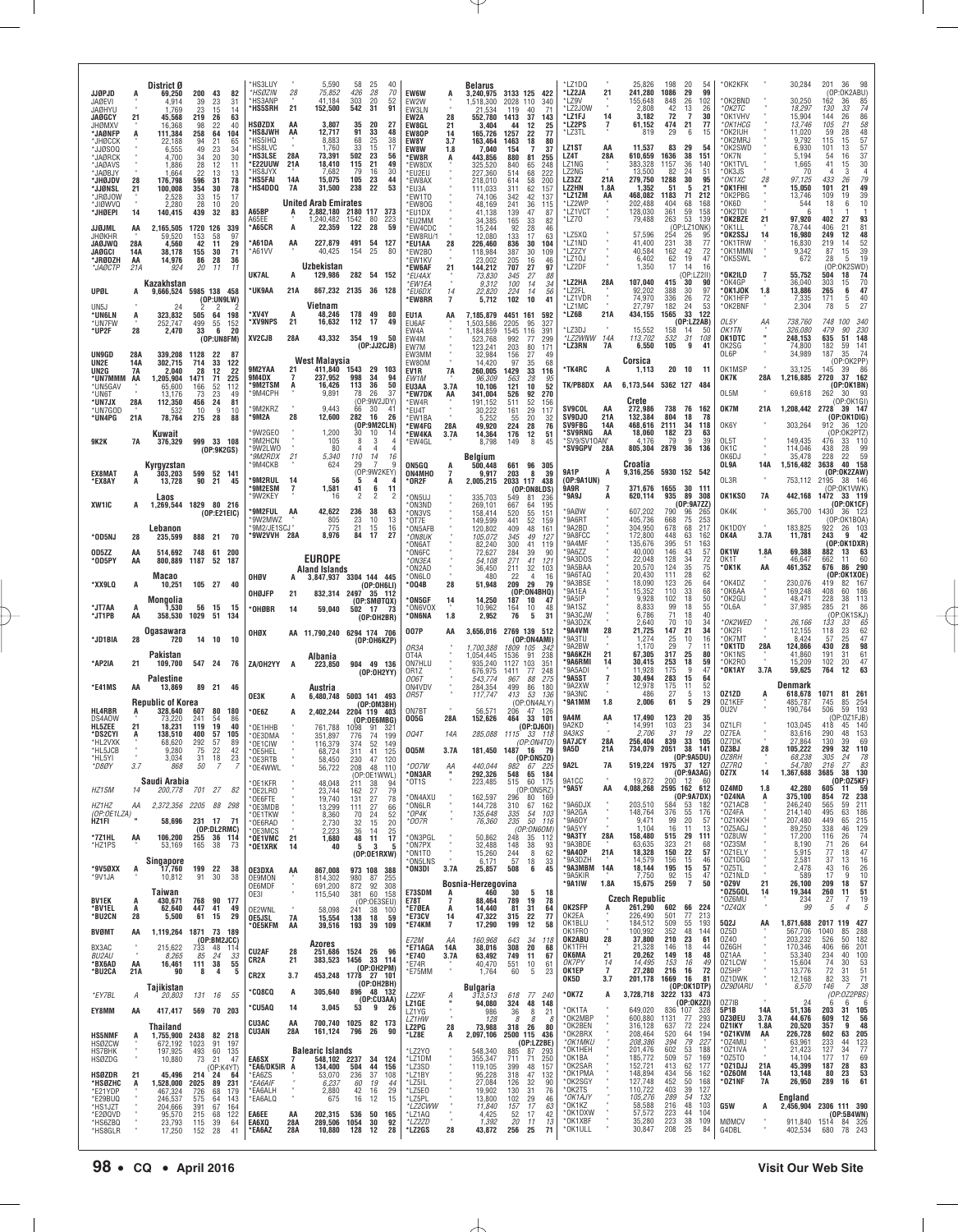**District Ø**

| Call | Cat | Score | QSOs | Zones | Countries |
|---|---|---|---|---|---|
| JJØPJD | A | 69,250 | 200 | 43 | 82 |
| JAØEVI | " | 4,914 | 39 | 23 | 31 |
| JAØHYU | " | 1,769 | 23 | 15 | 14 |
| JAØGCY | 21 | 45,568 | 219 | 26 | 63 |
| JHØMXV | " | 16,368 | 98 | 22 | 40 |
| *JAØNFP | A | 111,384 | 258 | 64 | 104 |
| *JHØCCK | " | 22,188 | 94 | 21 | 65 |
| *JJØSOQ | " | 6,555 | 49 | 23 | 34 |
| *JAØRCK | " | 4,700 | 34 | 20 | 30 |
| *JAØAVS | " | 1,886 | 22 | 12 | 11 |
| *JAØBJY | " | 1,664 | 22 | 13 | 13 |
| *JHØJDV | 28 | 176,798 | 596 | 31 | 78 |
| *JJØNSL | 21 | 100,008 | 354 | 30 | 78 |
| *JRØJOW | " | 2,528 | 33 | 15 | 17 |
| *JIØWVQ | " | 2,280 | 28 | 10 | 20 |
| *JHØEPI | 14 | 140,415 | 439 | 32 | 83 |
| JJØJML | AA | 2,165,505 | 1720 | 126 | 339 |
| JHØKHR | " | 59,520 | 153 | 58 | 97 |
| JAØJWQ | 28A | 4,560 | 42 | 11 | 29 |
| JAØGCI | 14A | 38,178 | 155 | 30 | 71 |
| *JRØDZH | AA | 14,976 | 86 | 28 | 36 |
| *JAØCTP | 21A | 824 | 20 | 11 | 11 |

**Kazakhstan**

| Call | Cat | Score | QSOs | Zones | Countries |
|---|---|---|---|---|---|
| UPØL | A | 9,666,524 | 5985 | 138 | 458 |
| | | (OP:UN9LW) | | | |
| UN5J | " | 24 | 2 | 2 | 2 |
| *UN6LN | A | 323,832 | 505 | 64 | 198 |
| *UN7FW | " | 252,747 | 499 | 55 | 152 |
| *UP2F | 28 | 2,470 | 33 | 6 | 20 |
| | | (OP:UN8FM) | | | |
| UN9GD | 28A | 339,208 | 1128 | 22 | 87 |
| UN2E | 14A | 302,715 | 714 | 33 | 122 |
| UN2G | 7A | 2,040 | 28 | 12 | 22 |
| *UN7MMM | AA | 1,205,904 | 1471 | 71 | 225 |
| *UN5GAV | " | 65,600 | 166 | 52 | 112 |
| *UN6T | " | 13,176 | 73 | 23 | 49 |
| *UN7JX | 28A | 112,350 | 456 | 24 | 81 |
| *UN7GOD | " | 532 | 10 | 9 | 10 |
| *UN4PG | 21A | 78,764 | 275 | 28 | 88 |

**Kuwait**

| Call | Cat | Score | QSOs | Zones | Countries |
|---|---|---|---|---|---|
| 9K2K | 7A | 376,329 | 999 | 33 | 108 |
| | | (OP:9K2GS) | | | |

**Kyrgyzstan**

| Call | Cat | Score | QSOs | Zones | Countries |
|---|---|---|---|---|---|
| EX8MAT | A | 303,203 | 599 | 52 | 141 |
| *EX8AY | A | 13,728 | 90 | 21 | 45 |

**Laos**

| Call | Cat | Score | QSOs | Zones | Countries |
|---|---|---|---|---|---|
| XW1IC | A | 1,269,544 | 1829 | 80 | 216 |
| | | (OP:E21EIC) | | | |

**Lebanon**

| Call | Cat | Score | QSOs | Zones | Countries |
|---|---|---|---|---|---|
| *OD5NJ | 28 | 235,599 | 888 | 21 | 70 |
| OD5ZZ | AA | 514,692 | 748 | 61 | 200 |
| *OD5PY | AA | 800,889 | 1187 | 52 | 187 |

**Macao**

| Call | Cat | Score | QSOs | Zones | Countries |
|---|---|---|---|---|---|
| *XX9LQ | A | 10,251 | 105 | 27 | 40 |

**Mongolia**

| Call | Cat | Score | QSOs | Zones | Countries |
|---|---|---|---|---|---|
| *JT7AA | A | 1,530 | 56 | 15 | 15 |
| *JT1PB | AA | 358,530 | 1029 | 51 | 134 |

**Ogasawara**

| Call | Cat | Score | QSOs | Zones | Countries |
|---|---|---|---|---|---|
| *JD1BIA | 28 | 720 | 14 | 10 | 10 |

**Pakistan**

| Call | Cat | Score | QSOs | Zones | Countries |
|---|---|---|---|---|---|
| *AP2IA | 21 | 109,700 | 547 | 24 | 76 |

**Palestine**

| Call | Cat | Score | QSOs | Zones | Countries |
|---|---|---|---|---|---|
| *E41MS | AA | 13,869 | 89 | 21 | 46 |

**Republic of Korea**

| Call | Cat | Score | QSOs | Zones | Countries |
|---|---|---|---|---|---|
| HL4RBR | A | 328,640 | 607 | 80 | 180 |
| DS4AOW | " | 73,220 | 241 | 54 | 86 |
| HL5ZEE | 21 | 18,231 | 119 | 19 | 40 |
| *DS2CYI | A | 138,510 | 400 | 57 | 105 |
| *HL2VXK | " | 68,620 | 292 | 57 | 89 |
| *HL5JCB | " | 9,280 | 75 | 22 | 42 |
| *HL5YI | " | 3,034 | 31 | 18 | 23 |
| *D8ØY | 3.7 | 868 | 50 | 7 | 7 |

**Saudi Arabia**

| Call | Cat | Score | QSOs | Zones | Countries |
|---|---|---|---|---|---|
| HZ1SM | 14 | 200,778 | 701 | 27 | 82 |
| HZ1HZ | AA | 2,372,356 | 2205 | 88 | 298 |
| (OP:DE1LZA) | | | | | |
| HZ1FI | " | 58,696 | 231 | 17 | 71 |
| | | (OP:DL2RMC) | | | |
| *7Z1HL | AA | 106,200 | 255 | 36 | 114 |
| *HZ1PS | " | 53,169 | 165 | 38 | 73 |

**Singapore**

| Call | Cat | Score | QSOs | Zones | Countries |
|---|---|---|---|---|---|
| *9V5ØXX | A | 17,760 | 199 | 22 | 38 |
| *9V1JA | " | 10,812 | 91 | 30 | 38 |

**Taiwan**

| Call | Cat | Score | QSOs | Zones | Countries |
|---|---|---|---|---|---|
| BV1EK | A | 430,671 | 768 | 90 | 177 |
| *BV1EL | A | 62,640 | 447 | 41 | 49 |
| *BU2CN | 28 | 5,500 | 61 | 15 | 29 |
| BVØMT | AA | 1,119,264 | 1871 | 73 | 189 |
| | | (OP:BM2JCC) | | | |
| BX3AC | " | 215,622 | 733 | 48 | 114 |
| BU2AU | " | 8,265 | 85 | 24 | 33 |
| *BX6AD | AA | 16,461 | 111 | 36 | 55 |
| *BU2CA | 21A | 90 | 8 | 4 | 5 |

**Tajikistan**

| Call | Cat | Score | QSOs | Zones | Countries |
|---|---|---|---|---|---|
| *EY7BL | A | 20,803 | 131 | 16 | 55 |
| EY8MM | AA | 417,417 | 569 | 70 | 203 |

**Thailand**

| Call | Cat | Score | QSOs | Zones | Countries |
|---|---|---|---|---|---|
| HS5NMF | A | 1,755,900 | 2438 | 82 | 218 |
| HSØZCW | " | 672,192 | 1023 | 91 | 197 |
| HS7BHK | " | 197,925 | 493 | 60 | 135 |
| HSØZDG | " | 10,880 | 73 | 21 | 47 |
| | | (OP:K4YT) | | | |
| HSØZDR | 21 | 45,496 | 214 | 24 | 64 |
| *HSØZHC | A | 1,528,000 | 2025 | 89 | 231 |
| *E21YDP | " | 467,324 | 726 | 68 | 179 |
| *E29BUQ | " | 246,537 | 575 | 64 | 143 |
| *HS1JZT | " | 204,666 | 391 | 67 | 164 |
| *E2ØDVD | " | 95,570 | 215 | 68 | 122 |
| *HS6ZBQ | " | 23,793 | 115 | 39 | 64 |
| *HS8GLR | " | 17,250 | 152 | 28 | 41 |
| *HS2LUY | " | 5,590 | 58 | 25 | 40 |
| *HSØZIN | 28 | 75,852 | 426 | 28 | 70 |
| *HS3ANP | " | 41,184 | 303 | 20 | 52 |
| *HS5SRH | 21 | 152,500 | 542 | 31 | 91 |
| HSØZDX | AA | 3,807 | 35 | 20 | 27 |
| *HS8JWH | AA | 12,717 | 91 | 33 | 48 |
| *HS5IHQ | " | 8,883 | 68 | 25 | 38 |
| *HS8LVC | " | 1,760 | 33 | 15 | 17 |
| *HS3LSE | 28A | 73,391 | 502 | 23 | 56 |
| *E22UUW | 21A | 18,410 | 115 | 21 | 49 |
| *HS8JYX | " | 7,682 | 79 | 16 | 30 |
| *HS5FAI | 14A | 15,075 | 105 | 23 | 44 |
| *HS4DDQ | 7A | 31,500 | 238 | 22 | 53 |

**United Arab Emirates**

| Call | Cat | Score | QSOs | Zones | Countries |
|---|---|---|---|---|---|
| A65BP | A | 2,882,180 | 2180 | 117 | 373 |
| A65EE | " | 1,240,482 | 1542 | 80 | 223 |
| *A65CR | A | 22,359 | 122 | 28 | 59 |
| *A61DA | AA | 227,879 | 491 | 54 | 127 |
| *A61VV | " | 40,425 | 154 | 25 | 80 |

**Uzbekistan**

| Call | Cat | Score | QSOs | Zones | Countries |
|---|---|---|---|---|---|
| UK7AL | A | 129,986 | 282 | 54 | 152 |
| *UK9AA | 21A | 867,232 | 2135 | 36 | 128 |

**Vietnam**

| Call | Cat | Score | QSOs | Zones | Countries |
|---|---|---|---|---|---|
| *XV4Y | A | 48,246 | 178 | 49 | 80 |
| *XV9NPS | 21 | 16,632 | 112 | 17 | 49 |
| XV2CJB | 28A | 43,332 | 354 | 19 | 50 |
| | | (OP:JJ2CJB) | | | |

**West Malaysia**

| Call | Cat | Score | QSOs | Zones | Countries |
|---|---|---|---|---|---|
| 9M2YAA | 21 | 411,840 | 1543 | 29 | 103 |
| 9M4DX | 7 | 237,952 | 998 | 34 | 94 |
| *9M2TSM | A | 16,426 | 113 | 36 | 50 |
| *9M4CPH | " | 9,891 | 78 | 26 | 37 |
| | | (OP:9W2JDY) | | | |
| *9M2KRZ | " | 9,443 | 66 | 30 | 41 |
| *9M2A | 28 | 12,600 | 282 | 16 | 26 |
| | | (OP:9M2CLN) | | | |
| *9W2GEO | " | 1,200 | 30 | 10 | 14 |
| *9M2HCN | " | 105 | 8 | 3 | 4 |
| *9W2LWO | " | 80 | 4 | 4 | 4 |
| *9M2RDX | 21 | 5,340 | 110 | 14 | 16 |
| *9M4CKB | " | 624 | 29 | 7 | 9 |
| | | (OP:9W2KEY) | | | |
| *9M2RUL | 14 | 56 | 5 | 4 | 4 |
| *9M2ESM | 7 | 1,581 | 41 | 6 | 11 |
| *9W2KEY | " | 16 | 2 | 2 | 2 |
| *9M2FUL | AA | 42,622 | 236 | 38 | 63 |
| *9W2MWZ | " | 805 | 23 | 10 | 13 |
| *9M2/JE1SCJ | " | 775 | 21 | 15 | 16 |
| *9W2VVH | 28A | 8,976 | 84 | 17 | 27 |

## EUROPE

**Aland Islands**

| Call | Cat | Score | QSOs | Zones | Countries |
|---|---|---|---|---|---|
| OHØV | A | 3,847,937 | 3304 | 144 | 455 |
| | | (OP:OH6LI) | | | |
| OHØJFP | 21 | 832,314 | 2497 | 35 | 112 |
| | | (OP:SMØTQX) | | | |
| *OHØBR | 14 | 59,040 | 502 | 17 | 73 |
| | | (OP:OH2BR) | | | |
| OHØX | AA | 11,790,240 | 6294 | 174 | 706 |
| | | (OP:OH6KZP) | | | |

**Albania**

| Call | Cat | Score | QSOs | Zones | Countries |
|---|---|---|---|---|---|
| ZA/OH2YY | A | 223,850 | 904 | 49 | 136 |
| | | (OP:OH2YY) | | | |

**Austria**

| Call | Cat | Score | QSOs | Zones | Countries |
|---|---|---|---|---|---|
| OE3K | A | 6,480,748 | 5003 | 141 | 493 |
| | | (OP:OM3BH) | | | |
| *OE6Z | A | 2,402,244 | 2204 | 119 | 403 |
| | | (OP:OE6MBG) | | | |
| *OE1HHB | " | 761,788 | 1098 | 91 | 321 |
| *OE3DMA | " | 351,897 | 776 | 74 | 199 |
| *OE1CIW | " | 116,379 | 374 | 52 | 149 |
| *OE5HEL | " | 68,724 | 311 | 41 | 125 |
| *OE3RTB | " | 58,450 | 230 | 47 | 120 |
| *OE4WWL | " | 56,722 | 208 | 48 | 110 |
| | | (OP:OE1WWL) | | | |
| *OE1KFR | " | 48,048 | 211 | 38 | 94 |
| *OE2LRO | " | 23,744 | 162 | 27 | 79 |
| *OE6FTE | " | 19,740 | 131 | 27 | 78 |
| *OE3MDB | " | 13,299 | 111 | 27 | 66 |
| *OE1TKW | " | 8,360 | 70 | 24 | 52 |
| *OE6RAD | " | 2,730 | 32 | 15 | 20 |
| *OE3MCS | " | 2,223 | 36 | 14 | 25 |
| *OE1VMC | 21 | 1,680 | 48 | 11 | 17 |
| *OE1XRK | 14 | 40 | 5 | 3 | 5 |
| | | (OP:OE1RXW) | | | |
| OE3DXA | AA | 867,008 | 973 | 108 | 388 |
| OE9MON | " | 814,302 | 980 | 87 | 255 |
| OE6MDF | " | 691,200 | 872 | 92 | 308 |
| OE3I | " | 115,540 | 381 | 60 | 158 |
| | | (OP:OE3SEU) | | | |
| OE2WNL | " | 58,098 | 241 | 38 | 100 |
| OE5JSL | 7A | 15,554 | 138 | 18 | 59 |
| *OE5KFM | AA | 39,516 | 193 | 39 | 109 |

**Azores**

| Call | Cat | Score | QSOs | Zones | Countries |
|---|---|---|---|---|---|
| CU2AF | 28 | 251,686 | 1524 | 26 | 96 |
| CR2A | 21 | 383,523 | 1456 | 33 | 114 |
| | | (OP:OH2PM) | | | |
| CR2X | 3.7 | 453,248 | 1778 | 27 | 101 |
| | | (OP:OH2BH) | | | |
| *CQ8CQ | A | 305,640 | 896 | 48 | 132 |
| | | (OP:CU3AA) | | | |
| *CU5AQ | 14 | 3,045 | 53 | 9 | 26 |
| CU3AC | AA | 700,740 | 1025 | 82 | 173 |
| CU3AN | 28A | 161,124 | 796 | 26 | 90 |

**Balearic Islands**

| Call | Cat | Score | QSOs | Zones | Countries |
|---|---|---|---|---|---|
| EA6SX | 7 | 548,102 | 2237 | 34 | 124 |
| *EA6/DK5IR | A | 134,400 | 504 | 44 | 156 |
| *EA6ZS | " | 53,070 | 236 | 37 | 108 |
| *EA6AIF | " | 6,237 | 60 | 19 | 44 |
| *EA6ALH | " | 2,880 | 42 | 16 | 29 |
| *EA6ALQ | " | 675 | 16 | 12 | 15 |
| EA6EE | AA | 202,315 | 536 | 50 | 165 |
| EA6XQ | 28A | 289,506 | 1054 | 30 | 92 |
| *EA6AZ | 28A | 10,880 | 128 | 12 | 28 |

**Belarus**

| Call | Cat | Score | QSOs | Zones | Countries |
|---|---|---|---|---|---|
| EW6W | A | 3,240,975 | 3133 | 125 | 422 |
| EW2W | " | 1,518,300 | 2028 | 110 | 340 |
| EW3LN | " | 21,534 | 119 | 40 | 71 |
| EW2A | 28 | 552,780 | 1413 | 37 | 143 |
| EW8GL | 21 | 3,404 | 44 | 12 | 25 |
| EW8OP | 14 | 165,726 | 1257 | 22 | 77 |
| EW8Y | 3.7 | 163,464 | 1463 | 18 | 80 |
| EW8W | 1.8 | 7,040 | 154 | 7 | 37 |
| *EW8R | A | 443,856 | 880 | 81 | 255 |
| *EW8DX | " | 325,520 | 840 | 65 | 248 |
| *EU2EU | " | 227,360 | 514 | 68 | 222 |
| *EW8AX | " | 218,010 | 614 | 58 | 200 |
| *EU3A | " | 111,033 | 311 | 62 | 157 |
| *EW1TO | " | 74,106 | 342 | 42 | 137 |
| *EW8OG | " | 48,169 | 241 | 36 | 115 |
| *EU1DX | " | 41,138 | 139 | 47 | 87 |
| *EU2MM | " | 34,385 | 165 | 33 | 82 |
| *EW4CDC | " | 15,244 | 92 | 28 | 46 |
| *EW8RU/1 | " | 12,080 | 133 | 17 | 63 |
| *EU1AA | 28 | 226,460 | 836 | 30 | 104 |
| *EW2BO | " | 118,984 | 387 | 30 | 109 |
| *EW1KV | " | 23,002 | 205 | 16 | 46 |
| *EW6AF | 21 | 144,212 | 707 | 27 | 97 |
| *EU4AX | " | 73,830 | 345 | 27 | 88 |
| *EW1EA | " | 8,312 | 100 | 14 | 24 |
| *EU6DX | 14 | 22,820 | 224 | 14 | 56 |
| *EW8RR | 7 | 5,712 | 102 | 10 | 41 |
| EU1A | AA | 7,185,879 | 4451 | 161 | 592 |
| EU6AF | " | 1,503,586 | 2205 | 95 | 327 |
| EW4A | " | 1,184,859 | 1545 | 116 | 391 |
| EW4M | " | 523,768 | 992 | 77 | 299 |
| EW7M | " | 123,241 | 203 | 80 | 171 |
| EW3MM | " | 32,984 | 156 | 27 | 49 |
| EW8OM | " | 14,420 | 97 | 35 | 68 |
| EV1R | 7A | 260,005 | 1429 | 33 | 116 |
| EW1M | " | 96,309 | 563 | 28 | 95 |
| EU3AA | 3.7A | 10,106 | 121 | 10 | 52 |
| *EW7DK | AA | 341,004 | 526 | 92 | 270 |
| *EW4R | " | 191,152 | 511 | 52 | 156 |
| *EU4T | " | 30,222 | 161 | 29 | 117 |
| *EW1BA | " | 5,252 | 55 | 20 | 32 |
| *EW4FG | 28A | 49,920 | 224 | 28 | 76 |
| *EW4KA | 3.7A | 14,364 | 176 | 12 | 51 |
| *EW4GL | " | 8,798 | 149 | 8 | 45 |

**Belgium**

| Call | Cat | Score | QSOs | Zones | Countries |
|---|---|---|---|---|---|
| ON5GQ | A | 500,448 | 661 | 96 | 305 |
| ON4MHO | 7 | 9,917 | 203 | 8 | 39 |
| *OR2F | A | 2,005,215 | 2033 | 117 | 438 |
| | | (OP:ON8LDS) | | | |
| *ON5UJ | " | 335,703 | 549 | 81 | 236 |
| *ON3ND | " | 269,101 | 667 | 64 | 195 |
| *ON3VS | " | 158,414 | 520 | 55 | 151 |
| *OT7E | " | 149,599 | 441 | 52 | 159 |
| *ON5AFB | " | 120,802 | 409 | 48 | 161 |
| *ON8UK | " | 105,072 | 345 | 49 | 127 |
| *ON6AT | " | 82,240 | 300 | 41 | 119 |
| *ON6FC | " | 72,627 | 284 | 39 | 90 |
| *ON3EA | " | 54,108 | 271 | 41 | 121 |
| *ON2AD | " | 36,450 | 211 | 32 | 103 |
| *ON6LO | " | 480 | 22 | 4 | 16 |
| *OQ4B | 28 | 51,948 | 209 | 29 | 79 |
| | | (OP:ON4BHQ) | | | |
| *ON5GF | 14 | 14,250 | 187 | 10 | 47 |
| *ON6VOX | " | 10,962 | 164 | 10 | 48 |
| *ON6NA | 1.8 | 2,952 | 76 | 5 | 31 |
| OO7P | AA | 3,656,016 | 2769 | 139 | 512 |
| | | (OP:ON4AMI) | | | |
| OR3A | " | 1,700,388 | 1809 | 105 | 342 |
| OT4A | " | 1,054,445 | 1536 | 91 | 238 |
| ON7HLU | " | 935,240 | 1127 | 103 | 351 |
| OR1Z | " | 676,975 | 1411 | 77 | 248 |
| OO6T | " | 543,774 | 967 | 88 | 275 |
| ON4VDV | " | 284,354 | 499 | 86 | 180 |
| OR5T | " | 117,747 | 413 | 53 | 136 |
| | | (OP:ON4ALY) | | | |
| ON7BT | " | 56,571 | 206 | 47 | 126 |
| OO5G | 28A | 152,626 | 464 | 33 | 101 |
| | | (OP:DJ6OI) | | | |
| OQ4T | 14A | 285,088 | 1115 | 33 | 118 |
| | | (OP:ON4TO) | | | |
| OQ5M | 3.7A | 181,450 | 1487 | 16 | 79 |
| | | (OP:ON5ZO) | | | |
| *OO7W | AA | 440,044 | 982 | 67 | 225 |
| *ON3AR | " | 292,326 | 548 | 65 | 184 |
| *OT1S | " | 223,485 | 515 | 60 | 175 |
| | | (OP:ON5RZ) | | | |
| *ON4AXU | " | 162,597 | 296 | 80 | 169 |
| *ON6LR | " | 144,728 | 310 | 67 | 162 |
| *OP4K | " | 135,648 | 335 | 54 | 103 |
| *OO7R | " | 76,360 | 235 | 50 | 116 |
| | | (OP:ON6OM) | | | |
| *ON3PGL | " | 50,862 | 248 | 35 | 112 |
| *ON7PX | " | 32,488 | 148 | 38 | 93 |
| *ON1TO | " | 15,260 | 244 | 8 | 62 |
| *ON5LNS | " | 6,171 | 57 | 18 | 33 |
| *ON3DI | 3.7A | 25,857 | 508 | 6 | 45 |

**Bosnia-Herzegovina**

| Call | Cat | Score | QSOs | Zones | Countries |
|---|---|---|---|---|---|
| E73SDM | A | 460 | 30 | 5 | 18 |
| E78T | 7 | 88,464 | 789 | 19 | 78 |
| *E79EA | A | 14,440 | 81 | 31 | 64 |
| *E73CV | 14 | 47,322 | 315 | 22 | 77 |
| *E74KM | 7 | 17,290 | 199 | 12 | 58 |
| E72M | AA | 160,968 | 643 | 34 | 118 |
| *E71AGA | 14A | 38,016 | 308 | 20 | 68 |
| *E74O | 3.7A | 63,492 | 749 | 11 | 67 |
| *E74R | " | 40,470 | 551 | 10 | 61 |
| *E75MM | " | 1,764 | 60 | 5 | 23 |

**Bulgaria**

| Call | Cat | Score | QSOs | Zones | Countries |
|---|---|---|---|---|---|
| LZ2XF | A | 313,513 | 618 | 77 | 240 |
| LZ1GE | " | 94,080 | 324 | 48 | 148 |
| LZ1YG | " | 986 | 36 | 8 | 21 |
| LZ1HW | " | 128 | 8 | 8 | 8 |
| LZ2PG | 28 | 73,988 | 318 | 26 | 80 |
| *LZ8E | A | 2,097,106 | 2500 | 115 | 436 |
| | | (OP:LZ2BE) | | | |
| *LZ2YO | " | 548,340 | 885 | 87 | 293 |
| *LZ1DM | " | 355,347 | 711 | 71 | 250 |
| *LZ3SD | " | 119,105 | 399 | 48 | 157 |
| *LZ1BY | " | 95,228 | 318 | 47 | 132 |
| *LZ5IL | " | 27,084 | 126 | 32 | 90 |
| *LZ5EO | " | 19,902 | 130 | 31 | 76 |
| *LZ5PL | " | 13,800 | 102 | 29 | 46 |
| *LZ2CWW | " | 11,840 | 157 | 17 | 63 |
| *LZ1AQ | " | 4,425 | 52 | 17 | 42 |
| *LZ2ZD | " | 1,392 | 20 | 11 | 13 |
| *LZ2GS | 28 | 43,872 | 256 | 25 | 71 |
| *LZ1DQ | " | 25,826 | 198 | 20 | 54 |
| *LZ2JA | 21 | 241,280 | 1086 | 29 | 99 |
| *LZ9V | " | 155,648 | 848 | 26 | 102 |
| *LZ2JOW | " | 2,808 | 42 | 13 | 26 |
| *LZ1FJ | 14 | 3,182 | 72 | 7 | 30 |
| *LZ2PS | 7 | 61,152 | 474 | 21 | 77 |
| *LZ3TL | " | 819 | 29 | 6 | 15 |
| LZ1ST | AA | 11,537 | 83 | 29 | 54 |
| LZ4T | 28A | 610,659 | 1636 | 38 | 151 |
| LZ1NG | " | 383,328 | 1157 | 36 | 140 |
| LZ2NG | " | 13,500 | 82 | 24 | 51 |
| LZ3ZZ | 21A | 279,750 | 1288 | 30 | 95 |
| LZ2HN | 1.8A | 1,352 | 51 | 5 | 21 |
| *LZ1ZM | AA | 468,082 | 1183 | 71 | 212 |
| *LZ2WP | " | 202,488 | 404 | 68 | 168 |
| *LZ1VCT | " | 128,030 | 361 | 59 | 158 |
| *LZ7O | " | 79,488 | 263 | 53 | 139 |
| | | (OP:LZ1ONK) | | | |
| *LZ5XQ | " | 57,596 | 254 | 26 | 95 |
| *LZ1ND | " | 41,400 | 231 | 38 | 77 |
| *LZ2ZY | " | 40,584 | 162 | 42 | 72 |
| *LZ1OJ | " | 6,402 | 62 | 19 | 47 |
| *LZ2DF | " | 1,350 | 17 | 14 | 16 |
| | | (OP:LZ2II) | | | |
| *LZ2HA | 28A | 107,040 | 415 | 30 | 90 |
| *LZ2FL | " | 92,202 | 388 | 30 | 97 |
| *LZ1VDR | " | 74,970 | 336 | 26 | 72 |
| *LZ1MC | " | 27,797 | 182 | 24 | 53 |
| *LZ6B | 21A | 434,155 | 1565 | 33 | 122 |
| | | (OP:LZ2AB) | | | |
| *LZ3DJ | " | 15,552 | 158 | 14 | 50 |
| *LZ2WNW | 14A | 113,702 | 532 | 31 | 108 |
| *LZ3RN | 7A | 6,550 | 105 | 9 | 41 |

**Corsica**

| Call | Cat | Score | QSOs | Zones | Countries |
|---|---|---|---|---|---|
| *TK4RC | A | 1,113 | 20 | 10 | 11 |
| TK/PB8DX | AA | 6,173,544 | 5362 | 127 | 484 |

**Crete**

| Call | Cat | Score | QSOs | Zones | Countries |
|---|---|---|---|---|---|
| SV9COL | AA | 272,986 | 738 | 76 | 162 |
| SV9DJO | 21A | 132,384 | 804 | 18 | 78 |
| SV9FBG | 14A | 468,616 | 2111 | 34 | 118 |
| *SV9RNG | AA | 18,060 | 182 | 23 | 63 |
| *SV9/SV1OAN | " | 4,176 | 79 | 9 | 39 |
| *SV9GPV | 28A | 805,304 | 2879 | 36 | 136 |

**Croatia**

| Call | Cat | Score | QSOs | Zones | Countries |
|---|---|---|---|---|---|
| 9A1P | A | 9,316,256 | 5930 | 152 | 542 |
| (OP:9A1UN) | | | | | |
| 9A9R | 7 | 371,676 | 1655 | 30 | 111 |
| *9A9J | A | 620,114 | 935 | 89 | 308 |
| | | (OP:9A7ZZ) | | | |
| *9A0W | " | 607,202 | 790 | 96 | 265 |
| *9A6RT | " | 405,736 | 668 | 75 | 253 |
| *9A2BD | " | 304,950 | 678 | 68 | 217 |
| *9A8FCC | " | 172,800 | 448 | 63 | 162 |
| *9A4MF | " | 135,676 | 395 | 51 | 163 |
| *9A6ZZ | " | 40,000 | 146 | 43 | 57 |
| *9A3DOS | " | 22,048 | 128 | 34 | 72 |
| *9A5BAA | " | 20,570 | 124 | 35 | 75 |
| *9A6TAO | " | 20,430 | 111 | 28 | 62 |
| *9A3BSE | " | 18,090 | 123 | 26 | 64 |
| *9A1EA | " | 15,352 | 110 | 33 | 68 |
| *9A5IP | " | 9,928 | 102 | 18 | 50 |
| *9A1SZ | " | 8,833 | 99 | 18 | 55 |
| *9A3CJW | " | 6,786 | 71 | 18 | 40 |
| *9A3DZK | " | 2,640 | 70 | 10 | 34 |
| *9A4VM | 28 | 21,725 | 147 | 21 | 34 |
| *9A3TU | " | 1,274 | 25 | 10 | 16 |
| *9A2BW | " | 1,170 | 29 | 7 | 11 |
| *9A6KZH | 21 | 67,305 | 317 | 25 | 80 |
| *9A6RMI | 14 | 30,415 | 253 | 18 | 59 |
| *9A5ADI | " | 11,928 | 175 | 9 | 47 |
| *9A5ST | 7 | 30,494 | 283 | 15 | 64 |
| *9A2XW | " | 12,978 | 175 | 11 | 52 |
| *9A3NC | " | 486 | 27 | 5 | 13 |
| *9A1MM | 1.8 | 2,006 | 61 | 5 | 29 |
| 9A4M | AA | 17,490 | 123 | 20 | 35 |
| 9A2KD | " | 14,991 | 103 | 23 | 34 |
| 9A3KS | " | 2,706 | 31 | 19 | 22 |
| 9A7JCY | 28A | 256,404 | 839 | 33 | 105 |
| 9A5D | 21A | 734,079 | 2051 | 38 | 141 |
| | | (OP:9A5DU) | | | |
| 9A2L | 7A | 519,224 | 1975 | 37 | 127 |
| | | (OP:9A3AG) | | | |
| 9A1CC | " | 19,872 | 200 | 12 | 60 |
| *9A5Y | AA | 4,088,268 | 2595 | 162 | 612 |
| | | (OP:9A7DX) | | | |
| *9A6DJX | " | 203,510 | 584 | 53 | 182 |
| *9A2GA | " | 148,764 | 376 | 55 | 176 |
| *9A6OY | " | 9,471 | 99 | 20 | 57 |
| *9A5YY | " | 1,104 | 16 | 11 | 13 |
| *9A3TY | 28A | 158,480 | 515 | 29 | 111 |
| *9A3BDE | " | 63,635 | 323 | 21 | 68 |
| *9A4OP | 21A | 18,328 | 150 | 22 | 57 |
| *9A3DZH | " | 14,579 | 156 | 15 | 46 |
| *9A3MBM | 14A | 18,144 | 195 | 15 | 57 |
| *9A5KIR | " | 7,750 | 92 | 15 | 47 |
| *9A1IW | 1.8A | 15,675 | 259 | 7 | 50 |

**Czech Republic**

| Call | Cat | Score | QSOs | Zones | Countries |
|---|---|---|---|---|---|
| OK2SFP | A | 261,290 | 602 | 66 | 224 |
| OK2EA | " | 226,490 | 501 | 77 | 213 |
| OK1BLU | " | 184,512 | 509 | 55 | 193 |
| OK1FRO | " | 100,992 | 352 | 48 | 144 |
| OK2ABU | 28 | 37,800 | 210 | 23 | 61 |
| OK1BA | " | 21,328 | 146 | 18 | 44 |
| OK6MA | 21 | 20,262 | 149 | 18 | 48 |
| OK7PY | 14 | 14,495 | 153 | 16 | 49 |
| OK1EP | 7 | 27,280 | 216 | 16 | 72 |
| OK5D | 3.7 | 201,178 | 1669 | 16 | 81 |
| | | (OP:OK1DTP) | | | |
| *OK7Z | A | 3,728,718 | 3222 | 133 | 473 |
| | | (OP:OK2ZI) | | | |
| *OK1TA | " | 649,020 | 836 | 107 | 328 |
| *OK2MBP | " | 600,880 | 1131 | 77 | 293 |
| *OK2BEN | " | 316,128 | 637 | 72 | 224 |
| *OK2BRX | " | 208,464 | 520 | 64 | 194 |
| *OK1MKU | " | 208,386 | 394 | 79 | 227 |
| *OK1HEH | " | 201,476 | 602 | 53 | 188 |
| *OK1BA | " | 185,772 | 509 | 57 | 169 |
| *OK2SAR | " | 152,721 | 413 | 62 | 171 |
| *OK1PMA | " | 148,894 | 434 | 56 | 162 |
| *OK2SGY | " | 127,748 | 452 | 50 | 168 |
| *OK2TS | " | 110,722 | 403 | 39 | 127 |
| *OK1AJY | " | 105,276 | 289 | 54 | 132 |
| *OK1KZ | " | 58,588 | 216 | 48 | 103 |
| *OK1DXW | " | 57,520 | 223 | 44 | 104 |
| *OK1XBF | " | 35,280 | 203 | 32 | 109 |
| *OK1ULL | " | 30,847 | 208 | 25 | 84 |
| *OK2KFK | " | 30,284 | 201 | 36 | 98 |
| | | (OP:OK2ABU) | | | |
| *OK2BND | " | 30,250 | 162 | 36 | 85 |
| *OK2TC | " | 18,297 | 130 | 33 | 74 |
| *OK1VHV | " | 15,904 | 144 | 26 | 86 |
| *OK1HCG | " | 13,746 | 105 | 21 | 58 |
| *OK2IUH | " | 11,020 | 59 | 28 | 48 |
| *OK2MRJ | " | 9,792 | 115 | 15 | 57 |
| *OK2SWD | " | 6,930 | 101 | 13 | 57 |
| *OK7N | " | 5,194 | 54 | 16 | 37 |
| *OK1TVL | " | 1,665 | 41 | 15 | 30 |
| *OK3JS | " | 12 | 4 | 3 | 4 |
| *OK1XC | 28 | 97,125 | 433 | 26 | 79 |
| *OK1FHI | " | 15,050 | 101 | 21 | 49 |
| *OK2PBG | " | 13,746 | 109 | 19 | 39 |
| *OK6D | " | 544 | 18 | 6 | 10 |
| *OK2TDI | " | 6 | 1 | 1 | 1 |
| *OK2BZE | 21 | 97,920 | 402 | 27 | 93 |
| *OK1LL | " | 78,744 | 406 | 21 | 81 |
| *OK2SSJ | 14 | 16,980 | 249 | 12 | 48 |
| *OK1TRW | " | 16,830 | 219 | 14 | 52 |
| *OK1MMN | " | 9,342 | 87 | 15 | 39 |
| *OK5SWL | " | 672 | 28 | 5 | 19 |
| | | (OP:OK2SWD) | | | |
| *OK2ILD | 7 | 55,752 | 504 | 18 | 74 |
| *OK4GP | " | 36,040 | 303 | 15 | 70 |
| *OK1JOK | 1.8 | 13,886 | 265 | 6 | 47 |
| *OK1HFP | " | 7,335 | 171 | 5 | 40 |
| *OK2BNF | " | 2,304 | 78 | 5 | 27 |
| OL5Y | AA | 738,760 | 748 | 100 | 340 |
| OK1TN | " | 326,080 | 479 | 90 | 230 |
| OK1DTC | " | 248,153 | 635 | 51 | 148 |
| OK2SG | " | 74,800 | 182 | 59 | 141 |
| OL6P | " | 34,989 | 187 | 35 | 74 |
| | | (OP:OK2PP) | | | |
| OK1MSP | " | 33,125 | 145 | 39 | 86 |
| OK7K | 28A | 1,216,885 | 2720 | 37 | 162 |
| | | (OP:OK1BN) | | | |
| OL5M | " | 69,618 | 262 | 30 | 93 |
| | | (OP:OK1GI) | | | |
| OK7M | 21A | 1,208,442 | 2728 | 39 | 147 |
| | | (OP:OK1DIG) | | | |
| OK6Y | " | 303,264 | 912 | 36 | 120 |
| | | (OP:OK2PTZ) | | | |
| OL5T | " | 149,435 | 476 | 33 | 110 |
| OK1C | " | 114,046 | 438 | 28 | 99 |
| OK6DJ | " | 35,478 | 228 | 22 | 59 |
| OL9A | 14A | 1,516,482 | 3638 | 40 | 158 |
| | | (OP:OK2ZAW) | | | |
| OL3R | " | 753,112 | 2195 | 38 | 146 |
| | | (OP:OK1VWK) | | | |
| OK1KSO | 7A | 442,168 | 1472 | 33 | 119 |
| | | (OP:OK1CF) | | | |
| OK4K | " | 365,700 | 1430 | 36 | 123 |
| | | (OP:OK1BOA) | | | |
| OK1DOY | " | 183,825 | 922 | 26 | 103 |
| OK4A | 3.7A | 11,781 | 243 | 9 | 42 |
| | | (OP:OK1DXR) | | | |
| OK1W | 1.8A | 69,388 | 882 | 13 | 63 |
| OK1T | " | 46,647 | 662 | 11 | 60 |
| *OK1K | AA | 461,352 | 676 | 86 | 290 |
| | | (OP:OK1XOE) | | | |
| *OK4DZ | " | 230,076 | 419 | 82 | 167 |
| *OK6AA | " | 169,248 | 408 | 60 | 186 |
| *OK2GU | " | 48,471 | 228 | 38 | 113 |
| *OL6A | " | 37,985 | 285 | 21 | 86 |
| | | (OP:OK1SKJ) | | | |
| *OK2WED | " | 26,166 | 133 | 33 | 65 |
| *OK2FI | " | 12,155 | 118 | 23 | 62 |
| *OK7MT | " | 8,424 | 57 | 25 | 47 |
| *OK1TD | 28A | 124,866 | 430 | 28 | 98 |
| *OK1NS | " | 41,860 | 191 | 31 | 61 |
| *OK2RO | " | 15,209 | 102 | 20 | 47 |
| *OK1AY | 3.7A | 59,625 | 764 | 12 | 63 |

**Denmark**

| Call | Cat | Score | QSOs | Zones | Countries |
|---|---|---|---|---|---|
| OZ1CD | A | 618,678 | 1071 | 81 | 261 |
| OZ1KEF | " | 485,787 | 745 | 85 | 254 |
| OU2V | " | 190,764 | 506 | 59 | 193 |
| | | (OP:OZ1FJB) | | | |
| OZ1LFI | " | 103,045 | 418 | 45 | 140 |
| OZ7EA | " | 83,616 | 290 | 48 | 153 |
| OZ7DK | " | 27,864 | 130 | 39 | 69 |
| OZ3BJ | 28 | 105,222 | 299 | 32 | 110 |
| OZ8RH | " | 68,238 | 305 | 24 | 78 |
| OZ7RQ | " | 54,780 | 216 | 27 | 83 |
| OZ7X | 14 | 1,367,688 | 3685 | 38 | 130 |
| | | (OP:OZ5KF) | | | |
| OZ4MD | 1.8 | 42,280 | 605 | 11 | 59 |
| *OZ4NA | A | 375,100 | 854 | 72 | 238 |
| *OZ1ACB | " | 246,240 | 565 | 59 | 211 |
| *OZ4FA | " | 214,140 | 495 | 63 | 186 |
| *OZ1KKH | " | 207,480 | 449 | 65 | 215 |
| *OZ5AGJ | " | 89,250 | 338 | 46 | 129 |
| *OZ8UW | " | 17,200 | 116 | 26 | 74 |
| *OZ3SM | " | 8,190 | 71 | 26 | 64 |
| *OZ1ELY | " | 5,915 | 77 | 18 | 47 |
| *OZ1DGQ | " | 2,581 | 37 | 13 | 16 |
| *OZ5TL | " | 2,478 | 43 | 16 | 26 |
| *OZ1NLD | " | 589 | 17 | 9 | 10 |
| *OZ9V | 21 | 26,100 | 209 | 18 | 57 |
| *OZ5GOL | 14 | 19,344 | 260 | 11 | 51 |
| *OZ6MU | " | 234 | 27 | 7 | 19 |
| *OZ4DX | " | 99 | 5 | 4 | 5 |
| 5Q2J | AA | 1,871,688 | 2017 | 119 | 427 |
| OZ5D | " | 567,706 | 1040 | 85 | 288 |
| OZ4O | " | 203,232 | 526 | 50 | 182 |
| OZ6GH | " | 170,346 | 406 | 66 | 201 |
| OZ1AA | " | 53,340 | 234 | 40 | 100 |
| OZ1LCW | " | 15,604 | 74 | 30 | 53 |
| OZ5HP | " | 13,776 | 72 | 31 | 51 |
| OZ1DWK | " | 12,168 | 82 | 33 | 71 |
| OZ9ØIARU | " | 6,570 | 146 | 7 | 38 |
| | | (OP:OZ2PBS) | | | |
| OZ7IB | " | 24 | 6 | 6 | 6 |
| 5P1B | 14A | 51,136 | 203 | 31 | 105 |
| OZ30EU | 3.7A | 44,676 | 609 | 12 | 56 |
| OZ1IKY | 1.8A | 20,520 | 357 | 9 | 48 |
| *OZ1KVM | AA | 226,728 | 602 | 63 | 205 |
| *OZ4MU | " | 63,961 | 233 | 44 | 123 |
| *OZ1IVA | " | 21,423 | 127 | 34 | 77 |
| *OZ5TO | " | 14,104 | 177 | 17 | 69 |
| *OZ1DJJ | 21A | 45,399 | 187 | 28 | 83 |
| *OZ6OM | 14A | 13,148 | 80 | 23 | 53 |
| *OZ1NF | 7A | 26,950 | 289 | 16 | 61 |

**England**

| Call | Cat | Score | QSOs | Zones | Countries |
|---|---|---|---|---|---|
| G5W | A | 2,456,904 | 2306 | 111 | 390 |
| | | (OP:G4WFN) | | | |
| MØMCV | " | 911,840 | 1514 | 84 | 326 |
| G4DBL | " | 402,534 | 680 | 78 | 243 |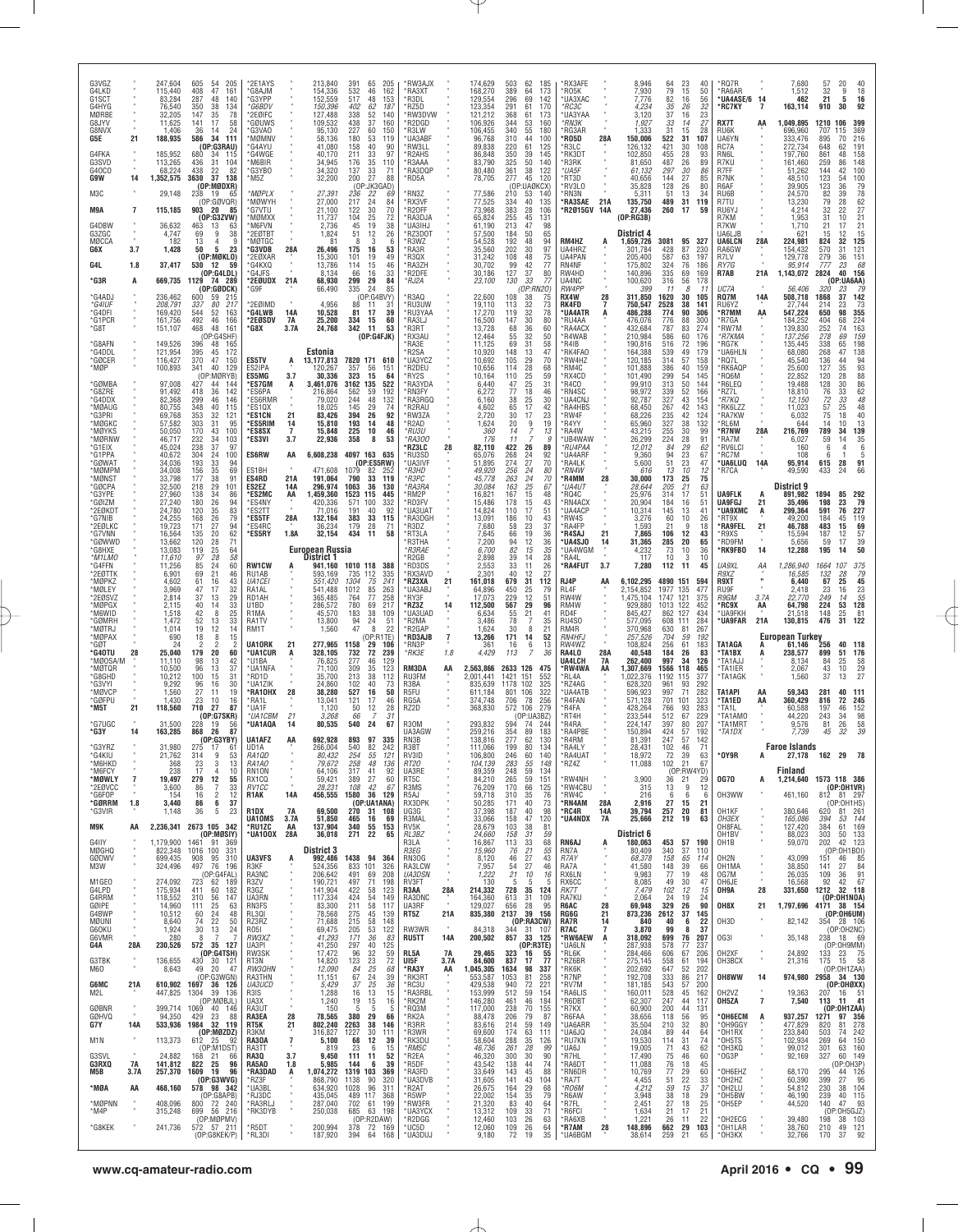G3VGZ 247,604 605 54 205
G4LKD 115,440 408 47 161
G1SCT 83,284 287 48 140
G4HYG 76,540 350 38 134
MØRBE 32,205 147 35 78
G8JYV 11,625 141 17 58
G8NVX 1,406 36 14 24
G5E 21 188,935 586 34 111
(OP:G3RAU)
G4FKA 185,952 680 34 115
G3SVD 113,265 436 31 104
G4OCO 68,224 438 22 82
G9W 14 1,352,575 3630 37 138
(OP:MØDXR)
M3C 29,148 238 19 65
(OP:GØVQR)
M9A 7 115,185 903 20 85
(OP:G3ZVW)
G4DBW 36,632 463 13 63
G3ZGC 4,747 69 9 38
MØCCA 182 13 4 9
G6X 3.7 1,428 50 5 23
(OP:MØKLO)
G4L 1.8 37,417 530 12 59
(OP:G4LDL)
*G3R A 669,735 1129 74 289
(OP:GØDCK)
*G4ADJ 236,462 600 59 215
*G4IUF 208,791 337 80 217
*G4DFI 169,420 544 52 163
*G1PCR 161,756 492 46 166
*G8T 151,107 468 48 161
(OP:G4SHF)
*G8AFN 149,526 396 48 165
*G4DDL 121,954 395 45 172
*GØCER 116,427 370 47 150
*MØP 100,893 341 40 129
(OP:MØRYB)
*GØMBA 97,008 427 44 144
*G8ZRE 91,492 418 36 142
*G4DDX 82,368 299 46 130
*MØAUG 80,755 348 40 115
*G3PRI 69,768 353 32 121
*MØGKC 57,582 303 31 95
*MØYKS 50,050 170 43 100
*MØRNW 46,717 232 34 103
*G1EIX 45,024 238 37 97
*G1PPA 40,672 304 24 100
*GØWAT 34,036 193 33 94
*MØMPM 34,008 156 35 69
*MØNST 33,798 177 38 91
*GØCPA 32,500 218 29 101
*G3YPE 27,960 138 34 86
*GØIZM 27,240 180 26 94
*2EØKDT 24,780 120 35 83
*G7NIB 24,255 168 26 79
*2EØLKC 19,723 171 27 94
*G7VNN 16,564 135 20 62
*GØWWD 13,662 120 28 71
*G8HXE 13,083 119 25 64
*M1LMO 11,610 97 28 58
*G4FFN 11,256 85 24 60
*2EØTTK 6,901 69 21 46
*MØPKZ 4,602 61 16 43
*MØLEY 3,969 47 17 32
*2EØSVZ 2,814 37 13 29
*MØPQX 2,115 40 14 33
*M6WID 1,518 42 8 25
*GØMRH 1,472 52 13 33
*MØTRJ 1,014 19 12 14
*MØPAX 690 18 8 15
*GØT 24 2 2 2
*G4OTU 28 25,040 179 20 60
*MØOSA/M 11,110 98 13 42
*MØTQR 10,500 96 13 37
*G8GHD 10,212 100 15 31
*G3VYI 9,292 96 16 30
*MØVCP 1,560 27 9 11
*GØFPU 1,430 23 10 16
*M5T 21 118,560 710 27 87
(OP:G7SKR)
*G7UGC 31,500 228 19 56
*G3Y 14 163,285 868 26 89
(OP:G3YBY)
*G3YRZ 31,980 275 17 61
*G4KIU 21,762 314 9 53
*M6HKD 368 23 3 13
*M6FCY 238 17 4 10
*MØWLY 7 19,497 279 12 55
*2EØVCC 3,600 86 7 33
*G6FOP 154 16 2 12
*GØRRM 1.8 3,440 86 6 37
*G3VIR 1,148 36 5 23
M9K AA 2,236,341 2673 105 342
(OP:MØSIY)
G4IIY 1,179,900 1461 91 369
MØGHQ 822,348 1016 100 331
GØDWV 699,435 908 95 310
M3W 324,496 497 76 196
(OP:G4FAL)
M1GEO 274,092 723 62 189
G4LPD 175,934 411 60 182
G4RRM 118,552 310 56 147
GØIPE 14,960 111 25 63
G4BWP 10,512 60 24 48
MØUNI 8,640 74 22 50
G6OKU 1,924 30 13 24
G6VMR 280 8 7 7
G4A 28A 230,526 572 35 127
(OP:G4TSH)
G3TBK 136,655 430 30 121
M6O 8,643 49 20 47
(OP:G3WGN)
G6MC 21A 610,902 1697 36 126
M2L 447,825 1304 39 136
(OP:MØBJL)
GØBNR 399,714 1069 40 146
GØHVQ 94,359 429 23 88
G7Y 14A 533,936 1984 32 119
(OP:MØZDZ)
M1N 113,373 612 25 92
(OP:M1DST)
G3SVL 24,882 168 21 66
G3RXQ 7A 141,822 822 25 96
M5B 3.7A 257,370 1609 19 96
(OP:G8APB)
*MØA AA 468,160 578 98 342
(OP:G3WVG)
*MØPNN 408,096 800 72 240
*M4P 315,248 699 56 216
(OP:MØPMV)
*G8KEK 241,736 572 57 211
(OP:G8KEK/P)
*2E1AYS 213,840 391 65 205
*G8AJM 154,336 532 46 162
*G3YPP 152,559 517 48 153
*G6BDV 150,396 402 62 187
*2EØIFC 127,488 338 52 140
*GØUWS 109,532 438 37 160
*G3VAO 95,130 227 60 150
*MØMNV 58,136 180 53 119
*G4AYU 41,080 158 40 90
*G4WGE 40,170 211 33 97
*M6BIR 34,946 176 35 110
*G3YBO 34,320 137 33 71
*M5Z 32,200 200 27 88
(OP:JK3GAD)
*MØPLX 27,391 236 22 69
*MØWYH 27,000 217 24 84
*G7VTU 21,100 122 30 70
*MØMXX 11,737 104 25 72
*M6FVN 2,736 45 19 38
*2EØTBT 1,824 51 12 26
*MØTGC 81 8 3 6
*G3VDB 28A 26,496 175 16 53
*2EØXAR 15,300 101 19 49
*G4KXQ 13,786 114 15 46
*G4JFS 8,134 66 16 33
*2EØUDX 21A 68,930 299 29 84
*G9F 66,490 335 24 85
(OP:G4BVY)
*2EØIMD 4,956 88 11 31
*G4LWB 14A 10,528 81 17 39
*2EØSDV 7A 25,200 334 15 60
*G8X 3.7A 24,768 342 11 53
(OP:G4FJK)

## Estonia

ES5TV A 13,177,813 7820 171 610
ES2IPA 120,267 357 56 151
ES5MG 3.7 30,336 323 15 64
*ES7GM A 3,461,076 3162 135 522
*ES6PA 216,864 562 59 192
*ES6RMR 79,020 244 48 132
*ES1QX 18,025 145 29 74
*ES1CN 21 83,426 394 26 92
*ES5RIM 14 15,810 193 14 48
*ES8SX 7 15,848 225 10 48
*ES3VI 3.7 22,936 358 8 53

ES6RW AA 6,608,238 4097 163 635
(OP:ES5RW)
ES1BH 471,608 1079 82 252
ES4RD 21A 191,064 790 33 119
ES2EZ 14A 296,974 1063 36 130
*ES2MC AA 1,459,360 1523 115 445
*ES4NY 420,336 511 100 332
*ES2TT 71,016 191 40 92
*ES5TF 28A 132,164 383 33 115
*ES4RC 36,234 179 28 71
*ES5RY 1.8A 32,154 434 11 58

## European Russia

### District 1

RW1CW A 941,160 1010 118 388
RU1AB 593,169 735 112 335
UA1CEI 551,420 1304 75 241
RA1AL 541,488 1012 85 263
RD1AH 365,485 764 77 258
UI8D 286,572 780 69 217
R1MA 45,570 183 38 109
RA1TV 13,800 94 24 51
RM1T 1,560 47 8 22
(OP:R1TE)
UA1ORK 21 277,965 1158 29 106
*UA1CUR A 328,105 732 72 239
*U1BA 76,825 277 46 129
*UA1NFA 71,100 309 35 123
*RD1D 35,700 213 38 112
*UA1ZIK 24,860 102 40 73
*RA1OHX 28 38,280 527 16 50
*RA1L 13,041 121 17 46
*UA1F 1,120 50 12 28
*UA1CBM 21 3,268 66 7 31
*UA1AQA 14 80,535 540 24 67

UA1AFZ AA 692,928 893 97 335
UD1A 266,004 540 82 242
RA1QD 80,432 254 55 121
RA1AO 79,672 258 48 136
RN1ON 64,106 317 41 92
RX1CQ 59,421 389 27 60
RV1CC 28,231 108 42 67
R1AK 14A 456,555 1580 36 129
(OP:UA1ANA)
R1DX 7A 69,500 270 31 108
UA1OMS 3.7A 51,850 465 16 69
*RU1ZC AA 137,904 340 55 153
*UA1OOX 28A 36,018 271 22 65

### District 3

UA3VFS A 992,486 1438 94 364
R3KF 524,356 833 101 326
RA3NC 206,642 491 69 208
RA3TT 190,721 497 71 198
R3GZ 141,924 422 58 123
UA3RN 117,334 424 54 149
RU3SS 83,300 211 58 117
RL3QI 78,568 275 45 139
RZ3RZ 71,688 215 58 118
R0SI 69,475 205 53 122
RW3XZ 41,293 171 36 83
UA3PI 41,250 297 40 125
RW3SK 17,472 96 32 59
RT3N 14,820 123 23 72
RW3DHN 12,090 84 25 53
RA3THN 11,151 67 24 39
UA3UCD 5,429 37 25 36
R3IS 1,288 16 13 15
UA3X 1,240 19 15 16
RA3UT 170 23 5 12
RA3EA 28 78,565 380 29 66
RT5K 21 802,240 2263 38 146
R3KM 316,827 1227 30 111
RA3OA 7 5,100 68 12 39
RA3TT 819 23 6 15
RA3Q 3.7 9,450 111 11 52
RA5AO 1.8 5,985 144 6 39
*RA3DAD A 1,074,272 1319 103 369
*RZ3F 868,790 1138 90 320
*UA3BL 634,920 1028 96 311
*RJ3DC 435,045 489 117 368
*RA3RLJ 287,040 702 61 199
*RK3DYB 250,038 885 63 198
(OP:R2DAW)
*R5DT 200,994 378 72 169
*RL3DI 187,920 394 64 168
*RW3AJX 174,629 503 62 173
*RA3XT 168,270 389 64 174
*R3DL 129,554 296 69 142
*RZ5D 123,354 291 61 170
*RW3DVW 121,212 368 61 173
*R2DGD 106,926 344 53 160
*R3LW 106,455 340 55 180
*UA3ABF 96,768 310 44 100
*RW3LL 89,838 220 61 125
*R2AHS 86,848 350 39 145
*R3AAA 83,790 325 50 140
*RA3DQP 80,480 361 38 122
*RD5A 78,705 277 45 120
(OP:UAØKCX)
*RN3Z 77,580 210 53 112
*RX3VF 77,525 334 40 135
*R2OFF 73,968 383 28 106
*RA3DJA 65,824 255 45 131
*UA3IHJ 61,190 213 47 98
*RZ3DOT 57,500 184 50 65
*R3WZ 54,528 192 48 94
*RA3R 35,560 202 30 97
*R3QX 31,242 108 48 75
*RA3ZH 30,702 99 42 77
*R2DFE 30,186 127 37 80
*RJ2A 23,100 130 33 77
(OP:RN2O)
*R3AQ 22,600 108 38 75
*RU3UW 19,110 113 32 73
*RU3YAA 17,270 119 32 78
*RA3LJ 16,500 147 30 80
*R3RT 13,728 68 36 60
*RX3AU 12,464 55 32 50
*R3AE 11,125 69 31 58
*R2SA 10,920 148 13 47
*UA3YCZ 10,692 105 29 70
*R2DEU 10,656 114 28 70
*RY2S 10,164 110 25 59
*RA3YDA 6,440 47 25 31
*RN3FY 6,272 77 18 46
*RA3RGQ 6,160 38 25 30
*R2RAU 4,602 65 17 42
*RW3ZA 2,720 30 17 23
*R2AD 1,624 20 9 19
*RU3U 360 14 7 13
*RA3OO 176 11 7 9
*RZ3LC 28 82,110 422 26 89
*RU3SD 65,076 268 24 92
*UA3IVF 51,895 274 27 70
*R3HD 49,920 256 24 80
*R3PC 45,778 263 24 70
*RA3RA 30,084 163 25 67
*RM2P 16,821 167 15 48
*RD3FV 15,486 178 15 43
*UA3UAT 14,824 110 17 51
*RA3DGH 13,091 186 10 43
*R3DZ 7,680 58 23 37
*RT3LA 7,645 66 19 36
*R3THA 7,200 94 12 36
*R3RAE 6,700 82 15 35
*R2GB 2,898 39 14 28
*RD3DS 2,553 33 11 26
*RX3AVD 2,301 40 12 27
*RZ3XA 21 161,018 679 31 112
*UA3ABJ 64,896 450 25 79
*RY3F 17,073 229 12 51
*RZ3Z 14 112,500 567 29 96
*UA3UAD 6,634 55 21 41
*R2MA 3,486 78 7 35
*R2GAP 1,624 30 8 21
*RD3AJB 7 13,266 171 14 52
*RN3P 361 16 6 13
*RK3E 1.8 4,429 113 7 36

RM3DA AA 2,563,866 2633 126 475
RU3FM 2,001,441 1621 151 552
R3BA 835,639 1178 102 325
R5FU 611,184 801 106 322
RG5A 374,780 706 78 256
RZ2D 368,830 572 106 279
(OP:UA3BZ)
R3OM 293,832 594 74 244
UA3AGW 259,216 354 89 183
RN3B 138,816 277 62 130
R3BT 111,066 199 80 134
RV3ID 106,800 246 60 140
R3GM 104,139 283 55 148
UA3RE 89,359 248 59 134
RT5C 84,210 265 59 151
R3MS 76,209 170 66 125
R5AJ 59,718 310 35 76
RX3DPK 50,285 171 40 73
UG3G 37,398 187 40 98
R3MAL 33,066 158 47 120
RV5K 28,679 103 38 81
RL3BZ 24,660 158 31 59
R3LA 16,867 113 33 68
R3EG 15,960 76 21 55
RN3OG 8,120 46 27 43
RA3LCW 7,957 54 27 46
UA3DSN 1,222 21 10 16
RV3FT 130 5 5 5
R3AA 28A 214,332 728 35 124
RA3DNC 164,360 613 31 109
UA3RF 129,027 656 28 95
RT5Z 21A 835,380 2137 39 156
(OP:RA3CW)
RW3WR 84,318 344 31 107
RU5TT 14A 200,502 857 33 125
(OP:R3TE)
RL5A 7A 29,465 323 16 55
UI5F 3.7A 84,600 837 17 77
*RA3Y AA 1,045,305 1634 98 337
*RK3RT 553,587 1053 81 258
*RZ3ZF 429,538 940 72 230
*RA3RBL 153,999 512 59 154
*RK2M 146,280 461 46 134
*R3QM 117,000 238 65 143
*RK2A 88,478 206 79 87
*R3RR 83,616 214 59 149
*R3WR 69,600 174 63 111
*RK3DWO 58,608 288 45 103
*RM5C 46,736 261 28 99
*R5DF 43,542 138 44 74
*RA3TW 36,300 168 38 100
*RA3VDJ 33,649 143 45 88
*RA3FD 31,605 141 43 104
*R2AT 26,675 164 23 84
*R5WP 22,002 154 35 79
*RW3FR 21,320 83 40 64
*UA3YCX 13,412 103 27 52
*R2DGG 12,460 103 26 63
*UC5D 12,060 109 26 64
*UA3DUJ 9,180 72 19 35
*RX3AFE 8,946 64 23 40
*RO5K 7,930 79 15 50
*UA3XAC 7,776 82 16 56
*RC3C 4,234 35 26 32
*UA3YAA 3,120 37 16 23
*RN3K 1,927 33 14 27
*RG3AR 1,333 31 15 28
*RO5D 28A 150,006 522 31 107
*R3LC 126,132 421 30 108
*RK3DT 102,850 455 28 93
*R3RK 81,650 487 26 89
*UA5F 61,132 297 30 86
*RT3D 40,656 144 27 85
*RV3LO 35,828 128 26 80
*RN3N 5,311 51 13 34
*RA3SAE 21A 135,750 489 31 119
*R2Ø15GV 14A 27,436 260 17 59
(OP:RG3B)

### District 4

RM4HZ A 1,659,726 3081 95 327
UA4HRZ 301,784 428 87 230
UA4PAN 205,400 587 63 197
RN4NF 175,802 324 76 186
RW4HD 140,896 335 69 169
UA4NC 100,620 316 56 178
RW4PP 399 11 8 11
RX4W 28 311,850 1620 30 105
RK4FD 7 750,547 2528 38 141
*UA4ATR A 486,288 774 90 306
*RU4AA 476,076 776 88 300
*RA4ACX 432,684 787 83 274
*R4WAB 210,984 586 60 176
*R4KB 190,816 516 72 196
*RK4FAO 164,388 539 49 179
*RW4HZ 120,155 314 57 158
*RN4AC 101,888 386 40 159
*RX4CD 101,490 299 54 145
*R4CO 99,910 313 50 144
*RN4SC 98,972 339 52 166
*UA4CNJ 92,787 327 43 154
*RA4HBS 68,450 267 42 143
*RW4F 68,226 235 42 124
*R4YY 65,960 327 38 132
*RA4W 43,215 255 30 99
*UB4WAW 26,299 224 28 91
*RU4PAA 12,012 84 29 62
*UA4ARF 9,360 94 23 67
*RA4LK 5,600 51 23 47
*RN4W 616 13 10 12
*R4MM 28 30,000 173 25 75
*UA4UT 28,644 205 21 63
*RQ4C 25,976 314 17 51
*RN4ACX 20,904 184 16 51
*UA4ACP 10,314 145 13 41
*RN4S 3,276 60 10 26
*RA4FP 1,593 21 9 18
*R4SAJ 21 7,865 106 12 43
*UA4SJO 14 31,365 285 20 65
*UA4WGM 4,232 73 10 36
*RA4L 117 10 3 10
*RA4FUT 3.7 7,280 112 11 45

RJ4P AA 6,102,295 4890 151 594
RL4F 2,154,852 1977 135 477
RW4W 1,475,104 1747 121 375
RM4W 929,880 1013 122 452
RD4F 845,427 862 127 434
RU4SO 577,095 608 111 284
RM4R 370,968 630 81 267
RN4HFJ 257,526 704 59 192
RW4WZ 108,824 256 61 183
RA4LO 28A 40,548 184 26 83
UA4LCH 7A 262,400 997 34 126
*RW4WA AA 1,307,669 1566 118 465
*RL4A 1,022,376 1192 115 377
*RZ4AG 628,320 961 93 292
*UA4ATB 596,923 997 71 282
*R4FAN 571,128 701 101 323
*R4FA 428,264 766 93 283
*RT4H 233,544 512 67 229
*R4RA 224,147 397 80 207
*RA4PBE 150,894 424 57 192
*R4RM 81,391 247 57 142
*RA4LY 28,431 102 46 71
*RA4UAT 18,972 72 39 63
*RZ4Z 11,088 102 21 67
(OP:RW4YD)
*RW4NH 3,900 36 21 29
*RW4CBU 315 13 9 12
*RW4C 216 6 6 6
*RN4AM 28A 2,916 27 15 21
*RC4R 14A 39,794 257 20 81
*UA4NDX 7A 25,666 212 19 63

### District 6

RN6AJ A 180,063 453 57 190
RN7A 80,409 340 37 110
R7AY 68,978 158 65 114
RA7A 41,580 148 39 66
RX6LN 9,983 77 19 48
RX6CC 8,085 49 30 47
RK7T 7,479 102 12 15
RA7KU 2,064 24 19 24
R6AC 28 69,948 329 26 90
RG6G 21 873,236 2612 37 145
RA7R 14 840 40 6 22
R7AC 3,870 99 8 37
*RW6AEW A 318,092 699 76 207
*UA6LN 287,938 578 77 237
*UA6HK 284,466 606 67 206
*RZ6BR 275,145 558 61 194
*RK6K 202,692 647 52 200
*R7NP 192,708 333 86 217
*RV7M 181,185 543 57 200
*RA6LIS 160,011 528 45 162
*R6DBT 62,307 247 44 117
*R7KX 60,900 200 44 131
*R6FAA 38,656 118 56 95
*UA6ARR 35,504 210 32 80
*UA6JQ 24,084 89 44 64
*RU7KN 19,530 114 31 74
*UA6J 19,005 71 43 62
*R7HL 17,490 75 46 60
*RA6DT 11,088 76 18 45
*RN6DR 10,769 77 29 60
*RA7T 4,455 51 22 33
*RO6M 4,212 59 15 37
*R6CI 3,108 34 17 20
*RA6XB 1,221 26 11 22
*R7AM 28 148,896 662 29 103
*UA6BGM 38,614 259 21 65
*RQ7R 7,680 57 20 40
*RA6AR 1,512 32 9 18
*UA4ASE/6 14 462 21 5 16
*RC7KY 7 163,114 910 30 92
RX7T AA 1,049,895 1210 106 399
RU6K 696,960 707 115 369
UA6YN 333,476 895 70 216
RC7A 272,734 648 62 191
RN6L 197,760 861 48 158
R7KU 161,460 259 86 148
R7FF 51,262 144 42 100
R7NK 48,510 123 54 100
R6AF 39,905 123 36 79
RU6B 24,570 82 39 78
R7TU 13,230 79 28 62
RU6YJ 4,214 32 22 27
R7KM 1,953 31 10 21
R7KW 1,710 21 17 21
UA6LJB 621 15 12 15
UA6LCN 28A 224,981 824 32 125
RA6GW 154,432 570 31 121
R7LV 129,778 279 36 151
RY7G 95,914 777 23 68
R7AB 21A 1,143,072 2824 40 156
(OP:UA6AA)
UC7A 56,406 320 23 79
RQ7M 14A 508,718 1868 37 142
RU6YZ 27,744 214 23 73
*R7MM AA 547,224 650 98 355
*R7GA 184,252 404 68 224
*RW7M 139,830 252 74 163
*R7KMA 137,256 278 69 159
*RG7K 135,445 338 65 198
*UA6HLN 68,080 268 47 138
*RQ7L 45,540 136 44 94
*RK6AQP 25,600 127 35 93
*RQ6M 22,852 120 28 88
*R6LEQ 19,488 128 30 86
*RZ7L 18,810 76 33 62
*R7KQ 12,150 72 33 48
*RK6LZZ 11,023 57 25 48
*RA7KW 6,032 75 18 40
*RL6M 644 11 10 13
*R7NW 28A 216,769 789 34 139
*RA7M 6,027 59 14 35
*RV6LCI 160 6 4 6
*RC7M 108 6 1 5
*UA6LUQ 14A 95,914 615 28 91
*R7CA 49,590 433 24 66

### District 9

UA9FLK A 891,982 1894 85 292
UA9FGJ 21 35,496 198 23 79
*UA9XMC A 299,364 591 76 227
*RT9X 49,200 184 45 119
*RA9FEL 21 46,788 483 15 69
*R9XS 15,594 187 12 57
*RD9FM 5,656 59 17 39
*RK9FBO 14 12,288 195 14 50

UA9XL AA 1,286,940 1664 107 375
R9XZ 16,585 132 28 79
R9XT 6,440 67 25 45
RU9F 2,418 23 16 23
R9GM 3.7A 22,770 249 14 55
*RC9X AA 64,798 224 53 128
*UA9FKH 21,518 148 25 81
*UA9FAR 21A 130,815 476 31 122

## European Turkey

TA1AGA A 61,146 256 40 118
*TA1BX A 238,577 899 51 176
*TA1AJJ 8,134 84 25 58
*TA1IER 2,067 43 10 29
*TA1AGK 1,560 37 13 27

TA1API AA 59,543 281 40 111
*TA1ED AA 360,429 816 72 245
*TA1L 60,588 197 46 152
*TA1AMO 44,220 243 34 98
*TA1MRT 9,576 81 26 58
*TA1DX 7,739 45 32 39

## Faroe Islands

*OY9R A 27,178 162 29 78

## Finland

OG7O A 1,214,640 1573 118 386
(OP:OH1VR)
OH3WW 461,160 812 81 297
(OP:OH1HS)
OH1KF 380,646 620 81 261
OH3EX 165,080 394 53 144
OH8FAL 127,420 384 61 169
OH1BV 88,023 303 50 133
OH1B 59,070 202 42 123
(OP:OH1BOI)
OH2N 43,099 151 46 85
OH1MA 38,850 141 27 84
OG7M 26,035 109 36 91
OH6JE 16,568 92 42 62
OH9A 28 331,650 1212 32 118
(OP:OH1NOA)
OH8X 21 1,797,696 4171 38 154
(OP:OH6UM)
OH3D 82,142 354 28 106
(OP:OH2NC)
OG3I 35,148 238 18 69
(OP:OH9MM)
OH2BCK 24,892 133 23 75
OH3BCX 21,316 175 15 58
(OP:OH2XAX)
OH8WW 14 974,980 2958 34 130
(OP:OH6VX)
OH2VZ 19,363 207 16 51
OH5ZA 7 7,540 113 11 41
(OP:OH1ZAA)
*OH6ECM A 937,257 1271 97 356
*OH9GGY 477,829 820 81 278
*OH1RX 233,840 503 74 242
*OH5TS 102,934 269 64 150
*OH3KQ 99,012 301 63 160
*OG3P 92,169 327 60 149
(OP:OH3P)
*OH6EHZ 68,170 295 44 126
*OH2HZ 60,390 299 27 95
*OH2LU 54,812 230 38 114
*OH5BW 46,190 239 40 115
*OH5EP 44,520 140 47 95
(OP:OH5GZJ)
*OH2ECG 39,480 198 38 103
*OH1LAR 38,760 210 49 121
*OH3KX 32,766 170 37 92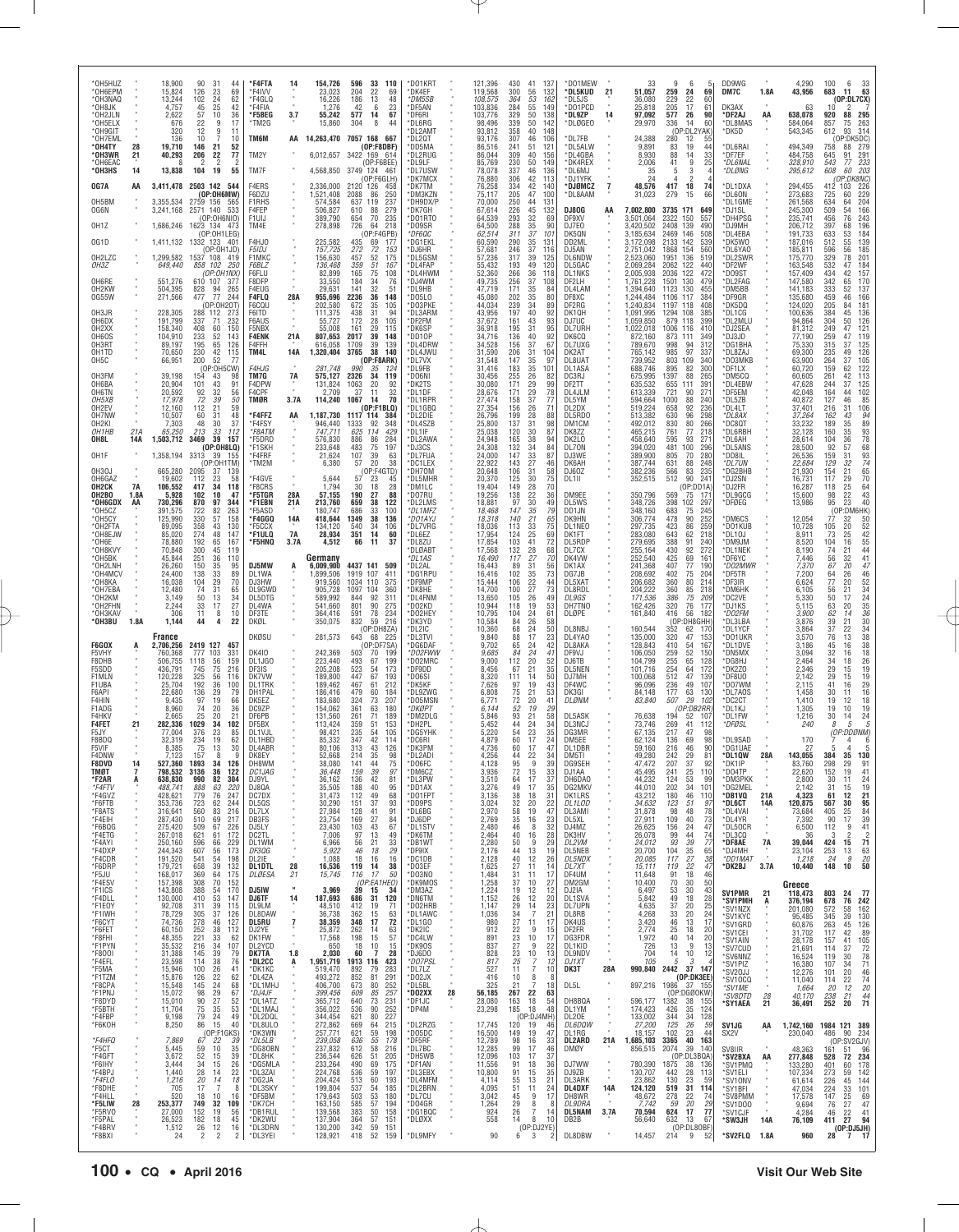| Call | Cat | Score | QSOs | Zones | Countries | Op |
|---|---|---|---|---|---|---|
| *OH5HUZ | | 18,900 | 90 | 31 | 44 | |
| *OH6EPM | | 15,824 | 126 | 23 | 69 | |
| *OH3NAQ | | 13,244 | 102 | 24 | 62 | |
| *OH8JK | | 4,757 | 45 | 25 | 42 | |
| *OH2JLN | | 2,622 | 57 | 10 | 36 | |
| *OH5ELX | | 676 | 22 | 9 | 17 | |
| *OH9GIT | | 320 | 12 | 9 | 11 | |
| *OH7EML | | 136 | 10 | 7 | 10 | |
| *OH4TY | 28 | 19,710 | 146 | 21 | 52 | |
| *OH3WR | 21 | 40,293 | 206 | 22 | 77 | |
| *OH6EAC | | 8 | 2 | 2 | 2 | |
| *OH3HS | 14 | 13,838 | 104 | 19 | 55 | |
| OG7A | AA | 3,411,478 | 2503 | 142 | 544 | (OP:OH6MW) |
| OH5BM | | 3,355,534 | 2759 | 156 | 565 | |
| OG6N | | 3,241,168 | 2571 | 140 | 533 | (OP:OH6NIO) |
| OH1Z | | 1,686,246 | 1623 | 134 | 473 | (OP:OH1XX) |
| OH6RE | | 551,276 | 610 | 107 | 377 | |
| OH2KW | | 504,395 | 828 | 94 | 265 | |
| OG55W | | 271,566 | 477 | 77 | 244 | (OP:OH2OT) |
| OH3JR | | 228,305 | 288 | 112 | 273 | |
| OH6DX | | 191,799 | 337 | 71 | 232 | |
| OH2XX | | 158,340 | 408 | 60 | 150 | |
| OH6OS | | 104,910 | 233 | 52 | 143 | |
| OH3RT | | 89,197 | 195 | 65 | 126 | |
| OH1TD | | 70,650 | 230 | 42 | 115 | |
| OH5C | | 66,951 | 200 | 52 | 77 | (OP:OH5CW) |
| OH3FM | | 39,198 | 154 | 43 | 98 | |
| OH6BA | | 20,904 | 101 | 43 | 91 | |
| OH6TN | | 20,592 | 92 | 32 | 56 | |
| *OH5XB* | | 17,978 | 72 | 39 | 50 | |
| OH2EV | | 12,160 | 112 | 21 | 59 | |
| OH7NW | | 10,507 | 60 | 31 | 48 | |
| OH2KI | | 7,303 | 48 | 30 | 37 | |
| *OH1HB* | 21A | 65,250 | 213 | 33 | 112 | |
| OH8L | 14A | 1,503,712 | 3469 | 39 | 157 | (OP:OH8LQ) |
| OH1F | | 1,358,194 | 3313 | 39 | 155 | (OP:OH1TM) |
| OH3OJ | | 665,280 | 2095 | 37 | 139 | |
| OH6GAZ | | 19,602 | 112 | 23 | 58 | |
| OH2CK | 7A | 106,552 | 417 | 34 | 118 | |
| OH2BO | 1.8A | 5,928 | 102 | 10 | 47 | |
| *OH6GDX | AA | 730,296 | 870 | 97 | 344 | |
| *OH5CZ | | 391,575 | 722 | 82 | 263 | |
| *OH5CY | | 125,990 | 330 | 57 | 158 | |
| *OH2FTA | | 89,095 | 358 | 43 | 130 | |
| *OH8EJW | | 85,020 | 274 | 48 | 147 | |
| *OH6E | | 78,880 | 192 | 65 | 167 | |
| *OH8KVY | | 70,848 | 300 | 45 | 119 | |
| *OH5BK | | 45,844 | 251 | 36 | 110 | |
| *OH2LNH | | 26,260 | 150 | 35 | 95 | |
| *OH4MCV | | 24,400 | 138 | 33 | 89 | |
| *OH8KA | | 16,038 | 104 | 29 | 70 | |
| *OH7EBA | | 12,480 | 74 | 31 | 65 | |
| *OH2KM | | 3,149 | 50 | 13 | 34 | |
| *OH2FHN | | 2,244 | 33 | 17 | 27 | |
| *OH3KAV | | 306 | 11 | 8 | 10 | |
| *OH3BU | 1.8A | 1,144 | 44 | 4 | 22 | |

**France**

| Call | Cat | Score | QSOs | Zones | Countries | Op |
|---|---|---|---|---|---|---|
| F6GOX | A | 2,706,256 | 2419 | 127 | 457 | |
| F5VHY | | 760,368 | 777 | 103 | 331 | |
| F8DHB | | 506,755 | 1118 | 56 | 159 | |
| F5SDD | | 436,791 | 745 | 75 | 216 | |
| F1MLN | | 120,228 | 325 | 56 | 116 | |
| F1UBA | | 25,704 | 192 | 36 | 100 | |
| F6API | | 22,680 | 136 | 29 | 79 | |
| F4HIN | | 9,435 | 97 | 19 | 66 | |
| F1ADG | | 8,960 | 74 | 20 | 36 | |
| F4HKV | | 2,665 | 25 | 20 | 21 | |
| F4FET | 21 | 282,336 | 1029 | 34 | 102 | |
| F5JY | | 77,004 | 376 | 23 | 85 | |
| F8BDQ | | 32,319 | 234 | 19 | 62 | |
| F5VIF | | 8,385 | 75 | 13 | 30 | |
| F4DNW | | 7,123 | 157 | 8 | 9 | |
| F8DVD | 14 | 527,360 | 1893 | 34 | 126 | |
| TM0T | 7 | 798,532 | 3136 | 36 | 122 | |
| *F2AR | A | 638,830 | 990 | 82 | 304 | |
| *F4FTV* | | 488,741 | 888 | 63 | 220 | |
| *F4GVZ | | 428,621 | 779 | 76 | 247 | |
| *F6FTB | | 353,736 | 723 | 62 | 244 | |
| *F8ATS | | 316,641 | 560 | 83 | 216 | |
| *F4EIH | | 287,430 | 510 | 69 | 217 | |
| *F6BQG | | 275,420 | 509 | 67 | 226 | |
| *F4ETG | | 267,018 | 621 | 61 | 172 | |
| *F4AYI | | 250,160 | 596 | 66 | 229 | |
| *F4DXP | | 244,343 | 607 | 56 | 179 | |
| *F4CDR | | 191,520 | 541 | 54 | 198 | |
| *F6DRP | | 179,721 | 658 | 39 | 132 | |
| *F5JU | | 168,017 | 369 | 64 | 175 | |
| *F4ESV | | 157,398 | 308 | 70 | 152 | |
| *F1ICS | | 143,808 | 388 | 54 | 170 | |
| *F4DLL | | 130,000 | 410 | 53 | 147 | |
| *F1EOY | | 92,708 | 311 | 39 | 115 | |
| *F1IWH | | 78,729 | 305 | 37 | 126 | |
| *F6CYT | | 74,736 | 278 | 46 | 127 | |
| *F6FET | | 60,150 | 252 | 38 | 112 | |
| *F8FHI | | 48,355 | 221 | 33 | 62 | |
| *F1PYN | | 35,532 | 216 | 34 | 107 | |
| *F8OOI | | 31,388 | 145 | 39 | 79 | |
| *F4EFL | | 23,598 | 114 | 38 | 76 | |
| *F5MA | | 15,946 | 100 | 26 | 41 | |
| *F1TZM | | 15,876 | 126 | 22 | 62 | |
| *F8CPA | | 15,548 | 145 | 24 | 68 | |
| *F1PNJ | | 15,072 | 98 | 29 | 67 | |
| *F8DYD | | 15,010 | 90 | 27 | 52 | |
| *F5BTH | | 11,704 | 75 | 35 | 53 | |
| *F4FBP | | 9,198 | 79 | 24 | 49 | |
| *F6KOH | | 8,250 | 86 | 15 | 40 | (OP:F1GKS) |
| *F4HFQ* | | 7,869 | 67 | 22 | 39 | |
| *F5CT | | 5,445 | 59 | 10 | 35 | |
| *F4GFT | | 3,672 | 52 | 15 | 39 | |
| *F6IHY | | 3,444 | 34 | 15 | 26 | |
| *F4BPJ | | 1,440 | 28 | 14 | 22 | |
| *F4FLO* | | 1,216 | 20 | 14 | 18 | |
| *F8DHE | | 705 | 17 | 7 | 8 | |
| *F4HLL | | 520 | 18 | 10 | 16 | |
| *F5LIW | 28 | 253,377 | 749 | 32 | 109 | |
| *F5RVO | | 27,000 | 152 | 19 | 56 | |
| *F5PAL | | 26,523 | 182 | 18 | 45 | |
| *F4BRV | | 1,512 | 26 | 12 | 16 | |
| *F8BXI | | 24 | 2 | 2 | 2 | |
| *F4FTA | 14 | 154,726 | 596 | 33 | 110 | |
| *F4IVV | | 23,023 | 204 | 22 | 69 | |
| *F4GLQ | | 16,226 | 186 | 13 | 48 | |
| *F4FIA | | 1,276 | 42 | 6 | 23 | |
| *F5BEG | 3.7 | 55,242 | 577 | 14 | 67 | |
| *TM2G | | 15,860 | 304 | 8 | 44 | |
| TM6M | AA | 14,263,470 | 7057 | 168 | 667 | (OP:F8DBF) |
| TM2Y | | 6,012,657 | 3422 | 169 | 614 | (OP:F6BEE) |
| TM7F | | 4,568,850 | 3749 | 124 | 461 | (OP:F6GLH) |
| F4ERS | | 2,336,000 | 2120 | 126 | 458 | |
| F6DZU | | 1,521,408 | 2088 | 86 | 250 | |
| F1RHS | | 574,584 | 637 | 119 | 237 | |
| F4FEP | | 506,827 | 610 | 88 | 279 | |
| F1UIJ | | 389,790 | 654 | 70 | 235 | |
| TM4E | | 278,898 | 726 | 64 | 218 | (OP:F4GPB) |
| F4HJO | | 225,582 | 435 | 69 | 177 | |
| *F5IDJ* | | 157,725 | 272 | 72 | 153 | |
| F1MKC | | 156,630 | 457 | 52 | 175 | |
| *F6BLZ* | | 136,468 | 359 | 51 | 167 | |
| F6FLU | | 82,899 | 165 | 75 | 108 | |
| F8DFP | | 33,550 | 184 | 34 | 76 | |
| F4EUG | | 29,631 | 141 | 32 | 51 | |
| F4FLQ | 28A | 955,696 | 2236 | 36 | 148 | |
| F6CQU | | 202,580 | 672 | 35 | 105 | |
| F6ITD | | 111,375 | 438 | 31 | 94 | |
| F6AUS | | 55,727 | 172 | 28 | 105 | |
| F5NBX | | 55,008 | 161 | 29 | 115 | |
| F4ENK | 21A | 807,653 | 2017 | 39 | 148 | |
| F4FFH | | 616,058 | 1709 | 39 | 139 | |
| TM4L | 14A | 1,320,404 | 3765 | 38 | 140 | (OP:F8ARK) |
| *F4HJG* | | 281,748 | 990 | 35 | 124 | |
| TM7G | 7A | 575,127 | 2326 | 34 | 119 | |
| F4DPW | | 131,824 | 1063 | 20 | 92 | |
| F4CPF | | 2,709 | 37 | 11 | 32 | |
| TM0R | 3.7A | 114,240 | 1067 | 14 | 70 | (OP:F1BLQ) |
| *F4FFZ | AA | 1,187,730 | 1117 | 114 | 384 | |
| *F4FSY | | 946,440 | 1333 | 92 | 348 | |
| *F8ATM* | | 747,711 | 625 | 114 | 429 | |
| *F5DRD | | 576,830 | 886 | 86 | 284 | |
| *F1SKH | | 233,648 | 483 | 75 | 197 | |
| *F4FRF | | 21,624 | 107 | 39 | 63 | |
| *TM2M | | 6,380 | 57 | 20 | 38 | (OP:F4GTD) |
| *F4GVE | | 5,644 | 57 | 23 | 45 | |
| *F8CRS | | 1,794 | 30 | 18 | 28 | |
| *F5TGR | 28A | 57,155 | 190 | 27 | 88 | |
| *F1EBN | 21A | 213,760 | 659 | 38 | 122 | |
| *F5ASD | | 180,747 | 686 | 33 | 100 | |
| *F4GGQ | 14A | 418,644 | 1349 | 38 | 136 | |
| *F5CCX | | 134,120 | 540 | 34 | 106 | |
| *F1ULQ | 7A | 28,934 | 351 | 14 | 60 | |
| *F5HNQ | 3.7A | 4,512 | 66 | 11 | 37 | |

**Germany**

| Call | Cat | Score | QSOs | Zones | Countries | Op |
|---|---|---|---|---|---|---|
| DJ5MW | A | 6,009,900 | 4437 | 141 | 509 | |
| DL1WA | | 1,899,506 | 1919 | 107 | 411 | |
| DJ3HW | | 919,560 | 1034 | 110 | 375 | |
| DL5GWD | | 905,728 | 1097 | 104 | 360 | |
| DL5OTG | | 589,992 | 844 | 92 | 311 | |
| DL4WA | | 541,660 | 801 | 90 | 275 | |
| DF3TE | | 364,416 | 591 | 78 | 234 | |
| DK0L | | 350,075 | 832 | 59 | 216 | (OP:DH8ZA) |
| DK0SU | | 281,573 | 643 | 68 | 225 | (OP:DF7SA) |
| DK4IO | | 242,369 | 503 | 70 | 199 | |
| DL1JGO | | 223,440 | 493 | 67 | 199 | |
| DF3IS | | 205,208 | 523 | 54 | 173 | |
| DK7VW | | 189,800 | 447 | 67 | 193 | |
| DL1TRK | | 189,462 | 467 | 61 | 212 | |
| DH1PAL | | 186,416 | 479 | 60 | 184 | |
| DK5EZ | | 183,680 | 324 | 73 | 207 | |
| DC9ZP | | 154,062 | 361 | 63 | 180 | |
| DF6PB | | 131,560 | 261 | 71 | 189 | |
| DF5BX | | 113,424 | 359 | 51 | 153 | |
| DL1VJL | | 98,421 | 235 | 54 | 105 | |
| DL1HBD | | 85,332 | 347 | 42 | 114 | |
| DL4ABR | | 80,106 | 313 | 43 | 126 | |
| DK8EY | | 52,668 | 214 | 35 | 98 | |
| DH8WM | | 38,080 | 141 | 44 | 75 | |
| *DC1JAG* | | 36,448 | 159 | 39 | 97 | |
| DJ9YL | | 36,162 | 136 | 42 | 81 | |
| DJ8QA | | 35,505 | 188 | 40 | 95 | |
| DC7DX | | 31,473 | 112 | 49 | 68 | |
| DL5GS | | 30,290 | 151 | 37 | 93 | |
| DL7LX | | 27,984 | 128 | 41 | 91 | |
| DB3FS | | 23,754 | 169 | 27 | 84 | |
| DJ5LY | | 23,430 | 103 | 43 | 67 | |
| DC2TL | | 7,006 | 97 | 13 | 49 | |
| DL1WM | | 6,966 | 56 | 21 | 33 | |
| *DF3OG* | | 5,922 | 46 | 18 | 29 | |
| DL2IE | | 1,088 | 18 | 16 | 18 | |
| DL1DTL | 28 | 16,536 | 119 | 14 | 38 | |
| *DL0ESA* | 21 | 15,745 | 116 | 17 | 50 | (OP:EA1HEO) |
| DJ5IW | " | 3,969 | 39 | 15 | 34 | |
| DJ6TF | 14 | 187,693 | 686 | 31 | 120 | |
| DL9LM | | 48,510 | 412 | 19 | 71 | |
| DL8DAW | | 36,738 | 362 | 15 | 63 | |
| DL5RU | 7 | 38,359 | 348 | 17 | 72 | |
| DJ2YE | | 25,872 | 262 | 14 | 63 | |
| DK1FW | | 17,568 | 198 | 15 | 57 | |
| DL2YCD | | 650 | 18 | 10 | 15 | |
| DK7TA | 1.8 | 2,030 | 60 | 7 | 28 | |
| *DL2CC | A | 1,951,719 | 1913 | 116 | 423 | |
| *DK1KC | | 519,470 | 892 | 79 | 283 | |
| *DL4ZA | | 493,272 | 852 | 81 | 291 | |
| *DL1MHJ | | 406,700 | 673 | 80 | 252 | |
| *DJ4JF* | | 399,456 | 609 | 85 | 257 | |
| *DL1ATZ | | 365,712 | 640 | 73 | 238 | |
| *DG2JA | | 356,032 | 536 | 90 | 252 | |
| *DL2QKL | | 344,454 | 621 | 80 | 227 | |
| *DL8ULO | | 272,862 | 669 | 64 | 215 | |
| *DK3WN | | 257,771 | 621 | 59 | 198 | |
| *DL8LB* | | 239,058 | 636 | 55 | 178 | |
| *DG8OBN | | 237,832 | 612 | 58 | 216 | |
| *DL8HK | | 236,544 | 626 | 51 | 205 | |
| *DG5MLA | | 233,264 | 490 | 69 | 175 | |
| *DL3ZAI | | 224,768 | 536 | 59 | 197 | |
| *DG2JA | | 204,424 | 513 | 60 | 193 | |
| *DL3KMY | | 199,804 | 537 | 54 | 160 | |
| *DF5BM | | 179,643 | 503 | 53 | 180 | |
| *DK7CH | | 163,150 | 585 | 57 | 194 | |
| *DB1RUL | | 139,568 | 383 | 50 | 158 | |
| *DK2WU | | 137,904 | 364 | 57 | 151 | |
| *DL3DRN | | 130,200 | 342 | 59 | 151 | |
| *DL3YEI | | 128,921 | 418 | 52 | 159 | |
| *DO1KRT | | 121,396 | 430 | 41 | 137 | |
| *DK4EF | | 119,568 | 300 | 56 | 132 | |
| *DM5SB* | | 108,575 | 364 | 53 | 162 | |
| *DF5AN | | 103,836 | 284 | 55 | 149 | |
| *DF6RI | | 103,776 | 329 | 50 | 138 | |
| *DL6RG | | 98,496 | 339 | 50 | 142 | |
| *DL2AMT | | 93,812 | 358 | 40 | 148 | |
| *DL2QT | | 93,176 | 307 | 46 | 106 | |
| *DD5MA | | 86,516 | 241 | 51 | 121 | |
| *DL2RUG | | 86,044 | 309 | 40 | 156 | |
| *DL9LF | | 85,769 | 230 | 50 | 149 | |
| *DL7USM | | 78,078 | 337 | 46 | 136 | |
| *DK7MCX | | 76,880 | 306 | 42 | 113 | |
| *DK7TM | | 76,258 | 334 | 42 | 140 | |
| *DM3KZN | | 75,117 | 205 | 47 | 100 | |
| *DH9DX/P | | 70,000 | 250 | 44 | 131 | |
| *DK7GH | | 67,614 | 226 | 45 | 132 | |
| *DO1RTO | | 64,539 | 293 | 32 | 69 | |
| *DO9SR | | 64,500 | 288 | 35 | 90 | |
| *DF6QC* | | 62,514 | 311 | 37 | 101 | |
| *DG1EKL | | 60,590 | 290 | 35 | 131 | |
| *DJ6HR | | 57,681 | 246 | 37 | 116 | |
| *DL5GSM | | 57,236 | 317 | 39 | 125 | |
| *DL4FAP | | 55,432 | 193 | 49 | 120 | |
| *DL4HWM | | 52,360 | 266 | 36 | 118 | |
| *DJ4WM | | 49,735 | 256 | 37 | 108 | |
| *DL4HB | | 47,719 | 171 | 35 | 84 | |
| *DO5LO | | 45,080 | 202 | 35 | 80 | |
| *DO3PKE | | 44,034 | 239 | 34 | 89 | |
| *DL3ARM | | 43,956 | 197 | 40 | 92 | |
| *DF2FM | | 37,672 | 161 | 43 | 93 | |
| *DK6SP | | 36,918 | 195 | 31 | 95 | |
| *DD1OP | | 34,716 | 136 | 40 | 92 | |
| *DL4DRW | | 34,528 | 156 | 37 | 67 | |
| *DL4WU | | 31,590 | 206 | 31 | 104 | |
| *DL7VX | | 31,548 | 147 | 35 | 97 | |
| *DJ9FB | | 31,416 | 183 | 35 | 101 | |
| *DO6NI | | 30,456 | 255 | 26 | 82 | |
| *DK2TS | | 30,080 | 171 | 29 | 99 | |
| *DL1DF | | 28,676 | 171 | 29 | 78 | |
| *DL1RPR | | 27,474 | 158 | 37 | 77 | |
| *DL1GBQ | | 27,354 | 156 | 26 | 71 | |
| *DL2DIE | | 26,796 | 199 | 28 | 88 | |
| *DL4SZB | | 25,800 | 137 | 31 | 98 | |
| *DL1IF | | 25,038 | 120 | 30 | 87 | |
| *DL2AWA | | 24,948 | 165 | 38 | 94 | |
| *DJ3CS | | 24,308 | 132 | 44 | 84 | |
| *DL7FUA | | 24,000 | 147 | 33 | 87 | |
| *DC1LEX | | 22,922 | 143 | 27 | 46 | |
| *DH7OM | | 20,648 | 106 | 31 | 58 | |
| *DL5MHR | | 20,370 | 125 | 30 | 75 | |
| *DM1LC | | 19,404 | 149 | 28 | 70 | |
| *DO7RU | | 19,256 | 138 | 22 | 36 | |
| *DL2LMS | | 18,881 | 97 | 30 | 49 | |
| *DL1MFZ* | | 18,468 | 147 | 35 | 79 | |
| *DO7AXJ* | | 18,318 | 140 | 21 | 65 | |
| *DL7VRG | | 18,036 | 113 | 33 | 75 | |
| *DL6EZ | | 17,954 | 124 | 25 | 69 | |
| *DL8ZU | | 17,854 | 103 | 41 | 72 | |
| *DL0ABT | | 17,568 | 132 | 28 | 68 | |
| *DL1AS* | | 16,490 | 117 | 27 | 70 | |
| *DL2AL | | 16,443 | 89 | 31 | 56 | |
| *DG1RPU | | 16,416 | 102 | 35 | 73 | |
| *DF9MP | | 15,444 | 106 | 22 | 44 | |
| *DK8HE | | 14,700 | 100 | 27 | 73 | |
| *DL4FNM | | 13,650 | 105 | 26 | 49 | |
| *DO2HEY | | 10,795 | 104 | 24 | 61 | |
| *DK3YD | | 10,584 | 84 | 26 | 58 | |
| *DL2IC | | 10,360 | 68 | 24 | 50 | |
| *DL3TVI | | 9,840 | 88 | 17 | 23 | |
| *DG6DAF | | 9,702 | 65 | 24 | 42 | |
| *DO2FWW* | | 9,685 | 84 | 24 | 41 | |
| *DO2MRC | | 9,000 | 112 | 20 | 52 | |
| *DF9DD | | 8,456 | 67 | 21 | 35 | |
| *DO6SI | | 8,320 | 111 | 14 | 50 | |
| *DK5KF | | 7,626 | 97 | 19 | 43 | |
| *DL9ZWG | | 6,808 | 75 | 21 | 53 | |
| *DO5MSN | | 6,171 | 72 | 20 | 41 | |
| *DK0PT* | | 6,144 | 52 | 19 | 29 | |
| *DM2DLG | | 5,846 | 93 | 21 | 58 | |
| *DH2PL | | 5,452 | 44 | 24 | 34 | |
| *DO3YHK | | 5,220 | 54 | 23 | 35 | |
| *DO6RI | | 4,879 | 60 | 17 | 24 | |
| *DK3PM | | 4,736 | 60 | 17 | 47 | |
| *DL2ADI | | 4,256 | 44 | 22 | 34 | |
| *DO6FC | | 4,128 | 95 | 9 | 39 | |
| *DM6CZ | | 3,936 | 72 | 15 | 33 | |
| *DL3PW | | 3,510 | 64 | 17 | 37 | |
| *DD1AX | | 3,276 | 49 | 17 | 35 | |
| *DO1FPT | | 3,136 | 38 | 18 | 31 | |
| *DD9PS | | 3,024 | 32 | 20 | 22 | |
| *DL6BG | | 2,970 | 58 | 19 | 47 | |
| *DJ6DP | | 2,769 | 35 | 16 | 23 | |
| *DL1STV | | 2,480 | 46 | 8 | 32 | |
| *DK6TM | | 2,464 | 40 | 16 | 28 | |
| *DB1WT | | 2,280 | 50 | 9 | 29 | |
| *DF9IX | | 2,176 | 44 | 13 | 19 | |
| *DO1DB | | 2,128 | 40 | 12 | 26 | |
| *DO3EF | | 1,625 | 27 | 11 | 14 | |
| *DO3NO | | 1,484 | 31 | 11 | 17 | |
| *DK9MOS | | 1,258 | 37 | 10 | 27 | |
| *DM3AZ | | 1,224 | 19 | 12 | 12 | |
| *DN6TM | | 1,152 | 26 | 12 | 20 | |
| *DO2HRB | | 1,147 | 29 | 14 | 23 | |
| *DL1AWC | | 1,036 | 34 | 7 | 21 | |
| *DL1GO | | 980 | 27 | 11 | 17 | |
| *DK2IC | | 912 | 27 | 9 | 15 | |
| *DC4LW | | 891 | 23 | 10 | 17 | |
| *DK9OS | | 837 | 27 | 9 | 22 | |
| *DJ6OO | | 828 | 23 | 10 | 13 | |
| *DO7PSL* | | 817 | 25 | 7 | 12 | |
| *DL7LZ | | 527 | 11 | 7 | 10 | |
| *DO2JX | | 416 | 10 | 8 | 8 | |
| *DL5BL | | 325 | 21 | 7 | 18 | |
| *DO2XX | 28 | 56,185 | 267 | 22 | 63 | |
| *DF1JC | | 28,080 | 163 | 18 | 54 | |
| *DP4M | | 23,298 | 185 | 18 | 48 | (OP:DJ4MH) |
| *DL2RZG | | 17,745 | 120 | 19 | 46 | |
| *DO5DC | | 16,500 | 149 | 19 | 47 | |
| *DF5RF | | 12,789 | 98 | 16 | 33 | |
| *DL7BC | | 12,285 | 99 | 17 | 46 | |
| *DH5WB | | 12,096 | 103 | 17 | 37 | |
| *DF1AN | | 11,556 | 91 | 18 | 36 | |
| *DL3EBX | | 10,800 | 91 | 15 | 35 | |
| *DL4MFR | | 4,095 | 51 | 11 | 24 | |
| *DL2BRN | | 4,000 | 51 | 11 | 21 | |
| *DL7CU | | 3,042 | 45 | 9 | 17 | |
| *DO4GR | | 1,264 | 29 | 8 | 8 | |
| *DG1BQC | | 924 | 26 | 7 | 14 | |
| *DL0XX | | 558 | 14 | 8 | 10 | (OP:DJ2YE) |
| *DL9MFY | | 90 | 6 | 3 | 2 | |
| *DO1MEW | | 33 | 9 | 6 | 5 | |
| *DL5KUD | 21 | 51,057 | 259 | 24 | 69 | |
| *DL5JS | | 36,080 | 229 | 22 | 60 | |
| *DO1PCD | | 25,818 | 205 | 17 | 61 | |
| *DL9ZP | 14 | 97,092 | 577 | 26 | 90 | |
| *DL0GEO | | 29,970 | 336 | 14 | 60 | (OP:DL2YAK) |
| *DL7FB | | 24,388 | 280 | 12 | 55 | |
| *DL5ALW | | 9,891 | 83 | 19 | 44 | |
| *DL4GBA | | 8,930 | 88 | 14 | 33 | |
| *DK4REX | | 2,006 | 41 | 9 | 25 | |
| *DL6MJ | | 35 | 5 | 3 | 4 | |
| *DJ1YFK | | 24 | 4 | 2 | 4 | |
| *DJ0MCZ | 7 | 48,576 | 417 | 18 | 74 | |
| *DL8AAM | | 31,023 | 279 | 15 | 66 | |
| DJ8OG | AA | 7,002,800 | 3735 | 171 | 649 | |
| DF9XV | | 3,501,064 | 2322 | 150 | 557 | |
| DJ7EO | | 3,420,502 | 2408 | 139 | 490 | |
| DK5QN | | 3,185,634 | 2469 | 146 | 508 | |
| DD2ML | | 3,172,098 | 2133 | 142 | 539 | |
| DJ5AN | | 2,751,042 | 1868 | 154 | 560 | |
| DL6NDW | | 2,523,060 | 1951 | 136 | 519 | |
| DL5GAC | | 2,069,284 | 2062 | 122 | 440 | |
| DL1NKS | | 2,005,938 | 2036 | 122 | 472 | |
| DF2LH | | 1,761,228 | 1501 | 130 | 479 | |
| DL4LAM | | 1,394,640 | 1123 | 130 | 455 | |
| DF8XC | | 1,244,484 | 1106 | 117 | 384 | |
| DF2RG | | 1,240,834 | 1197 | 118 | 408 | |
| DK1OH | | 1,091,995 | 1294 | 108 | 385 | |
| DJ7UC | | 1,059,850 | 879 | 118 | 399 | |
| DL7URH | | 1,022,018 | 1006 | 116 | 410 | |
| DK6CQ | | 872,160 | 873 | 111 | 349 | |
| DL7JGG | | 789,670 | 998 | 94 | 312 | |
| DK2AT | | 765,142 | 985 | 97 | 337 | |
| DL8UAT | | 739,952 | 803 | 109 | 340 | |
| DL1ASA | | 688,746 | 895 | 82 | 300 | |
| DF8XX | | 675,995 | 1397 | 88 | 265 | |
| DF2TT | | 635,532 | 655 | 111 | 391 | |
| DL4JLM | | 613,339 | 721 | 90 | 271 | |
| DL5YM | | 594,664 | 1000 | 88 | 240 | |
| DL2DX | | 519,224 | 658 | 92 | 236 | |
| DL5RDO | | 513,382 | 630 | 96 | 298 | |
| DM1CM | | 492,012 | 830 | 80 | 266 | |
| DK8ZZ | | 465,215 | 761 | 77 | 218 | |
| DK2LO | | 458,640 | 595 | 93 | 271 | |
| DL7ON | | 394,020 | 481 | 100 | 296 | |
| DJ3WE | | 389,900 | 805 | 70 | 280 | |
| DK6AH | | 387,744 | 631 | 88 | 248 | |
| DJ6OZ | | 382,236 | 566 | 83 | 235 | |
| DL1II | | 352,515 | 512 | 90 | 241 | (OP:DD1A) |
| DM9EE | | 350,796 | 569 | 75 | 171 | |
| DL5WS | | 348,726 | 398 | 102 | 297 | |
| DD1JN | | 348,160 | 683 | 75 | 245 | |
| DK9HN | | 306,774 | 478 | 90 | 252 | |
| DL1NEO | | 297,735 | 423 | 86 | 259 | |
| DK1FT | | 283,080 | 643 | 62 | 218 | |
| DL5RDP | | 279,695 | 388 | 91 | 240 | |
| DL7CX | | 255,164 | 430 | 92 | 272 | |
| DK4VW | | 252,540 | 425 | 69 | 161 | |
| DK1AX | | 241,368 | 407 | 77 | 190 | |
| DG7JB | | 208,692 | 402 | 75 | 204 | |
| DL5XAT | | 206,682 | 360 | 80 | 214 | |
| DL8RDL | | 204,222 | 360 | 85 | 218 | |
| *DL9GS* | | 171,536 | 386 | 75 | 209 | |
| DH7TNO | | 162,426 | 320 | 76 | 177 | |
| DL0PE | | 161,840 | 416 | 56 | 182 | (OP:DH8GHH) |
| DL8NBJ | | 160,544 | 352 | 62 | 170 | |
| DL4YAO | | 135,000 | 320 | 47 | 153 | |
| DL8AKA | | 128,843 | 410 | 54 | 167 | |
| DF9VJ | | 106,050 | 259 | 52 | 150 | |
| DJ6TB | | 104,799 | 255 | 65 | 128 | |
| DL5NEN | | 101,716 | 254 | 64 | 172 | |
| DL1AMH | | 100,068 | 512 | 47 | 139 | |
| DF4WC | | 96,096 | 236 | 49 | 107 | |
| DK3GI | | 84,148 | 177 | 63 | 130 | |
| DL0NM | | 83,840 | 507 | 29 | 102 | (OP:DB2RR) |
| DL5ASK | | 76,638 | 194 | 52 | 107 | |
| DL3NCJ | | 73,746 | 269 | 41 | 112 | |
| DG3MR | | 67,135 | 217 | 47 | 98 | |
| DM5EE | | 62,124 | 136 | 69 | 98 | |
| DL1DBR | | 59,160 | 216 | 46 | 90 | |
| DM5TI | | 49,280 | 242 | 29 | 81 | |
| DG9SEH | | 47,472 | 207 | 37 | 92 | |
| DJ1AA | | 45,495 | 241 | 25 | 110 | |
| DH6DAO | | 44,232 | 124 | 53 | 99 | |
| DG2MKV | | 44,010 | 202 | 34 | 101 | |
| DK1LRS | | 43,212 | 180 | 46 | 110 | |
| *DL1LOD* | | 34,632 | 123 | 51 | 97 | |
| DL3AMI | | 31,878 | 98 | 48 | 78 | |
| DL5XL | | 27,911 | 109 | 40 | 73 | |
| DJ4MZ | | 26,625 | 156 | 24 | 47 | |
| DK3HV | | 26,078 | 99 | 44 | 74 | |
| *DL2VM* | | 24,012 | 93 | 39 | 77 | |
| DL5NEB | | 20,700 | 104 | 35 | 65 | |
| *DL2NDX* | | 20,085 | 117 | 27 | 38 | |
| *DL7XT* | | 15,111 | 119 | 22 | 47 | |
| DF4UM | | 11,648 | 91 | 18 | 46 | |
| DG2DM | | 10,400 | 70 | 30 | 50 | |
| DG6JA | | 6,497 | 53 | 30 | 43 | |
| DL1SVA | | 5,842 | 49 | 18 | 28 | |
| DL7UPN | | 4,635 | 37 | 20 | 25 | |
| DL8RB | | 4,268 | 33 | 20 | 24 | |
| DK4US | | 3,420 | 46 | 13 | 17 | |
| DF5TR | | 2,774 | 25 | 18 | 20 | |
| DG3FDR | | 1,972 | 40 | 14 | 20 | |
| DL1KID | | 726 | 13 | 9 | 13 | |
| DL8NDV | | 704 | 14 | 10 | 12 | |
| *DJ1XT* | | 105 | 5 | 3 | 4 | |
| DK3T | 28A | 990,840 | 2442 | 37 | 147 | (OP:DK3EE) |
| DL5L | | 897,216 | 1986 | 37 | 155 | (OP:DG0OKW) |
| DH8BQA | | 596,177 | 1382 | 38 | 155 | |
| DL1YM | | 174,423 | 426 | 35 | 124 | |
| DL2OE | | 133,002 | 344 | 34 | 128 | |
| *DL6DQW* | | 27,200 | 125 | 26 | 59 | |
| DL1RG | | 18,157 | 102 | 23 | 44 | |
| DL2ARD | 21A | 1,685,103 | 3365 | 40 | 163 | |
| DM0Y | | 856,515 | 2074 | 39 | 140 | (OP:DL3BQA) |
| DJ7WW | | 780,390 | 1875 | 38 | 136 | |
| DJ9ZB | | 130,707 | 442 | 28 | 113 | |
| DL3ARK | | 23,862 | 130 | 23 | 59 | |
| DL4DXF | 14A | 124,120 | 519 | 31 | 114 | |
| DH8WR | | 48,672 | 278 | 22 | 74 | |
| *DL9DRA* | | 7,740 | 59 | 20 | 29 | |
| DL5NAM | 3.7A | 70,594 | 624 | 17 | 77 | |
| DB2B | | 56,640 | 632 | 13 | 67 | (OP:DL8OBF) |
| DL8DBW | | 14,457 | 214 | 9 | 52 | |
| DD9WG | | 4,290 | 100 | 6 | 33 | |
| DM7C | 1.8A | 43,956 | 683 | 11 | 63 | (OP:DL7CX) |
| DK3AX | | 63 | 10 | 2 | 7 | |
| *DF2AJ | AA | 638,078 | 920 | 88 | 295 | |
| *DL8MAS | | 584,064 | 857 | 75 | 263 | |
| *DK5D | | 543,345 | 612 | 93 | 314 | (OP:DK5DC) |
| *DL6RAI | | 494,349 | 758 | 88 | 279 | |
| *DF7EF | | 484,758 | 645 | 91 | 291 | |
| *DL6NAL* | | 328,910 | 543 | 77 | 233 | |
| *DL0NG* | | 295,612 | 608 | 60 | 203 | (OP:DK8NC) |
| *DL1DXA | | 294,455 | 412 | 103 | 226 | |
| *DL6ON | | 273,683 | 725 | 60 | 229 | |
| *DL1GME | | 261,568 | 634 | 64 | 204 | |
| *DJ1SL | | 245,300 | 509 | 54 | 166 | |
| *DH4PSG | | 235,741 | 456 | 76 | 243 | |
| *DJ9MH | | 206,712 | 397 | 68 | 196 | |
| *DL4EBA | | 191,733 | 633 | 53 | 184 | |
| *DK5WO | | 187,016 | 512 | 55 | 139 | |
| *DL6YAO | | 185,811 | 596 | 56 | 185 | |
| *DL2SWR | | 175,770 | 329 | 78 | 201 | |
| *DF2WF | | 163,548 | 532 | 47 | 184 | |
| *DO9ST | | 157,409 | 434 | 42 | 157 | |
| *DL2FAG | | 147,580 | 342 | 65 | 170 | |
| *DM5BB | | 141,183 | 333 | 52 | 137 | |
| *DF9GR | | 135,680 | 459 | 46 | 166 | |
| *DK5DQ | | 124,020 | 205 | 84 | 181 | |
| *DL1CG | | 100,636 | 384 | 45 | 136 | |
| *DL2MLU | | 94,864 | 304 | 50 | 126 | |
| *DJ2SEA | | 81,312 | 249 | 47 | 121 | |
| *DJ3JD | | 77,190 | 259 | 47 | 119 | |
| *DG1BHA | | 75,330 | 315 | 37 | 125 | |
| *DL8ZAJ | | 69,300 | 235 | 49 | 126 | |
| *DO3MKB | | 63,900 | 264 | 37 | 105 | |
| *DF1LX | | 60,720 | 159 | 62 | 122 | |
| *DM5CQ | | 60,606 | 261 | 42 | 113 | |
| *DL4EBW | | 47,628 | 244 | 37 | 125 | |
| *DF5EM | | 42,048 | 164 | 44 | 102 | |
| *DL5ZB | | 40,872 | 127 | 46 | 85 | |
| *DL4LT | | 37,401 | 216 | 31 | 106 | |
| *DL8AX* | | 37,264 | 162 | 43 | 94 | |
| *DC8QT | | 33,232 | 189 | 35 | 89 | |
| *DL6RBH | | 32,128 | 160 | 35 | 93 | |
| *DL6AH | | 28,614 | 104 | 36 | 78 | |
| *DL5ANS | | 28,500 | 92 | 57 | 68 | |
| *DD8IL | | 26,536 | 159 | 31 | 93 | |
| *DL7UN* | | 22,684 | 129 | 32 | 74 | |
| *DG2BHB | | 21,930 | 154 | 21 | 65 | |
| *DJ2SN | | 16,731 | 117 | 29 | 70 | |
| *DJ2FR | | 16,287 | 118 | 25 | 64 | |
| *DL9GCG | | 15,600 | 98 | 22 | 43 | |
| *DF0EG | | 13,986 | 95 | 23 | 40 | (OP:DM6HK) |
| *DM6CS | | 12,054 | 77 | 32 | 50 | |
| *DO1KUB | | 10,728 | 105 | 20 | 52 | |
| *DL1OJ | | 8,911 | 73 | 25 | 42 | |
| *DM9JM | | 8,520 | 104 | 16 | 55 | |
| *DL1NEK | | 8,190 | 74 | 21 | 44 | |
| *DF6YC | | 7,446 | 56 | 32 | 41 | |
| *DO2MWR* | | 7,370 | 67 | 20 | 47 | |
| *DF5TR | | 7,200 | 64 | 26 | 46 | |
| *DF3IR | | 6,624 | 77 | 20 | 52 | |
| *DM6HK | | 6,105 | 56 | 21 | 34 | |
| *DC2VE | | 5,330 | 50 | 17 | 24 | |
| *DJ1KS | | 5,115 | 63 | 20 | 35 | |
| *DO2FM* | | 3,900 | 62 | 14 | 36 | |
| *DL3LBA | | 3,876 | 39 | 21 | 30 | |
| *DL1YCF | | 3,864 | 37 | 22 | 34 | |
| *DO1UKR | | 3,570 | 76 | 13 | 38 | |
| *DL1DVE | | 3,186 | 45 | 16 | 38 | |
| *DN5MX | | 3,094 | 32 | 16 | 18 | |
| *DG8HJ | | 2,464 | 34 | 18 | 26 | |
| *DK2ZO | | 2,346 | 29 | 15 | 19 | |
| *DF8UO | | 2,142 | 19 | 15 | 19 | |
| *DO7WM | | 2,115 | 41 | 16 | 29 | |
| *DL7AOS | | 1,458 | 30 | 11 | 16 | |
| *DC2CT | | 1,410 | 19 | 12 | 18 | |
| *DL1KJ | | 1,305 | 19 | 10 | 19 | |
| *DL1FW | | 1,216 | 30 | 14 | 24 | |
| *DF0SL* | | 240 | 8 | 5 | 5 | (OP:DD0NM) |
| *DL9SAD | | 170 | 7 | 4 | 6 | |
| *DG1UAE | | 27 | 5 | 1 | 2 | |
| *DL1QW | 28A | 143,055 | 384 | 35 | 130 | |
| *DK1IP | | 83,760 | 298 | 29 | 91 | |
| *DO4TP | | 22,620 | 152 | 19 | 41 | |
| *DM5PKK | | 2,800 | 30 | 11 | 24 | |
| *DG2MEL | | 2,142 | 31 | 15 | 19 | |
| *DB1VQ | 21A | 4,323 | 61 | 12 | 21 | |
| *DL6CT | 14A | 120,875 | 567 | 30 | 95 | |
| *DL4VAI | | 73,684 | 405 | 25 | 84 | |
| *DL4YR | | 7,392 | 90 | 17 | 39 | |
| *DL5OCR | | 6,500 | 112 | 9 | 41 | |
| *DL3CQ | | 36 | 3 | 2 | 2 | |
| *DF8AE | 7A | 39,004 | 424 | 15 | 71 | |
| *DJ4MH | | 23,104 | 253 | 13 | 63 | |
| *DD1MAT* | | 1,218 | 24 | 9 | 20 | |
| *DK2BJ | 3.7A | 10,440 | 148 | 10 | 50 | |

**Greece**

| Call | Cat | Score | QSOs | Zones | Countries | Op |
|---|---|---|---|---|---|---|
| SV1PMR | A | 118,473 | 803 | 24 | 77 | |
| *SV1PMH | A | 376,194 | 678 | 76 | 242 | |
| *SV1NZX | | 201,080 | 572 | 58 | 162 | |
| *SV1KYC | | 95,485 | 345 | 39 | 130 | |
| *SV1GRD | | 60,876 | 263 | 45 | 126 | |
| *SV1CEI | | 31,702 | 117 | 42 | 89 | |
| *SV1AIN | | 28,178 | 157 | 41 | 105 | |
| *SV7CUD | | 21,690 | 114 | 37 | 72 | |
| *SV6NNZ | | 16,524 | 119 | 30 | 78 | |
| *SV1PIZ | | 16,380 | 107 | 34 | 71 | |
| *SV2OJJ | | 12,276 | 101 | 20 | 46 | |
| *SV1OCQ | | 11,040 | 114 | 22 | 74 | |
| *SY1ME* | | 1,664 | 20 | 12 | 20 | |
| *SV8DTD* | 28 | 40,170 | 238 | 21 | 44 | |
| *SY1AEA | 21 | 36,491 | 252 | 20 | 71 | |
| SV1JG | AA | 1,742,160 | 1984 | 121 | 389 | |
| SX2V | | 230,040 | 486 | 90 | 234 | (OP:SV2GJV) |
| SV8IR | | 48,363 | 161 | 51 | 96 | |
| *SV2BXA | AA | 277,848 | 528 | 72 | 234 | |
| *SV1PMQ | | 133,280 | 401 | 68 | 172 | |
| *SV1ELI | | 107,334 | 273 | 59 | 142 | |
| *SV1ONV | | 61,614 | 226 | 45 | 144 | |
| *SV1BFI | | 47,034 | 224 | 33 | 101 | |
| *SV8PMM | | 17,578 | 127 | 34 | 84 | |
| *SV1DOO | | 9,694 | 76 | 27 | 47 | |
| *SV1CJF | | 4,284 | 46 | 22 | 41 | |
| *SW3JH | 14A | 76,109 | 411 | 27 | 94 | (OP:SV1JH) |
| *SV2FLQ | 1.8A | 960 | 28 | 7 | 17 | |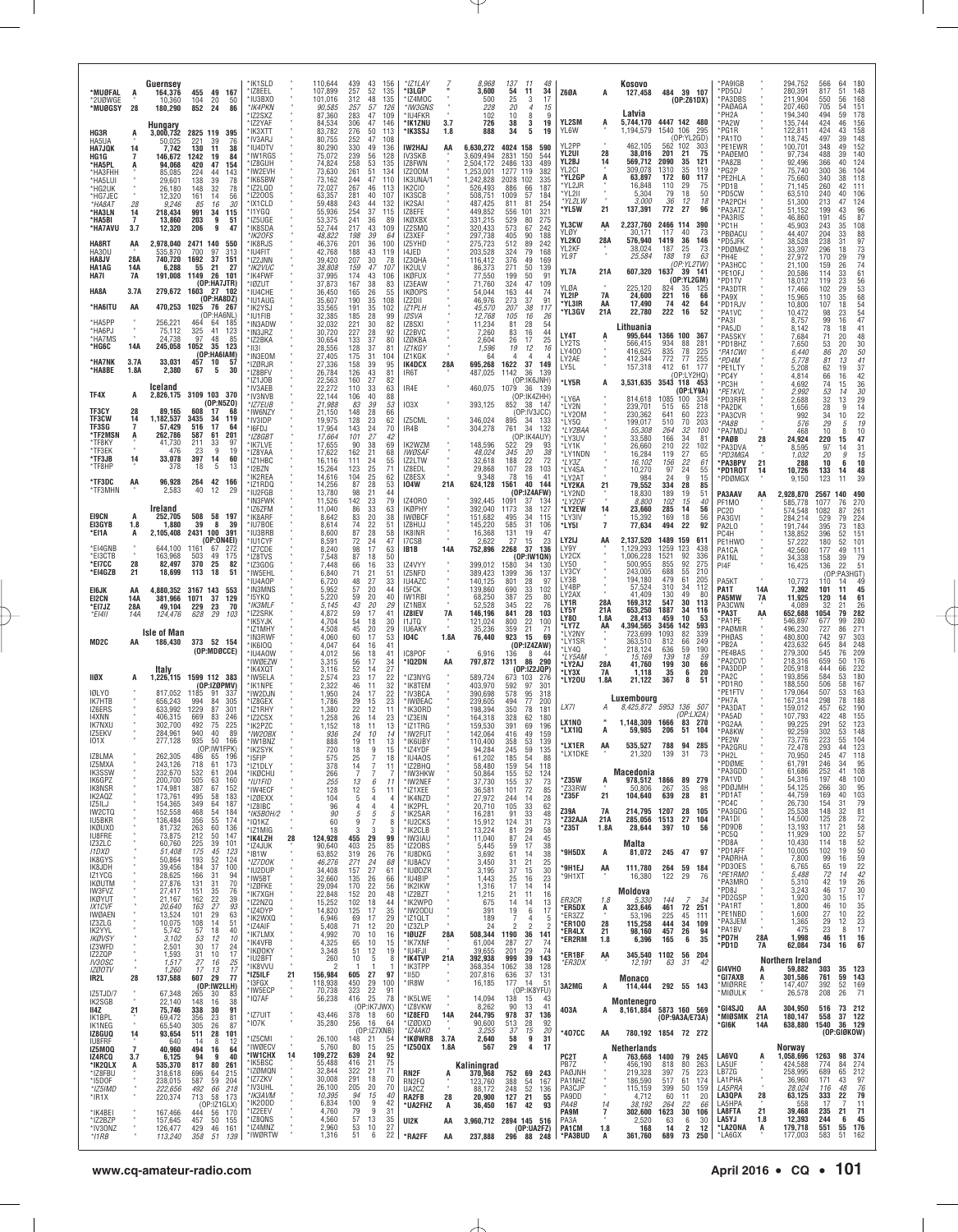### Guernsey

*MU0FAL A 164,376 455 49 167
*2U0WGE " 10,360 104 20 50
*MU0GSY 28 180,290 852 24 86

### Hungary

HG3R A 3,000,732 2825 119 395
HA5UA " 50,025 221 39 76
HA7JQK 14 7,742 130 11 38
HG1G 7 146,672 1242 19 84
*HA5PL A 94,068 420 47 154
*HA5FHH " 85,085 224 44 143
*HA5LUI " 29,601 138 39 78
*HG2UK " 26,180 148 32 78
*HG7JEC " 12,320 161 14 56
*HA8AT 28 9,246 85 16 30
*HA3LN 14 218,434 991 34 115
*HA5BI 7 13,860 203 9 51
*HA7AVU 3.7 12,320 206 9 47

HA8RT AA 2,978,040 2471 140 550
HA3OU " 535,870 700 97 313
HA8JV 28A 740,720 1692 37 151
HA1AG 14A 6,288 55 21 27
HA7I 7A 191,008 1149 26 101
(OP:HA7JTR)
HA8A 3.7A 279,672 1603 27 102
(OP:HA8DZ)
*HA6ITU AA 470,253 1025 76 267
(OP:HA6NL)
*HA5PP " 256,221 464 64 185
*HA6PJ " 75,112 325 41 123
*HA7MS " 24,738 97 48 85
*HG6C 14A 245,058 1052 35 123
(OP:HA6IAM)
*HA7NK 3.7A 33,031 457 10 57
*HA8BE 1.8A 2,380 67 5 30

### Iceland

TF4X A 2,826,175 3109 103 370
(OP:N5ZO)
TF3CY 28 89,165 608 17 68
TF3CW 14 1,182,537 3435 34 119
TF3SG 7 57,429 516 17 64
*TF2MSN A 262,786 587 61 201
*TF8KY " 41,730 211 33 97
*TF3EK " 476 23 9 19
*TF3JB 14 33,078 397 14 60
*TF8HP " 378 18 5 13

*TF3DC AA 96,928 264 42 166
*TF3MHN " 2,583 40 12 29

### Ireland

EI9CN A 252,705 508 58 197
EI3GYB 1.8 1,880 39 8 39
*EI1A A 2,105,408 2431 100 391
(OP:ON4EI)
*EI4GNB " 644,100 1161 67 233
*EI3CTB " 163,968 503 49 175
*EI7CC 28 82,497 370 25 82
*EI4GZB 21 18,699 113 18 51

EI6JK AA 4,880,352 3167 143 553
EI2CN 14A 381,966 1071 37 129
*EI7JZ 28A 49,104 229 23 70
*EI4II 14A 124,476 628 29 103

### Isle of Man

MD2C AA 186,430 373 52 154
(OP:MD0CCE)

### Italy

II0X A 1,226,115 1599 112 383
(OP:IZ0PMV)
I0LYO " 817,052 1185 91 337
IK7HTB " 656,243 994 84 305
IZ6ERS " 633,992 1229 87 301
I4XNN " 406,315 669 83 246
IK7NXU " 302,700 492 75 225
IZ5EKV " 284,961 940 40 89
IO1X " 277,128 935 50 166
(OP:IW1FPK)
IZ8LMA " 262,305 486 65 196
IZ5MXA " 243,126 718 61 173
IK3SSW " 232,670 532 61 204
IK6GPZ " 200,700 505 63 160
IK8NSR " 174,981 387 67 152
IK2AQZ " 173,761 495 58 183
IZ5ILJ " 154,365 349 64 187
IW2CTQ " 152,558 468 54 184
IU5BKR " 136,484 356 55 174
IK0UXO " 81,732 263 60 136
IU8FRE " 73,875 212 50 147
IZ3ZLC " 60,760 225 39 101
I1DXD " 51,408 175 45 123
IK8GYS " 50,864 193 52 124
IK8JDH " 39,456 184 37 100
IZ1YCG " 28,625 166 31 94
IK0UTM " 27,876 131 31 70
IW3FVZ " 27,417 151 35 76
IK0YUT " 21,167 162 22 39
IX1CVF " 20,640 163 27 93
IW0AEN " 13,524 101 29 63
IZ3ZLG " 10,075 108 14 51
IK2YYL " 5,742 57 18 40
IK0VSY " 3,102 53 12 10
IZ3WFD " 2,501 30 17 24
IZ2ZQP " 1,593 31 10 17
IV3OSC " 1,517 27 16 21
IZ0OTV " 1,260 17 13 17
IR2L 28 137,588 607 29 77
(OP:IW2LLH)
IZ5TJD/7 " 67,348 265 30 83
IK2SGB " 22,140 148 16 38
II4Z 21 75,746 338 30 91
IK1BPL " 69,472 356 23 81
IK1NEG " 65,540 305 26 87
IZ8GUQ 14 93,654 511 28 101
IU8FRF " 640 14 8 12
IZ5MOQ 7 40,960 494 16 64
IZ4RCQ 3.7 6,125 94 9 40
*IK2QLX A 535,370 817 80 261
*IZ8FBU " 318,618 696 64 215
*I5DOF " 238,015 587 59 204
*IZ5IMD " 222,656 492 66 218
*IR1X " 220,374 713 58 173
(OP:IZ1GLX)
*IK4BEI " 167,466 444 56 170
*IZ2BZP " 157,645 457 50 155
*IV3ONZ " 126,477 429 46 161
*I1RB " 113,240 358 51 139
*IK1SLD " 110,644 439 43 156
*IZ8EEL " 107,899 257 52 135
*IU3BXO " 101,016 312 48 135
*IK4PKN " 90,585 257 57 126
*IZ2SXZ " 87,360 283 47 109
*IZ2YAF " 84,534 306 47 146
*IK3XTT " 83,782 276 50 113
*IV3ARJ " 80,755 252 47 108
*IU4DTV " 80,290 330 49 136
*IW1RGS " 75,072 239 56 128
*IZ8GUH " 74,824 258 53 135
*IW2EVH " 73,630 261 51 134
*IK6SBW " 73,162 244 47 110
*IZ2LQD " 72,027 267 46 113
*IZ2OOS " 63,357 281 40 113
*IX1CLD " 59,488 243 44 132
*I1YGQ " 55,936 254 37 115
*IZ5UGE " 53,375 241 36 89
*IK8SDA " 52,744 217 43 109
*IK2OFS " 48,822 198 39 64
*IK8RJS " 46,376 201 36 100
*IU4FIT " 42,768 188 43 119
*IZ2JNN " 39,420 207 30 78
*IK2VUC " 38,808 159 47 107
*IK4FWF " 37,995 174 43 106
*I0ZUT " 37,873 167 38 83
*IU4CHE " 36,450 165 26 55
*IU1AUG " 35,607 190 35 108
*IK2YSJ " 33,565 191 35 102
*IU1FIB " 32,385 185 28 99
*IN3ADW " 32,032 221 30 82
*IN3JRZ " 30,720 227 28 92
*IZ2BKA " 30,654 133 37 80
*II3I " 28,556 128 37 81
*IN3EOM " 27,405 175 31 104
*IZ0RJR " 27,336 158 39 95
*IZ8BFV " 26,784 126 43 81
*IZ1JOB " 22,563 160 27 82
*IV3AEB " 22,272 110 33 63
*IV3NVB " 22,144 106 40 88
*IZ7EUB " 21,988 83 39 53
*IW6NZY " 21,150 148 28 66
*IV3IDP " 19,975 128 23 62
*I6FDJ " 17,954 143 24 70
*IZ8GBT " 17,664 101 27 42
*IK7LVE " 17,655 90 38 69
*IZ8YAA " 17,622 162 21 68
*IZ1HBC " 16,116 111 24 55
*IZ8ZN " 15,264 123 25 71
*IK2REA " 14,616 104 25 62
*IZ1RDQ " 14,256 87 28 53
*IU2FGB " 13,780 98 21 44
*IN3FWK " 11,526 142 23 79
*IZ6ZFM " 11,040 86 33 63
*IK8ARF " 8,642 83 20 38
*IU7BOE " 8,614 74 22 51
*IU3BRB " 8,600 87 28 58
*IU1CYF " 8,591 72 24 47
*IZ7CDE " 8,240 98 17 63
*IZ8TVS " 7,548 87 18 50
*IZ3GOG " 7,448 66 16 33
*IW5EHL " 6,840 71 21 51
*IU4AOP " 6,720 48 27 33
*IN3MNS " 5,952 57 20 44
*I5YKQ " 5,220 59 20 40
*IK3MLF " 5,145 43 20 29
*IZ2SRK " 4,872 59 17 41
*IK5YJK " 4,704 54 18 30
*IZ1MHY " 4,508 45 20 29
*IN3RWF " 4,060 60 17 53
*IK6IOQ " 4,047 64 16 41
*IU4AOW " 4,012 56 18 41
*IW0EZW " 3,315 56 17 34
*IK4XQT " 3,116 52 14 27
*IW5ELA " 2,574 23 17 22
*IK1NPE " 2,322 46 11 32
*IW2DJN " 1,950 24 17 22
*IZ8GEX " 1,786 29 15 23
*IZ1RHY " 1,380 22 12 11
*IZ2CSX " 1,258 26 14 23
*IK2PZC " 1,152 18 11 13
*IW2OBX " 936 24 10 14
*IW1BNZ " 888 19 11 13
*IK2SYK " 720 18 9 15
*I5FIP " 575 25 7 18
*IZ1DLY " 378 14 7 11
*IK0CHU " 266 7 7 7
*IU1FID " 255 13 6 11
*IW4ECF " 128 12 5 11
*IZ0EXX " 104 5 4 4
*IZ8IBC " 96 4 4 4
*IK5BOH/2 " 90 5 5 5
*IQ1KZ " 60 9 7 8
*IZ1MIG " 18 3 3 3
*IK4LZH 28 124,924 455 29 99
*IZ4JUK " 90,640 403 25 85
*IB1W " 63,852 319 26 76
*IZ7DOK " 46,276 271 24 68
*IU2DUP " 34,408 157 27 61
*IW5BT " 32,660 135 26 66
*IZ0FKE " 29,094 170 22 56
*IK7XGH " 22,848 152 20 48
*IZ2NZQ " 15,252 102 18 44
*IZ4DYP " 14,820 125 17 35
*IK2WXQ " 6,946 69 17 29
*IZ4AIF " 5,408 71 12 20
*IK7LMX " 4,992 70 10 16
*IK4VFB " 4,325 65 10 15
*IK6OKY " 3,348 51 12 19
*IU2BFT " 260 10 5 8
*IK8VVU " 2 1 1 1
*IZ6ILF 21 156,984 605 27 97
*I3FGX " 118,938 450 29 100
*IW5ECP " 70,738 323 22 91
*IQ7AF " 56,238 416 25 78
(OP:IK7JWX)
*IZ7UIT " 43,446 378 18 60
*IO7K " 35,280 256 16 64
(OP:IZ7XNB)
*IZ5CMI " 26,100 148 21 54
*IW0ECV " 5,760 80 15 25
*IW1CHX 14 109,272 639 24 92
*IK5BSC " 55,488 416 21 75
*IZ0MQN " 32,844 322 21 71
*IZ7XV " 30,008 291 18 70
*IV3JHL " 26,100 205 20 70
*IK3AVM " 10,395 94 15 40
*IK2ODD " 6,834 100 9 42
*IZ2EEV " 4,760 79 9 31
*IZ8QNS " 4,560 57 13 35
*IZ4MNZ " 2,960 53 10 27
*IW0RTW " 1,316 51 6 22
*IZ1LAY 7 8,968 137 11 48
*I3LGP " 3,600 54 11 34
*IZ4MOC " 500 25 3 17
*IW3GNS " 228 20 4 15
*IU4FKR " 102 10 8 9
*IK1ZNU 3.7 726 38 3 19
*IK3SSJ 1.8 888 34 5 19

IW2HAJ AA 6,630,272 4024 158 590
IV3SKB " 3,609,494 2831 150 544
IZ8FWN " 2,504,172 2486 133 489
IZ2DOM " 1,253,001 1277 119 382
IK3UNA/1 " 1,242,828 2028 102 335
IK2CIO " 526,493 886 66 187
IK3SCB " 508,751 1009 57 184
IK2SAI " 487,425 811 81 254
IZ8EFE " 449,852 556 101 321
IK0XBX " 331,215 529 80 275
IZ2SMQ " 320,433 573 67 242
IZ3XEF " 297,738 405 90 188
IZ5YHD " 275,723 512 89 242
I4JED " 203,528 324 79 168
IZ3QHA " 116,412 376 49 169
IK2ULV " 86,373 271 50 139
IK0FUX " 77,550 199 50 91
IZ3EAW " 71,760 324 47 109
IK0OPS " 54,044 163 44 74
IZ2DII " 46,976 273 37 91
IZ1PLH " 45,570 207 38 117
IZ5VA " 12,768 105 16 26
IZ8SXI " 11,234 81 28 54
IZ2BVC " 7,260 83 16 44
IZ0KBA " 2,604 26 17 25
IZ1KGY " 1,596 19 12 16
IZ1KGK " 64 4 4 4
IK4DCX 28A 695,268 1622 37 149
IR6T " 487,025 1142 36 139
(OP:IK6JNH)
IR4E " 460,075 1079 36 139
(OP:IK4ZHH)
IO3X " 393,125 852 38 147
(OP:IV3JCC)
IZ5CML " 346,024 895 34 133
IR4B " 304,278 761 34 132
(OP:IK4AUY)
IK2WZM " 148,596 522 29 93
IW0SAF " 48,024 345 20 38
IZ2LTW " 32,618 188 22 72
IZ8EDL " 29,868 107 28 103
IZ8ESX " 9,348 78 16 41
IO4W 21A 624,128 1561 40 144
(OP:IZ4AFW)
IZ4ORO " 392,445 1091 37 134
IK0PHY " 392,040 1173 38 127
IW0BCF " 151,682 495 34 115
IZ8HUJ " 145,220 585 31 106
IK8INR " 16,368 131 19 47
I7CSB " 2,622 27 15 23
IB1B 14A 752,896 2268 37 136
(OP:IW1QN)
IZ4VYY " 399,012 1580 34 130
IZ5NFD " 389,423 1399 36 137
IU4AZC " 140,125 801 28 97
I5FCK " 139,860 690 33 102
IW1RBI " 68,250 387 25 80
IZ1NBX " 52,528 345 22 76
IZ8IEV 7A 146,196 841 28 103
I1JTQ " 121,024 800 22 100
IU6AKY " 35,236 359 21 71
IO4C 1.8A 76,440 923 15 69
(OP:IZ4ZAW)
IC8POF " 6,916 136 8 44
*IQ2DN AA 797,872 1311 86 290
(OP:IZ2JQP)
*IZ3NYG " 589,724 673 103 276
*IK8TEM " 403,970 592 97 301
*IV3BCA " 390,698 578 95 318
*IW0EAC " 239,605 494 77 200
*IK3ORD " 198,394 350 78 181
*IZ3EIN " 164,318 328 62 180
*IZ1TRG " 159,530 391 69 196
*IW2FUT " 142,064 416 49 159
*IK6UBY " 110,400 358 53 139
*IZ4YDF " 94,284 245 59 135
*IU4AOS " 61,200 185 54 88
*IZ2BHQ " 58,480 159 54 118
*IW3HKW " 50,864 155 52 124
*IW2NEF " 37,730 155 37 73
*IZ1XEE " 36,581 101 72 85
*IK4NZD " 27,972 244 14 28
*IK2PFL " 20,710 105 33 62
*IK2SAR " 16,281 91 33 48
*IU2CKS " 15,912 124 31 73
*IK2CLB " 13,224 81 29 58
*IW3IAU " 11,040 87 24 45
*IZ2OBS " 5,445 59 17 38
*IU8DKG " 3,692 61 14 38
*IU8ACV " 3,450 31 21 25
*IU0DZR " 3,195 37 15 30
*IU4BIP " 1,443 25 16 23
*IK2IKW " 1,316 17 14 14
*IZ2BZT " 1,215 21 11 16
*IK2WPO " 675 14 13 14
*IW2ODU " 391 19 6 17
*IZ1QLT " 189 7 4 5
*IZ3ZLP " 24 2 2 2
*I0UZF 28A 508,344 1190 36 141
*IK7XNF " 61,004 287 27 74
*IU4FJI " 39,655 201 29 74
*IK4TVP 21A 392,938 999 39 143
*IK3TPP " 368,354 1062 38 128
*II5D " 207,816 636 37 131
*IR8W " 16,185 177 14 51
(OP:IK8YFU)
*IK5LWE " 14,094 138 15 43
*IZ8VKW " 8,262 90 13 41
*IZ8EFD 14A 244,795 978 37 136
*IZ0DXD " 90,600 513 28 92
*IZ4AKO " 3,255 37 15 20
*IK0WRB 3.7A 2,640 58 9 31
*IZ5OQX 1.8A 567 29 4 17

### Kaliningrad

RN2F A 370,968 752 69 243
RN2FQ " 123,760 388 54 167
UA2CZ " 88,172 248 52 136
RA2FB 28 20,900 127 21 55
*UA2FHZ A 36,450 167 42 93

UI2K AA 3,960,712 2894 145 516
(OP:UA2FZ)
*RA2FF AA 237,888 296 88 248

### Kosovo

Z60A A 127,458 484 39 107
(OP:Z61DX)

### Latvia

YL2SM A 5,744,170 4447 142 480
YL6W " 1,194,579 1540 106 295
(OP:YL2GD)
YL2PP " 462,105 562 102 303
YL2UI 28 38,016 201 21 75
YL2BJ 14 569,712 2090 35 121
YL2CI " 309,078 1310 35 119
*YL2GP A 63,897 172 60 117
*YL2JR " 16,848 110 29 75
*YL2II " 5,304 79 18 50
*YL2LW " 3,000 36 12 18
*YL5W 21 137,391 772 27 96

YL3CW AA 2,237,760 2466 114 390
YL0Y " 30,171 117 40 73
YL2KO 28A 576,940 1419 36 146
YL2KF " 38,024 187 25 73
YL9T " 25,584 188 19 63
(OP:YL2TW)
YL7A 21A 607,320 1637 39 141
(OP:YL2GM)
YL0A " 225,120 824 35 125
YL2IP 7A 24,600 221 16 66
*YL3IR AA 17,490 74 42 64
*YL3GV 21A 22,780 222 16 52

### Lithuania

LY4T A 995,644 1366 100 367
LY2TS " 566,415 934 88 281
LY4OO " 416,625 835 78 225
LY2AE " 412,344 772 77 255
LY5L " 157,318 412 61 177
(OP:LY2HQ)
*LY5R A 3,531,635 3543 118 453
(OP:LY9A)
*LY6A " 814,618 1085 100 334
*LY2N " 239,701 515 65 218
*LY2OM " 230,362 641 60 223
*LY5Q " 199,017 510 70 203
*LY2BAA " 55,308 264 32 100
*LY3UV " 33,580 166 34 81
*LY1K " 26,660 210 22 102
*LY1NDN " 16,284 119 27 65
*LY3Z " 16,102 156 22 61
*LY4SA " 10,270 97 24 55
*LY2AT " 984 24 9 15
*LY2KA 21 79,552 334 28 85
*LY2ND " 18,830 189 19 51
*LY2OF " 8,800 102 15 40
*LY2EW 14 23,660 285 14 56
*LY3IV " 15,392 169 18 56
*LY9I 7 77,634 494 22 92

LY2IJ AA 2,137,520 1489 159 611
LY9Y " 1,129,293 1259 123 438
LY2CX " 1,006,228 1521 92 336
LY5O " 500,955 855 92 275
LY3CY " 243,005 688 55 210
LY3B " 194,180 479 61 205
LY4BP " 57,524 310 34 112
LY2AX " 41,409 130 49 80
LY1R 28A 169,312 547 30 113
LY5Y 21A 653,250 1887 34 116
LY8O 1.8A 28,413 459 10 53
*LY7Z AA 4,394,565 3456 142 593
*LY2NY " 723,699 1093 82 339
*LY1SR " 363,510 812 66 249
*LY4Q " 218,124 636 59 190
*LY5AM " 15,169 139 18 59
*LY2AJ 28A 41,760 199 30 66
*LY3X 7A 1,118 35 6 20
*LY2OU 1.8A 21,122 367 8 51

### Luxembourg

LX7I A 8,425,872 5953 136 507
(OP:LX2A)
LX1NO " 1,148,309 1666 83 270
*LX1IQ A 59,985 206 51 104

*LX1ER AA 535,527 788 94 285
*LX1DKE " 21,320 139 31 73

### Macedonia

*Z35W A 978,512 1866 89 279
*Z33RW " 50,806 267 35 98
*Z35F 21 104,640 639 28 81

Z39A 7A 214,795 1207 28 105
*Z32AJA 21A 285,056 1513 27 104
*Z35T 1.8A 28,644 397 10 56

### Malta

*9H5DX A 81,072 245 47 97

*9H1EJ AA 111,780 264 59 184
*9H1XT " 16,380 122 29 76

### Moldova

ER3CR 1.8 5,330 144 7 34
*ER5DX A 323,646 461 72 251
*ER3ZZ " 53,196 225 45 111
*ER1OO 28 115,258 444 34 109
*ER4LX 21 98,160 457 26 94
*ER2RM 1.8 6,396 165 6 35

*ER1BF AA 345,540 1102 56 124
*ER3DX " 12,191 63 31 42

### Monaco

3A2MG A 114,444 292 55 143

### Montenegro

4O3A A 8,161,884 5873 160 569
(OP:9A3A/E73A)

*4O7CC AA 780,192 1854 72 272

### Netherlands

PC2T A 763,668 1400 79 245
PB7Z " 456,190 818 80 263
PA0JNH " 219,328 397 75 223
PA1NHZ " 186,590 517 61 174
PA3CJP " 115,159 399 50 159
PA9DD " 4,712 60 11 20
PA4B 14 38,192 264 22 66
PA0M 7 302,600 1623 30 106
PA3A " 2,520 63 6 30
PA1CM 1.8 168 14 2 12
*PA3BUD A 361,760 689 73 210
*PA9IGB " 294,752 566 64 180
*PD5DJ " 280,391 817 51 148
*PA3DBS " 211,904 550 56 168
*PA0AGA " 207,460 705 54 151
*PH2A " 194,340 494 59 178
*PA2W " 135,744 424 46 156
*PG1R " 122,811 424 43 158
*PA1TO " 118,745 497 39 148
*PE1EWR " 100,701 348 49 152
*PA0EMO " 97,734 488 39 140
*PA8ZB " 92,496 366 40 124
*PG2P " 75,740 300 36 104
*PE2HLA " 75,660 340 38 118
*PD1B " 71,145 260 42 111
*PD5CW " 63,510 240 40 106
*PA2PCH " 51,300 213 47 124
*PA3ATZ " 51,152 199 43 96
*PA3RIS " 46,860 191 45 87
*PC1H " 45,903 243 35 108
*PB0ACU " 44,407 204 33 88
*PD5JFK " 38,528 238 31 97
*PD0MHZ " 33,397 296 18 73
*PH4E " 27,972 170 29 79
*PA3HCC " 21,100 159 26 74
*PE1OFJ " 20,586 114 33 61
*PD1TV " 18,012 119 23 56
*PA3DTR " 17,466 102 29 53
*PA9X " 15,965 110 35 68
*PD1RJV " 10,800 107 18 54
*PA1VC " 10,472 98 23 54
*PA3I " 8,757 99 16 47
*PA5JD " 8,142 78 18 41
*PA5SKY " 7,684 71 20 48
*PD1BHZ " 7,650 53 20 30
*PA1CWI " 6,440 86 20 50
*PD4M " 5,778 81 13 41
*PE1LTY " 5,208 62 19 37
*PC4Y " 4,814 66 16 42
*PC3H " 4,692 74 15 36
*PE1KVL " 2,992 53 14 30
*PD3RFR " 2,688 32 13 29
*PA2DK " 1,656 28 9 14
*PA3CVR " 992 34 10 22
*PA8B " 576 29 5 19
*PA7MDJ " 468 10 8 10
*PA0B 28 24,924 220 15 47
*PA3DVA " 8,595 97 14 31
*PD3MGA " 1,032 20 9 15
*PA3BPV 21 288 10 6 10
*PD1ROT 14 10,726 133 14 48
*PD0MGX " 9,150 123 11 39

PA3AAV AA 2,928,870 2567 140 490
PF1MO " 585,778 1077 76 270
PC2D " 574,548 1082 87 261
PA3GVI " 284,214 529 79 224
PA2LO " 191,744 395 73 183
PC4H " 138,852 396 52 151
PE1HWO " 57,222 180 52 101
PA1CA " 42,560 177 49 111
PA1NL " 34,338 158 39 79
PI4F " 16,425 136 22 51
(OP:PA3HGT)
PA5KT " 10,773 110 14 49
PA1T 14A 7,392 101 11 45
PA5MW 7A 11,925 120 14 61
PA3CWN " 4,089 32 21 26
*PA3T AA 652,608 1054 79 282
*PA1FE " 546,897 677 99 280
*PA0MIR " 496,230 727 86 271
*PH0AS " 480,800 742 97 303
*PB2A " 423,632 645 84 248
*PE4BAS " 279,300 545 76 209
*PA2CVD " 218,316 659 50 176
*PA3DDP " 205,918 444 66 232
*PA2C " 193,856 584 53 180
*PD1RO " 188,550 506 58 167
*PE1FTV " 179,064 507 53 163
*PH7A " 167,314 298 78 188
*PA3DAT " 159,012 457 62 190
*PA5AD " 107,793 422 48 155
*PG2AA " 99,225 291 52 123
*PA8KW " 92,259 302 53 144
*PE2W " 73,776 223 55 104
*PA2GRU " 72,478 293 44 123
*PH2L " 70,950 245 47 118
*PD0ME " 61,791 246 34 95
*PA3GDD " 61,686 252 41 108
*PA1VD " 54,316 197 48 100
*PD0JMH " 54,125 266 30 95
*PD1AT " 44,759 169 40 103
*PC4C " 26,730 154 31 79
*PA3GDG " 25,538 148 32 81
*PA1DI " 14,500 125 28 72
*PD9DB " 13,193 117 21 58
*PC5Q " 11,929 100 22 57
*PD8A " 10,430 114 18 52
*PD1AFF " 10,005 102 19 50
*PA0RHA " 7,800 99 16 59
*PD3OES " 6,765 65 19 22
*PE1RMO " 5,488 72 14 42
*PA3MRO " 5,310 42 19 26
*PD8J " 3,243 46 17 30
*PD2GSP " 1,920 30 15 17
*PA1RT " 1,800 46 10 35
*PE1NBD " 1,600 27 10 22
*PA3JEM " 1,365 29 12 23
*PA1BV " 475 23 8 17
*PD7H 28A 1,998 46 11 16
*PD1D 7A 62,084 734 16 67

### Northern Ireland

GI4VHO A 59,882 303 35 123
*GI7AXB A 301,586 761 59 143
*MI0RRE " 147,407 392 52 169
*MI0ULK " 26,578 208 26 71

*GI4SJQ AA 304,950 516 73 212
*MI0SMK 21A 180,147 558 37 122
*GI6K 14A 638,880 1540 36 129
(OP:GI0KOW)

### Norway

LA6VQ A 1,058,696 1263 98 374
LA5UF " 424,588 774 84 274
LB7ZG " 258,996 689 65 212
LA1PHA " 36,960 171 43 97
LA5PRA " 28,024 116 48 76
LA3QPA 28 63,125 333 22 79
LA5HPA " 558 17 7 11
LA8FTA 21 39,468 235 21 71
LA5YJ 1.8 12,393 244 6 45
*LA2ONA A 179,718 551 55 178
*LA6GX " 177,003 583 51 162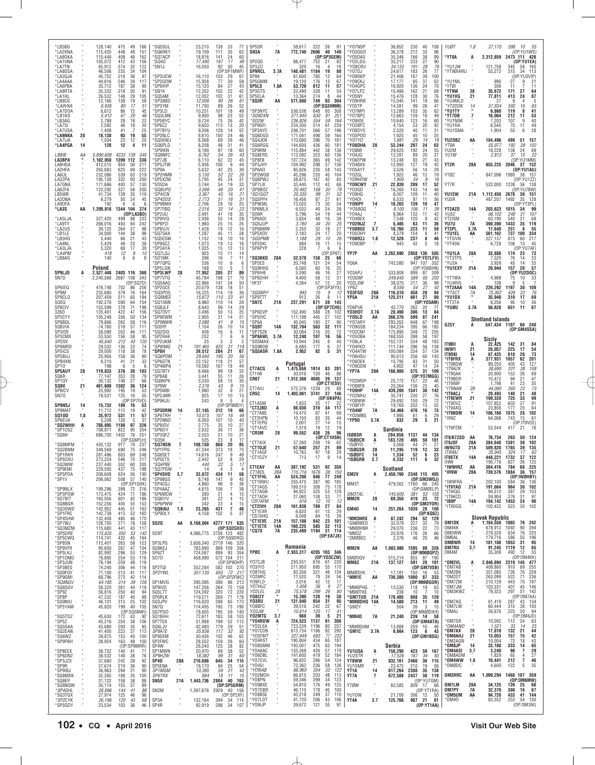*LB5BG 128,140 475 49 166
*LA2XNA 115,420 448 48 151
*LA8OKA 110,448 408 46 162
*LA1VNA 105,072 412 43 156
*LA7TN 65,912 374 32 122
*LA8OSA 46,506 235 34 104
*LA2QJA 45,752 218 36 97
*LA4AAA 44,616 246 39 117
*LA6PBA 35,712 187 38 90
*LA8RTA 35,332 218 30 91
*LA1HL 26,532 148 29 105
*LB8CG 12,166 138 19 58
*LA9VKA 6,936 80 17 51
*LA7DOA 6,612 86 12 45
*LB1KG 5,412 67 20 46
*LB3AG 2,788 28 18 23
*LA7SI 2,592 46 18 30
*LA7USA 1,408 41 7 25
*LA9NKA 28 18,130 93 19 55
*LA7IJA " 1,504 23 12 20
*LA4PGA 14 120 12 4 11

LB8IB AA 5,890,608 4233 139 545
LA3BPA " 1,102,050 1399 112 338
LA8HGA 412,515 854 56 211
LA2HFA 265,683 625 69 222
LA6UL 232,086 539 63 219
LA3ZPA 195,138 332 93 200
LA7GNA 171,666 493 57 130
LA6ZFA 122,292 327 58 200
LB5WB 41,734 139 35 119
LA3DNA 6,279 50 24 45
LA9DFA 192 6 6 6
*LA3S AA 1,209,818 1344 104 374
(OP:LA3BO)
*LA5LJA 327,420 499 88 233
*LA9TY 266,016 450 84 242
*LA2US 39,125 264 27 98
*LB1LE 34,000 144 38 98
*LB5HG 5,440 66 21 43
*LA4NL 5,429 49 23 38
*LA3LJA 5,320 69 17 39
*LA4PM 418 12 9 10
*LB8AG 140 8 6 8

## Poland

SP9LJD A 2,527,448 2403 116 368
SN7D " 2,240,568 2687 108 343
(OP:SQ7D)
SP6IEQ 476,748 702 86 256
SP9IVD 235,680 379 76 164
SP9CLO 207,459 511 65 194
SQ5Q 192,276 590 64 154
SP8CIV 153,599 378 71 198
3Z6O 135,401 422 47 156
SP3CYY 105,248 356 50 134
SP8BQL 79,866 262 58 116
SQ6VIA 74,760 218 57 111
SP3IOE 58,090 202 46 111
SP3CMX 53,550 156 58 95
SP2XX 45,640 212 43 120
SP8MRD 29,532 136 33 74
SP5ICS 29,000 118 38 78
SP5UJ 25,956 158 36 90
SP8HXN 6,210 41 21 33
SP1O 198 6 5 6
SP5AUY 28 119,833 376 30 103
SQ6R " 77,147 353 28 79
SP1QY " 30,132 148 27 66
SQ9V 21 461,600 1302 36 124
SP8ICV " 25,992 195 19 53
SN7O " 18,531 125 16 55
(OP:SP7IVO)
SP9NSJ 14 15,732 189 16 53
SP9MAT " 11,712 112 19 42
SQ1OD 1.8 35,972 531 11 57
SP6EUA " 5,208 130 5 37
*SQ2WHH A 788,895 1180 97 326
*SP1DSZ " 708,971 822 95 354
*SQ6H " 686,700 1402 76 251
(OP:SQ6PLH)
*SQ8MFM 435,132 917 79 237
*SQ2BNM 349,569 690 75 246
*SP1RKR 281,496 603 69 219
*SP5DXU 273,224 546 70 217
*SQ3WW 237,440 552 60 205
*SP9EMI 229,593 437 75 198
*SP5PDA 208,608 624 56 190
*SP1V 206,062 508 57 140
(OP:SP1QXK)
*SP9NLX 199,296 399 72 216
*SP3POW 173,475 424 71 186
*SO7BIT 160,056 601 42 186
*SQ8BGR 152,256 405 55 153
*SQ3SWD 142,952 445 51 163
*SP1FRC 142,738 413 52 162
*SP4SHW 132,408 485 46 170
*SP7WJ 128,700 271 76 158
*SQ3MZM 115,680 441 43 117
*SP5DRE 115,635 350 53 142
*SP5CWQ 114,741 432 45 164
*SP8SN 112,401 263 58 123
*SP9VFR 90,600 267 47 104
*SP5LKJ 82,992 296 53 129
*SP1DMD 76,895 254 53 116
*SP3JUN 76,194 259 48 118
*SP3BES 74,240 306 44 116
*SQ9FQY 71,100 313 41 117
*SP9GMI 68,796 273 42 114
*SQ8NGV 64,185 314 39 126
*SQ6SGV 58,320 261 44 118
*SP9J 56,816 250 40 94
*SP8P 47,232 187 40 88
*SQ9NIU 46,101 313 25 102
*SP5AYM 45,820 199 40 105
(OP:SQ5NWI)
*SQ5TDZ 45,630 172 43 92
*SP5Z 45,216 250 38 106
*SQ5SAA 43,680 200 35 85
*SQ2EAN 41,400 223 37 113
*SQ6WZ 39,875 153 45 100
*SQ9FBH 38,924 163 48 100
(OP:SP9MRR)
*SP8EEX 38,752 140 41 71
*SP6DNZ 38,532 148 38 76
*SP3JZX 37,680 242 28 92
*SP9R 37,674 219 36 90
*SP9IBJ 36,963 294 21 90
*SP3MXK 32,265 178 35 80
*SQ8EP 31,122 158 38 88
*SQ8NOW 30,114 155 37 89
*SP4GHL 28,896 144 41 88
*SQ3TGX 27,974 125 46 95
*SP2CYK 26,196 120 43 68
*SP5GDY 23,534 103 36 46
*SQ5SUL 23,210 138 33 77
*SQ6RKY 19,109 111 35 62
*SQ7AGP 18,816 141 24 60
*SQ4G 17,490 197 17 49
*SN1J 16,350 92 30 45
(OP:SP1MWF)
*SP3UCW 16,110 103 29 61
*SP2GOW 15,928 77 30 58
*SP9IHP 15,120 84 27 43
*SN1K 12,352 102 22 42
*SQ5AM 12,052 102 31 61
*SP3BBS 12,006 90 26 61
*SP3YM 11,700 89 26 52
*SP3LD 10,251 101 18 49
*SQ3LMK 9,900 98 23 52
*SP5BYC 9,724 75 26 42
*SP6CZ 9,603 113 13 20
*SP7BYU 9,306 128 14 52
*SP2BLC 8,610 100 24 46
*SQ5KWJ 8,568 69 26 46
*SQ6PLD 8,208 48 31 41
*SP9IKN 8,190 97 18 60
*SQ9NFC 6,762 54 26 43
*SP7JB 6,110 62 22 43
*SP5JTW 5,936 100 9 44
*SP9A 5,632 42 25 39
*SP2HMN 5,130 52 22 35
*SP5XZM 3,795 45 24 31
*SO5DA 3,744 54 19 33
*SQ8UPS 3,599 48 20 41
*SP4ICN 3,367 43 16 21
*SP4DDS 2,773 51 16 31
*SP9BMH 2,706 28 16 25
*SP7FBQ 2,516 32 14 23
*SP2UU 2,491 41 18 35
*SQ7OVT 2,436 55 14 28
*SP9EWM 1,960 25 15 25
*SP8VJV 1,428 19 12 16
*SQ7SAX 1,287 45 11 28
*SQ5ESM 1,152 18 10 14
*SP9SCZ 1,073 19 13 16
*SP3AYA 1,025 15 12 13
*SQ7LQJ 925 15 11 14
*SO1MK 396 16 7 11
*SP7QPG 336 10 6 6
*SP5LGN 168 10 5 7
*SP3LWP 28 77,952 285 27 89
*SP7VTQ " 45,784 198 27 70
*SQ5AAG 22,866 147 24 50
*SP2GCE 20,079 138 18 51
*SQ3POS 16,225 114 19 36
*SQ9MEE 15,872 110 23 41
*SQ1SNN 8,960 110 14 26
*SQ8JLF 8,643 99 14 29
*SQ7OVT 3,496 50 13 25
*SP9EWM 2,905 31 14 21
*SP9WWN 2,088 41 9 15
*SO5FF 1,104 26 10 14
*SQ2SIQ 408 16 6 11
*SP2RAK 252 7 6 6
*SP2UKM 25 3 2 3
*SP8IMG 21 191,465 625 31 118
*SP8H 39,512 284 21 67
*SQ6POM 29,640 195 20 56
*SP6GTN 22,152 118 21 57
*SP4MPA 19,592 167 18 44
*SQ7BTY 8,466 99 18 33
*SP8AB 3,441 55 11 26
*SQ9KPK 3,330 58 15 30
*SP9W 2,376 43 9 15
*SP5MBI 1,980 32 9 21
*SP2JMR 825 17 10 15
*SP9KJU 243 9 5 4
(OP:SP9MDY)
*SP3DRM 14 37,145 312 19 66
*SP6TRH 10,075 107 16 49
*SP2NNO 6,050 107 10 40
*SP8IOV 2,775 35 10 27
*SP6EIY 2,632 36 11 36
*SP3QFZ 2,553 51 10 27
*SO5K 525 23 8 17
*SO7NSN 7 108,150 868 20 85
*SP1FPG 47,244 373 18 75
*SQ8SET 14,616 247 9 49
*SP5ETS 2,442 52 8 29
*SQ4PBE 440 22 5 17
*SQ7PGW 14 4 3 4
*SP4SHD 3.7 33,672 434 11 58
*SP9BGS 8,748 147 9 45
*SP4CGJ 4,860 96 9 36
*SP4AAZ 4,815 106 7 38
*SP6MCW 380 21 4 15
*SQ6IVY 361 22 4 15
*SP6PWW 342 23 4 15
*SQ9IAU 1.8 23,265 431 7 48
*SP9DLY 4,158 102 5 37

SO2O AA 8,168,004 4277 171 635
(OP:SQ2GXO)
SO9T 4,086,775 3756 123 482
(OP:SQ9ORQ)
SP3LPG 3,656,340 2719 146 520
SQ9KEJ 783,990 889 109 356
SP6ZT 724,587 899 93 354
SO7O 458,990 572 104 311
(OP:SP9DHP)
SP2TQI 352,284 582 102 270
SP2YWL 351,135 650 72 217
(OP:SP2IWC)
SP1MVG 295,095 390 96 213
SP9IVD 147,256 264 75 158
SQ5LTT 124,392 320 72 220
SP6RLK 119,271 269 71 178
SQ3JPV 116,620 298 65 173
SN7O 114,405 195 73 190
SQ7PGO 78,600 195 73 190
SQ1BHH 72,611 183 58 103
SP1TEX 51,988 199 52 112
SQ6LJV 42,480 179 29 51
SP9ATE 35,836 117 32 92
SP9DEM 30,456 102 46 62
SP2FWC 28,552 159 26 60
SP4W 26,040 125 38 82
SP1MWN 20,970 89 38 52
SP9HZW 18,382 99 31 60
SP4D 28A 210,686 645 34 115
SP5ENA 18,170 94 25 54
SP1MSM 10,395 59 21 42
SP6TRX 884 18 11 15
SN5X 21A 1,443,736 2804 40 163
(OP:SP5GRM)
SN2M 1,397,676 2929 40 156
(OP:SP2XF)
SP3A 132,164 394 34 114
SP4R 92,919 298 34 107
SP5SR 58,617 222 26 91
SN3A 7A 772,740 2606 40 140
(OP:SP3GEM)
SP2QG 88,477 752 21 82
SP3JZI 320 16 4 16
SP9RCL 3.7A 140,481 1184 19 80
SP8K 61,600 785 13 64
SP5GMM 19,120 176 13 67
SP5LS 1.8A 53,720 812 11 57
SP3GTS 22,490 328 11 54
SP5ELA 13,364 274 8 44
*SQ3R AA 571,680 749 93 304
(OP:SQ3HMM)
*SP3NYC 536,538 648 93 308
*SO9DXN 371,840 630 81 251
*SQ2W 236,826 554 59 164
*SP9GFI 234,300 514 61 239
*SP2AYC 206,701 566 57 196
*SQ6DGO 171,041 498 59 164
*SQ4JEN 170,680 396 70 181
*SQ6RGG 144,600 436 60 181
*SP9RM 115,884 442 38 136
*SQ8ERS 113,092 323 60 136
*SP8FB 107,724 365 49 142
*SP3JHY 104,992 298 57 136
*SP6AO 85,626 226 58 143
*SP2WGB 45,296 220 45 104
*SQ6FWP 38,875 167 42 83
*SP7LIE 33,440 112 42 68
*SP8BOZ 20,492 158 30 79
*SQ1GQT 20,335 99 31 52
*SQ5PFH 16,456 87 27 61
*SP9EML 13,020 73 30 54
*SP6MLX 6,032 40 24 28
*SQ6R 5,796 54 19 44
*SP6ADI 3,834 48 16 38
*SQ5JUP 3,780 34 20 25
*SP8BMW 2,250 32 18 27
*SQ4DV 2,183 24 17 20
*SQ5PMB 1,188 29 10 26
*SP2DKI 884 16 11 15
*SP6PYP 228 7 6 6
(OP:SP6ET)
*SQ3KKO 28A 32,578 158 25 66
*SP5ES 20,748 121 24 54
*SQ9HHG 6,560 60 16 25
*SP6IHE 5,590 46 16 27
*SP6DHH 4,400 58 13 31
*HF3T 4,384 57 12 20
(OP:SP3FYX)
*SQ5NRY 945 15 8 12
*SP9TTT 912 26 8 11
*SN7C 21A 237,291 671 38 143
(OP:SP7CHS)
*SP6DVP 152,490 588 28 102
*SP5IVC 111,198 445 27 102
*SP6A 45,045 180 27 90
*SQ9T 14A 132,704 563 32 111
*SP7SZK 30,084 216 20 72
*SP8AWL 3.7A 12,240 107 16 56
*SO5MAX 10,944 245 8 40
*SQ9BDB 6,880 177 6 37
*SQ5ASR 1.8A 2,952 82 5 31

## Portugal

CT7ACG A 1,475,856 1914 83 281
CT1IW 30,016 120 46 88
CR6T 21 1,512,368 4005 39 137
(OP:CT1ESV)
CT7AIU 272,376 1239 29 88
CR5C 14 1,403,061 3741 37 146
(OP:OK4PA)
CT1ASM 1,833 25 17 22
*CT2JBD A 80,030 310 34 117
*CT7ABE 19,470 87 41 69
*CT2HPN 10,150 83 26 44
*CT1EPQ 2,001 27 14 15
*CT1AVC 1,519 19 12 19
*CR5M 28 99,552 438 26 96
(OP:CT1HSN)
*CT7AIX 37,260 208 19 62
*CT1DJE 21 57,640 257 21 89
*CT1AGF 10,763 97 18 29
*CT1DZY 713 17 9 14
CT1EAV AA 387,192 531 92 350
CT1BOL 28A 715,716 1676 38 150
*CT1FHL AA 524,208 946 77 249
*CT1BWU 255,475 387 90 185
*CT1AGS 169,510 308 75 178
*CT7AGN 94,822 325 53 129
*CT7ADH 27,060 138 33 77
*CR7AFM 616 12 10 12
*CT2IVH 28A 161,838 789 27 84
*CT1EXR 6,820 61 15 29
*CS7AHQ 6,048 64 15 39
*CT1EVE 21A 157,108 942 23 101
*CT1ETX 14A 160,225 585 32 113
*CQ7X 7A 235,480 1194 31 114
(OP:EA7JX)

## Romania

YP0C A 2,933,317 4205 103 346
(OP:YO3CZW)
YO7CJB 250,551 616 61 230
YO3IYO 211,950 695 55 170
YO8THG 83,356 321 48 134
YO2MFC 11,520 78 24 36
YO9FLD 3,016 42 12 17
YO7HUZ 1,008 36 9 27
YO2LEL 28 75,578 299 26 80
YO8CIY 15,390 128 19 38
YO3RU 21 131,040 654 31 95
YO8BFC 39,516 242 22 67
YO3JW 10,614 125 17 41
YO2MTG 3.7 988 39 5 21
*YO4RDW A 724,523 1137 91 300
*YO6LBA 723,539 1196 80 257
*YO7CDB 613,734 1186 82 292
*YO5FMT 327,849 683 77 232
*YO4RST 195,804 434 65 187
*YO8SMM 193,007 475 63 194
*YO4AAC 155,268 426 57 170
*YO6DBL 141,600 419 52 184
*YO7CVL 96,832 286 54 124
*YO4SI 72,362 236 58 136
*YO9IAB 66,960 354 33 122
*YO2MOH 66,815 203 48 113
*YO8PN 59,346 299 34 123
*YO8BXE 54,210 176 49 125
*YO7BBR 46,110 178 45 100
*YO8BSE 43,218 249 37 110
*YO7LDT 41,720 206 43 106
*YO9IJP 39,672 121 55 97
*YO7NSP 36,852 230 40 108
*YO3GGO 36,378 212 33 96
*YO5DAS 35,346 166 38 99
*YO2LDU 35,217 233 27 90
*YO8CRU 34,133 191 28 79
*YO7DJ 24,617 183 26 77
*YO8RKP 21,406 187 39 100
*YO9CKJ 17,177 85 37 52
*YO4GPC 16,920 136 24 70
*YO7LPZ 15,486 162 21 68
*YO5NY 15,476 128 30 76
*YO9HRB 15,045 141 19 66
*YO5TP 14,381 99 26 47
*YO7MPI 13,289 103 35 62
*YO7BPC 12,663 139 18 49
*YO9IDE 10,640 123 16 60
*YO2BPZ 4,154 53 20 42
*YO8SYS 2,520 40 11 31
*YO5POO 1,925 45 10 25
*YO7YO 1,881 29 14 19
*YO8DHA 28 53,244 297 24 63
*YO8MI 29,625 192 24 55
*YO4JQ 13,281 89 20 37
*YO6FPW 13,248 93 21 43
*YO4BXX 12,993 127 19 42
*YO5AYT 3,526 56 14 29
*YO2GL 1,922 46 12 19
*YO9HOW 1,900 34 9 16
*YO9CWY 21 22,839 209 17 52
*YO3GD 16,260 143 14 46
*YO9HG 8,007 109 11 40
*YO4DI 6,533 97 11 36
*YO9IPF 14 10,203 139 10 47
*YO5BQQ 9,100 106 11 39
*YO4AJ 8,964 132 11 43
*YO4BEX 7,548 120 9 42
*YO2MJZ 7 5,405 63 11 36
*YO8BGE 3.7 18,760 223 11 59
*YO5OHY 3,379 154 8 41
*YO8RZJ 1.8 12,528 237 8 46
*YO9DBP 943 42 5 18

YP7P AA 3,262,690 2958 136 505
(OP:YO7LFV)
YO6A 743,580 947 107 352
(OP:YO6BHN)
YO3APJ 533,808 899 87 309
YO3GNF 249,645 589 65 202
YO2LXW 38,070 217 36 99
YP6Z 8,556 54 27 42
YO3FGO 28A 116,510 458 28 94
YP5A 21A 125,511 661 27 80
(OP:YO5AM)
YO6PVK 42,770 262 20 71
YO3HOT 3.7A 28,490 306 13 64
*YO5LD AA 366,376 599 87 241
*YO7ARY 293,355 648 67 198
*YO5CSB 184,234 395 66 185
*YO2CMI 175,895 348 72 205
*YO5OBA 168,555 398 58 197
*YO6LA 152,131 534 48 163
*YO4FKO 111,744 296 56 138
*YO4ATW 100,084 334 57 134
*YO6HSU 95,613 256 60 143
*YO6OEK 15,795 83 31 50
*YO9GDN 4,902 47 14 24
*YP7A 28A 168,980 575 31 109
(OP:YO7MGG)
*YO2MSP 25,772 157 22 46
*YO8BFB 20,264 136 23 45
*YO9HP 14A 439,200 1541 38 142
*YO2MHJ 35,741 230 27 76
*YO8WW 29,492 150 29 72
*YO9FYP 19,760 252 13 52
*YO4NF 7A 54,468 476 16 73
*YO2MBG 1,995 61 6 29
*YP9D 3.7A 832 29 5 21

## Sardinia

IS0BSR A 294,056 1137 44 134
*IS0DCR A 183,120 495 59 181
*IS0FFD 5,568 44 21 27
*IS0GSR 28 11,295 119 12 33
*IS0DFC 14 1,334 52 6 23
*IS0GRB 3.7 4,332 111 6 32

## Scotland

GM2V A 2,450,760 2348 115 405
(OP:GM3WOJ)
MM3T 479,562 1160 66 245
(OP:GM0ELP)
GM3TAL 145,600 381 53 155
MM2R 28 69,350 419 23 72
(OP:GM3YOR)
GM40 14 251,264 1039 28 100
(OP:KO8Z)
*MM3NRX A 87,242 294 52 129
*GM0WED 32,079 227 32 79
*MM0NHR 29,070 236 22 73
*MM3Z 20,976 176 26 66
*2M0BEC 2,376 46 20 46

MM2N AA 1,083,980 1595 89 326
(OP:MM0GPZ)
GM0QQV 515,214 855 87 195
MM0Z 21A 137,127 591 28 101
(OP:GM7VSB)
MM0SVK 17,181 150 16 53
*MM1E AA 730,380 1000 87 333
(OP:MM0GOR)
*MM0PHG 13,530 118 19 63
*MM0TKE 238 10 7 10
*GM7TUD 21A 178,405 608 35 120
*MM0HDQ 14A 14,580 213 11 49
*GM2Y 504 26 3 15
(OP:MM0DXH)
*MM4D 7A 21,240 239 14 58
(OP:GM4ATA)
*MM0GHM 13,888 259 10 46
*GM1C 3.7A 6,664 123 6 43
(OP:GM1BSG)

## Serbia

YU1USA A 150,290 423 59 167
YU2STR 17,526 167 34 93
YT8WW 21 832,161 2466 36 115
YU1SMR 23,475 210 19 56
YT1A 14 617,264 2308 35 138
YT7A 7 672,588 2437 38 119
(OP:YU7GM)
YT0W 82,585 809 17 66
YU1DW 21,700 306 12 50
YT4A 3.7 125,766 987 21 81
(OP:YT1AA)
YU0T 1.8 27,170 398 10 55
(OP:YU1WS)
*YT8A A 2,312,859 2473 111 426
(OP:YU1EA)
*YU1JW 121,758 345 58 165
*YT9OIARU 55,272 315 34 113
(OP:YU3VIP)
*YU1ML 990 27 9 21
*YT0I 306 11 7 11
*YT9W 28 35,672 171 27 64
*YU1VG 21 77,811 413 24 87
*YU4MLD 27 8 4 5
*YT2DDK 14 57,834 592 16 65
*YU1TY 6,860 119 8 41
*YT7DB 7 16,064 212 11 53
*YU1NIM 7,203 107 9 40
*YU1RA 6,540 70 11 49
*YU1SMA 1,904 55 6 28

YU2DBZ AA 184,496 499 51 157
YT9A 55,977 192 39 102
YU2M 18,228 138 24 69
YU1M 2,812 37 15 22
(OP:YU1MM)
YT2R 28A 855,225 2046 37 152
(OP:YU1AU)
YT0Z 847,098 1980 38 151
(OP:YU1ZZ)
YT7R 522,000 1238 36 138
(OP:YU7BW)
YU1EW 21A 1,112,450 2678 39 151
YU5R 487,207 1492 35 128
(OP:YU1JF)
YT2AZD 14A 203,623 1015 34 99
YU5C 66,102 248 31 107
YT2ISM 63,190 540 21 68
YU7U 7A 390,390 1433 35 119
YT3PL 3.7A 17,640 251 8 55
*YU1EL AA 561,162 737 100 334
*YT5IVN 327,137 873 60 217
*YT45N 6,728 108 13 45
(OP:YU7AF)
*YU1LA 28A 33,888 174 23 73
*YT3TPS 7,520 76 14 33
*YU2A 3,939 45 14 25
*YU1EXY 21A 20,944 157 20 57
(OP:YU2DOC)
*YT1WA 4,988 75 10 33
*YU4RIS 108 9 5 7
*YT2AAA 14A 226,292 1197 30 109
*YT5CT 7A 75,362 426 22 76
*YU1DX 35,948 310 17 69
*YT3TA 6,256 95 10 36
*YU0U 3.7A 56,628 651 11 67

## Shetland Islands

GZ5Y A 547,434 1107 66 240
(OP:GM4SSA)

## Sicily

IT9BII A 22,425 142 31 84
IW9FI 21 26,057 225 17 54
IT9DKI 14 67,425 618 20 73
*IT9FRX A 377,931 1057 62 201
*IT9BDW 89,250 405 43 127
*IT9AZK 38,690 201 38 108
*IT9GAK 20,900 152 26 69
*IT9BDR 10,472 94 21 47
*IT9IMF 1,798 41 23 35
*IT9NAN 28 44,080 260 22 73
*IT9ACJ 20,493 140 21 48
*IT9EWR 21 199,320 725 33 99
*IT9DVZ 107,852 603 27 91
*IT9AXQ 23,856 177 20 64
*IT9BDM 14 186,160 1075 28 102
*IR9Z 64,068 743 15 61
(OP:IT9VCE)
*IT9PZM 53,544 417 21 76

IT9/K7ZSD AA 76,734 263 50 124
IT9JOF 28A 384,648 1381 30 102
IW9GTD 21A 509,820 1765 39 135
IT9IMJ 35,945 324 17 62
IT9STX 14A 448,221 1732 37 122
II9W 195,776 827 36 125
*IW9HRZ AA 384,416 784 68 225
*IR9W 28A 739,576 1884 36 157
(OP:IW9HBY)
*IW9FRA 202,100 584 36 136
*IT9YAO 21A 191,664 964 30 102
*IT9IQQ 94,512 387 29 103
*IT9KCD 59,904 276 31 97
*IB9P 14A 194,142 1453 24 90
*IT9DGG 102,432 523 30 102

## Slovak Republic

OM1DK A 1,184,550 1865 76 242
OM4KK 678,912 1092 90 294
OM5WW 279,328 634 76 225
OM6AL 179,716 586 55 196
OM0WR 14 181,188 1053 31 95
OM7RU 3.7 91,245 1119 12 65
OM4M 35,309 492 12 55
(OP:OM4KK)
*OM2VL A 2,846,894 2319 145 477
*OM7AB 409,860 910 69 255
*OM2BK 351,080 726 75 259
*OM2DT 263,099 522 77 236
*OM7ZM 210,129 443 70 197
*OM7JM 103,331 407 45 146
*OM3KWZ 79,323 297 51 142
(OP:OM7AA)
*OM7AG 61,419 287 43 134
*OM7LW 60,444 315 38 100
*OM4J 26,676 225 20 94
(OP:OM4JD)
*OM7SR 10,092 112 24 63
*OM4ANO 1,521 33 14 25
*OM7AX 28 17,810 132 21 44
*OM8AHJ 21 13,053 157 15 42
*OM2AGN 10,004 72 18 43
*OM8JP 14 33,180 333 14 56
*OM4ASI 3.7 3,240 98 7 29
*OM8ADM 1,829 65 4 27
*OM4WW 1.8 10,441 212 7 46
*OM0DC 4,600 122 5 35

OM3RRC AA 1,099,294 1468 107 359
(OP:OM6MW)
OM7LM 28A 34,125 139 26 65
OM7PY 7A 32,370 308 16 67
*OM5UM AA 94,720 433 41 144
*OM40 83,352 253 54 130
(OP:OM3NI)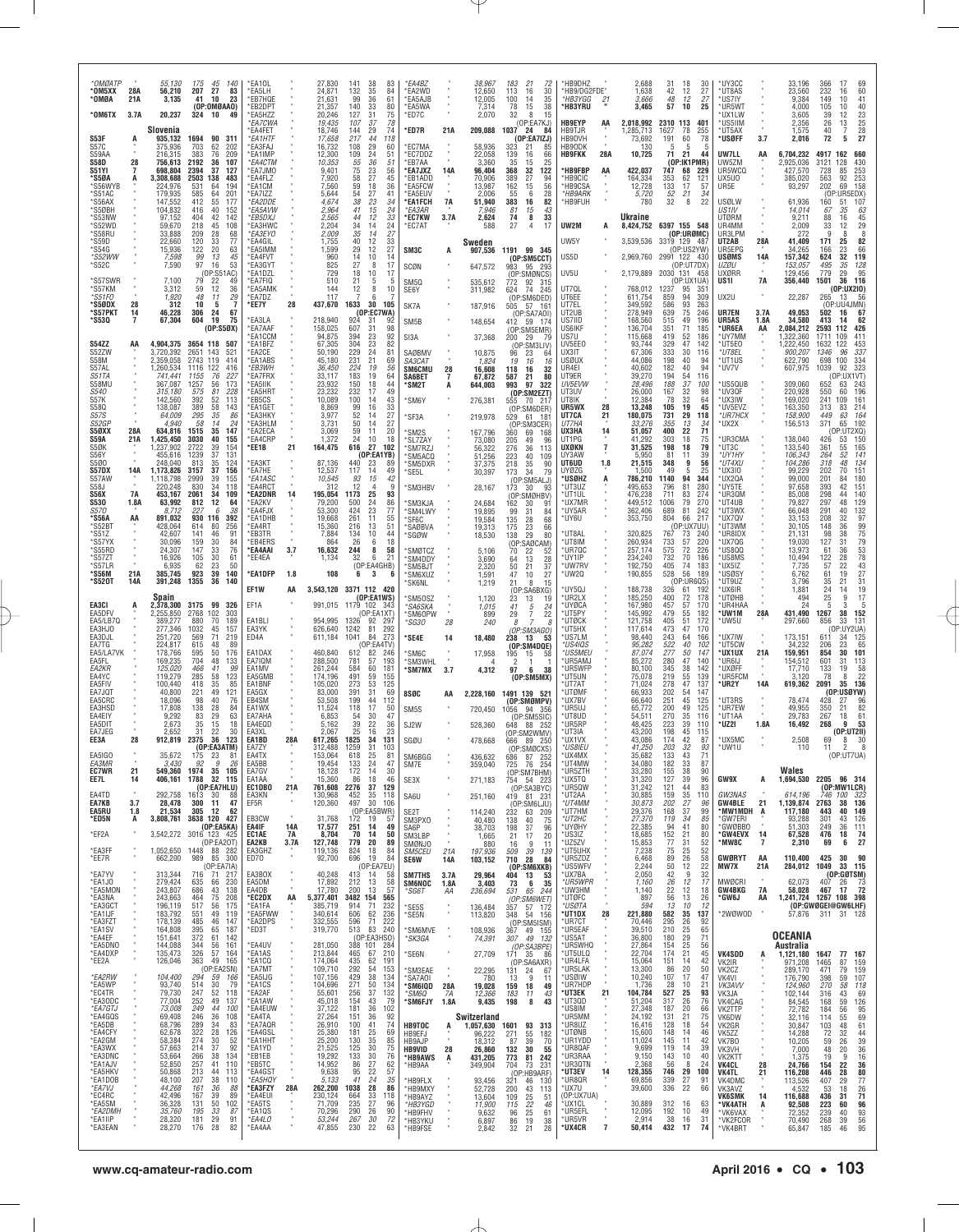*OM0ATP " 55,130 175 45 140
*OM5XX 28A 56,210 207 27 83
*OM0A 21A 3,135 41 10 23
(OP:OM0AAO)
*OM6TX 3.7A 20,237 324 10 49

## Slovenia

S53F A 935,132 1694 90 311
S57C " 375,936 703 62 202
S59AA " 216,315 383 76 209
S58D 28 756,613 2192 36 107
S51YI 7 698,804 2394 37 127
*S50A A 3,308,688 2503 138 483
*S56WYB " 224,976 531 64 194
*S51AC " 179,935 585 64 201
*S56AX " 147,552 412 55 177
*S50BH " 104,832 416 40 152
*S53NW " 97,152 404 42 142
*S52WD " 59,670 218 45 108
*S58RU " 33,888 209 28 68
*S59D " 22,660 120 33 77
*S54G " 15,936 122 20 63
*S52WW " 7,598 99 13 45
*S52C " 7,590 97 16 53
(OP:S51AC)
*S57SWR " 7,100 79 22 49
*S57KM " 3,312 59 12 36
*S51FO " 1,920 48 11 29
*S50DX 28 312 10 5 7
*S57PKT 14 46,228 306 24 67
*S53Q 7 67,304 604 19 75
(OP:S50X)
S54ZZ AA 4,904,375 3654 118 507
S52ZW " 3,720,392 2661 143 521
S58M " 2,359,058 2743 119 414
S51A " 1,260,534 1116 122 416
S51TA " 741,441 1155 76 227
S58MU " 367,087 1257 56 173
S540 " 315,180 575 81 228
S57K " 142,560 392 52 113
S58Q " 138,087 389 58 143
S57S " 64,009 295 35 86
S52GP " 4,940 58 14 24
S50XX 28A 634,816 1515 35 147
S59A 21A 1,425,450 3030 40 155
S50K " 1,237,902 2722 39 154
S56Y " 455,616 1239 37 131
S500 " 248,040 813 35 124
S57DX 14A 1,173,826 3157 37 156
S57AW " 1,118,798 2999 39 155
S58J " 220,248 830 34 118
S56X 7A 453,167 2061 34 109
S530 1.8A 63,992 812 12 64
S570 " 8,712 227 6 38
*S56A AA 891,032 930 116 392
*S52BT " 428,064 614 80 256
*S51Z " 42,607 141 46 91
*S57YX " 30,096 159 30 84
*S55RD " 24,307 147 33 76
*S57ZT " 16,926 105 30 61
*S57LR " 6,935 62 23 50
*S56M 21A 385,745 923 39 140
*S52OT 14A 391,248 1355 36 140

## Spain

EA3CI A 2,378,300 3175 99 326
EA5DFV " 2,255,850 2768 102 303
EA5/LB7Q " 389,277 880 70 189
EA3HJO " 277,346 1032 45 157
EA3DJL " 251,720 569 71 219
EA7TG " 224,817 615 48 89
EA5/LA7VK " 178,766 595 50 176
EA5FL " 169,235 704 48 133
EA2KR " 125,020 466 41 99
EA4YC " 119,279 285 58 123
EA5FIV " 100,440 418 35 85
EA7JQT " 40,800 221 49 121
EA5CRC " 18,096 98 40 76
EA3HSD " 17,808 138 28 84
EA4EIY " 9,292 83 29 63
EA5DIT " 2,673 35 15 18
EA7JEG " 2,652 31 22 30
EE3A 28 912,819 2375 36 123
(OP:EA3ATM)
EA5IGO " 35,672 175 23 81
EA3MR " 3,430 92 9 26
EC7WR 21 549,360 1974 35 105
EE7L 14 406,161 1788 32 115
(OP:EA7HLU)
EA4TD " 292,758 1613 30 88
EA7KB 3.7 28,478 300 11 47
EA5RU 1.8 21,534 305 12 62
*ED5N A 3,808,761 3638 120 427
(OP:EA5KA)
*EF2A " 3,542,272 3016 123 425
(OP:EA2OT)
*EA3FF " 1,052,650 1448 88 262
*EE7R " 662,200 989 85 200
(OP:EA7IA)
*EA7YV " 313,344 716 71 217
*EA1JO " 279,424 635 66 230
*EA5MON " 243,807 686 43 138
*EA2NA " 243,663 464 75 208
*EA5GCT " 196,119 517 56 175
*EA1JF " 183,792 551 49 119
*EA5FZT " 178,139 485 46 147
*EA1SV " 164,808 395 65 187
*EA4EF " 151,641 372 61 142
*EA5DNO " 144,088 344 56 161
*EA4DXP " 135,473 326 57 164
*EE2A " 126,046 363 49 165
(OP:EA2SN)
*EA2RW " 104,400 294 59 166
*EA5WP " 93,740 514 30 79
*EC4TR " 79,730 247 52 118
*EA3ODC " 77,004 252 49 137
*EA7GTJ " 73,008 249 44 100
*EA4GQS " 69,408 246 36 108
*EA5DB " 68,796 289 34 83
*EA4CFY " 62,678 322 28 126
*EA2GM " 58,384 274 30 52
*EA3WX " 57,663 214 37 92
*EA3DNC " 53,664 266 38 134
*EA1AJV " 52,850 257 41 110
*EA5HKV " 50,868 213 44 113
*EA1DOB " 48,100 207 38 110
*EA7VJ " 44,268 161 36 88
*EC4RC " 42,496 167 39 89
*EA5SM " 36,328 131 50 102
*EA2DMH " 35,760 195 33 87
*EA1IIP " 28,320 181 29 80
*EA3EAN " 28,270 176 28 82
*EA1OL " 27,830 141 38 83
*EA5LH " 24,871 132 35 84
*EB7HQE " 21,631 99 36 61
*EB2DPT " 21,357 140 33 80
*EA5HZZ " 20,246 127 31 75
*EA7CWA " 19,435 107 37 78
*EA4FET " 18,746 144 29 74
*EA1HTF " 17,658 217 44 118
*EA3FAJ " 16,732 108 29 60
*EA1IMP " 12,300 109 24 51
*EA4CTM " 10,353 55 36 51
*EA7JMO " 9,401 75 23 56
*EA4FLZ " 7,920 58 27 45
*EA1CM " 7,560 59 18 36
*EA7IZZ " 5,644 54 27 41
*EA2DDE " 4,674 38 23 34
*EA5AVW " 2,964 41 15 24
*EB5DXJ " 2,565 44 12 33
*EA3HWC " 2,204 34 14 24
*EA3EYO " 2,009 35 14 27
*EA4GIL " 1,755 40 12 33
*EA5IMM " 1,599 29 12 27
*EA4FVT " 960 14 10 14
*EA3GYT " 825 27 8 17
*EA1DZL " 729 18 10 17
*EA7FIQ " 510 21 5 5
*EA5AMK " 144 12 8 10
*EA7DZ " 117 7 6 7
*EE7Y 28 437,670 1633 30 105
(OP:EC7WA)
*EA3LA " 218,940 924 31 92
*EA7AAF " 158,025 607 31 98
*EA1CCM " 94,875 394 23 92
*EA1BFZ " 67,305 304 23 82
*EA2CE " 50,190 229 24 81
*EA1ABS " 45,180 231 21 69
*EB3WH " 36,450 224 19 56
*EA7FRX " 33,117 183 19 64
*EA5IIK " 23,932 150 18 44
*EA5HRT " 23,232 232 17 49
*EB5CS " 10,089 100 14 43
*EA1GET " 8,869 99 16 33
*EA3HKY " 3,977 52 14 27
*EA3HLM " 3,731 50 14 27
*EA2ECA " 3,069 59 11 20
*EA4CRP " 1,372 24 10 18
*EE1B 21 164,475 616 27 102
(OP:EA1YB)
*EA3KT " 87,136 440 23 89
*EA7HE " 12,537 117 14 49
*EA1ASC " 10,545 93 15 42
*EA4RCT " 312 12 4 9
*EA2DNR 14 195,054 1173 25 93
*EA2KV " 79,200 500 24 86
*EA4FJX " 53,300 424 23 77
*EA1DHB " 19,668 261 11 55
*EA4RT " 15,360 216 13 51
*EB3TR " 7,884 134 10 44
*EB4ERS " 864 26 6 18
*EA4EAI 3.7 16,632 244 8 58
*EE4EA " 1,134 32 6 21
(OP:EA4GHB)
*EA1DFP 1.8 108 6 3 6
EF1W AA 3,543,120 3371 112 420
(OP:EA1WS)
EF1A " 991,015 1179 102 343
(OP:EA1XT)
EA1BLI " 954,995 1326 92 297
EA3YK " 626,640 1242 81 292
ED4A " 611,184 1041 84 273
(OP:EA4TV)
EA1DAX " 460,840 612 82 246
EA7IQM " 288,500 781 57 193
EA1MV " 261,244 584 60 181
EA5GMB " 174,196 491 59 155
EA1BNF " 105,020 273 53 125
EA5GX " 83,000 391 31 69
EB4SM " 53,508 199 44 112
EA1WX " 11,524 118 17 50
EA7AHA " 6,853 54 30 47
EA4EQD " 5,162 39 22 36
EA3XL " 2,067 25 16 23
EA1BD 28A 617,265 1825 34 131
EA7ZY " 312,488 1259 31 103
EA4TX " 153,064 618 25 81
EA5BB " 19,454 133 24 47
EA7GV " 18,128 172 14 30
EA1AA " 15,360 86 18 46
EC1DBO 21A 761,608 2276 37 129
EA3KN " 130,968 452 35 118
EF5R " 120,360 497 30 106
(OP:EA5BWR)
EB3CW " 31,768 172 19 57
EA4IF 14A 17,577 251 14 49
EC1AE 7A 8,704 70 14 50
EA2KB 3.7A 127,748 779 20 89
EA3GHZ " 119,136 824 18 84
ED7O " 92,700 696 19 84
(OP:EA7EU)
EA3BOX " 40,248 413 14 58
EA5DM " 17,892 212 13 58
EA4DB " 17,780 200 13 57
*EC2DX AA 5,377,401 3482 154 565
*EA1FA " 385,179 914 71 232
*EA5FWW " 340,614 606 62 236
*EA2DPS " 332,555 596 71 222
*ED3T " 319,770 513 83 240
(OP:EA3HSO)
*EA4UV " 281,050 388 101 284
*EA1AS " 213,844 465 67 210
*EA1CQ " 174,064 435 62 191
*EA7MT " 109,710 292 54 153
*EA5JG " 107,156 429 38 134
*EA1CS " 104,696 271 50 134
*EA2AF " 55,601 256 37 120
*EA1AW " 45,018 154 43 79
*EA5KB " 37,122 181 36 106
*EA3HOY " 5,133 41 24 35
*EA2FZY 28A 262,200 1038 28 86
*EA4EUI " 230,124 664 33 118
*EA5GS " 71,709 235 27 96
*EA1OS " 70,296 290 26 90
*EA4LO " 53,244 267 30 72
*EA4AA " 47,855 230 22 63
*EA4BZ " 38,967 183 21 72
*EA2WD " 12,650 113 16 30
*EA5AJB " 12,005 100 14 35
*EA5WA " 7,314 78 15 38
*ED7C " 2,070 32 8 15
(OP:EA7KJ)
*ED7R 21A 209,088 1037 24 84
(OP:EA7IZU)
*EC7MA " 58,936 323 21 85
*EC7DDZ " 22,058 139 16 66
*EB7AA " 3,360 35 15 25
*EA7JXZ 14A 96,404 368 32 122
*EA7IMM " 70,906 389 27 94
*EB1ADD " 13,987 162 15 56
*EA5FCW " 2,006 55 6 28
*EA5EUV "
*EA1FCH 7A 51,940 383 16 82
*EA3AR " 7,946 81 15 43
*EC7KW 3.7A 2,624 74 8 33
*EC7AT " 588 27 4 17

## Sweden

SM3C A 907,536 1191 99 345
(OP:SM5CCT)
SC0N " 647,572 983 95 293
(OP:SM0NCS)
SM5Q " 535,612 772 92 315
SE6Y " 311,982 624 74 245
(OP:SM6DED)
SK7A " 187,916 505 57 161
(OP:SA7AOI)
SM5B " 148,654 412 59 174
(OP:SM5EMR)
SI3A " 37,368 200 29 79
(OP:SM3LIV)
SA0BMV " 10,875 96 23 64
SA3CAT " 1,824 19 16 16
SM6CMU 28 16,608 118 16 32
SA6BET 7 67,872 587 21 80
*SM2T A 644,003 993 97 322
(OP:SM2EZT)
*SM6Y " 276,381 555 70 217
(OP:SM6DER)
*SF3A " 219,978 529 61 181
(OP:SM3CER)
*SM2S " 167,796 360 69 168
*SL7ZAY " 73,080 205 49 96
*SM7RZJ " 56,222 276 36 113
*SM5ACQ " 51,256 223 40 109
*SM5DXR " 37,375 218 35 90
*SE5L " 30,397 173 34 79
(OP:SM5ALJ)
*SM3HBV " 28,167 173 30 93
(OP:SM0HBV)
*SM3KJA " 24,684 162 30 91
*SM4LWY " 19,895 99 31 84
*SF6C " 19,584 135 28 68
*SA0BVA " 19,313 175 23 66
*SG0W " 18,530 138 29 80
(OP:SA0CAM)
*SM0TCZ " 5,106 70 22 52
*SM4DDY " 3,690 64 13 28
*SM5BJT " 2,320 50 21 37
*SM6XUZ " 1,591 47 10 27
*SK6NL " 1,219 21 8 15
(OP:SA6BXG)
*SM5OSZ " 1,120 23 13 19
*SA6SKA " 1,015 41 5 24
*SM6OPW " 899 29 7 22
*SG3O 28 240 8 7 8
(OP:SM3AGO)
*SE4E 14 18,480 238 13 53
(OP:SM4DQE)
*SM6C " 17,958 195 15 58
*SM3WHL " 4 2 1 1
*SM7MX 3.7 4,312 97 6 38
(OP:SM5MX)
8S0C AA 2,228,160 1491 139 521
(OP:SM0MPV)
SM5S " 720,450 1056 94 356
(OP:SM5SIC)
SJ2W " 528,360 648 88 252
(OP:SM2WMV)
SG0U " 478,668 666 89 250
(OP:SM0CXS)
SM6BGG " 436,632 686 87 252
SM7E " 359,040 725 76 254
(OP:SM7BHM)
SE3X " 271,183 754 54 223
(OP:SA3BYC)
SA6U " 251,160 419 81 231
(OP:SM6LJU)
SE2T " 114,240 232 63 209
SM3PXO " 40,480 138 40 75
SA6P " 38,703 198 37 96
SM3LBP " 1,665 21 17 20
SM0NJO " 880 16 9 11
SM5CEU 21A 197,936 509 39 139
SE6W 14A 103,152 710 28 84
(OP:SM6XKB)
SM7TNS 3.7A 29,964 404 13 53
SM6NOC 1.8A 3,403 73 6 35
*SG6T AA 236,694 531 65 244
(OP:SM6WET)
*SE5S " 136,484 357 57 172
*SE5N " 113,820 348 54 156
(OP:SM5ISM)
*SM6MVE " 108,936 367 49 155
*SK3GA " 74,391 307 49 132
(OP:SA3BPE)
*SE6N " 27,709 171 35 86
(OP:SA6AXR)
*SM3EAE " 22,295 131 24 67
*SA7AOI " 780 13 9 11
*SM6IQD 28A 19,028 159 18 49
*SM6Q 7A 12,368 183 11 43
*SM6FJY 1.8A 9,435 198 8 43

## Switzerland

HB9TOC A 1,057,630 1601 93 313
HB9EFJ " 66,022 271 55 182
HB9AJP " 18,312 87 39 70
HB9VID 28 26,860 132 30 55
*HB9AWS A 431,205 773 81 242
*HB9AA " 349,904 704 73 231
(OP:HB9ARF)
*HB9FLX " 93,456 321 46 130
*HB9MXY " 52,728 200 43 113
*HB9AYZ " 13,604 109 25 51
*HB9YGD " 11,900 115 22 46
*HB9FHV " 9,632 96 26 30
*HB3YKU " 6,897 86 19 38
*HB9FSE " 2,842 32 21 28
*HB9DHZ " 2,688 31 18 30
*HB9/DG2FDE " 1,638 42 12 27
*HB3YGG 21 3,666 48 12 27
*HB3YRU " 3,465 57 10 25
HB9EYP AA 2,018,992 2310 113 401
HB9TJR " 1,285,713 1627 78 255
HB9DVH " 73,692 191 60 78
HB9DDK " 130 5 5 5
HB9FKK 28A 10,725 71 21 44
(OP:IK1PMR)
*HB9FBP AA 427,037 747 68 229
*HB9CIC " 164,334 353 62 121
*HB9CSA " 12,728 133 17 57
*HB9ARK " 5,720 52 21 34
*HB9FUH " 780 32 8 22

## Ukraine

UW2M A 8,424,752 6397 155 548
(OP:UR0MC)
UW5Y " 3,539,536 3319 129 487
(OP:US2YW)
US5D " 2,969,760 2991 122 430
(OP:UT7DX)
UV5U " 2,179,889 2030 131 458
(OP:UX1UA)
UT7QL " 768,012 1237 95 351
UT0EE " 611,754 859 94 309
UT7EL " 349,592 586 93 263
UT2UB " 278,949 639 75 246
US7IID " 168,560 515 49 196
US6IKF " 136,704 351 71 185
US7U " 115,668 419 52 186
UV5EEO " 93,744 329 47 142
UX3IT " 67,306 333 30 116
US0UX " 44,086 198 40 94
UR4EI " 40,602 182 40 94
UT9ER " 39,270 194 54 116
UV5EVW " 28,496 188 37 100
UT3UV " 26,000 167 32 98
UT8IK " 12,384 78 32 64
UR5WX 28 13,248 105 19 45
UT7CA 21 180,075 731 29 118
UT7HA " 32,276 355 13 34
UX3HA 14 51,057 400 22 71
UT1PG " 41,292 303 18 75
UX0KN 7 31,525 198 18 79
UY3AW " 5,950 81 11 39
UT6UD 1.8 21,515 348 9 56
UY2ZG " 1,500 49 5 25
*US0HZ A 786,210 1140 94 344
*UT3UZ " 495,653 796 81 280
*UT1UL " 476,238 711 83 274
*UX7MR " 449,512 1006 79 270
*UY5AR " 362,406 689 81 242
*UY6U " 353,750 804 66 217
(OP:UX7UU)
*UT8AL " 320,825 767 73 240
*UT8IM " 260,934 733 57 220
*UR7QC " 257,174 575 72 226
*UY1IP " 234,240 732 70 186
*UW7RV " 192,750 405 74 183
*UW2Q " 190,855 528 56 189
(OP:UR6QS)
*UY5QJ " 188,738 326 61 192
*UR2LX " 185,250 400 72 178
*UY0CA " 167,980 457 57 170
*UT5PY " 145,992 479 55 182
*UT0CK " 121,758 405 51 172
*UT5HX " 117,614 473 47 170
*US7LM " 98,440 243 64 166
*US4IQS " 95,282 522 40 102
*US5MEU " 87,074 277 50 147
*UR5AMJ " 85,272 280 47 140
*UR5WFP " 80,100 345 38 142
*UT5UN " 75,078 219 55 139
*UT7AT " 71,024 278 47 137
*UT0MF " 66,933 202 54 147
*UX7BV " 66,640 251 45 125
*UR5UJ " 65,772 200 49 125
*UT8UD " 54,511 270 35 116
*UR5RP " 48,425 223 39 110
*UT3IA " 43,200 198 45 115
*UX1VX " 43,086 174 42 87
*US8ICI " 41,250 203 32 93
*UX4MX " 35,682 133 43 71
*UT4MW " 34,080 182 33 87
*UR5ZTH " 33,280 155 38 90
*UT5TO " 31,320 127 39 96
*UR5QW " 31,242 121 44 83
*UT2AA " 30,885 159 35 110
*UT4MM " 30,873 202 27 74
*UT7HM " 29,376 168 37 99
*UT2HC " 27,370 119 34 85
*UY0HY " 22,385 94 41 80
*US3IZ " 18,685 152 21 80
*UZ5ZV " 15,853 77 31 52
*UT5UHX " 7,238 75 25 52
*UR5ZDZ " 6,468 69 26 58
*US5WFV " 2,244 50 12 22
*UX7BA " 2,050 42 9 32
*UR5WPR " 1,160 26 12 17
*UW3HM " 1,140 22 12 18
*UT0FC " 897 56 13 26
*US0TA " 594 13 10 12
*UT1DX 28 221,880 582 35 137
*UR7CT " 70,446 295 26 92
*UR5EAF " 39,510 210 25 65
*US5AT " 36,800 180 29 71
*UR5WHQ " 27,864 154 25 56
*UT5ULQ " 22,704 174 21 45
*UR4LFA " 15,064 151 14 42
*UR5LAK " 13,300 86 20 50
*US0IW " 10,240 107 17 47
*UR7HDP " 1,736 28 10 21
*UT3EK 21 104,784 527 25 93
*UT3QD " 51,204 317 26 76
*UR8QR " 49,608 314 24 80
*US5IWR " 42,192 250 22 74
*UR5MM " 24,192 131 25 71
*UR8UZ " 16,416 128 18 54
*UT0NB " 15,600 148 16 49
*UR1YDD " 11,024 145 11 42
*UR8QAF " 9,699 119 14 39
*UR3RAA " 9,150 143 10 40
*UR3QTN " 2,368 56 8 24
*UT3EV 14 128,355 746 29 100
*UT6UG " 60,876 414 22 82
*UX7U " 40,176 310 22 71
(OP:UX7UA)
*UR6QR " 69,856 339 27 91
*US5EFU " 12,095 192 10 43
*UR5VR " 2,914 31 8 23
*UX4CR 7 50,414 432 17 74
*UY3CC " 33,196 366 17 69
*UT8AS " 23,560 232 16 60
*US7IY " 9,384 149 10 41
*UR5WT " 4,000 105 10 40
*UX1LW " 3,605 39 12 23
*US5IIM " 2,356 26 13 25
*UT5AX " 1,575 40 7 28
*US0FF 3.7 2,016 72 5 27
UW7LL AA 6,704,232 4917 162 660
UW5ZM " 2,925,036 3121 128 430
UR5WCQ " 427,570 728 85 253
UX5UO " 385,020 563 92 253
UR5E " 93,297 202 69 158
(OP:UR5EDX)
US0LW " 61,936 160 51 107
US1IV " 14,014 67 35 63
UT0RM " 9,211 88 16 45
UR4MM " 2,009 33 12 29
UR3LPM " 272 9 8 8
UT2AB 28A 41,409 171 25 82
UR5EPG " 34,265 166 23 66
US0MS 14A 157,342 624 32 119
UZ0U " 153,057 495 35 128
UX0RR " 129,456 779 29 95
US1I 7A 356,440 1501 36 116
(OP:UX2IO)
UX2U " 22,287 265 13 56
(OP:UU4JMN)
UR7EN 3.7A 49,053 502 16 67
UR5AS 1.8A 34,580 413 14 62
*UR6EA AA 2,084,212 2593 112 426
*UY7MM " 1,322,360 1711 109 411
*UT5EO " 1,222,450 1632 122 453
*UT8EL " 900,207 1346 96 337
*UT1US " 622,790 698 100 334
*UV7V " 607,975 1039 92 323
(OP:UX1VT)
*US5QUB " 309,060 652 63 243
*UV3QF " 220,928 550 60 196
*UX3IW " 169,020 241 109 161
*UV5EVZ " 163,350 313 83 214
*UR7HCX " 158,900 449 63 164
*UX2X " 156,513 371 65 192
(OP:UT2XQ)
*UR3CMA " 138,040 426 53 150
*UT3C " 133,540 361 55 165
*UY1HY " 106,343 264 52 141
*UT4XU " 104,286 318 48 134
*UX3I0 " 99,229 202 70 151
*UX2QA " 99,000 201 84 180
*UY5TE " 97,658 393 42 151
*UR3QM " 85,008 298 44 140
*UT4UB " 79,827 297 48 129
*UT3WX " 66,048 291 40 132
*UX7QV " 33,153 208 32 97
*UT3WM " 30,105 148 36 99
*UR8IDX " 21,131 98 38 75
*UX7QG " 19,030 127 31 79
*US8QQ " 13,973 61 36 53
*US8MS " 10,494 122 28 78
*UX5IZ " 7,735 57 22 43
*US0SY " 6,762 61 19 27
*UT9UZ " 3,796 35 21 31
*UX6IR " 1,881 24 14 19
*UT0HB " 494 25 9 17
*UR4HAA " 24 5 3 5
*UW1M 28A 431,490 1267 38 152
*US1U " 297,660 856 33 131
(OP:UY2UA)
*UX7IW " 173,151 611 34 125
*UT5CW " 34,232 206 23 65
*UX1UX 21A 159,951 854 30 101
*UR6IJ " 154,512 601 31 113
*UX0FF " 17,710 133 19 58
*UR5FCM " 3,120 78 8 22
*UR7Y 14A 619,362 2091 35 136
(OP:US0YW)
*UX7CC " 58,960 350 21 82
*UR7EW " 49,955 350 21 82
*UT1AA " 29,783 267 18 61
*UZ2I 1.8A 16,492 268 9 53
(OP:UT2II)
*UX5MC " 2,508 69 8 30
*UW1U " 110 11 5 8
(OP:UT7UA)

## Wales

GW9X A 1,694,530 2205 96 314
(OP:MW1LCR)
GW3NAS " 814,196 746 100 323
GW4BLE 21 1,139,874 2763 38 136
*MW1MDH A 117,180 443 40 149
*GW7ERI " 93,288 301 43 126
*GW0BBO " 51,303 249 36 111
*GW4EVX 14 67,528 476 18 74
*MW8C 7 2,310 69 6 27
GW0RYT AA 110,400 425 30 90
MW7X 21A 284,012 1049 33 115
(OP:G0TSM)
MW0CRI " 62,073 407 26 73
GW4BKG 7A 58,028 467 17 72
*GW6J AA 1,241,724 1267 108 398
(OP:GW0GEI@GW6LHF)
*2W0WOD " 57,876 311 31 128

# OCEANIA

## Australia

VK4SDD A 1,121,180 1647 77 167
VK2IR " 971,208 1465 87 159
VK2CZ " 289,170 471 79 159
VK4VI " 176,790 398 59 107
VK3AVV " 124,960 270 58 118
VK3JA " 102,144 316 43 69
VK4CAG " 84,545 168 59 126
VK2TTP " 72,782 184 56 95
VK6DW " 32,116 114 55 69
VK2GR " 30,847 103 48 61
VK5ZZ " 14,288 72 32 44
VK7BO " 10,205 59 26 39
VK3VH " 7,000 48 20 36
VK2KTT " 1,375 19 9 16
VK4CL 28 24,766 154 22 36
VK4TL 21 116,208 446 28 80
VK4DMC " 113,526 407 29 77
VK3AVZ " 4,532 53 18 28
VK6SMK 14 116,688 436 31 71
*VK4ATH A 92,508 223 60 96
*VK6VAX " 72,352 239 45 83
*VK2FCOR " 70,490 268 39 56
*VK4BRT " 65,847 185 46 95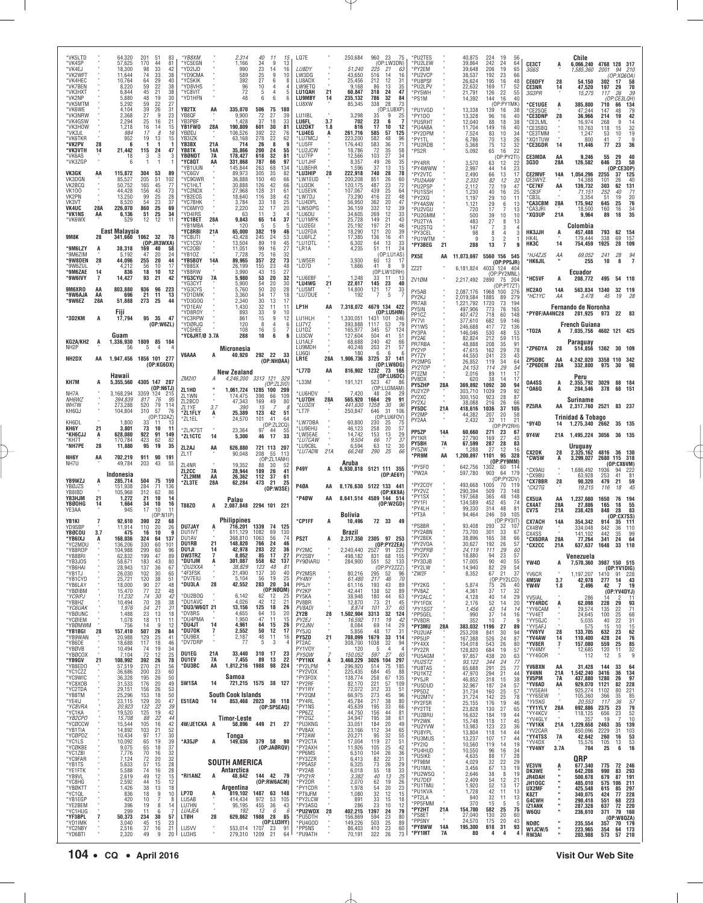*VK5LTD " 64,320 201 51 83
*VK4SP " 57,625 170 44 81
*VK4EJ " 18,300 98 33 42
*VK2WFT " 11,644 74 33 38
*VK4HEC " 10,764 64 29 40
*VK7BEN " 8,220 59 22 38
*VK3HXT " 6,844 45 21 38
*VK2NP " 5,880 48 19 30
*VK5MTM " 5,292 59 22 27
*VK6WE " 4,104 39 26 31
*VK3NRW " 2,368 27 9 23
*VK4GSW " 2,294 25 16 21
*VK3HOW " 1,218 16 14 15
*VK3JL " 984 17 8 16
*VK3TKH " 952 19 13 15
*VK2PV 28 6 1 1 1
*VK3VTH 14 21,442 115 24 47
*VK6AS " 18 3 3 3
*VK3ZGP " 6 1 1 1

VK3GK AA 115,872 304 53 89
VK3DGN " 85,527 205 51 102
VK2BCQ " 50,752 165 45 77
VK1OO " 44,428 156 43 73
VK2PN " 13,250 99 25 28
VK3VT " 8,520 54 23 37
VK4UC 28A 226,070 860 25 69
*VK1NS AA 6,136 51 25 34
*VK6WX " 529 12 12 11

**East Malaysia**

9M8K 28 341,660 1062 32 78 (OP:JR3WXA)
*9M6LZY A 38,318 169 40 58
*9M6ZIM " 5,192 47 20 24
*9W8DEN 28 44,096 255 20 44
*9W6ZUL " 4,212 56 10 17
*9M6ZAE 14 836 18 10 12
*9W6IVY 7 14,427 93 21 42

9M6XRO AA 803,880 936 96 223
*9W6AJA AA 696 21 11 13
*9W6EZ 28A 51,888 273 25 44

**Fiji**

*3D2KM A 17,794 95 35 47 (OP:W6ZL)

**Guam**

KG2A/KH2 A 1,336,930 1809 85 184
NH2P " 56 5 4 4

NH2DX AA 1,947,456 1856 101 277 (OP:KG6DX)

**Hawaii**

KH7M A 5,355,560 4305 147 287 (OP:N6TJ)
NH7A " 3,168,294 3359 124 215
NH6WZ " 394,839 817 76 95
WH7W " 273,288 520 79 114
KH6DJ " 104,804 310 57 76 (OP:T32AZ)
KH6DL " 1,800 33 11 13
KH6Y 21 3,801 73 10 11
*KH6CJJ A 628,080 922 91 149
*KH7T " 170,784 423 62 82
*NH7PE 28 11,880 95 19 35

NH6Y AA 702,219 911 90 191
NH7U " 49,784 203 43 55

**Indonesia**

YB9WZJ A 285,714 504 75 159
YB0JZS " 151,938 284 71 136
YB8IBD " 105,968 312 62 86
YB3HJM 21 1,272 21 10 14
YB0OHG 14 1,664 34 10 16
YE3AA " 945 17 10 11 (OP:N1IP)

YB1KI 7 92,610 390 22 68
YD9SBP " 11,914 110 20 26
YB0COU 3.7 475 16 10 9
*YB0XJ A 168,036 324 64 137
*YC2MDU " 136,206 330 60 101
*YB8ROP " 104,988 299 60 96
*YB8BRI " 62,832 199 47 89
*YB3JOS " 58,671 183 43 80
*YB6HAI " 28,943 137 36 67
*YB1TJ " 26,030 102 30 65
*YB1CYD " 25,721 120 38 51
*YB6LAY " 18,000 90 27 48
*YB0IBM " 15,470 77 22 48
*YC9IPJ " 11,232 74 30 42
*YB8HZ " 10,494 70 28 38
*YC6UAK " 1,976 54 21 31
*YB0UNC " 1,488 23 13 18
*YC0IEM " 1,078 18 11 11
*YB0MWM " 756 14 9 12
*YB1BGI 28 157,410 507 26 84
*YB9WAN " 20,988 129 25 41
*YB6DE " 18,688 117 18 46
*YB0VB " 10,494 74 19 34
*YB0COX " 7,104 72 12 25
*YB9GV 21 108,992 392 26 78
*YB8EDO " 57,519 270 21 56
*YC1CZZ " 36,686 200 23 60
*YC9WIC " 36,328 195 26 50
*YC8XOB " 31,533 176 20 49
*YC2TDA " 29,151 156 26 53
*YB8TM " 25,296 153 18 50
*YE4IJ " 23,115 129 20 47
*YC8VRA " 20,923 132 22 39
*YC1KA " 19,520 125 19 42
*YB2CPO " 15,708 88 22 44
*YC0OCW " 15,544 105 16 42
*YB1TIA " 14,892 103 21 52
*YC0PDZ " 10,434 97 17 30
*YC1LS " 10,092 65 19 39
*YC0KBE " 9,075 65 18 37
*YC1ZBI " 7,776 70 16 32
*YC9FAR " 7,124 72 20 32
*YB1TS " 5,633 57 15 28
*YE1FTK " 5,588 74 16 28
*YB9VL " 2,619 49 12 15
*YC8HG " 2,592 44 15 12
*YB0KTT " 1,426 38 13 18
*YC1QL " 836 18 9 10
*YB1EGP " 420 10 7 8
*YE2BEM " 396 19 8 14
*YC1HUG " 299 11 6 7
*YF3BPL 7 50,373 234 30 57
*YD1IMK " 3,040 45 15 23
*YC2NBY " 2,516 37 16 21
*YD6BTI " 2,320 49 9 20

*YB8XM " 2,314 40 11 15
*YC5EGN " 1,166 34 9 13
*YD2IJD " 990 23 14 16
*YD9CMA " 589 25 9 10
*YC5KIK " 392 27 6 8
*YD8VHS " 96 10 4 4
*YC8VIT " 72 5 4 5
*YD1HFN " 48 6 6 6

YB2TX AA 335,070 506 75 180
YB8QF " 9,900 72 27 39
YB3PBF " 1,428 37 18 33
YB1FWO 28A 190,809 601 30 81
YB0DJ " 106,526 392 22 76
YB3IZK " 63,168 278 22 62
YB3BX 21A 714 26 8 9
YB8TK 14A 35,866 200 24 55
YB0NDT 7A 178,427 618 32 81
*YC8QT AA 331,868 787 66 97
*YB1UUN " 145,844 263 68 134
*YC6GV " 89,973 305 35 82
*YC9GWR " 36,888 150 40 66
*YC1HLT " 30,888 126 42 66
*YC2NDX " 27,968 128 31 61
*YB2ECG " 18,640 116 38 42
*YC7BHK " 3,784 33 18 25
*YC6MYO " 2,220 32 17 20
*YD4IRS " 63 11 3 4
*YC1BET 28A 9,843 65 14 37
*YB1MBA " 120 5 5 5
*YC8RBI 21A 65,000 382 19 46
*YC8UTI " 43,428 245 24 53
*YC1CSV " 13,504 89 19 45
*YC2OBI " 11,051 99 16 27
*YB1OZ " 7,728 75 16 32
*YB5BOY 14A 89,965 357 22 73
*YB8SX " 26,199 155 23 48
*YB8RW " 3,990 43 15 27
*YG3CYU 7A 5,900 53 20 32
*YG3CYT " 5,900 54 20 30
*YG3CYS " 5,760 50 20 28
*YD1DMK " 3,360 54 17 18
*YD3GOQ " 2,340 30 13 17
*YD1EAV " 1,430 32 11 11
*YD8ROY " 893 33 9 10
*YC3RPW " 861 15 9 12
*YD0RJQ " 120 8 4 6
*YC5HEE " 108 16 5 7
*YC6JRT/Ø 3.7A 288 10 6 6

**Micronesia**

V6AAA A 40,920 292 22 33 (OP:NH0AA)

**New Zealand**

ZM2O A 4,246,200 3313 121 329 (OP:ZL3IO)
ZL1HD " 1,061,724 1285 100 209
ZL1WN " 174,475 396 66 109
ZL2BCO " 47,343 169 49 80
ZL1YE 3.7 390 15 7 8
*ZL1FLY A 25,389 123 42 51
*ZL1EL " 24,570 101 41 64 (OP:ZL2CQ)
*ZL/K7ST " 23,364 97 44 55
*ZL1CTC 14 5,300 46 17 33

ZL2AJ AA 626,880 721 113 207
ZL1T " 90,048 208 55 113 (OP:ZL1ANH)
ZL4NR " 19,352 88 30 52
ZL2CC 7A 28,944 189 26 41
*ZL2MM AA 26,362 112 37 61
*ZL3TE 28A 62,284 473 21 25 (OP:W3SE)

**Palau**

T88ZO A 2,087,848 2294 101 221

**Philippines**

DU7JAY A 716,201 1339 74 125
DU1VT " 611,129 1082 69 130
DU1AV " 368,810 1063 56 74
DU1RB 21 148,820 766 24 46
DU1JI 14 42,978 283 22 36
DW3TRZ 7 8,052 85 17 27
*DU1JM A 301,087 558 62 137
*DU2XXA " 38,829 123 48 81
*4F3FSK " 21,490 137 30 40
*DV7EIU " 5,104 56 19 25
*DU3LA 28 42,552 283 20 36 (OP:N8OM)
*DU2BOQ " 6,142 62 12 25
*DU1AVC " 4,026 42 12 21
*DU3/W6QT 21 13,156 125 18 26
*DV8RS " 4,655 64 15 20
*DU4PMA " 1,950 47 11 15
*DU4JT 14 4,961 64 15 26
*DU7OK 7 2,552 50 12 17
*DU9BX " 2,187 48 11 16
*DV7DRP " 77 5 3 4

DU1EG 21A 33,440 310 17 23
DU1EV 7A 7,455 89 13 22
*DU3BC AA 1,812,216 1988 98 224

**Samoa**

5W1SA 14 721,215 1575 38 127

**South Cook Islands**

E51EAQ 14 853,468 2023 36 118 (OP:SP5EAQ)

**Timor-Leste**

4W/JE1CKA A 58,896 449 21 27

**Tonga**

*A35JP A 149,036 379 58 90 (OP:JA0RQV)

## SOUTH AMERICA

**Antarctica**

*RI1ANZ A 48,642 144 42 79 (OP:RW6ACM)

**Argentina**

LP7D A 819,102 1487 63 148
LU5AB " 414,434 972 53 105
LU7HN " 95,195 455 36 43
LU4JEA " 192 13 6 6
LTØH 28 629,862 1988 28 85 (OP:LU3HY)
LU5VV " 553,014 1707 23 91
LU3HS " 279,310 1209 21 64

LQ7E " 250,684 960 23 75 (OP:LW3DN)
LU8DY " 51,240 225 21 63
LW3DG " 43,650 516 14 16
LU8ADX " 25,456 212 12 31
LW9ETQ " 9,168 86 13 35
LU1OAH 21 60,847 318 24 47
LU9MBY 14 235,132 786 32 84
LU8XW " 85,345 338 28 73 (OP:LU8XP)
LU1IBL " 3,298 35 9 25
LU6FL 3.7 702 23 6 7
LU2DKT 1.8 616 17 10 12
*LU4EG A 261,716 585 57 125
*LU7MCJ " 223,200 582 48 96
*LU5FF " 176,443 583 36 71
*LU2JCW " 18,786 72 35 58
*LU7FP " 12,566 103 27 34
*LU1JHF " 8,357 49 26 35
*LU8EHR " 1,596 37 13 15
*LU3HIP 28 222,918 740 28 78
*LW1EUD " 200,208 851 26 60
*LU3DK " 120,175 487 23 72
*LU5EVK " 107,067 439 25 64
*LW7DJ " 73,290 416 22 48
*LU4DPL " 56,950 362 20 47
*LW5DPG " 36,159 332 12 39
*LU6DU " 34,605 269 12 33
*LU1MPK " 25,728 149 21 43
*LU2EGI " 25,192 197 21 46
*LU2FDA " 18,290 121 20 39
*LU6FLZ " 17,385 136 16 41
*LU1DTL " 6,302 64 13 33
*LR1A " 4,235 51 11 24 (OP:LU1AS)
*LW5ER " 3,930 60 13 17
*LO7D " 1,666 41 8 9 (OP:LW1DRH)
*LU6EBF " 1,248 33 11 13
*LU4WG 21 22,617 145 23 40
*LU5MT " 14,800 121 17 33
*LU7DUE " 192 7 5 7

LP1H AA 7,318,072 4679 134 422 (OP:LU5HM)
LU1HLH " 1,330,051 1431 101 246
LU7YZ " 393,888 1117 53 79
LU1DZ " 165,977 345 57 124
LU3CW " 127,604 504 41 51
LU1ALF " 68,688 240 42 66
LU9MDH " 40,248 203 21 57
LU6QI " 180 6 6 6
LR1E 28A 1,906,736 3725 37 141 (OP:LW6DG)
*L77D AA 816,902 1232 73 166 (OP:LU6DC)
*L33M " 191,121 523 47 86 (OP:LU3MAM)
*LU6HDV " 7,420 48 24 29
*LU7DH 28A 565,920 1664 29 91
*LU3DX " 441,630 1258 30 96
*LT7F " 250,847 646 31 106 (OP:LU6FOV)
*LW7DBA " 60,800 230 25 75
*LU9EHU " 46,123 258 20 57
*LW5EAE " 14,742 153 13 29
*LU7CAW " 9,504 66 17 37
*LU9CBL " 6,594 63 12 30
*LU7ADN 21A 66,248 290 25 66

**Aruba**

P49Y A 6,930,818 5121 111 355 (OP:AE6Y)

P4ØA AA 8,176,630 5122 133 441 (OP:KK9A)
*P4ØW AA 8,641,514 4589 144 514 (OP:W2GD)

**Bolivia**

*CP1FF A 10,496 72 33 49

**Brazil**

PS2T A 2,317,350 2305 97 253 (OP:PY2ZEA)
PY2MC " 2,240,440 2527 91 225
PY2SBY " 498,182 831 68 155
PY9DIARU " 284,900 551 52 133 (OP:PY2ZZZ)
PY2MSR " 80,216 295 52 96
PY4NY " 61,480 217 46 70
PP5JY " 61,116 193 43 89
PY2KP " 42,441 138 52 89
PY5KA " 38,948 180 44 83
PV8BR " 12,870 73 21 45
PV8ADI " 8,874 101 37 65
ZY2B 28 1,502,904 3313 32 124
PY2EJ " 16,592 111 19 42
PY2JNV " 8,064 69 14 29
PY5JO " 5,856 48 17 31
PY5ZD 21 708,099 1679 33 114
PT2AC " 308,700 1038 32 94
PY1VOY " 120 5 4 4
PY5QW 7 150,052 597 27 65
*PY1NX A 3,460,229 3026 104 297
*PY2LPM " 296,920 514 75 185
*PY2VOX " 225,435 684 45 88
*PY3FOX " 138,774 258 67 135
*PY2RF " 82,170 221 57 109
*PY1RY " 72,072 312 33 71
*PY2QM " 66,975 273 45 96
*PY4RL " 45,784 217 38 80
*PY1NS " 45,639 195 33 66
*PP6ZZ " 44,750 156 44 81
*PY2GZ " 34,947 195 38 61
*PY3CEJ " 33,051 184 20 49
*PV8AX " 23,166 112 34 65
*PT2AW " 20,271 95 32 55
*PY2CTA " 17,004 119 27 51
*PY2AXH " 11,926 105 25 42
*PP6MS " 6,510 104 26 36
*PY3ZZR " 6,413 82 22 31
*PP5ASF " 6,325 73 26 29
*PY2AB " 6,018 55 18 33
*PY2YR " 3,382 40 13 25
*PY2DR " 2,070 62 19 26
*PY1CDR " 1,978 54 20 23
*PT9JFM " 1,080 32 12 15
*PY2LCW " 891 33 15 18
*PY3ASQ " 286 23 10 12
*PU2WDX 28 402,215 1397 24 79
*PU5DTH " 156,894 729 22 65
*PU4GOD " 149,226 503 25 89
*PP5NS " 86,403 410 23 60
*PU9ATH " 70,191 322 26 73

*PU2TES " 40,875 224 19 56
*PU2LEW " 39,864 242 24 64
*PY2EM " 39,648 206 19 65
*PU2VCP " 38,537 192 23 66
*PU8PSF " 26,624 195 16 48
*PU2LPV " 22,632 169 17 52
*PY5WH " 21,791 126 22 55
*PS1M " 14,392 144 16 40 (OP:PY1MK)
*PU1VGD " 13,338 139 16 38
*PY1DO " 13,328 96 16 40
*PU5RHT " 12,040 88 18 38
*PU4ABA " 11,704 149 16 40
*PY2DPM " 7,524 83 10 34
*PY1TL " 6,786 70 13 26
*PU2RDB " 5,368 75 12 32
*PS2R " 5,092 65 16 22 (OP:PY2TI)
*PY4RR " 3,570 63 12 22
*PY4WWW " 2,997 44 14 23
*PY2VTC " 2,490 66 13 17
*PU2AAW " 2,332 82 12 32
*PU2PSP " 2,112 72 19 47
*PU1SSH " 1,230 40 16 25
*PY2XQ " 1,197 29 10 11
*PY4ASW " 1,121 29 6 13
*PU2VGU " 720 17 7 13
*PU2GMM " 500 39 10 10
*PU2TYA " 483 27 8 13
*PU2STQ " 147 7 3 4
*PY3CEL " 98 8 4 3
*PU1WTM " 9 3 2 1
*PY3BEG 21 288 13 7 9

PX5E AA 11,073,697 5560 156 545 (OP:PP5JR)
ZZ2T " 6,181,824 4033 124 404 (OP:PY2MNL)
ZV1OM " 2,217,492 2890 75 204 (OP:PT7ZT)
PY5AB " 2,087,176 1968 100 276
PY2KJ " 2,019,584 1885 89 279
PR7AB " 1,221,792 1720 73 194
PY5IN " 497,906 773 76 165
PP1CZ " 407,472 718 60 148
PY7VI " 377,610 682 59 146
PY1WS " 246,688 417 72 136
PY3PA " 146,046 530 48 53
PY2AE " 82,824 212 59 115
PR7RBA " 48,888 208 35 91
PY2YP " 47,615 162 29 78
PY7ZY " 44,550 241 23 43
PY2MPG " 26,852 119 34 64
PY2TOP " 24,153 114 29 54
PT2ZM " 2,016 89 11 17
PV8DX " 620 38 14 17
PY5ZHP 28A 369,892 1092 30 94
PU2YZP " 303,710 1039 29 92
PY2XC " 300,150 923 28 87
PY2XJ " 38,088 216 26 66
PY5DC 21A 418,616 1036 37 105
PY2MP " 44,382 207 20 58
PY2AA " 2,432 32 11 21 (OP:PY2RH)
PP5ZP 14A 60,660 271 23 67
PY1KR " 27,790 169 27 43
PY5BH 7A 67,599 287 28 83
PY5ZW " 1,288 27 12 16
*PR9M AA 1,200,897 1101 95 328 (OP:PY9MM)
*PY5FO " 642,756 1302 60 114
*PW2A " 597,780 903 64 179 (OP:PY2DV)
*PY2COY " 493,668 1005 70 119
*PY2VZ " 290,394 509 73 148
*PY1SX " 197,568 365 48 148
*PY1FI " 134,589 452 45 74
*PY4LH " 99,330 314 48 81
*PT3A " 94,464 246 59 105 (OP:PY3IT)
*PS8BR " 93,408 293 32 107
*PY2ABN " 73,700 301 33 67
*PY2BEK " 38,896 165 38 66
*PY2RLH " 30,627 192 26 57
*PY2PRB " 24,119 111 29 60
*PY2XV " 18,880 94 23 57
*PY3DJB " 17,005 90 40 55
*PY2LW " 14,940 82 29 54
*ZW2F " 8,352 67 21 37 (OP:PY2LCD)
*PY2KG " 5,874 75 26 40
*PV8AZ " 4,361 37 17 32
*PY2ALC " 4,128 40 14 29
*PY1FOX " 2,176 52 14 20
*PY1SGT " 1,456 43 14 14
*PP5GEL " 990 37 14 16
*PV8DR " 352 10 7 9
*PY3MU 28A 383,032 1196 27 89
*PU2UAF " 253,208 841 30 94
*PP5UP " 167,388 526 24 87
*PY4XX " 154,018 543 26 80
*PY2ZR " 128,820 684 19 57
*PU5AGM " 97,857 438 20 63
*PU2STZ " 93,122 344 24 77
*PU8TAS " 65,688 291 25 77
*PU1KTZ " 47,970 294 21 44
*PY5JR " 46,852 318 15 38
*PU5DUD " 32,967 187 24 57
*PP5DZ " 31,734 160 25 57
*PU2MTV " 31,724 142 25 78
*PY2FSR " 25,155 176 19 46
*PY2TTE " 23,828 130 27 65
*PU2BRU " 16,632 184 19 44
*PY2WK " 15,748 118 17 45
*PU2YVW " 13,983 123 23 36
*PU8YPL " 13,804 118 14 44
*PU3MUS " 13,237 107 17 44
*PY2IQ " 10,560 119 14 34
*PU4HUD " 10,550 96 16 34
*PU5IKE " 4,635 88 17 28
*PT9BM " 4,029 32 22 29
*PU1MIL " 3,456 67 13 19
*PU2WSQ " 2,646 38 8 19
*PU7DEF " 2,409 54 12 21
*PU1TMU " 1,920 52 13 17
*PU1KVA " 1,728 42 11 13
*PT2LA " 840 32 11 13
*PP5FMM " 370 15 5 5
*PY2HT 21A 154,700 582 25 75
*PS8ET " 27,040 130 20 60
*PP5NY " 24,570 175 20 43
*PY8WW 14A 195,300 618 31 93
*PY1MT 7A 80 4 4 4

**Chile**

CE3CT A 6,066,240 4768 128 317
3G6S " 1,585,360 2001 94 210 (OP:XQ6OA)
CE6DFY 28 54,150 302 17 58
CE3NR 14 47,520 197 29 70
3G3PR " 15,275 117 26 39 (OP:CE3LQH)
*CE1UGE A 385,800 710 66 134
*CE2SQE " 47,244 147 48 79
*CE3DNP 28 36,966 214 19 42
*CE2LML " 16,974 268 9 14
*CE3SBQ " 10,763 118 15 32
*CE3TMM " 1,247 53 10 19
*XQ1TUW " 800 41 7 9
*CE3GDR 14 11,446 77 23 36
CE3MDA AA 9,246 55 29 40
3G3O 28A 126,582 646 23 50 (OP:CE3OP)
CE2MVF 14A 1,054,296 2255 37 125
CE3WYZ " 14,388 101 26 40
*CE7KF AA 139,732 303 62 131
*CB3F " 71,151 252 40 71
*CB3L " 3,354 51 19 20
*CA3CBM 28A 175,942 645 25 76
*CA3JRI " 18,500 160 16 34
*XQ3UP 21A 9,964 89 18 35

**Colombia**

HK3JJH A 457,488 793 62 154
HK4L " 179,444 338 69 157
HK3C 14 754,459 1925 28 109
*HJ4ZJS AA 69,052 241 28 94
*HK6JIL " 255 10 8 7

**Ecuador**

*HC5VF A 208,772 495 54 110
HC2AO 14A 563,834 1340 32 119
*HC1YC AA 3,478 45 19 28

**Fernando de Noronha**

*PYØF/AA4NC 28 281,925 973 22 83

**French Guiana**

*TO2A A 7,035,756 4602 121 425

**Paraguay**

*ZP6DYA 28 514,856 1362 30 109
ZP5DBC AA 4,242,020 3358 110 342
*ZP6DEM 28A 332,800 975 30 98

**Peru**

OA4SS A 2,355,792 3029 88 184
*OA6Q A 204,546 378 68 151

**Suriname**

PZ5RA AA 2,317,760 2521 83 237

**Trinidad & Tobago**

*9Y4D 14 1,275,340 2662 35 135
9Y4W 21A 1,495,224 3056 36 135

**Uruguay**

CX2DK 28 2,325,162 4816 36 130
*CW5W A 3,299,027 2680 115 318 (OP:CX6VM)
*CX9AU " 1,686,492 1936 94 222
*CX9BU " 63,928 253 41 81
*CX7BBR 28 90,320 479 21 59
*CX2TG " 19,215 116 18 45
CX5UA AA 1,237,680 1650 76 194
CX4AT 28A 27,886 165 18 55
CV7S 21A 238,428 848 28 83 (OP:CX7SS)
CX7ACH 14A 354,342 914 35 111
CX4BW " 334,048 842 36 110
CX4SS " 141,102 442 35 99
*CX6DRA 28A 77,264 341 24 64
*CX2CC 21A 637,637 1648 33 110

**Venezuela**

YW4D A 7,570,360 3987 150 515 (OP:YV1DIG)
YV6CR " 1,197,207 1410 91 228
4M5W 3.7 42,978 277 14 43
YW4V 1.8 2,496 42 7 19 (OP:YV4DYJ)
YV5IAL " 286 14 2 11
*YY4RDC A 62,098 228 29 93
*YY6CAM " 29,574 135 22 71
*YV4ET " 24,645 100 25 68
*YY5GJC " 5,035 40 22 31
*YY5AFJ " 575 15 10 15
*YV6YV 28 133,705 632 23 62
*YW4AW 14 110,400 428 24 76
*YV8ER 7 157,080 559 25 85
*YV4MY " 12,685 120 11 32
*YY4GOR " 112 12 5 9
YV6BXN AA 31,428 144 33 64
YV4NN 21A 1,542,240 3416 36 134
YV5PM 7A 437,880 1280 26 97
*YV8AD AA 929,070 1121 82 228
*YV5EAH " 925,274 1102 80 221
*YV5EEW " 105,360 366 35 85
*YV5KG " 20,533 117 36 57
*YY1YLY 28A 692,886 2375 23 79
*YV5SSB " 118,125 656 23 52
*YV4GLY " 357 19 7 10
*YV1KK 21A 1,229,658 2463 35 139
*YV2CAR " 850,096 2229 31 103
*YY4TSS 7A 42,642 260 16 53
*YV4DX " 15,576 105 13 53
*YY4NY 3.7A 704 25 6 16

**QRP**

VE3VN A 677,340 775 72 246
DK3WE " 642,208 990 83 293
JR4DAH " 500,678 679 87 191
JH1OGC " 485,010 575 106 211
UX2MF " 425,548 615 85 297
K8ZT " 340,075 424 77 228
G4CWH " 290,418 551 68 223
IZ1ANK " 287,328 637 72 220
W6QU " 236,610 371 79 160 (OP:W8QZA)
NDØC " 235,554 357 70 179
W1JCW/5 " 223,965 354 64 173
RW3AI " 203,988 573 57 210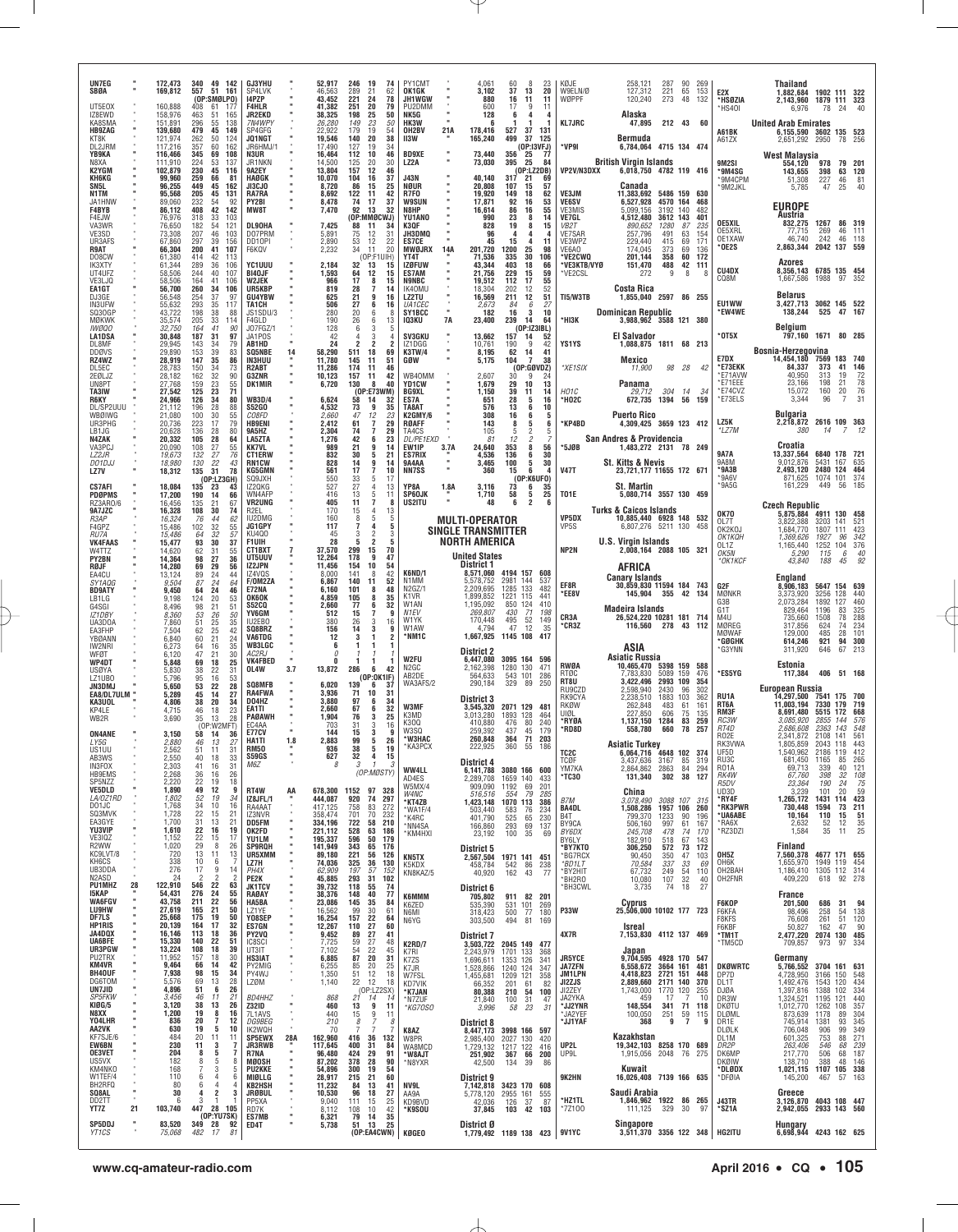| | | | | | |
|---|---|---|---|---|---|
| UN7EG | " | 172,473 | 340 | 49 | 142 |
| SB0A | " | 169,812 | 557 | 51 | 161 |
| | | (OP:SM0LPO) | | | |
| UT5EOX | " | 160,888 | 408 | 61 | 177 |
| IZ6EWD | " | 158,976 | 463 | 51 | 165 |
| KA8SMA | " | 151,891 | 296 | 55 | 138 |
| HB9ZAG | " | 139,680 | 479 | 45 | 149 |
| KT8K | " | 121,974 | 262 | 50 | 124 |
| DL2JRM | " | 117,216 | 357 | 60 | 162 |
| YB9KA | " | 116,466 | 345 | 69 | 108 |
| N8XA | " | 111,910 | 224 | 53 | 137 |
| K2YGM | " | 102,879 | 230 | 45 | 116 |
| KH6KG | " | 99,960 | 259 | 66 | 81 |
| SN5L | " | 96,255 | 449 | 45 | 162 |
| N1TM | " | 95,568 | 205 | 45 | 131 |
| JA1HNW | " | 89,060 | 232 | 54 | 92 |
| F4BYB | " | 86,112 | 408 | 42 | 142 |
| F4EJW | " | 76,976 | 318 | 33 | 103 |
| VA3WR | " | 76,650 | 182 | 54 | 121 |
| VE3SD | " | 73,308 | 207 | 46 | 103 |
| UR3AFS | " | 67,860 | 297 | 39 | 156 |
| R9AT | " | 66,304 | 200 | 41 | 107 |
| DO8CW | " | 61,380 | 414 | 42 | 113 |
| IK3XTY | " | 61,344 | 289 | 36 | 106 |
| UT4UFZ | " | 58,506 | 244 | 40 | 107 |
| VE3LJQ | " | 58,506 | 164 | 41 | 106 |
| EA1GT | " | 56,700 | 260 | 34 | 106 |
| DJ3GE | " | 56,548 | 254 | 37 | 97 |
| IN3UFW | " | 55,632 | 293 | 35 | 117 |
| SQ3OGP | " | 43,722 | 198 | 38 | 88 |
| M0KWK | " | 35,574 | 205 | 33 | 114 |
| *IW0QO* | " | *32,750* | *164* | *41* | *90* |
| LA1DSA | " | 30,848 | 187 | 31 | 97 |
| DL8MF | " | 29,945 | 143 | 34 | 79 |
| DD0VS | " | 29,890 | 153 | 39 | 83 |
| RZ4WZ | " | 28,919 | 147 | 35 | 86 |
| DL5EC | " | 28,783 | 150 | 34 | 73 |
| ZE0LJZ | " | 28,182 | 162 | 32 | 90 |
| UN8PT | " | 27,768 | 159 | 23 | 55 |
| TA3IW | " | 27,542 | 125 | 23 | 71 |
| R6KY | " | 24,966 | 126 | 34 | 80 |
| DL/SP2UUU | " | 21,112 | 196 | 28 | 88 |
| WB0IWG | " | 21,080 | 100 | 30 | 55 |
| UR3PHG | " | 20,736 | 223 | 17 | 79 |
| LB1JG | " | 20,628 | 136 | 28 | 80 |
| N4ZAK | " | 20,332 | 105 | 28 | 64 |
| VA3PCJ | " | 20,090 | 108 | 27 | 55 |
| *LZ2JR* | " | *19,673* | *132* | *27* | *76* |
| *DO1DJJ* | " | *18,980* | *130* | *22* | *43* |
| LZ7V | " | 18,312 | 135 | 31 | 78 |
| | | (OP:LZ3GH) | | | |
| CS7AFI | " | 18,084 | 135 | 23 | 43 |
| PD0PMS | " | 17,200 | 190 | 14 | 66 |
| RZ3ARO/6 | " | 16,456 | 135 | 21 | 67 |
| 9A7JZC | " | 16,328 | 108 | 30 | 74 |
| *R3AP* | " | *16,324* | *76* | *44* | *62* |
| F4GPZ | " | 15,486 | 102 | 32 | 55 |
| *RU7A* | " | *15,486* | *64* | *32* | *57* |
| VK4FAAS | " | 15,477 | 93 | 30 | 37 |
| W4TTZ | " | 14,620 | 62 | 31 | 55 |
| PY2BN | " | 14,364 | 98 | 27 | 36 |
| R0JF | " | 14,280 | 69 | 29 | 56 |
| EA4DJ | " | 13,124 | 89 | 24 | 44 |
| *SY1AQG* | " | *9,504* | *87* | *24* | *64* |
| BD9ATY | " | 9,450 | 64 | 24 | 46 |
| LB1LG | " | 9,198 | 124 | 20 | 53 |
| G4SGI | " | 8,496 | 98 | 21 | 51 |
| *IZ1DBY* | " | *8,360* | *53* | *26* | *50* |
| UA3DOA | " | 7,860 | 51 | 25 | 35 |
| EA3FHP | " | 7,504 | 62 | 25 | 42 |
| YB0ANN | " | 6,840 | 60 | 21 | 24 |
| IW2NRI | " | 6,273 | 64 | 16 | 35 |
| *WF0T* | " | *6,120* | *47* | *21* | *30* |
| WP4DT | " | 5,848 | 69 | 18 | 25 |
| US0YA | " | 5,830 | 38 | 22 | 31 |
| LZ1UBO | " | 5,796 | 95 | 16 | 53 |
| JN3DMJ | " | 5,650 | 53 | 22 | 28 |
| EA8/DL7ULM | " | 5,289 | 45 | 14 | 27 |
| KA3UOL | " | 4,806 | 38 | 20 | 34 |
| RZ4LE | " | 4,715 | 46 | 18 | 23 |
| WB2R | " | 3,690 | 35 | 13 | 28 |
| | | (OP:W2MFT) | | | |
| ON4ANE | " | 3,150 | 58 | 14 | 36 |
| *LY5G* | " | *2,880* | *46* | *13* | *27* |
| US1UU | " | 2,562 | 51 | 11 | 31 |
| AB3WS | " | 2,550 | 40 | 18 | 33 |
| IN3FOX | " | 2,303 | 41 | 16 | 31 |
| HB9EMS | " | 2,268 | 36 | 16 | 26 |
| SP5NZZ | " | 2,220 | 22 | 19 | 18 |
| VE5DLD | " | 1,890 | 49 | 12 | 9 |
| *LA/OZ1RD* | " | *1,802* | *52* | *19* | *34* |
| DO1JC | " | 1,768 | 34 | 10 | 16 |
| SQ3MVK | " | 1,728 | 22 | 15 | 21 |
| EA3GYE | " | 1,700 | 31 | 13 | 21 |
| YU3VIP | " | 1,610 | 22 | 16 | 19 |
| VE3IQZ | " | 1,152 | 22 | 15 | 17 |
| R2WW | " | 1,020 | 29 | 8 | 26 |
| KC9LVT/8 | " | 720 | 13 | 11 | 13 |
| KH6CS | " | 338 | 10 | 6 | 7 |
| UB3DDA | " | 276 | 17 | 9 | 14 |
| N2ASD | " | 24 | 2 | 2 | 2 |
| PU1MHZ | 28 | 122,910 | 546 | 22 | 83 |
| I5KAP | " | 54,431 | 276 | 24 | 55 |
| WA6FGV | " | 43,758 | 211 | 22 | 56 |
| LU9HW | " | 27,619 | 165 | 21 | 50 |
| DF7LS | " | 25,668 | 175 | 19 | 50 |
| HP1RIS | " | 20,139 | 164 | 17 | 32 |
| JA4DQX | " | 16,146 | 113 | 18 | 36 |
| UA6BFE | " | 15,330 | 140 | 22 | 51 |
| UR3PGW | " | 13,224 | 108 | 18 | 39 |
| PU2TRX | " | 11,952 | 157 | 18 | 30 |
| KM4VR | " | 9,464 | 66 | 14 | 42 |
| BH4OUF | " | 7,938 | 98 | 15 | 34 |
| DG6TOM | " | 5,576 | 69 | 13 | 28 |
| UN7JID | " | 4,896 | 51 | 6 | 26 |
| *SP5FKW* | " | *3,456* | *46* | *11* | *21* |
| KI0G/5 | " | 3,120 | 38 | 13 | 26 |
| N8XX | " | 1,200 | 19 | 8 | 16 |
| YO4LHR | " | 836 | 20 | 7 | 12 |
| AA2VK | " | 630 | 19 | 5 | 10 |
| KF7SJE/6 | " | 484 | 20 | 11 | 11 |
| EW6BN | " | 230 | 11 | 3 | 7 |
| OE3VET | " | 204 | 8 | 5 | 7 |
| US5VX | " | 182 | 8 | 5 | 8 |
| KM4NKO | " | 168 | 7 | 3 | 5 |
| W1TEF/4 | " | 110 | 6 | 4 | 6 |
| BH2RFQ | " | 80 | 6 | 4 | 4 |
| SQ8AL | " | 30 | 4 | 2 | 3 |
| DO2TT | " | 6 | 3 | 1 | 1 |
| YT7Z | 21 | 103,740 | 447 | 28 | 105 |
| | | (OP:YU7SK) | | | |
| SP5DDJ | " | 83,520 | 349 | 28 | 92 |
| *YT1CS* | " | *75,068* | *482* | *17* | *81* |
| GJ3YHU | " | 52,917 | 246 | 19 | 74 |
| SP4LVK | " | 46,563 | 289 | 21 | 62 |
| I4PZP | " | 43,452 | 221 | 24 | 78 |
| F4HLR | " | 41,382 | 251 | 20 | 79 |
| JR2EKD | " | 38,325 | 198 | 25 | 50 |
| *7M4WPY* | " | *26,280* | *149* | *23* | *50* |
| SP4GFG | " | 22,922 | 179 | 19 | 54 |
| JQ1NGT | " | 19,546 | 140 | 20 | 38 |
| JH6HMJ/1 | " | 17,490 | 127 | 19 | 34 |
| N3UR | " | 16,464 | 112 | 10 | 46 |
| JR1NKN | " | 14,500 | 125 | 20 | 30 |
| 9A2EY | " | 13,804 | 157 | 12 | 46 |
| HA0GK | " | 10,070 | 104 | 16 | 37 |
| JI3CJO | " | 8,720 | 86 | 15 | 25 |
| RA7RA | " | 8,692 | 122 | 11 | 42 |
| PY2BI | " | 8,478 | 74 | 17 | 37 |
| MW8T | " | 7,470 | 92 | 13 | 32 |
| | | (OP:MM0CWJ) | | | |
| DL9OHA | " | 7,425 | 88 | 11 | 34 |
| DO7PRM | " | 5,891 | 75 | 12 | 31 |
| DO1OPL | " | 2,890 | 53 | 12 | 22 |
| F6KQV | " | 2,232 | 34 | 11 | 20 |
| | | (OP:F1UIH) | | | |
| YC1UUU | " | 2,184 | 32 | 13 | 15 |
| BI4OJF | " | 1,593 | 64 | 12 | 15 |
| W2JEK | " | 966 | 17 | 8 | 15 |
| UR5KBP | " | 819 | 28 | 7 | 14 |
| OU4YBW | " | 625 | 21 | 9 | 16 |
| TA1CH | " | 506 | 27 | 6 | 16 |
| JS1SDU/3 | " | 280 | 20 | 6 | 8 |
| F4GLD | " | 190 | 26 | 6 | 13 |
| JO7FGZ/1 | " | 128 | 6 | 3 | 5 |
| JA1POS | " | 42 | 4 | 3 | 4 |
| AB1HD | " | 24 | 2 | 2 | 2 |
| SQ5NBE | 14 | 58,290 | 511 | 18 | 69 |
| IN3HUU | " | 11,780 | 145 | 11 | 51 |
| RZ4BT | " | 11,286 | 174 | 11 | 46 |
| G3ZNR | " | 10,123 | 157 | 11 | 42 |
| DK1MIR | " | 6,720 | 130 | 8 | 40 |
| | | (OP:E73WM) | | | |
| WB3D/4 | " | 6,624 | 58 | 14 | 32 |
| S52GO | " | 4,532 | 73 | 9 | 35 |
| *CO8FD* | " | *2,660* | *47* | *12* | *23* |
| HB9ENI | " | 2,412 | 61 | 7 | 29 |
| 9A5HZ | " | 2,304 | 74 | 7 | 29 |
| LA5ZTA | " | 1,276 | 42 | 6 | 23 |
| KK7VL | " | 989 | 21 | 9 | 14 |
| CT1ERW | " | 832 | 30 | 5 | 21 |
| RN1CW | " | 828 | 14 | 9 | 14 |
| KG5GMN | " | 561 | 17 | 7 | 10 |
| SQ9JXH | " | 550 | 33 | 5 | 17 |
| IZ2QKG | " | 527 | 27 | 4 | 13 |
| WN4AFP | " | 416 | 13 | 5 | 11 |
| VR2UNG | " | 405 | 11 | 7 | 8 |
| R2EL | " | 170 | 15 | 4 | 13 |
| IU2DMG | " | 160 | 8 | 5 | 5 |
| JE1GPY | " | 117 | 7 | 4 | 5 |
| KU4QO | " | 45 | 3 | 2 | 3 |
| F1UIH | " | 28 | 5 | 2 | 5 |
| CT1BXT | 7 | 37,570 | 299 | 15 | 70 |
| UT5UUV | " | 12,264 | 178 | 9 | 47 |
| IZ2JPN | " | 11,456 | 154 | 10 | 54 |
| IZ4VOS | " | 8,000 | 141 | 8 | 42 |
| F/OM2ZA | " | 6,867 | 140 | 11 | 52 |
| E72NA | " | 6,160 | 101 | 8 | 48 |
| OK6OK | " | 4,859 | 105 | 8 | 35 |
| S52CQ | " | 2,660 | 77 | 6 | 32 |
| YV6GM | " | 512 | 15 | 7 | 9 |
| IU2EBO | " | 380 | 26 | 3 | 16 |
| SQ8BRZ | " | 156 | 14 | 3 | 9 |
| VA6TDG | " | 12 | 3 | 1 | 2 |
| WB3LGC | " | 6 | 1 | 1 | 1 |
| *AC2RJ* | " | *0* | *1* | *1* | *1* |
| VK4FBED | " | 0 | 1 | 1 | 1 |
| OL4W | 3.7 | 13,872 | 286 | 6 | 42 |
| | | (OP:OK1IF) | | | |
| SQ8MFB | " | 6,020 | 139 | 6 | 37 |
| RA4FWA | " | 3,936 | 71 | 10 | 31 |
| DO4HZ | " | 3,880 | 97 | 6 | 34 |
| EA1TI | " | 2,660 | 67 | 6 | 32 |
| PA0AWH | " | 1,904 | 76 | 3 | 25 |
| EC4AA | " | 703 | 31 | 3 | 16 |
| E77CV | " | 144 | 15 | 3 | 9 |
| HA1TI | 1.8 | 2,883 | 99 | 5 | 26 |
| RM5O | " | 936 | 38 | 5 | 19 |
| S59GS | " | 627 | 32 | 4 | 15 |
| *M6Z* | " | *8* | *3* | *1* | *3* |
| | | (OP:M0STY) | | | |
| RT4W | AA | 678,300 | 1152 | 97 | 328 |
| IZ8JFL/1 | " | 444,087 | 920 | 74 | 297 |
| RA4AAT | " | 417,125 | 758 | 83 | 272 |
| IZ3NVR | " | 358,474 | 701 | 70 | 232 |
| DD5FM | " | 334,196 | 722 | 58 | 210 |
| OK2FD | " | 221,112 | 528 | 63 | 186 |
| YU1LM | " | 195,337 | 596 | 50 | 179 |
| SP9RQH | " | 141,949 | 343 | 65 | 176 |
| UR5XMM | " | 89,180 | 221 | 56 | 126 |
| LZ7H | " | 74,036 | 325 | 36 | 130 |
| *PH4X* | " | *62,909* | *197* | *57* | *152* |
| PE2K | " | 45,885 | 293 | 31 | 102 |
| JK1TCV | " | 39,732 | 118 | 55 | 74 |
| RA0AY | " | 38,376 | 148 | 40 | 77 |
| HA5BA | " | 23,086 | 145 | 35 | 84 |
| LZ1YE | " | 16,562 | 99 | 30 | 61 |
| YO8SEP | " | 16,254 | 157 | 22 | 56 |
| ES7GN | " | 12,267 | 110 | 27 | 60 |
| PY2VO | " | 9,452 | 89 | 27 | 41 |
| IC8SCI | " | 7,725 | 59 | 27 | 48 |
| UT3IT | " | 7,102 | 54 | 22 | 45 |
| HS3IAT | " | 6,885 | 87 | 20 | 31 |
| PY2MIG | " | 6,255 | 85 | 20 | 25 |
| PY4WJ | " | 1,530 | 51 | 12 | 18 |
| LZ0MI | " | 1,140 | 22 | 12 | 18 |
| | | (OP:LZ2SX) | | | |
| *BD4HHZ* | " | *868* | *21* | *14* | *14* |
| Z32ID | " | 460 | 13 | 9 | 11 |
| 7L1AVS | " | 440 | 15 | 9 | 11 |
| *DG9BEG* | " | *210* | *8* | *7* | *8* |
| IK2WQH | " | 70 | 7 | 7 | 7 |
| SP5EWX | 28A | 162,960 | 416 | 36 | 132 |
| JR3RWB | " | 117,645 | 400 | 31 | 84 |
| R7NA | " | 96,480 | 424 | 29 | 91 |
| M0OSH | " | 87,202 | 378 | 28 | 90 |
| PU2KKE | " | 54,896 | 300 | 19 | 54 |
| MI0LLG | " | 28,917 | 215 | 21 | 60 |
| KB2HSH | " | 11,232 | 84 | 13 | 41 |
| JR0BUL | " | 10,530 | 96 | 18 | 27 |
| PP5XA | " | 9,040 | 111 | 15 | 25 |
| RD7K | " | 8,112 | 108 | 10 | 42 |
| ES7MB | " | 6,321 | 79 | 14 | 35 |
| ED4T | " | 5,738 | 51 | 13 | 25 |
| | | (OP:EA4CWN) | | | |
| PY1CMT | " | 4,061 | 60 | 8 | 23 |
| OK1GK | " | 3,102 | 37 | 13 | 20 |
| JH1WGW | " | 880 | 16 | 11 | 11 |
| PU2DMM | " | 600 | 17 | 9 | 11 |
| NK5G | " | 128 | 6 | 4 | 4 |
| HK3W | " | 6 | 1 | 1 | 1 |
| OH2BV | 21A | 178,416 | 527 | 37 | 131 |
| II3W | " | 165,240 | 499 | 37 | 125 |
| | | (OP:I3VFJ) | | | |
| BD9XE | " | 73,440 | 356 | 25 | 77 |
| LZ2A | " | 73,030 | 395 | 25 | 84 |
| | | (OP:LZ2DB) | | | |
| J43N | " | 40,140 | 317 | 21 | 69 |
| N0UR | " | 20,808 | 107 | 15 | 57 |
| R7FO | " | 19,920 | 149 | 18 | 62 |
| W9SUN | " | 17,871 | 92 | 16 | 53 |
| N8HP | " | 16,614 | 86 | 16 | 55 |
| YU1ANO | " | 990 | 23 | 8 | 14 |
| K3QF | " | 828 | 19 | 8 | 15 |
| JH3DMQ | " | 96 | 4 | 4 | 4 |
| ES7CE | " | 45 | 15 | 4 | 11 |
| MW0JRX | 14A | 201,720 | 1200 | 25 | 98 |
| YT4T | " | 71,536 | 335 | 30 | 106 |
| IZ0FUW | " | 43,344 | 403 | 18 | 66 |
| ES7AM | " | 21,756 | 229 | 15 | 59 |
| N9NBC | " | 19,512 | 112 | 17 | 55 |
| IK4OMU | " | 18,304 | 202 | 12 | 52 |
| LZ2TU | " | 16,569 | 211 | 12 | 51 |
| *UA1CEC* | " | *2,673* | *84* | *6* | *27* |
| SY1BCC | " | 182 | 16 | 3 | 10 |
| IQ3KU | 7A | 23,400 | 239 | 14 | 64 |
| | | (OP:IZ3IBL) | | | |
| SV3GKU | " | 13,662 | 157 | 14 | 52 |
| IZ1DGG | " | 10,761 | 190 | 9 | 42 |
| K3TW/4 | " | 8,195 | 62 | 14 | 41 |
| G0W | " | 5,175 | 104 | 7 | 38 |
| | | (OP:G0VDZ) | | | |
| WB4OMM | " | 2,607 | 30 | 9 | 24 |
| YD1CW | " | 1,679 | 29 | 10 | 13 |
| BG9XL | " | 1,150 | 39 | 11 | 14 |
| ES7A | " | 651 | 28 | 5 | 16 |
| TA8AT | " | 576 | 13 | 6 | 10 |
| K2GMY/6 | " | 308 | 16 | 5 | 6 |
| R0AFF | " | 143 | 8 | 5 | 6 |
| TA4CS | " | 105 | 5 | 2 | 5 |
| *DL/PE1EXD* | " | *81* | *12* | *2* | *7* |
| EW1IP | 3.7A | 24,640 | 353 | 8 | 56 |
| ES7RIX | " | 4,536 | 136 | 6 | 30 |
| 9A4AA | " | 3,465 | 100 | 5 | 30 |
| NN7SS | " | 360 | 15 | 6 | 4 |
| | | (OP:K6UFO) | | | |
| YP8A | 1.8A | 3,116 | 73 | 6 | 35 |
| SP6OJK | " | 1,710 | 58 | 5 | 25 |
| US2ITU | " | 48 | 6 | 2 | 6 |

## MULTI-OPERATOR SINGLE TRANSMITTER

## NORTH AMERICA

### United States

**District 1**

| | | | | | |
|---|---|---|---|---|---|
| K6ND/1 | " | 8,571,060 | 4194 | 157 | 608 |
| N1MM | " | 5,578,752 | 2981 | 144 | 537 |
| N2GZ/1 | " | 2,209,695 | 1285 | 133 | 482 |
| K1VR | " | 1,899,852 | 1221 | 115 | 441 |
| W1AN | " | 1,195,092 | 850 | 124 | 410 |
| *N1EV* | " | *269,807* | *430* | *71* | *198* |
| W1YK | " | 170,448 | 495 | 52 | 149 |
| W1AW | " | 4,794 | 47 | 12 | 35 |
| *NM1C | " | 1,667,925 | 1145 | 108 | 417 |

**District 2**

| | | | | | |
|---|---|---|---|---|---|
| W2FU | " | 6,447,080 | 3095 | 164 | 596 |
| N2GC | " | 2,162,998 | 1280 | 130 | 471 |
| AB2DE | " | 564,633 | 543 | 101 | 286 |
| WA3AFS/2 | " | 290,184 | 329 | 89 | 250 |

**District 3**

| | | | | | |
|---|---|---|---|---|---|
| W3MF | " | 3,545,320 | 2071 | 129 | 481 |
| K3MD | " | 3,013,280 | 1893 | 128 | 464 |
| K3OQ | " | 410,880 | 476 | 80 | 240 |
| W3SQ | " | 259,392 | 437 | 45 | 179 |
| *W3HAC | " | 260,848 | 364 | 71 | 203 |
| *KA3PCX | " | 222,925 | 360 | 55 | 186 |

**District 4**

| | | | | | |
|---|---|---|---|---|---|
| WW4LL | " | 6,141,788 | 3080 | 166 | 600 |
| AD4ES | " | 2,289,708 | 1659 | 140 | 433 |
| W5MX/4 | " | 909,090 | 1192 | 69 | 201 |
| *W4NC* | " | *516,516* | *554* | *79* | *285* |
| *KT4ZB | " | 1,423,148 | 1070 | 113 | 386 |
| *WA1F/4 | " | 503,440 | 583 | 76 | 234 |
| *K4RC | " | 401,790 | 525 | 65 | 230 |
| *NN4SA | " | 166,860 | 293 | 69 | 137 |
| *KM4HXI | " | 23,192 | 100 | 35 | 69 |

**District 5**

| | | | | | |
|---|---|---|---|---|---|
| KN5TX | " | 2,567,504 | 1971 | 141 | 451 |
| K5KDX | " | 458,784 | 542 | 86 | 238 |
| KN8KAZ/5 | " | 40,920 | 162 | 43 | 77 |

**District 6**

| | | | | | |
|---|---|---|---|---|---|
| K6MMM | " | 705,802 | 911 | 82 | 201 |
| K6ZED | " | 535,390 | 531 | 101 | 269 |
| N6MI | " | 318,423 | 500 | 77 | 180 |
| N6YG | " | 303,500 | 494 | 81 | 169 |

**District 7**

| | | | | | |
|---|---|---|---|---|---|
| K2RD/7 | " | 3,503,722 | 2045 | 149 | 477 |
| K7RI | " | 2,243,979 | 1701 | 133 | 368 |
| K7ZS | " | 1,696,611 | 1353 | 126 | 341 |
| K7JR | " | 1,528,866 | 1240 | 124 | 347 |
| W7FSL | " | 1,455,681 | 1209 | 121 | 358 |
| KD7VIK | " | 66,352 | 201 | 61 | 82 |
| *K7JAN | " | 80,388 | 210 | 54 | 100 |
| *N7ZUF | " | 21,840 | 100 | 31 | 47 |
| **KG7OSO* | " | *3,996* | *58* | *23* | *31* |

**District 8**

| | | | | | |
|---|---|---|---|---|---|
| K8AZ | " | 8,447,173 | 3998 | 166 | 597 |
| W8PR | " | 2,985,400 | 2027 | 130 | 420 |
| WA8MCD | " | 1,729,132 | 1217 | 122 | 416 |
| *W8AJT | " | 251,902 | 367 | 66 | 200 |
| *N8YXR | " | 42,500 | 134 | 39 | 86 |

**District 9**

| | | | | | |
|---|---|---|---|---|---|
| NV9L | " | 7,142,818 | 3423 | 170 | 608 |
| AA9A | " | 5,778,120 | 2955 | 161 | 555 |
| KD9BVD | " | 42,036 | 126 | 37 | 87 |
| *K9SOU | " | 37,845 | 103 | 42 | 103 |

**District Ø**

| | | | | | |
|---|---|---|---|---|---|
| KØGEO | " | 1,779,492 | 1189 | 138 | 423 |
| KØJE | " | 258,121 | 287 | 90 | 269 |
| W9ELN/Ø | " | 127,312 | 221 | 65 | 153 |
| WØPPF | " | 120,240 | 273 | 48 | 132 |

### Alaska

| | | | | | |
|---|---|---|---|---|---|
| KL7JRC | " | 47,895 | 212 | 43 | 60 |

### Bermuda

| | | | | | |
|---|---|---|---|---|---|
| *VP9I | " | 6,784,064 | 4715 | 134 | 474 |

### British Virgin Islands

| | | | | | |
|---|---|---|---|---|---|
| VP2V/N3DXX | " | 6,018,750 | 4782 | 119 | 416 |

### Canada

| | | | | | |
|---|---|---|---|---|---|
| VE3JM | " | 11,383,692 | 5486 | 159 | 630 |
| VE6SV | " | 6,527,928 | 4570 | 164 | 468 |
| VE3MIS | " | 5,099,156 | 3192 | 140 | 482 |
| VE7GL | " | 4,512,480 | 3612 | 143 | 401 |
| *VB2T* | " | *890,652* | *1280* | *87* | *235* |
| VE7SAR | " | 257,796 | 491 | 63 | 154 |
| VE3WPZ | " | 229,440 | 415 | 69 | 171 |
| VE6AO | " | 174,045 | 373 | 69 | 136 |
| *VE2CWQ | " | 201,144 | 358 | 60 | 172 |
| *VE3KTB/VYØ | " | 151,470 | 488 | 42 | 111 |
| *VE2CSL | " | 272 | 9 | 8 | 8 |

### Costa Rica

| | | | | | |
|---|---|---|---|---|---|
| TI5/W3TB | " | 1,855,040 | 2597 | 86 | 255 |

### Dominican Republic

| | | | | | |
|---|---|---|---|---|---|
| *HI3K | " | 3,988,962 | 3588 | 121 | 380 |

### El Salvador

| | | | | | |
|---|---|---|---|---|---|
| YS1YS | " | 1,088,875 | 1811 | 68 | 213 |

### Mexico

| | | | | | |
|---|---|---|---|---|---|
| **XE1SIX* | " | *11,900* | *98* | *28* | *42* |

### Panama

| | | | | | |
|---|---|---|---|---|---|
| *HO1C* | " | *29,712* | *304* | *14* | *34* |
| *HO2C | " | 672,735 | 1394 | 56 | 159 |

### Puerto Rico

| | | | | | |
|---|---|---|---|---|---|
| *KP4BD | " | 4,309,425 | 3659 | 123 | 412 |

### San Andres & Providencia

| | | | | | |
|---|---|---|---|---|---|
| *5JØB | " | 1,483,272 | 2131 | 78 | 249 |

### St. Kitts & Nevis

| | | | | | |
|---|---|---|---|---|---|
| V47T | " | 23,721,177 | 11655 | 172 | 671 |

### St. Martin

| | | | | | |
|---|---|---|---|---|---|
| TO1E | " | 5,080,714 | 3557 | 130 | 459 |

### Turks & Caicos Islands

| | | | | | |
|---|---|---|---|---|---|
| VP5DX | " | 10,885,440 | 6928 | 148 | 532 |
| VP5S | " | 6,807,276 | 5211 | 130 | 458 |

### U.S. Virgin Islands

| | | | | | |
|---|---|---|---|---|---|
| NP2N | " | 2,008,164 | 2088 | 105 | 321 |

## AFRICA

### Canary Islands

| | | | | | |
|---|---|---|---|---|---|
| EF8R | " | 30,859,830 | 11594 | 184 | 743 |
| *EE8V | " | 145,904 | 355 | 42 | 134 |

### Madeira Islands

| | | | | | |
|---|---|---|---|---|---|
| CR3A | " | 26,524,220 | 10281 | 181 | 714 |
| *CR3Z | " | 116,560 | 278 | 43 | 112 |

## ASIA

### Asiatic Russia

| | | | | | |
|---|---|---|---|---|---|
| RWØA | " | 10,465,470 | 5398 | 159 | 588 |
| RTØC | " | 7,783,830 | 5089 | 159 | 476 |
| RT8U | " | 3,422,496 | 2993 | 109 | 354 |
| RUØCZD | " | 2,598,940 | 2430 | 96 | 302 |
| RK9CYA | " | 2,238,510 | 1883 | 103 | 362 |
| RKØW | " | 262,848 | 483 | 61 | 161 |
| UIØL | " | 227,650 | 606 | 75 | 135 |
| *RYØA | " | 1,137,150 | 1284 | 83 | 259 |
| *RD8D | " | 558,780 | 660 | 78 | 257 |

### Asiatic Turkey

| | | | | | |
|---|---|---|---|---|---|
| TC2C | " | 6,064,716 | 4648 | 102 | 374 |
| TCØF | " | 3,437,636 | 3167 | 85 | 319 |
| YM7KA | " | 2,864,862 | 2863 | 84 | 294 |
| *TC3O | " | 131,340 | 302 | 38 | 127 |

### China

| | | | | | |
|---|---|---|---|---|---|
| *B7M* | " | *3,078,490* | *3088* | *107* | *315* |
| BA4DL | " | 1,508,286 | 1957 | 106 | 260 |
| B4T | " | 799,370 | 1233 | 90 | 196 |
| BY9CA | " | 506,160 | 997 | 61 | 167 |
| *BY6DX* | " | *245,708* | *478* | *74* | *170* |
| BY6LY | " | 182,910 | 518 | 67 | 143 |
| *BY7KTO | " | 306,250 | 572 | 73 | 172 |
| *BG7RCX | " | 90,450 | 350 | 47 | 103 |
| **BD1LT* | " | *70,584* | *337* | *33* | *69* |
| *BY2HIT | " | 67,732 | 249 | 54 | 110 |
| *BH2RO | " | 10,080 | 107 | 32 | 40 |
| *BH3CWL | " | 3,735 | 74 | 18 | 27 |

### Cyprus

| | | | | | |
|---|---|---|---|---|---|
| P33W | " | 25,506,000 | 10102 | 177 | 723 |

### Isreal

| | | | | | |
|---|---|---|---|---|---|
| 4X7R | " | 7,153,830 | 4112 | 137 | 469 |

### Japan

| | | | | | |
|---|---|---|---|---|---|
| JR5YCE | " | 9,704,595 | 4928 | 170 | 547 |
| JA7ZFN | " | 6,558,672 | 3664 | 161 | 481 |
| JM1LPN | " | 4,418,823 | 2721 | 151 | 448 |
| JI2ZJS | " | 2,889,660 | 2171 | 140 | 370 |
| JI2ZEY | " | 1,743,000 | 1770 | 120 | 255 |
| JA2YKA | " | 459 | 17 | 7 | 10 |
| *JJ2YNR | " | 148,554 | 341 | 71 | 118 |
| *JA2YEF | " | 100,050 | 251 | 59 | 115 |
| *JJ1YAF | " | 368 | 9 | 7 | 9 |

### Kazakhstan

| | | | | | |
|---|---|---|---|---|---|
| UP2L | " | 19,342,103 | 8258 | 170 | 689 |
| UP9L | " | 1,915,056 | 2048 | 76 | 275 |

### Kuwait

| | | | | | |
|---|---|---|---|---|---|
| 9K2HN | " | 16,026,408 | 7139 | 166 | 635 |

### Saudi Arabia

| | | | | | |
|---|---|---|---|---|---|
| *HZ1TL | " | 1,846,962 | 1922 | 86 | 265 |
| *7Z1OO | " | 111,125 | 329 | 30 | 97 |

### Singapore

| | | | | | |
|---|---|---|---|---|---|
| 9V1YC | " | 3,511,370 | 3356 | 122 | 348 |

### Thailand

| | | | | | |
|---|---|---|---|---|---|
| E2X | " | 1,882,684 | 1902 | 111 | 322 |
| *HS0ZIA | " | 2,143,960 | 1879 | 111 | 323 |
| *HS4OI | " | 6,976 | 78 | 24 | 40 |

### United Arab Emirates

| | | | | | |
|---|---|---|---|---|---|
| A61BK | " | 6,155,590 | 3602 | 135 | 523 |
| A61ZX | " | 2,651,292 | 2950 | 78 | 256 |

### West Malaysia

| | | | | | |
|---|---|---|---|---|---|
| 9M2SI | " | 554,120 | 978 | 79 | 201 |
| *9M4SG | " | 143,655 | 398 | 63 | 120 |
| *9M4CPM | " | 51,308 | 227 | 46 | 81 |
| *9M2JKL | " | 5,785 | 47 | 25 | 40 |

## EUROPE

### Austria

| | | | | | |
|---|---|---|---|---|---|
| OE5XIL | " | 832,275 | 1267 | 86 | 319 |
| OE5XRL | " | 77,715 | 269 | 46 | 111 |
| OE1XAW | " | 46,740 | 242 | 46 | 118 |
| *OE2S | " | 2,863,344 | 2042 | 137 | 559 |

### Azores

| | | | | | |
|---|---|---|---|---|---|
| CU4DX | " | 8,356,143 | 6785 | 135 | 454 |
| CQ8M | " | 1,667,586 | 1988 | 97 | 352 |

### Belarus

| | | | | | |
|---|---|---|---|---|---|
| EU1WW | " | 3,427,713 | 3062 | 145 | 522 |
| *EW4WE | " | 138,244 | 525 | 47 | 167 |

### Belgium

| | | | | | |
|---|---|---|---|---|---|
| *OT5X | " | 797,160 | 1671 | 80 | 285 |

### Bosnia-Herzegovina

| | | | | | |
|---|---|---|---|---|---|
| E7DX | " | 14,454,180 | 7569 | 183 | 740 |
| *E73EKK | " | 84,337 | 373 | 41 | 146 |
| *E71AVW | " | 40,950 | 313 | 19 | 72 |
| *E71EEE | " | 23,166 | 198 | 21 | 78 |
| *E74CVZ | " | 15,072 | 160 | 20 | 76 |
| *E73ELS | " | 3,344 | 96 | 7 | 31 |

### Bulgaria

| | | | | | |
|---|---|---|---|---|---|
| LZ5K | " | 2,218,872 | 2616 | 109 | 363 |
| **LZ7M* | " | *380* | *14* | *7* | *12* |

### Croatia

| | | | | | |
|---|---|---|---|---|---|
| 9A7A | " | 13,337,564 | 6840 | 178 | 721 |
| 9A8M | " | 9,012,876 | 5431 | 167 | 635 |
| *9A3B | " | 2,493,120 | 2480 | 124 | 464 |
| *9A6V | " | 871,625 | 1074 | 101 | 374 |
| *9A5G | " | 161,229 | 449 | 56 | 185 |

### Czech Republic

| | | | | | |
|---|---|---|---|---|---|
| OK7O | " | 5,875,884 | 4911 | 130 | 458 |
| OL7T | " | 3,822,388 | 3203 | 141 | 521 |
| OK2KOJ | " | 1,684,770 | 1807 | 111 | 423 |
| *OK1KQH* | " | *1,369,626* | *1927* | *96* | *342* |
| OL1Z | " | 1,165,440 | 1252 | 104 | 376 |
| *OK5N* | " | *5,290* | *115* | *6* | *40* |
| **OK1KCF* | " | *43,840* | *188* | *45* | *92* |

### England

| | | | | | |
|---|---|---|---|---|---|
| G2F | " | 8,006,183 | 5647 | 154 | 639 |
| M0NKR | " | 3,373,920 | 3256 | 128 | 440 |
| G3B | " | 2,073,284 | 1892 | 127 | 460 |
| G1T | " | 829,464 | 1196 | 83 | 325 |
| M4U | " | 735,660 | 1508 | 78 | 288 |
| M0REG | " | 317,856 | 624 | 74 | 234 |
| M0WAF | " | 129,000 | 485 | 28 | 101 |
| *G0GHK | " | 614,246 | 921 | 94 | 300 |
| *G3YNN | " | 311,920 | 646 | 67 | 213 |

### Estonia

| | | | | | |
|---|---|---|---|---|---|
| *ES5YG | " | 117,384 | 406 | 51 | 168 |

### European Russia

| | | | | | |
|---|---|---|---|---|---|
| RU1A | " | 14,297,500 | 7541 | 175 | 700 |
| RT6A | " | 11,003,194 | 7330 | 179 | 719 |
| RM3F | " | 8,691,480 | 5515 | 172 | 668 |
| *RC3W* | " | *3,085,920* | *2855* | *144* | *576* |
| *RT4D* | " | *2,686,608* | *2363* | *143* | *548* |
| RO2E | " | 2,341,872 | 2108 | 141 | 561 |
| RK3VWA | " | 1,805,859 | 2043 | 118 | 443 |
| UF5D | " | 1,540,962 | 2186 | 119 | 412 |
| RU3C | " | 681,450 | 1165 | 85 | 265 |
| RO1A | " | 69,713 | 339 | 40 | 121 |
| *RK4W* | " | *67,760* | *398* | *32* | *108* |
| *R5DV* | " | *23,364* | *190* | *24* | *75* |
| UD3D | " | 3,239 | 101 | 20 | 59 |
| *RY4F | " | 1,265,172 | 1431 | 114 | 423 |
| *RK3PWR | " | 730,448 | 1594 | 73 | 211 |
| *UA6ABE | " | 10,164 | 110 | 15 | 51 |
| *RA6X | " | 2,632 | 52 | 12 | 35 |
| *RZ3DZI | " | 1,584 | 35 | 11 | 25 |

### Finland

| | | | | | |
|---|---|---|---|---|---|
| OH5Z | " | 7,560,378 | 4677 | 171 | 655 |
| OH6K | " | 1,655,970 | 1949 | 119 | 454 |
| OH2BAH | " | 1,186,410 | 1305 | 112 | 314 |
| OH2FNR | " | 409,220 | 618 | 92 | 278 |

### France

| | | | | | |
|---|---|---|---|---|---|
| F6KOP | " | 201,500 | 686 | 31 | 94 |
| F6KFA | " | 98,496 | 258 | 54 | 138 |
| F8KFS | " | 76,608 | 261 | 51 | 120 |
| F6KBF | " | 50,827 | 162 | 47 | 90 |
| *TM1T | " | 2,477,220 | 2074 | 130 | 485 |
| *TM5CD | " | 709,857 | 973 | 97 | 334 |

### Germany

| | | | | | |
|---|---|---|---|---|---|
| DKØWRTC | " | 5,766,552 | 3704 | 161 | 631 |
| DP7D | " | 4,728,950 | 3166 | 150 | 548 |
| DL1T | " | 1,492,476 | 1543 | 120 | 434 |
| DJØA | " | 1,397,816 | 1388 | 102 | 334 |
| DR3W | " | 1,324,521 | 1195 | 121 | 440 |
| DKØTU | " | 1,012,770 | 1262 | 108 | 357 |
| DLØML | " | 873,639 | 1178 | 89 | 304 |
| DR1E | " | 745,914 | 1381 | 93 | 345 |
| DLØLK | " | 706,048 | 906 | 99 | 349 |
| DL1M | " | 601,325 | 753 | 88 | 271 |
| *DR2P* | " | *263,406* | *546* | *68* | *239* |
| DK6MP | " | 217,770 | 506 | 68 | 187 |
| DKØIW | " | 138,710 | 388 | 48 | 146 |
| *DLØDX | " | 1,021,115 | 1107 | 105 | 338 |
| *DFØIA | " | 145,200 | 467 | 57 | 163 |

### Greece

| | | | | | |
|---|---|---|---|---|---|
| J43TR | " | 3,126,870 | 4043 | 108 | 447 |
| *SZ1A | " | 2,942,055 | 2933 | 143 | 560 |

### Hungary

| | | | | | |
|---|---|---|---|---|---|
| HG2ITU | " | 6,698,944 | 4243 | 162 | 625 |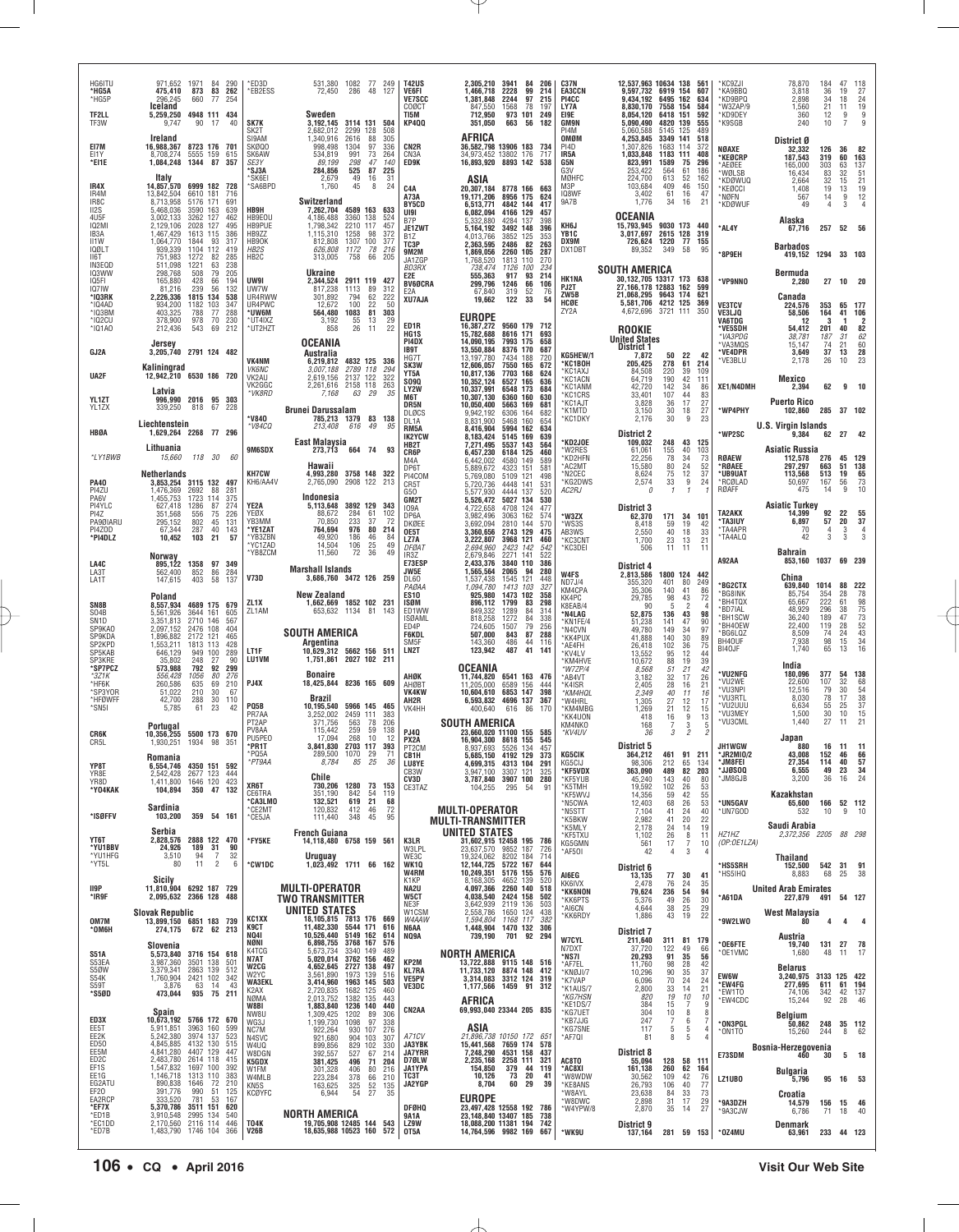HG6ITU 971,652 1971 84 290
*HG5A 475,410 873 83 262
*HG5P 296,245 660 77 254

**Iceland**
TF2LL 5,259,250 4948 111 434
TF3W 9,747 90 17 40

**Ireland**
EI7M 16,988,367 8723 176 701
EI1Y 8,708,274 5555 159 615
*EI1E 1,084,248 1344 87 357

**Italy**
IR4X 14,857,570 6999 182 728
IR4M 13,842,504 6610 181 716
IR8C 8,713,958 5176 171 691
II2S 5,468,036 3590 163 639
4U5F 3,002,133 3262 127 462
IQ2MI 2,129,106 2028 127 495
IB3A 1,467,429 1613 115 386
II1W 1,064,770 1844 93 317
IQ0LT 939,339 1104 112 419
II6T 751,983 1272 82 285
IN3EQD 511,098 1221 63 238
IQ3WW 298,768 508 79 205
IQ5FI 165,880 428 66 194
IQ7IW 81,216 239 56 132
*IQ3RK 2,226,336 1815 134 538
*IQ4AD 934,200 1182 103 347
*IQ3BM 403,325 788 77 288
*IQ2CU 378,900 978 70 230
*IQ1AO 212,436 543 69 212

**Jersey**
GJ2A 3,205,740 2791 124 482

**Kaliningrad**
UA2F 12,942,210 6530 186 720

**Latvia**
YL1ZT 996,990 2016 95 303
YL1ZX 339,250 818 67 228

**Liechtenstein**
HB0A 1,629,264 2268 77 296

**Lithuania**
*LY1BWB 15,660 118 30 60

**Netherlands**
PA4O 3,853,254 3115 132 497
PI4ZU 1,476,369 2692 88 281
PA6V 1,455,753 1723 114 375
PI4YLC 627,418 1286 87 274
PI4Z 351,568 556 75 226
PA9OIARU 295,152 802 45 131
PI4ZOD 67,344 287 40 143
*PI4DLZ 10,452 103 21 57

**Norway**
LA4C 895,122 1358 97 349
LA3T 562,400 852 86 284
LA1T 147,615 403 58 137

**Poland**
SN8B 8,557,934 4689 175 679
SO4B 5,561,926 3644 161 605
SN1D 3,351,813 2710 146 567
SP9KAO 2,097,152 2476 108 404
SP9KDA 1,896,882 2172 121 465
SP2KPD 1,553,211 1813 113 428
SP5KAB 646,129 949 100 289
SP3KRE 35,802 248 27 90
*SP7PCZ 573,988 792 92 299
*3Z1K 556,428 1056 80 276
*HF6K 260,586 635 69 210
*SP3YOR 51,022 210 30 67
*HF0WFF 42,700 288 30 110
*SN5I 5,785 61 23 42

**Portugal**
CR6K 10,356,255 5500 173 670
CR5L 1,930,251 1934 98 351

**Romania**
YP8T 6,554,746 4350 151 592
YR8E 2,542,428 2677 123 444
YR8D 1,411,800 1646 120 423
*YO4KAK 104,894 350 47 132

**Sardinia**
*ISØFFV 103,200 359 54 161

**Serbia**
YT6T 2,828,576 2888 122 470
*YU1BBV 24,926 189 31 90
*YU1HFG 3,510 94 7 32
*YT5L 80 11 2 6

**Sicily**
II9P 11,810,904 6292 187 729
*IR9F 2,095,632 2366 128 488

**Slovak Republic**
OM7M 13,899,150 6851 183 739
*OM6H 274,175 672 62 213

**Slovenia**
S51A 5,573,840 3716 154 618
S53EA 3,987,360 3501 138 501
S50W 3,379,341 2863 139 512
S54K 1,760,904 2421 102 342
S59T 3,876 63 14 43
*S50D 473,044 935 75 211

**Spain**
ED3X 10,673,192 5766 172 670
EE5T 5,911,851 3963 160 599
EE2K 5,242,380 3974 137 523
ED5O 4,845,885 4132 130 515
EE5M 4,841,280 4407 129 447
ED2C 2,483,780 2614 118 415
EF1S 1,547,832 1697 100 392
EE1G 1,146,718 1313 110 383
EG2ATU 890,838 1646 72 210
EF2O 391,776 990 51 125
EA2RCP 333,520 781 53 167
*EF7X 5,370,786 3511 151 620
*ED1B 3,910,548 2995 134 540
*EC1DD 2,170,560 2116 114 446
*ED7B 1,483,790 1746 104 366

*ED3D 531,380 1082 77 249
*EB2ESS 72,450 286 48 127

**Sweden**
SK7K 3,192,145 3114 131 504
SK2T 2,682,012 2299 128 508
SI9AM 1,340,916 2616 88 305
SK0QO 998,498 1304 97 336
SK6AW 534,819 991 73 264
SE3Y 89,199 298 47 140
*SJ3A 284,856 525 87 225
*SK6EI 2,679 49 16 31
*SA6BPD 1,760 45 8 24

**Switzerland**
HB9H 7,262,704 4589 163 633
HB9EOU 4,186,488 3360 138 524
HB9PUE 1,798,342 2210 117 457
HB9ZZ 1,115,310 1258 98 372
HB9OK 812,808 1307 100 377
HB2S 626,808 1172 78 216
HB2C 313,005 758 66 205

**Ukraine**
UW9I 2,344,524 2911 119 427
UW7W 817,238 1113 89 312
UR4RWW 301,892 794 62 222
UR4PWC 12,672 100 22 50
*UW6M 564,480 1083 81 303
*UT4IXZ 3,192 55 13 29
*UT2HZT 858 26 11 22

**OCEANIA**
**Australia**
VK4NM 6,219,812 4832 125 336
VK6NC 3,007,188 2789 118 294
VK2AU 2,619,156 2127 122 322
VK2GGC 2,261,616 2158 118 263
*VK8RD 7,168 63 29 35

**Brunei Darussalam**
*V84O 785,213 1379 83 138
*V84CQ 213,408 616 49 95

**East Malaysia**
9M6SDX 273,713 664 74 93

**Hawaii**
KH7CW 4,993,280 3758 148 322
KH6/AA4V 2,765,090 2908 122 213

**Indonesia**
YE2A 5,113,648 3892 129 343
YE0X 88,672 284 61 102
YB3MM 70,850 233 37 72
*YE1ZAT 764,694 976 80 214
*YB3ZBN 49,920 186 46 84
*YC1ZAD 14,504 106 25 49
*YB8ZCM 11,560 72 36 49

**Marshall Islands**
V73D 3,686,760 3472 126 259

**New Zealand**
ZL1X 1,662,669 1852 102 231
ZL1AM 653,632 1134 81 143

**SOUTH AMERICA**
**Argentina**
LT1F 10,629,312 5662 156 511
LU1VM 1,751,861 2027 102 211

**Bonaire**
PJ4X 18,425,844 8236 165 609

**Brazil**
PQ5B 10,195,540 5966 145 465
PR7AA 3,252,002 2459 111 383
PT2AP 371,756 563 78 206
PV8AA 115,442 259 59 138
PU5PEO 17,094 268 10 12
*PR1T 3,841,830 2703 117 393
*PQ5A 289,500 1070 29 71
*PT9AA 8,784 85 25 36

**Chile**
XR6T 730,206 1280 73 153
CE6TRA 351,190 842 54 119
*CA3LMO 132,521 619 21 68
*CE2MT 120,832 412 46 72
*CE5JA 111,440 348 45 95

**French Guiana**
*FY5KE 14,118,480 6758 159 561

**Uruguay**
*CW1DC 1,023,492 1711 66 162

**MULTI-OPERATOR TWO TRANSMITTER**
**UNITED STATES**
KC1XX 18,105,815 7813 176 669
K9CT 11,482,330 5544 171 616
NQ4I 10,526,440 5149 162 614
N0NI 6,898,755 3768 167 576
K4TCG 5,673,734 3340 149 489
N7AT 5,020,014 3762 156 462
W2CG 4,652,645 2727 138 497
W2YC 3,561,890 1973 139 516
WA3EKL 3,414,960 1963 145 503
K2AX 2,720,835 1682 125 460
N0MA 2,013,752 1382 135 443
W8BI 1,883,840 1236 140 440
NW8U 1,309,425 1202 89 306
WG3J 1,199,730 1098 97 338
NC7M 922,264 930 107 276
N4SVC 921,680 904 103 307
W4UQ 899,856 829 102 330
W8DGN 392,557 527 67 214
K5GDX 381,425 496 71 204
W1FM 301,328 406 80 216
W4MLB 223,284 378 66 210
KN5S 163,625 325 52 135
KC0YFC 6,944 54 27 35

**NORTH AMERICA**
TO4K 19,705,908 12485 144 543
V26B 18,635,988 10523 160 572

T42US 2,305,210 3941 84 206
VE6FI 1,466,718 2228 99 214
VE7SCC 1,381,848 2244 97 215
CO8CT 847,550 1568 78 197
TI5M 712,950 973 101 249
KP4QQ 351,050 663 56 182

**AFRICA**
CN2R 36,582,798 13906 183 734
CN3A 34,973,452 13802 176 717
ED9K 18,920,893 8893 142 538

**ASIA**
C4A 20,307,184 8778 166 663
A73A 19,171,206 8956 175 624
BY5CD 6,513,771 4842 144 417
UI9I 6,082,094 4166 129 457
B7P 5,332,880 4284 137 398
JE1ZWT 5,164,192 3492 148 396
B1Z 4,013,766 3852 125 353
TC3P 2,363,595 2486 82 263
9M2M 1,869,056 2260 105 287
JA1ZGP 1,768,520 1813 110 270
BD3RX 738,474 1126 100 234
E2E 555,363 917 93 214
BV6ORA 299,796 1246 66 106
E2A 67,840 319 52 76
XU7AJA 19,662 122 33 54

**EUROPE**
ED1R 16,387,272 9560 179 712
HG1S 15,782,688 8616 171 693
PI4DX 14,090,195 7993 175 658
IB9T 13,550,884 8376 170 687
HG7T 13,197,780 7434 188 720
SK3W 12,606,057 7550 165 672
YT5A 10,817,136 7703 168 624
SO9Q 10,352,124 6527 165 636
LY2W 10,337,991 6548 173 684
M6T 10,307,130 6360 160 630
DR5N 10,050,400 5663 169 681
DL0CS 9,942,192 6306 164 682
DL1A 8,831,900 5468 160 654
RM5A 8,416,904 5994 162 634
IK2YCW 8,183,424 5145 169 639
HB2T 7,271,495 5537 143 564
CR6P 6,457,230 6184 125 460
M4A 6,442,002 4580 149 589
DP6T 5,889,672 4323 151 581
PI4COM 5,769,080 5109 121 498
CR5T 5,720,736 4448 141 531
G5O 5,577,930 4444 137 520
GM2T 5,526,472 5027 134 530
IO9A 4,722,658 4708 124 477
DP6A 3,982,496 3063 162 574
DK0EE 3,692,094 2810 144 570
OE5T 3,360,656 2743 129 475
LZ7A 3,222,807 3968 121 460
DF0AT 2,694,960 2423 142 542
IR3Z 2,679,846 2271 141 522
E73ESP 2,433,376 3840 110 386
UW5E 1,565,564 2065 94 280
DL6O 1,537,438 1545 121 448
PA0AA 1,094,780 1413 103 327
ES1O 925,980 1473 102 358
IS0M 896,112 1799 83 298
ED1WW 849,332 1289 84 314
IS0AML 818,258 1272 84 338
ED4P 724,605 1507 79 256
F6KDL 507,000 843 87 288
SM5F 143,360 486 44 116
LN2T 123,942 487 41 141

**OCEANIA**
AH0K 11,744,820 6541 163 476
AH0BT 11,205,000 6589 156 444
VK4KW 10,604,610 6853 147 398
AH2R 6,593,832 4696 137 367
VK4HH 400,640 616 86 170

**SOUTH AMERICA**
PJ4Q 23,660,020 11100 155 585
PX2A 16,904,300 8618 155 545
PT2CM 8,937,693 5526 134 457
CB1H 5,685,150 4192 129 373
LU8YE 4,699,315 4313 104 291
CB3W 3,947,100 3307 121 325
CV3D 3,787,840 3907 100 280
CE3TAZ 104,255 295 54 91

**MULTI-OPERATOR MULTI-TRANSMITTER**
**UNITED STATES**
K3LR 31,602,915 12458 195 786
W3LPL 23,637,570 9852 187 726
WE3C 19,324,062 8202 184 714
WK1Q 12,144,725 5722 167 644
W4RM 10,249,351 5176 155 576
K1KP 8,168,305 4652 139 520
NA2U 4,097,366 2260 140 518
W5CT 4,038,540 2424 158 502
NE5F 3,642,939 2119 136 503
W1CSM 2,558,786 1650 124 438
W4AAW 1,594,804 1168 117 382
N6AA 1,448,904 1470 132 306
NQ9A 739,190 701 92 294

**NORTH AMERICA**
KP2M 13,722,888 9115 148 516
KL7RA 11,733,120 8874 148 412
VE5PV 3,314,083 3312 124 319
VE3DC 1,177,566 1459 91 312

**AFRICA**
CN2AA 69,993,040 23344 205 835

**ASIA**
A71CV 21,896,738 10150 172 651
JA3YBK 15,441,568 7659 174 578
JA7YRR 7,248,290 4531 158 437
D70LW 2,235,168 2258 111 321
JA1YPA 154,850 379 44 119
TC3T 10,126 73 20 41
JA2YGP 8,704 60 29 39

**EUROPE**
DF0HQ 23,497,428 12558 192 786
9A1A 23,148,840 13407 185 738
LZ9W 18,088,200 11381 194 742
OT5A 14,764,596 9982 169 667

C37N 12,537,963 10634 138 561
EA3CCN 9,597,732 6919 154 607
PI4CC 9,434,192 6495 162 634
LY7A 8,830,170 7558 154 584
EI9E 8,054,120 6418 151 592
GM9N 5,090,490 4820 139 555
PI4M 5,060,588 5145 125 489
OM0M 4,253,845 3349 141 518
PI4D 1,307,826 1683 114 372
IR5A 1,033,848 1183 111 408
G5N 823,991 1589 75 296
G3V 253,422 564 61 186
M0HFC 224,700 613 52 162
M3P 103,684 409 46 150
IQ8WF 3,402 61 16 47
9A7B 1,776 34 16 21

**OCEANIA**
KH6J 15,793,945 9030 173 440
YB1C 3,017,697 2615 128 319
DX9M 726,624 1220 77 155
DX1DBT 89,352 349 58 95

**SOUTH AMERICA**
HK1NA 30,132,705 13317 173 638
PJ2T 27,166,178 12883 162 599
ZW5B 21,068,295 9643 174 621
HC0E 5,581,706 4212 125 369
ZY2A 4,672,696 3721 111 350

**ROOKIE**
**United States**
**District 1**
KG5HEW/1 7,872 50 22 42
*KC1BOH 205,425 278 61 214
*KC1AXJ 84,508 220 39 109
*KC1ACN 64,719 190 42 111
*KC1ANM 42,720 142 34 86
*KC1CRS 33,401 107 44 83
*KC1AJT 3,828 36 17 27
*K1MTD 3,150 30 18 27
*KC1DKY 2,176 30 9 23

**District 2**
*KD2JOE 109,032 248 43 125
*W2RES 61,061 155 40 103
*KD2HFN 22,256 78 34 73
*AC2MT 15,580 80 24 52
*N2CEC 8,624 75 12 37
*KG2DWS 2,574 33 9 24
AC2RJ 0 1 1 1

**District 3**
*W3ZX 62,370 171 34 101
*WS3S 8,418 59 19 42
AB3WS 2,550 40 18 33
*KC3CNT 1,700 23 13 21
*KC3DEI 506 11 11 11

**District 4**
W4FS 2,813,586 1800 124 442
ND7J/4 335,320 401 80 249
KM4CPA 35,306 140 41 86
KK4PC 29,785 98 43 72
K8EAB/4 90 5 2 4
*N4LAG 52,875 136 43 98
*KN1FE/4 51,238 141 47 90
*W4CVN 49,780 149 34 97
*KK4PUX 41,888 140 30 89
*AE4FH 26,418 102 36 75
*KV4LV 13,552 95 12 44
*KM4HVE 10,672 88 19 39
*W7ZP/4 8,568 51 21 42
*AB4VT 3,182 32 17 26
*K4ISR 2,405 28 16 21
*KM4HQL 2,349 40 11 16
*W4HRL 1,305 27 12 17
*KM4MBG 1,269 21 12 15
*KK4UON 418 16 9 13
KM4NKO 168 7 3 5
*KV4UV 36 3 2 2

**District 5**
KG5CIK 364,212 461 91 211
KG5CIJ 98,306 212 65 134
*KF5VDX 363,090 489 82 203
*KG5YUB 45,240 143 40 80
*K5TMH 19,592 102 26 53
*KF5WVJ 14,356 59 42 55
*N5CWA 12,403 68 26 53
*N5STT 7,104 41 24 40
*K5BKW 2,982 41 20 22
*K5MLY 2,178 24 14 19
*KF5TXU 1,102 26 8 11
KG5GMN 561 17 7 10
*AF5OI 42 4 3 4

**District 6**
AI6EG 13,135 77 30 41
KK6IVX 2,478 76 24 35
*KK6NON 79,624 236 54 94
*KK6PTS 5,376 49 26 30
*AI6CN 4,644 38 25 29
*KK6RDY 1,886 43 19 22

**District 7**
W7CYL 211,640 311 81 179
N7DXT 37,720 122 49 66
*NS7I 20,293 91 35 56
*AF7EL 11,760 98 28 42
*KN0JI/7 10,296 90 35 37
*K7VAP 6,096 70 24 24
*K1AUS/7 2,800 33 14 21
*KG7HSN 820 19 10 10
*KE1DS/7 384 15 7 9
*KG7UET 304 10 8 8
*KB7JJG 247 7 6 7
*KG7SNE 117 5 5 4
*AF7QI 81 8 5 4

**District 8**
AC8TO 55,094 128 58 111
*AC8XI 161,138 260 62 164
*W8WDW 30,562 109 42 76
*KE8ANS 26,793 106 40 77
*W8AYL 23,638 84 33 73
*W8DWC 2,898 31 17 29
*W4YPW/8 2,870 35 14 27

**District 9**
*WK9U 137,164 281 59 153

*KC9ZJI 78,870 184 47 118
*KA9BBQ 3,818 36 19 27
*KD9BPQ 2,898 34 18 24
*W3ZAP/9 1,560 21 11 19
*KD9DEY 360 12 9 9
*K9SGB 240 10 7 9

**District Ø**
N0AXE 32,332 126 36 82
*KE0CRP 187,543 319 60 163
*AE0EE 165,000 303 63 137
*W0LSB 16,434 83 32 51
*KD0WUQ 2,664 32 15 21
*KE0CCI 1,408 19 13 19
*N0FN 567 14 9 12
*KD0WUF 49 4 3 4

**Alaska**
*AL4Y 67,716 257 52 56

**Barbados**
*8P9EH 419,152 1294 33 103

**Bermuda**
*VP9NNO 2,280 27 10 20

**Canada**
VE3TCV 224,576 353 65 177
VE3LJQ 58,506 164 41 106
VA6TDG 12 3 1 2
*VE5SDH 54,412 201 40 82
*VA3PDG 38,781 187 31 62
*VA3MOS 15,147 74 21 60
*VE4DPR 5,543 37 13 28
*VE3BLU 2,178 26 10 23

**Mexico**
XE1/N4DMH 2,394 62 9 10

**Puerto Rico**
*WP4PHY 102,860 285 37 102

**U.S. Virgin Islands**
*WP2SC 9,384 62 27 42

**Asiatic Russia**
R0AEW 112,578 276 45 129
*R0AEE 297,297 663 51 138
*UB9UAT 113,568 513 19 65
*RC0LAD 50,697 167 56 73
R0AFF 475 14 9 10

**Asiatic Turkey**
TA2AKX 14,399 92 22 55
*TA3IUY 6,897 57 20 37
*TA4APR 70 4 3 4
*TA4ALQ 42 3 3 3

**Bahrain**
A92AA 853,160 1037 69 239

**China**
*BG2CTX 639,840 1014 88 222
*BG8INK 85,754 354 28 78
*BH4TQX 65,667 222 61 98
*BD7IAL 48,929 296 38 75
*BH1SCW 36,240 189 47 73
*BH4OEW 22,400 119 28 52
*BG6LQZ 8,509 74 24 43
BH4OUF 7,938 98 15 34
BI4OJF 1,740 65 13 16

**India**
*VU2NFG 180,096 377 54 138
*VU2WE 22,600 107 32 68
*VU3NPI 12,516 79 30 54
*VU3RTL 8,030 78 17 38
*VU2UUU 6,634 55 25 37
*VU3MEY 1,500 30 10 15
*VU3CML 1,440 27 11 21

**Japan**
JH1WGW 880 16 11 11
*JR2MIO/2 43,008 152 46 66
*JM8FEI 27,354 114 40 57
*JJ0SOO 6,555 49 23 34
*JM8GJB 3,200 36 16 24

**Kazakhstan**
*UN5GAV 65,600 166 52 112
*UN7GOD 532 10 9 10

**Saudi Arabia**
HZ1HZ (OP:OE1LZA) 2,372,356 2205 88 298

**Thailand**
*HS5SRH 152,500 542 31 91
*HS5IHQ 8,883 68 25 38

**United Arab Emirates**
*A61DA 227,879 491 54 127

**West Malaysia**
*9W2LWO 80 4 4 4

**Austria**
*OE6FTE 19,740 131 27 78
*OE1VMC 1,680 48 11 17

**Belarus**
EW6W 3,240,975 3133 125 422
*EW4FG 277,695 611 61 194
*EW1TO 74,106 342 42 137
*EW4CDC 15,244 92 28 46

**Belgium**
*ON3PGL 50,862 248 35 112
*ON1TO 15,260 244 8 62

**Bosnia-Herzegovenia**
E73SDM 460 30 5 18

**Bulgaria**
LZ1UBO 5,796 95 16 53

**Croatia**
*9A3DZH 14,579 156 15 46
*9A3CJW 6,786 71 18 40

**Denmark**
*OZ4MU 63,961 233 44 123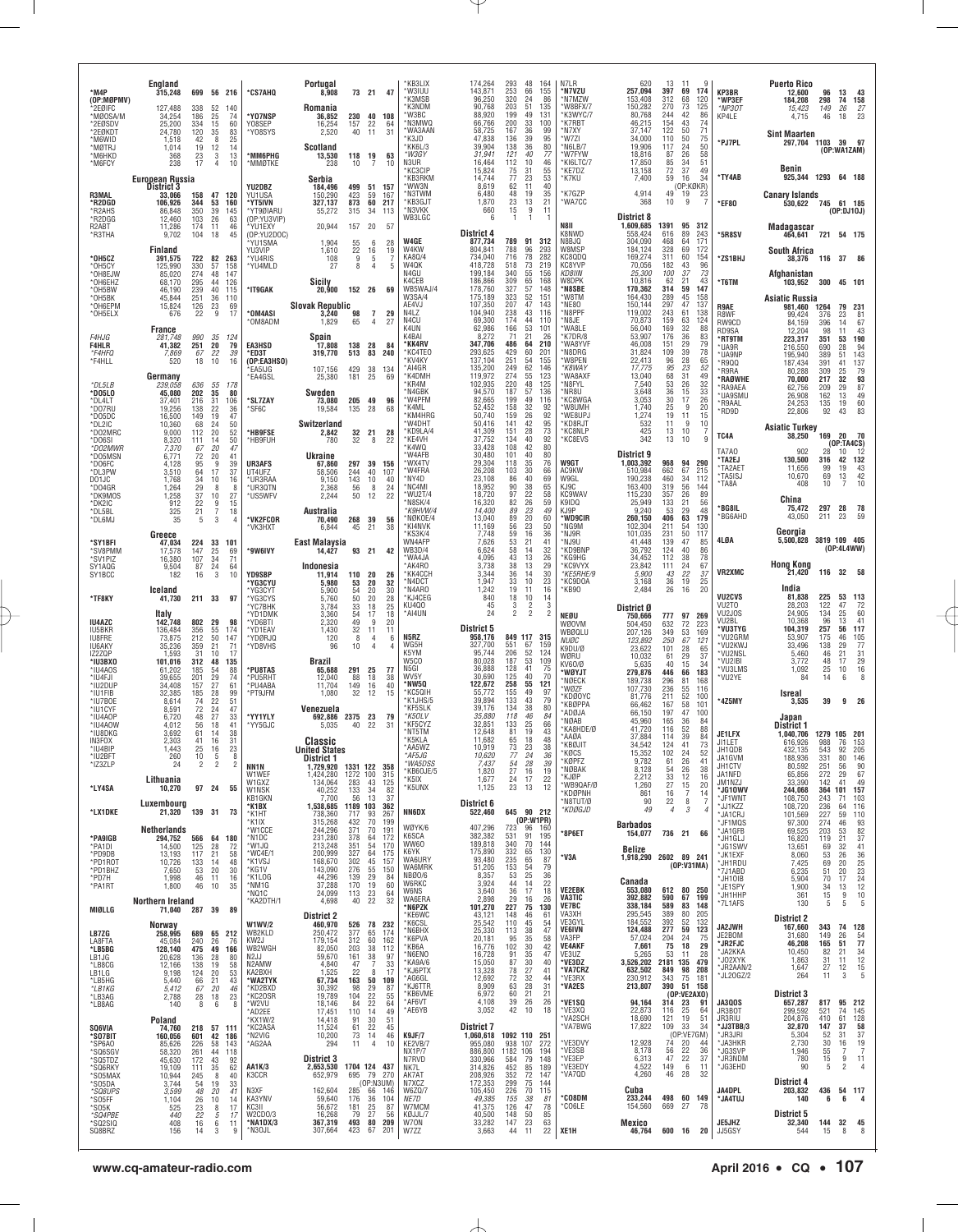**England**

| Call | Score | QSOs | Zones | Countries |
|---|---|---|---|---|
| *M4P | 315,248 | 699 | 56 | 216 |
| (OP:MØPMV) | | | | |
| *2E0IFC | 127,488 | 338 | 52 | 140 |
| *MØOSA/M | 34,254 | 186 | 25 | 74 |
| *2EØSDV | 25,200 | 334 | 15 | 60 |
| *2EØKDT | 24,780 | 120 | 35 | 83 |
| *M6WID | 1,518 | 42 | 8 | 25 |
| *MØTRJ | 1,014 | 19 | 12 | 14 |
| *M6HKD | 368 | 23 | 3 | 13 |
| *M6FCY | 238 | 17 | 4 | 10 |

**European Russia**
**District 3**

| Call | Score | QSOs | Zones | Countries |
|---|---|---|---|---|
| R3MAL | 33,066 | 158 | 47 | 120 |
| *R2DGD | 106,926 | 344 | 53 | 160 |
| *R2AHS | 86,848 | 350 | 39 | 145 |
| *R2DGG | 12,460 | 103 | 26 | 63 |
| R2ABT | 11,286 | 174 | 11 | 46 |
| *R3THA | 9,702 | 104 | 18 | 45 |

**Finland**

| Call | Score | QSOs | Zones | Countries |
|---|---|---|---|---|
| *OH5CZ | 391,575 | 722 | 82 | 263 |
| *OH5CY | 125,990 | 330 | 57 | 158 |
| *OH8EJW | 85,020 | 274 | 48 | 147 |
| *OH6EHZ | 68,170 | 295 | 44 | 126 |
| *OH5BW | 46,190 | 239 | 40 | 115 |
| *OH5BK | 45,844 | 251 | 36 | 110 |
| *OH6EPM | 15,824 | 126 | 23 | 69 |
| *OH5ELX | 676 | 22 | 9 | 17 |

**France**

| Call | Score | QSOs | Zones | Countries |
|---|---|---|---|---|
| F4HJG | 281,748 | 990 | 35 | 124 |
| F4HLR | 41,382 | 251 | 20 | 79 |
| *F4HFQ | 7,869 | 67 | 22 | 39 |
| *F4HLL | 520 | 18 | 10 | 16 |

**Germany**

| Call | Score | QSOs | Zones | Countries |
|---|---|---|---|---|
| *DL5LB | 239,058 | 636 | 55 | 178 |
| *DO5LO | 45,080 | 202 | 35 | 80 |
| DL4LT | 37,401 | 216 | 31 | 106 |
| *DO7RU | 19,256 | 138 | 22 | 36 |
| *DO5DC | 16,500 | 149 | 19 | 47 |
| *DL2IC | 10,360 | 68 | 24 | 50 |
| *DO2MRC | 9,000 | 112 | 20 | 52 |
| *DO6SI | 8,320 | 111 | 14 | 50 |
| *DO2MWR | 7,370 | 67 | 20 | 47 |
| *DO5MSN | 6,771 | 72 | 20 | 41 |
| *DO6FC | 4,128 | 95 | 9 | 39 |
| *DL3PW | 3,510 | 64 | 17 | 37 |
| DO1JC | 1,768 | 34 | 10 | 16 |
| *DO4GR | 1,264 | 29 | 8 | 8 |
| *DK9MOS | 1,258 | 37 | 10 | 27 |
| *DK2IC | 912 | 22 | 9 | 15 |
| *DL5BL | 325 | 21 | 7 | 18 |
| *DL6MJ | 35 | 5 | 3 | 4 |

**Greece**

| Call | Score | QSOs | Zones | Countries |
|---|---|---|---|---|
| *SY1BFI | 47,034 | 224 | 33 | 101 |
| *SV8PMM | 17,578 | 147 | 25 | 69 |
| *SV1PIZ | 16,380 | 107 | 34 | 71 |
| SY1AQG | 9,504 | 87 | 24 | 64 |
| SY1BCC | 182 | 16 | 3 | 10 |

**Iceland**

| Call | Score | QSOs | Zones | Countries |
|---|---|---|---|---|
| *TF8KY | 41,730 | 211 | 33 | 97 |

**Italy**

| Call | Score | QSOs | Zones | Countries |
|---|---|---|---|---|
| IU4AZC | 142,748 | 802 | 29 | 98 |
| IU5BKR | 136,484 | 356 | 55 | 174 |
| IU8FRE | 73,875 | 212 | 50 | 147 |
| IU6AKY | 35,236 | 359 | 21 | 71 |
| IZ2ZOP | 1,593 | 31 | 10 | 17 |
| *IU3BXO | 101,016 | 312 | 48 | 135 |
| *IU4AOS | 61,202 | 185 | 54 | 88 |
| *IU4FJI | 39,655 | 201 | 29 | 74 |
| *IU2DUP | 34,408 | 157 | 27 | 61 |
| *IU1FIB | 32,385 | 185 | 28 | 99 |
| *IU7BOE | 8,614 | 74 | 22 | 51 |
| *IU1CYF | 8,591 | 72 | 24 | 47 |
| *IU4AOP | 6,720 | 48 | 27 | 33 |
| *IU4AOW | 4,012 | 56 | 18 | 41 |
| *IU8DKG | 3,692 | 61 | 14 | 38 |
| IN3FOX | 2,303 | 41 | 16 | 31 |
| *IU4BIP | 1,443 | 25 | 16 | 23 |
| *IU2BFT | 260 | 10 | 5 | 8 |
| *IZ3ZLP | 24 | 2 | 2 | 2 |

**Lithuania**

| Call | Score | QSOs | Zones | Countries |
|---|---|---|---|---|
| *LY4SA | 10,270 | 97 | 24 | 55 |

**Luxembourg**

| Call | Score | QSOs | Zones | Countries |
|---|---|---|---|---|
| *LX1DKE | 21,320 | 139 | 31 | 73 |

**Netherlands**

| Call | Score | QSOs | Zones | Countries |
|---|---|---|---|---|
| *PA9IGB | 294,752 | 566 | 64 | 180 |
| *PA1DI | 14,500 | 125 | 28 | 72 |
| *PD9DB | 13,193 | 117 | 21 | 58 |
| *PD1ROT | 10,726 | 133 | 14 | 48 |
| *PD1BHZ | 7,650 | 53 | 20 | 30 |
| *PD7H | 1,998 | 46 | 11 | 16 |
| *PA1RT | 1,800 | 46 | 10 | 35 |

**Northern Ireland**

| Call | Score | QSOs | Zones | Countries |
|---|---|---|---|---|
| MIØLLG | 71,040 | 287 | 39 | 89 |

**Norway**

| Call | Score | QSOs | Zones | Countries |
|---|---|---|---|---|
| LB7ZG | 258,995 | 689 | 65 | 212 |
| LA8FTA | 45,084 | 240 | 26 | 76 |
| *LB5BG | 128,140 | 475 | 49 | 166 |
| LB1JG | 20,628 | 136 | 28 | 80 |
| *LB8CG | 12,166 | 138 | 19 | 58 |
| LB1LG | 9,198 | 124 | 20 | 53 |
| *LB5HG | 5,440 | 66 | 21 | 43 |
| *LB1KG | 5,412 | 67 | 20 | 46 |
| *LB5AG | 2,788 | 28 | 18 | 23 |
| *LB8AG | 140 | 8 | 6 | 8 |

**Poland**

| Call | Score | QSOs | Zones | Countries |
|---|---|---|---|---|
| SQ6VIA | 74,760 | 218 | 57 | 111 |
| *SO7BIT | 160,056 | 601 | 42 | 186 |
| *SP6AO | 85,626 | 226 | 58 | 113 |
| *SQ6SGV | 58,320 | 261 | 44 | 118 |
| *SQ5TDZ | 45,630 | 172 | 43 | 92 |
| *SQ6RKY | 19,109 | 111 | 35 | 62 |
| *SO5MAX | 10,944 | 245 | 8 | 40 |
| *SO5DA | 3,744 | 54 | 19 | 33 |
| *SQ8UPS | 3,599 | 48 | 20 | 41 |
| *SO5FF | 1,104 | 26 | 10 | 14 |
| *SO5K | 525 | 23 | 8 | 17 |
| *SQ4PBE | 440 | 22 | 5 | 17 |
| *SQ2SQI | 408 | 16 | 6 | 11 |
| SQ8BRZ | 156 | 14 | 3 | 9 |

**Portugal**

| Call | Score | QSOs | Zones | Countries |
|---|---|---|---|---|
| *CS7AHQ | 8,908 | 73 | 21 | 47 |

**Romania**

| Call | Score | QSOs | Zones | Countries |
|---|---|---|---|---|
| *YO7NSP | 36,852 | 230 | 40 | 108 |
| YO8SEP | 16,254 | 157 | 22 | 64 |
| *YO8SYS | 2,520 | 40 | 11 | 31 |

**Scotland**

| Call | Score | QSOs | Zones | Countries |
|---|---|---|---|---|
| *MM6PHG | 13,530 | 118 | 19 | 63 |
| *MMØTKE | 238 | 10 | 7 | 10 |

**Serbia**

| Call | Score | QSOs | Zones | Countries |
|---|---|---|---|---|
| YU2DBZ | 184,496 | 499 | 51 | 157 |
| YU1USA | 150,290 | 423 | 59 | 167 |
| *YT5IVN | 327,137 | 873 | 60 | 217 |
| *YT9ØIARU | 55,272 | 315 | 34 | 113 |
| (OP:YU3VIP) | | | | |
| *YU1EXY | 20,944 | 157 | 20 | 57 |
| (OP:YU2DOC) | | | | |
| *YU1SMA | 1,904 | 55 | 6 | 28 |
| YU3VIP | 1,610 | 22 | 16 | 19 |
| *YU4RIS | 108 | 9 | 5 | 7 |
| *YU4MLD | 27 | 8 | 4 | 5 |

**Sicily**

| Call | Score | QSOs | Zones | Countries |
|---|---|---|---|---|
| *IT9GAK | 20,900 | 152 | 26 | 69 |

**Slovak Republic**

| Call | Score | QSOs | Zones | Countries |
|---|---|---|---|---|
| *OM4ASI | 3,240 | 98 | 7 | 29 |
| *OM8ADM | 1,829 | 65 | 4 | 27 |

**Spain**

| Call | Score | QSOs | Zones | Countries |
|---|---|---|---|---|
| EA3HSD | 17,808 | 138 | 28 | 84 |
| *ED3T | 319,770 | 513 | 83 | 240 |
| (OP:EA3HSO) | | | | |
| *EA5IJG | 107,156 | 429 | 38 | 134 |
| *EA4GSL | 25,380 | 181 | 25 | 69 |

**Sweden**

| Call | Score | QSOs | Zones | Countries |
|---|---|---|---|---|
| *SL7ZAY | 73,080 | 205 | 49 | 96 |
| *SF6C | 19,584 | 135 | 28 | 68 |

**Switzerland**

| Call | Score | QSOs | Zones | Countries |
|---|---|---|---|---|
| *HB9FSE | 2,842 | 32 | 21 | 28 |
| *HB9FUH | 780 | 32 | 8 | 22 |

**Ukraine**

| Call | Score | QSOs | Zones | Countries |
|---|---|---|---|---|
| UR3AFS | 67,860 | 297 | 39 | 156 |
| UT4UFZ | 58,506 | 244 | 40 | 107 |
| *UR3RAA | 9,150 | 143 | 10 | 40 |
| *UR3QTN | 2,568 | 56 | 8 | 24 |
| *US5WFV | 2,244 | 50 | 12 | 22 |

**Australia**

| Call | Score | QSOs | Zones | Countries |
|---|---|---|---|---|
| *VK2FCOR | 70,490 | 268 | 39 | 56 |
| *VK3HXT | 6,844 | 45 | 21 | 38 |

**East Malaysia**

| Call | Score | QSOs | Zones | Countries |
|---|---|---|---|---|
| *9W6IVY | 14,427 | 93 | 21 | 42 |

**Indonesia**

| Call | Score | QSOs | Zones | Countries |
|---|---|---|---|---|
| YD9SBP | 11,914 | 110 | 20 | 26 |
| *YG3CYU | 5,980 | 53 | 20 | 32 |
| *YG3CYT | 5,900 | 54 | 20 | 30 |
| *YG3CYS | 5,760 | 50 | 20 | 28 |
| *YC7BHK | 3,784 | 33 | 18 | 25 |
| *YD1DMK | 3,360 | 54 | 17 | 18 |
| *YD6BTI | 2,320 | 49 | 9 | 20 |
| *YD1EAV | 1,430 | 32 | 11 | 11 |
| *YDØRJQ | 120 | 8 | 4 | 6 |
| *YD8VHS | 96 | 10 | 4 | 4 |

**Brazil**

| Call | Score | QSOs | Zones | Countries |
|---|---|---|---|---|
| *PU8TAS | 65,688 | 291 | 25 | 77 |
| *PU5RHT | 12,040 | 88 | 18 | 38 |
| *PU4ABA | 11,704 | 149 | 16 | 40 |
| *PT9JFM | 1,080 | 32 | 12 | 15 |

**Venezuela**

| Call | Score | QSOs | Zones | Countries |
|---|---|---|---|---|
| *YY1YLY | 692,886 | 2375 | 23 | 79 |
| *YY5GJC | 5,035 | 40 | 22 | 31 |

## Classic

**United States**
**District 1**

| Call | Score | QSOs | Zones | Countries |
|---|---|---|---|---|
| NN1N | 1,729,920 | 1331 | 122 | 358 |
| W1WEF | 1,424,280 | 1272 | 100 | 315 |
| W1GXZ | 134,064 | 283 | 43 | 125 |
| W1NSK | 40,252 | 133 | 34 | 82 |
| KB1GKN | 7,700 | 56 | 13 | 37 |
| *K1BX | 1,538,685 | 1189 | 103 | 362 |
| *K1HT | 738,360 | 717 | 93 | 267 |
| *K1IX | 315,268 | 432 | 70 | 199 |
| *W1CCE | 244,296 | 371 | 70 | 191 |
| *N1DC | 231,280 | 378 | 64 | 172 |
| *W1JQ | 213,248 | 351 | 54 | 170 |
| *WC4E/1 | 200,999 | 327 | 64 | 175 |
| *K1VSJ | 168,670 | 302 | 45 | 157 |
| *KG1V | 143,090 | 276 | 55 | 150 |
| *K1LOG | 44,296 | 139 | 29 | 84 |
| *NM1G | 37,288 | 170 | 19 | 60 |
| *NQ1C | 24,099 | 113 | 23 | 64 |
| *KA2DTH/1 | 4,698 | 40 | 22 | 32 |

**District 2**

| Call | Score | QSOs | Zones | Countries |
|---|---|---|---|---|
| W1WV/2 | 460,970 | 526 | 78 | 232 |
| WB2KLD | 250,472 | 377 | 65 | 174 |
| KW2J | 179,154 | 312 | 60 | 162 |
| WB2WGH | 82,050 | 203 | 38 | 112 |
| N2JJ | 59,670 | 161 | 38 | 97 |
| N2AMW | 4,840 | 47 | 7 | 33 |
| KA2BXH | 1,525 | 22 | 8 | 17 |
| *WA2TYK | 67,734 | 163 | 50 | 109 |
| *KD2BXD | 30,392 | 98 | 29 | 87 |
| *KC2OSR | 19,789 | 104 | 22 | 55 |
| *W2VU | 18,146 | 84 | 22 | 64 |
| *AD2EE | 17,451 | 110 | 14 | 49 |
| *KX1W/2 | 14,418 | 91 | 30 | 51 |
| *KC2ASA | 11,524 | 61 | 22 | 45 |
| *N2VIG | 10,200 | 73 | 14 | 46 |
| *AG2AA | 294 | 11 | 4 | 10 |

**District 3**

| Call | Score | QSOs | Zones | Countries |
|---|---|---|---|---|
| AA1K/3 | 2,653,530 | 1704 | 124 | 437 |
| (OP:N3UM) | | | | |
| K3CCR | 652,979 | 695 | 79 | 270 |
| N3XF | 162,604 | 285 | 66 | 146 |
| KA3YNV | 59,640 | 176 | 36 | 104 |
| KC3II | 56,672 | 181 | 25 | 87 |
| W2CDO/3 | 16,268 | 79 | 27 | 56 |
| *NA1DX/3 | 367,319 | 493 | 80 | 209 |
| *N3OJL | 307,664 | 423 | 67 | 201 |
| *KB3LIX | 174,264 | 293 | 48 | 164 |
| *W3IUU | 143,871 | 253 | 66 | 155 |
| *K3MSB | 96,250 | 320 | 24 | 86 |
| *K3NDM | 90,768 | 203 | 51 | 135 |
| *W3BC | 88,920 | 199 | 49 | 131 |
| *N3MWQ | 66,766 | 200 | 33 | 100 |
| *WA3AAN | 58,725 | 167 | 36 | 99 |
| *K3JD | 47,838 | 136 | 39 | 95 |
| *KK6LJ/3 | 39,904 | 138 | 36 | 80 |
| *W3GY | 31,941 | 121 | 40 | 77 |
| N3UR | 16,464 | 112 | 10 | 46 |
| *KC3CIP | 15,824 | 75 | 31 | 55 |
| *KB3RKM | 14,744 | 77 | 23 | 53 |
| *WW3N | 8,619 | 62 | 11 | 40 |
| *N3TWM | 6,480 | 48 | 19 | 35 |
| *KB3GJT | 1,870 | 23 | 13 | 21 |
| *N3VKK | 660 | 15 | 9 | 11 |
| WB3LGC | 6 | 1 | 1 | 1 |

**District 4**

| Call | Score | QSOs | Zones | Countries |
|---|---|---|---|---|
| W4GE | 877,734 | 789 | 91 | 312 |
| W4KW | 804,841 | 788 | 96 | 293 |
| KA8Q/4 | 734,040 | 716 | 78 | 282 |
| W4QK | 418,728 | 518 | 73 | 219 |
| N4GU | 199,184 | 340 | 55 | 156 |
| K4CEB | 186,866 | 309 | 65 | 168 |
| WB5WAJ/4 | 178,760 | 327 | 57 | 148 |
| W3SA/4 | 175,189 | 323 | 52 | 151 |
| AE4VJ | 107,350 | 207 | 47 | 143 |
| N4LZ | 104,940 | 238 | 43 | 116 |
| N4CU | 69,300 | 174 | 44 | 110 |
| K4UN | 62,986 | 166 | 53 | 101 |
| K4BAI | 8,272 | 71 | 21 | 26 |
| *KK4RV | 347,706 | 486 | 64 | 210 |
| *KC4TEO | 293,625 | 429 | 60 | 201 |
| *KV4KY | 137,104 | 251 | 54 | 155 |
| *AI4GR | 135,200 | 249 | 62 | 146 |
| *K4DMH | 119,972 | 274 | 55 | 123 |
| *KR4M | 102,935 | 220 | 48 | 125 |
| *N4GBK | 94,570 | 187 | 57 | 136 |
| *W4PFM | 82,665 | 199 | 49 | 116 |
| *K4ML | 52,452 | 158 | 32 | 92 |
| *KM4HRG | 50,740 | 159 | 26 | 92 |
| *W4DHT | 50,416 | 141 | 42 | 95 |
| *KD9LA/4 | 41,309 | 151 | 28 | 73 |
| *KE4VH | 37,752 | 134 | 40 | 92 |
| *K4WQ | 33,428 | 108 | 42 | 80 |
| *W4AFB | 30,480 | 101 | 40 | 80 |
| *WX4TV | 29,304 | 118 | 35 | 76 |
| *W4FRA | 26,208 | 103 | 30 | 66 |
| *NY4D | 23,108 | 86 | 40 | 69 |
| *NC4MI | 18,952 | 90 | 38 | 65 |
| *WU2T/4 | 18,720 | 97 | 22 | 58 |
| *N8SK/4 | 16,320 | 82 | 26 | 59 |
| *K9HVW/4 | 14,400 | 89 | 23 | 49 |
| *NØKOE/4 | 13,040 | 89 | 20 | 60 |
| *KI4NVK | 11,169 | 56 | 23 | 50 |
| *KS3K/4 | 7,748 | 59 | 16 | 36 |
| WN4AFP | 7,626 | 53 | 21 | 41 |
| WB3D/4 | 6,624 | 58 | 14 | 32 |
| *WA4JA | 4,095 | 43 | 13 | 26 |
| *AK4RO | 3,738 | 38 | 13 | 29 |
| *KK4CCH | 3,344 | 36 | 14 | 30 |
| *N4DCT | 1,947 | 33 | 10 | 23 |
| *N4ARO | 1,242 | 19 | 11 | 16 |
| *KJ4CEG | 840 | 18 | 10 | 14 |
| KU4OO | 45 | 5 | 2 | 3 |
| *AI4UN | 24 | 2 | 2 | 2 |

**District 5**

| Call | Score | QSOs | Zones | Countries |
|---|---|---|---|---|
| N5RZ | 958,176 | 849 | 117 | 315 |
| WG5H | 327,700 | 551 | 67 | 159 |
| K5YM | 95,744 | 206 | 52 | 124 |
| W5CO | 80,028 | 187 | 53 | 109 |
| N5GI | 36,888 | 128 | 41 | 75 |
| WV5Y | 30,690 | 125 | 40 | 70 |
| *NW5Q | 122,672 | 258 | 55 | 121 |
| *KC5QIH | 55,772 | 155 | 49 | 97 |
| *K1JHS/5 | 39,894 | 133 | 43 | 79 |
| *KF5SLK | 39,176 | 134 | 38 | 80 |
| *K5DLV | 35,880 | 118 | 46 | 84 |
| *KF5CYZ | 32,851 | 133 | 25 | 66 |
| *NT5TM | 12,648 | 81 | 19 | 43 |
| *K5KLA | 11,682 | 65 | 18 | 48 |
| *AA5WZ | 10,919 | 73 | 23 | 38 |
| *AF5JG | 10,620 | 77 | 24 | 36 |
| *WA5DSS | 7,437 | 54 | 28 | 39 |
| *KB6OJE/5 | 1,820 | 27 | 16 | 19 |
| *K5IX | 1,677 | 24 | 17 | 22 |
| *K5UNX | 1,125 | 23 | 13 | 12 |

**District 6**

| Call | Score | QSOs | Zones | Countries |
|---|---|---|---|---|
| NN6DX | 522,460 | 645 | 90 | 212 |
| (OP:W1PR) | | | | |
| WØYK/6 | 407,296 | 723 | 96 | 160 |
| K6SCA | 382,382 | 531 | 91 | 195 |
| WW6O | 189,818 | 340 | 70 | 144 |
| K6YK | 175,890 | 332 | 65 | 130 |
| WA6URY | 93,480 | 235 | 65 | 87 |
| WA6MRK | 51,205 | 153 | 54 | 79 |
| NBØO/6 | 8,357 | 53 | 25 | 36 |
| W6RKC | 3,924 | 44 | 14 | 22 |
| W6NS | 3,640 | 36 | 17 | 18 |
| WA6ERA | 2,898 | 29 | 16 | 26 |
| *N6PZK | 101,270 | 227 | 75 | 130 |
| *KE6WC | 43,121 | 148 | 46 | 61 |
| *K6CSL | 25,542 | 110 | 45 | 54 |
| *N6BHX | 25,330 | 113 | 38 | 47 |
| *K6PVA | 20,181 | 95 | 35 | 58 |
| *KB6A | 16,776 | 102 | 30 | 42 |
| *N6ENO | 16,728 | 91 | 35 | 47 |
| *KA9A/6 | 15,050 | 87 | 30 | 40 |
| *KJ6PTX | 13,328 | 78 | 27 | 41 |
| *AG6GL | 12,692 | 72 | 32 | 44 |
| *KJ6TTR | 8,909 | 63 | 28 | 31 |
| *KB6VME | 6,972 | 60 | 21 | 21 |
| *AF6VT | 4,108 | 39 | 26 | 26 |
| *AE6YB | 3,052 | 42 | 10 | 18 |

**District 7**

| Call | Score | QSOs | Zones | Countries |
|---|---|---|---|---|
| K9JF/7 | 1,060,618 | 1092 | 110 | 251 |
| KE2VB/7 | 955,080 | 938 | 107 | 272 |
| NX1P/7 | 886,800 | 1182 | 106 | 194 |
| N7RVD | 330,966 | 584 | 79 | 148 |
| NK7L | 314,826 | 452 | 85 | 189 |
| AK7AT | 208,926 | 352 | 72 | 147 |
| N7XCZ | 172,353 | 299 | 75 | 144 |
| W6ZQ/7 | 105,450 | 226 | 70 | 115 |
| NE7D | 49,385 | 155 | 38 | 81 |
| W7MCM | 41,375 | 126 | 47 | 78 |
| KØJL/7 | 40,500 | 148 | 50 | 85 |
| W7ON | 33,282 | 147 | 23 | 83 |
| W7ZZ | 3,663 | 44 | 11 | 22 |
| N7LR | 620 | 13 | 11 | 9 |
| *N7VZU | 257,094 | 397 | 69 | 174 |
| *N7MZW | 153,408 | 312 | 68 | 120 |
| *WB8FX/7 | 150,282 | 270 | 73 | 125 |
| *K3WYC/7 | 80,768 | 244 | 42 | 86 |
| *K7RBT | 46,215 | 154 | 43 | 74 |
| *N7XY | 37,147 | 122 | 50 | 71 |
| *W7ZI | 34,000 | 110 | 50 | 75 |
| *N6LB/7 | 19,906 | 117 | 24 | 50 |
| *W7FYW | 18,816 | 87 | 26 | 58 |
| *KI6LTC/7 | 17,850 | 85 | 34 | 51 |
| *KE7DZ | 13,158 | 72 | 37 | 49 |
| *K7KU | 7,400 | 59 | 16 | 34 |
| (OP:KØKR) | | | | |
| *K7GZP | 4,914 | 49 | 19 | 23 |
| *WA7CC | 368 | 10 | 9 | 7 |

**District 8**

| Call | Score | QSOs | Zones | Countries |
|---|---|---|---|---|
| N8II | 1,609,685 | 1391 | 95 | 312 |
| K8NWD | 558,424 | 616 | 89 | 243 |
| N8BJQ | 304,090 | 468 | 64 | 171 |
| W8MSP | 184,124 | 328 | 69 | 172 |
| KC8QDQ | 169,274 | 311 | 60 | 154 |
| KC8YVP | 70,056 | 182 | 43 | 96 |
| KD8IIN | 25,300 | 100 | 37 | 73 |
| W8DPK | 10,816 | 62 | 21 | 43 |
| *N8SBE | 170,362 | 314 | 59 | 147 |
| *W8TM | 164,430 | 289 | 45 | 158 |
| *NE8O | 150,144 | 297 | 47 | 137 |
| *N8PPF | 119,002 | 243 | 61 | 138 |
| *N8JE | 70,873 | 159 | 63 | 124 |
| *WA8LE | 56,040 | 169 | 32 | 88 |
| *K7DR/8 | 53,907 | 176 | 36 | 83 |
| *WA8YVF | 46,008 | 151 | 29 | 79 |
| *N8DRG | 31,824 | 109 | 39 | 78 |
| *W8PEN | 22,413 | 96 | 28 | 65 |
| *K8WAY | 17,775 | 95 | 23 | 52 |
| *WA8AXF | 13,040 | 68 | 31 | 49 |
| *N8FYL | 7,540 | 53 | 26 | 32 |
| *NR8U | 3,648 | 36 | 15 | 33 |
| *KC8WGA | 3,053 | 30 | 17 | 26 |
| *W8UMH | 1,740 | 25 | 9 | 20 |
| *WE8UPJ | 1,274 | 19 | 11 | 15 |
| *KD8RJT | 532 | 11 | 9 | 10 |
| *KC8NLP | 425 | 13 | 10 | 7 |
| *KC8EVS | 342 | 13 | 10 | 9 |

**District 9**

| Call | Score | QSOs | Zones | Countries |
|---|---|---|---|---|
| W9GT | 1,003,392 | 968 | 94 | 290 |
| AC9KW | 510,984 | 662 | 67 | 215 |
| W9GL | 190,238 | 460 | 34 | 112 |
| KJ9C | 163,400 | 319 | 56 | 144 |
| KC9WAV | 115,230 | 357 | 26 | 89 |
| K9IDQ | 25,949 | 133 | 21 | 56 |
| KJ9P | 9,240 | 53 | 29 | 48 |
| *WD9CIR | 260,150 | 406 | 63 | 179 |
| *NG9M | 102,304 | 211 | 54 | 130 |
| *NJ9R | 101,035 | 231 | 50 | 117 |
| *NJ9U | 41,448 | 139 | 47 | 85 |
| *KD9BNP | 36,792 | 124 | 40 | 86 |
| *KG9HG | 34,452 | 112 | 38 | 78 |
| *KC9VYX | 23,842 | 111 | 24 | 67 |
| *KE5RHE/9 | 5,900 | 43 | 22 | 37 |
| *KC9DOA | 3,168 | 36 | 19 | 25 |
| *KB9O | 2,484 | 26 | 16 | 20 |

**District Ø**

| Call | Score | QSOs | Zones | Countries |
|---|---|---|---|---|
| NEØU | 750,666 | 777 | 97 | 269 |
| WØOVM | 504,450 | 632 | 72 | 223 |
| WBØQLU | 207,126 | 349 | 53 | 169 |
| NUØC | 123,892 | 250 | 67 | 121 |
| K9DU/Ø | 23,622 | 101 | 28 | 65 |
| WØRU | 10,032 | 61 | 29 | 37 |
| KV6O/Ø | 5,635 | 40 | 15 | 34 |
| *WØYJT | 279,876 | 446 | 66 | 183 |
| *NØECK | 189,738 | 296 | 81 | 168 |
| *WØZF | 107,730 | 236 | 55 | 116 |
| *KDØOYC | 81,776 | 211 | 52 | 100 |
| *KBØPPA | 66,462 | 167 | 58 | 101 |
| *ADØJA | 66,150 | 197 | 47 | 100 |
| *NØAB | 45,960 | 165 | 36 | 84 |
| *KA8HDE/Ø | 41,720 | 116 | 52 | 88 |
| *AAØA | 37,884 | 114 | 39 | 84 |
| *KBØJIT | 34,542 | 124 | 41 | 73 |
| *KØCS | 15,352 | 102 | 24 | 52 |
| *KØPFZ | 9,782 | 61 | 26 | 41 |
| *NØBAK | 8,128 | 54 | 26 | 38 |
| *KJØP | 2,212 | 33 | 12 | 16 |
| *WB9QAF/Ø | 1,260 | 27 | 15 | 20 |
| *KDØPNH | 861 | 16 | 7 | 14 |
| *N8TUT/Ø | 90 | 22 | 8 | 7 |
| *KDØGJD | 49 | 4 | 3 | 4 |

**Barbados**

| Call | Score | QSOs | Zones | Countries |
|---|---|---|---|---|
| *8P6ET | 154,077 | 736 | 21 | 66 |

**Belize**

| Call | Score | QSOs | Zones | Countries |
|---|---|---|---|---|
| *V3A | 1,918,290 | 2602 | 89 | 241 |
| (OP:V31MA) | | | | |

**Canada**

| Call | Score | QSOs | Zones | Countries |
|---|---|---|---|---|
| VE2EBK | 553,080 | 612 | 80 | 250 |
| VA3TIC | 392,882 | 590 | 67 | 199 |
| VE7BC | 338,184 | 589 | 83 | 148 |
| VA3XH | 295,545 | 389 | 80 | 205 |
| VE3GYL | 184,552 | 392 | 52 | 132 |
| VE6IVN | 124,488 | 277 | 59 | 123 |
| VA3FP | 57,024 | 204 | 24 | 75 |
| VE4AKF | 7,661 | 75 | 18 | 29 |
| VE3UZ | 5,265 | 53 | 11 | 28 |
| *VE3DZ | 3,526,202 | 2181 | 135 | 479 |
| *VA7CRZ | 632,502 | 849 | 98 | 208 |
| *VE3RX | 230,912 | 343 | 75 | 181 |
| *VA2ES | 213,807 | 390 | 51 | 158 |
| (OP:VE2AXO) | | | | |
| *VE1SQ | 94,164 | 314 | 23 | 91 |
| *VE3XQ | 22,873 | 116 | 25 | 64 |
| *VA2SCH | 18,690 | 121 | 19 | 51 |
| *VA7BWG | 17,822 | 109 | 33 | 34 |
| (OP:VE7GM) | | | | |
| *VE3DVY | 12,928 | 74 | 20 | 44 |
| *VE3SB | 8,178 | 56 | 22 | 36 |
| *VE3EP | 6,313 | 47 | 22 | 37 |
| *VE3EDY | 4,522 | 149 | 6 | 11 |
| *VA7QD | 4,260 | 46 | 28 | 32 |

**Cuba**

| Call | Score | QSOs | Zones | Countries |
|---|---|---|---|---|
| *CO8DM | 233,244 | 498 | 60 | 149 |
| *CO6LE | 154,560 | 669 | 27 | 78 |

**Mexico**

| Call | Score | QSOs | Zones | Countries |
|---|---|---|---|---|
| XE1H | 46,764 | 600 | 16 | 20 |

**Puerto Rico**

| Call | Score | QSOs | Zones | Countries |
|---|---|---|---|---|
| KP3BR | 12,600 | 96 | 13 | 43 |
| *WP3EF | 184,208 | 298 | 74 | 158 |
| *NP3OT | 15,423 | 149 | 26 | 27 |
| KP4LE | 4,715 | 46 | 18 | 23 |

**Sint Maarten**

| Call | Score | QSOs | Zones | Countries |
|---|---|---|---|---|
| *PJ7PL | 297,704 | 1103 | 39 | 97 |
| (OP:WA1ZAM) | | | | |

**Benin**

| Call | Score | QSOs | Zones | Countries |
|---|---|---|---|---|
| *TY4AB | 925,344 | 1293 | 64 | 188 |

**Canary Islands**

| Call | Score | QSOs | Zones | Countries |
|---|---|---|---|---|
| *EF8O | 530,622 | 745 | 61 | 185 |
| (OP:DJ1OJ) | | | | |

**Madagascar**

| Call | Score | QSOs | Zones | Countries |
|---|---|---|---|---|
| *5R8SV | 464,641 | 721 | 54 | 175 |

**South Africa**

| Call | Score | QSOs | Zones | Countries |
|---|---|---|---|---|
| *ZS1BHJ | 38,376 | 116 | 37 | 86 |

**Afghanistan**

| Call | Score | QSOs | Zones | Countries |
|---|---|---|---|---|
| *T6TM | 103,952 | 300 | 45 | 101 |

**Asiatic Russia**

| Call | Score | QSOs | Zones | Countries |
|---|---|---|---|---|
| R9AE | 981,460 | 1264 | 79 | 231 |
| R8WF | 99,424 | 376 | 23 | 81 |
| RW9CD | 84,159 | 396 | 14 | 67 |
| RD9SA | 12,204 | 98 | 11 | 43 |
| *RT9TM | 223,317 | 351 | 53 | 190 |
| *UA9R | 216,550 | 690 | 28 | 94 |
| *UA9NP | 195,940 | 389 | 51 | 143 |
| *R9QQ | 187,434 | 391 | 41 | 137 |
| *R9RA | 80,288 | 309 | 25 | 79 |
| *RAØWHE | 70,000 | 217 | 32 | 93 |
| *RA9AEA | 62,756 | 209 | 29 | 87 |
| *UA9SMU | 26,908 | 162 | 13 | 49 |
| *R9AAL | 24,253 | 135 | 19 | 60 |
| *RD9D | 22,806 | 92 | 43 | 83 |

**Asiatic Turkey**

| Call | Score | QSOs | Zones | Countries |
|---|---|---|---|---|
| TC4A | 38,250 | 169 | 20 | 70 |
| (OP:TA4CS) | | | | |
| TA7AO | 902 | 28 | 10 | 12 |
| *TA2EJ | 130,500 | 316 | 42 | 132 |
| *TA2AET | 11,656 | 99 | 19 | 43 |
| *TA5ISJ | 10,670 | 69 | 13 | 42 |
| *TA8A | 408 | 10 | 7 | 10 |

**China**

| Call | Score | QSOs | Zones | Countries |
|---|---|---|---|---|
| *BG8IL | 75,472 | 297 | 28 | 78 |
| *BG6AHD | 43,050 | 211 | 23 | 59 |

**Georgia**

| Call | Score | QSOs | Zones | Countries |
|---|---|---|---|---|
| 4LØA | 5,500,828 | 3819 | 109 | 405 |
| (OP:4L4WW) | | | | |

**Hong Kong**

| Call | Score | QSOs | Zones | Countries |
|---|---|---|---|---|
| VR2XMC | 21,420 | 116 | 32 | 58 |

**India**

| Call | Score | QSOs | Zones | Countries |
|---|---|---|---|---|
| VU2CVS | 81,838 | 225 | 53 | 113 |
| VU2TO | 28,203 | 122 | 47 | 72 |
| VU2JOS | 24,905 | 134 | 25 | 60 |
| VU2BL | 10,368 | 96 | 13 | 41 |
| *VU3TYG | 104,319 | 257 | 56 | 117 |
| *VU2GRM | 53,907 | 175 | 46 | 105 |
| *VU2KWJ | 33,496 | 138 | 29 | 77 |
| *VU2NSL | 5,460 | 46 | 21 | 31 |
| *VU2IBI | 3,772 | 48 | 17 | 29 |
| *VU3LMS | 1,092 | 25 | 10 | 16 |
| *VU2YE | 84 | 14 | 6 | 8 |

**Isreal**

| Call | Score | QSOs | Zones | Countries |
|---|---|---|---|---|
| *4Z5MY | 3,535 | 39 | 9 | 26 |

**Japan**
**District 1**

| Call | Score | QSOs | Zones | Countries |
|---|---|---|---|---|
| JE1LFX | 1,040,706 | 1279 | 105 | 201 |
| JI1LET | 616,926 | 988 | 76 | 153 |
| JH1QDB | 432,135 | 543 | 92 | 205 |
| JA1GVM | 388,916 | 331 | 80 | 146 |
| JH1CTV | 80,592 | 251 | 56 | 90 |
| JA1NFD | 65,856 | 272 | 29 | 67 |
| JM1NZJ | 33,390 | 142 | 41 | 49 |
| *JG1OWV | 244,068 | 364 | 101 | 157 |
| *JF1WNT | 108,750 | 243 | 71 | 103 |
| *JJ1KZZ | 108,720 | 236 | 64 | 116 |
| *JA1CRJ | 101,569 | 227 | 59 | 110 |
| *JF1MQS | 97,300 | 274 | 46 | 93 |
| *JA1GFB | 69,525 | 203 | 53 | 82 |
| *JH1GLJ | 16,820 | 119 | 21 | 37 |
| *JG1SWV | 13,651 | 69 | 32 | 41 |
| *JK1EXF | 8,060 | 53 | 26 | 36 |
| *JH1RDU | 7,425 | 69 | 20 | 25 |
| *7J1ABD | 6,235 | 51 | 20 | 23 |
| *JH1OIB | 5,904 | 70 | 17 | 24 |
| *JE1SPY | 1,900 | 34 | 13 | 12 |
| *JH1HHP | 361 | 15 | 9 | 10 |
| *7L1AFS | 130 | 5 | 5 | 5 |

**District 2**

| Call | Score | QSOs | Zones | Countries |
|---|---|---|---|---|
| JA2JWH | 167,660 | 343 | 74 | 128 |
| JE2BOM | 31,680 | 149 | 26 | 54 |
| *JR2FJC | 46,208 | 165 | 51 | 77 |
| *JA2KKA | 10,450 | 82 | 21 | 34 |
| *JO2XYK | 1,863 | 31 | 11 | 12 |
| *JR2AAN/2 | 1,647 | 27 | 12 | 15 |
| *JL2OGZ/2 | 264 | 11 | 3 | 5 |

**District 3**

| Call | Score | QSOs | Zones | Countries |
|---|---|---|---|---|
| JA3QOS | 657,287 | 817 | 95 | 212 |
| JR3BOT | 299,592 | 521 | 74 | 145 |
| JR3RIU | 204,876 | 410 | 61 | 128 |
| *JJ3TBB/3 | 32,870 | 147 | 37 | 58 |
| *JR3JRI | 5,304 | 52 | 31 | 37 |
| *JA3HKR | 2,730 | 30 | 16 | 19 |
| *JG3SVP | 1,946 | 55 | 7 | 7 |
| *JR3NDM | 780 | 15 | 9 | 11 |
| *JG3EHD | 90 | 5 | 2 | 4 |

**District 4**

| Call | Score | QSOs | Zones | Countries |
|---|---|---|---|---|
| JA4DPL | 203,832 | 436 | 54 | 117 |
| *JA4TUJ | 140 | 6 | 6 | 4 |

**District 5**

| Call | Score | QSOs | Zones | Countries |
|---|---|---|---|---|
| JE5JHZ | 32,340 | 144 | 32 | 45 |
| JJ5GSY | 544 | 15 | 8 | 8 |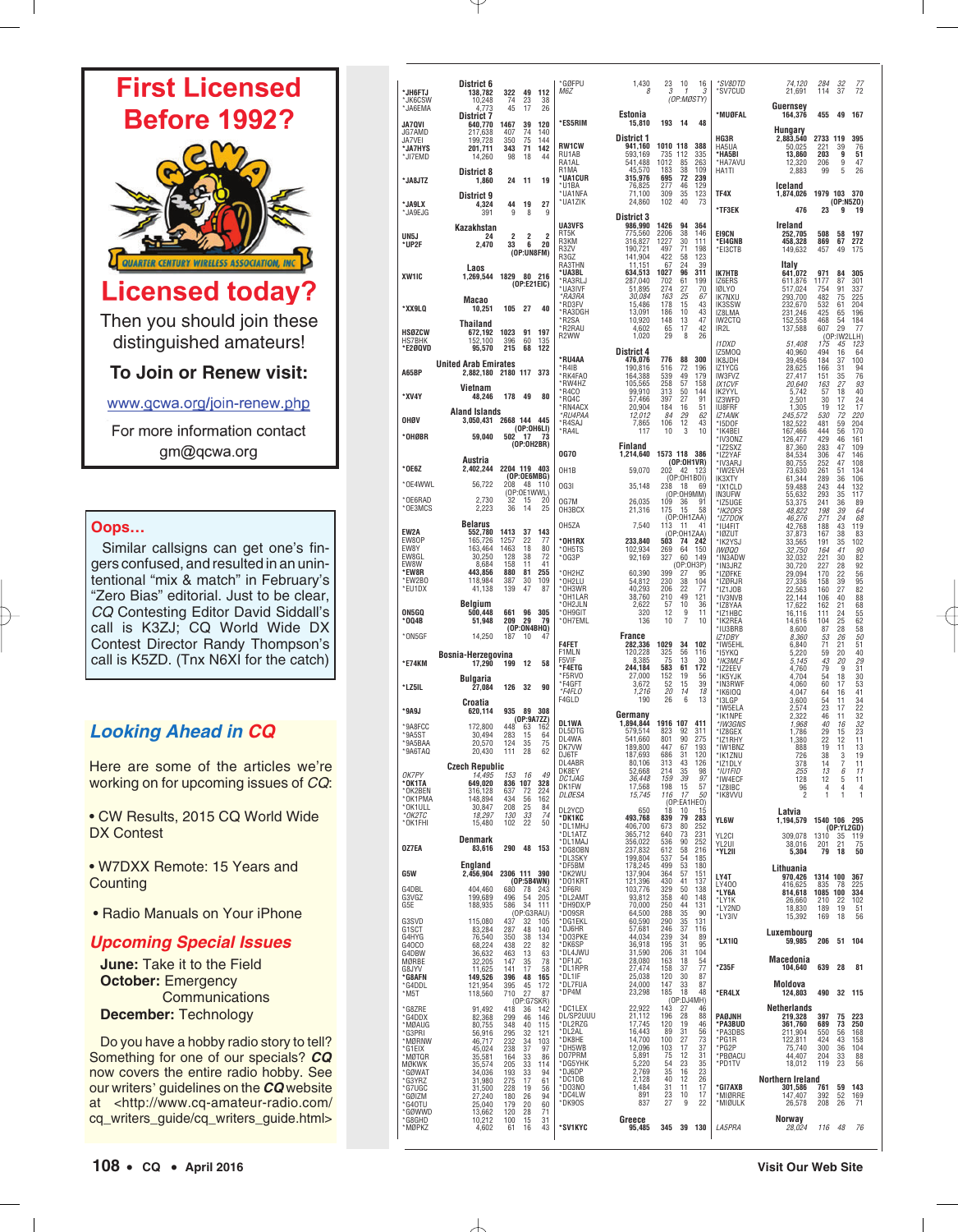## First Licensed Before 1992?

QUARTER CENTURY WIRELESS ASSOCIATION, INC

## Licensed today?

Then you should join these distinguished amateurs!

**To Join or Renew visit:**

www.qcwa.org/join-renew.php

For more information contact gm@qcwa.org

---

**Oops…**

Similar callsigns can get one's fingers confused, and resulted in an unintentional "mix & match" in February's "Zero Bias" editorial. Just to be clear, *CQ* Contesting Editor David Siddall's call is K3ZJ; CQ World Wide DX Contest Director Randy Thompson's call is K5ZD. (Tnx N6XI for the catch)

---

## Looking Ahead in CQ

Here are some of the articles we're working on for upcoming issues of *CQ*:

- CW Results, 2015 CQ World Wide DX Contest
- W7DXX Remote: 15 Years and Counting
- Radio Manuals on Your iPhone

## Upcoming Special Issues

**June:** Take it to the Field
**October:** Emergency Communications
**December:** Technology

Do you have a hobby radio story to tell? Something for one of our specials? *CQ* now covers the entire radio hobby. See our writers' guidelines on the *CQ* website at <http://www.cq-amateur-radio.com/cq_writers_guide/cq_writers_guide.html>

---

**District 6**
*JH6FTJ 138,782 322 49 112
*JK6CSW 10,248 74 23 38
*JA6EMA 4,773 45 17 26

**District 7**
JA7QVI 640,770 1467 39 120
JG7AMD 217,638 407 74 140
JA7VEI 199,728 350 75 144
*JA7HYS 201,711 343 71 142
*JI7EMD 14,260 98 18 44

**District 8**
*JA8JTZ 1,860 24 11 19

**District 9**
*JA9LX 4,324 44 19 27
*JA9EJG 391 9 8 9

**Kazakhstan**
UN5J 24 2 2 2
*UP2F 2,470 33 6 20
(OP:UN8FM)

**Laos**
XW1IC 1,269,544 1829 80 216
(OP:E21EIC)

**Macao**
*XX9LQ 10,251 105 27 40

**Thailand**
HS0ZCW 672,192 1023 91 197
HS7BHK 152,100 396 60 135
*E20QVD 95,570 215 68 122

**United Arab Emirates**
A65BP 2,882,180 2180 117 373

**Vietnam**
*XV4Y 48,246 178 49 80

**Aland Islands**
OH0V 3,050,431 2668 144 445
(OP:OH6LI)
*OH0BR 59,040 502 17 73
(OP:OH2BR)

**Austria**
*OE6Z 2,402,244 2204 119 403
(OP:OE6MBG)
*OE4WWL 56,722 208 48 110
(OP:OE1WWL)
*OE6RAD 2,730 32 15 20
*OE3MCS 2,223 36 14 25

**Belarus**
EW2A 552,780 1413 37 143
EW8OP 165,726 1257 22 77
EW8Y 163,464 1463 18 80
EW8GL 30,250 128 38 72
EW8W 8,684 158 11 41
*EW8R 443,856 880 81 255
*EW2BO 118,984 387 30 109
*EU1DX 41,138 139 47 87

**Belgium**
ON5GQ 500,448 661 96 305
*OQ4B 51,948 209 29 79
(OP:ON4BHQ)
*ON5GF 14,250 187 10 47

**Bosnia-Herzegovina**
*E74KM 17,290 199 12 58

**Bulgaria**
*LZ5IL 27,084 126 32 90

**Croatia**
*9A9J 620,114 935 89 308
(OP:9A7ZZ)
*9A8FCC 172,800 448 63 162
*9A5ST 30,494 283 15 64
*9A5BAA 20,570 124 35 75
*9A6TAQ 20,430 111 28 62

**Czech Republic**
*OK7PY* 14,495 153 16 49
*OK1TA 649,020 836 107 328
*OK2BEN 316,128 637 72 224
*OK1PMA 148,894 434 56 162
*OK1ULL 30,847 208 25 84
*OK2TC* 18,297 130 33 74
*OK1FHI 15,480 102 22 50

**Denmark**
OZ7EA 83,616 290 48 153

**England**
G5W 2,456,904 2306 111 390
(OP:5B4WN)
G4DBL 404,460 680 78 243
G3VGZ 199,689 496 54 205
G5E 188,935 586 34 111
(OP:G3RAU)
G3SVD 115,080 437 32 105
G1SCT 83,284 287 48 140
G4HYG 76,540 350 38 134
G4OCO 68,224 438 22 82
G4DBW 36,632 463 13 63
M0RBE 32,205 147 35 78
G8JYV 11,625 141 17 58
*G8AFN 149,526 396 48 165
*G4DDL 121,954 395 45 172
*M5T 118,560 710 27 87
(OP:G7SKR)
*G8ZRE 91,492 418 36 142
*G4DDX 82,368 299 46 146
*M0AUG 80,755 348 40 115
*G3PRI 56,916 295 32 121
*M0RNW 46,717 232 34 103
*G1EIX 45,024 238 37 97
*M0TQR 35,581 164 33 86
M0KWK 35,574 205 33 114
*G0WAT 34,036 193 33 94
*G3YRZ 31,980 275 17 61
*G7UGC 31,500 228 19 56
*G0IZM 27,240 180 26 94
*G4OTU 25,040 179 20 60
*G0WWD 13,662 120 28 71
*G8GHD 10,212 100 15 31
*M0PKZ 4,602 61 16 43

*G0FPU 1,430 23 10 16
*M6Z* 8 3 1 3
(OP:M0STY)

**Estonia**
*ES5RIM 15,810 193 14 48

**District 1**
RW1CW 941,160 1010 118 388
RU1AB 593,169 735 112 335
RA1AL 541,488 1012 85 263
R1MA 45,570 183 38 109
*UA1CUR 315,976 695 72 239
*U1BA 76,825 277 46 129
*UA1NFA 71,100 309 35 123
*UA1ZIK 24,860 102 40 73

**District 3**
UA3VFS 986,990 1426 94 364
RT5K 775,560 2206 38 146
R3KM 316,827 1227 30 111
R3ZV 190,721 497 71 198
R3GZ 141,904 422 58 123
RA3THN 11,151 67 24 39
*UA3BL 634,513 1027 96 311
*RA3RLJ 287,040 702 61 199
*UA3VF 51,895 274 27 70
*RA3RA* 30,084 163 25 67
*RD3FV 15,486 178 15 43
*RA3DGH 13,091 186 10 43
*R2SA 10,920 148 13 47
*R2RAU 4,602 65 17 42
R2WW 1,020 29 8 26

**District 4**
*RU4AA 476,076 776 88 300
*R4IB 190,816 516 72 196
*RK4FAO 164,388 539 49 179
*RW4HZ 105,565 258 57 158
*R4CO 99,910 313 50 144
*RQ4C 57,466 397 27 91
*RN4ACX 20,904 184 16 51
*RU4PAA* 12,012 84 29 62
*R4SAJ 7,865 106 12 43
*RA4L 117 10 3 10

**Finland**
OG70 1,214,640 1573 118 386
(OP:OH1VR)
OH1B 59,070 202 42 123
(OP:OH1BOI)
OG3I 35,148 238 18 69
(OP:OH9MM)
OG7M 26,035 109 36 91
OH3BCX 21,316 175 15 58
(OP:OH1ZAA)
OH5ZA 7,540 113 11 41
(OP:OH1ZAA)
*OH1RX 233,840 503 74 242
*OH5TS 102,934 269 64 150
*OG3P 92,169 327 60 149
(OP:OH3P)
*OH2HZ 60,390 399 27 95
*OH2LU 54,812 230 38 104
*OH3WR 40,293 206 22 77
*OH1LAR 38,760 210 49 121
*OH2JLN 2,622 57 10 36
*OH9GIT 320 12 9 11
*OH7EML 136 10 7 10

**France**
F4FET 282,336 1029 34 102
F1MLN 120,228 325 56 116
F5VIF 8,385 75 13 30
*F4ETG 244,184 583 61 172
*F5RVO 27,000 152 19 56
*F4FGT 3,672 52 15 39
*F4FLO* 1,216 20 14 18
F4GLD 190 26 6 13

**Germany**
DL1WA 1,894,844 1916 107 411
DL5DTG 579,514 823 92 311
DL4WA 541,660 801 90 275
DK7VW 189,800 447 67 193
DJ6TF 187,693 686 31 120
DL4ABR 80,106 313 43 126
DK8EY 52,668 214 35 98
*DC1JAG* 36,448 159 37 99
DK1FW 17,568 198 15 57
*DL0ESA* 15,745 116 17 50
(OP:EA1HEO)
DL2YCD 650 18 10 15
*DK1KC 493,768 839 79 283
*DL1MHJ 365,710 673 80 252
*DL1ATZ 356,022 640 73 231
*DL1MAJ 356,022 536 90 252
*DG8OBN 237,832 612 58 216
*DL3SKY 199,804 537 54 185
*DF5BM 178,245 499 53 180
*DK2WU 137,904 364 57 151
*DO1KRT 121,396 430 41 137
*DF6RI 103,776 329 50 138
*DL2AMT 93,812 358 40 148
*DH9DX/P 70,000 250 44 131
*DO9SR 64,500 288 35 90
*DG1EKL 60,590 290 35 131
*DJ6HR 57,681 246 37 116
*DO3PKE 44,034 239 34 89
*DK6SP 36,918 195 31 95
*DL4JWU 31,590 206 31 104
*DF1JC 28,080 163 18 54
*DL1RPR 27,474 158 37 77
*DL1IF 25,038 120 30 87
*DL7FUA 24,000 147 33 93
*DP4M 23,298 185 18 48
(OP:DJ4MH)
*DC1LEX 22,922 143 27 46
DL/SP2UUU 21,112 196 28 88
*DL2RZG 17,745 120 19 46
*DL2AL 16,443 89 31 56
*DK8HE 14,700 100 27 73
*DH5WB 12,096 103 17 37
DO7PRM 5,891 75 12 31
*DG5YHK 5,220 54 23 35
*DJ6DP 2,769 35 16 23
*DC1DB 2,128 40 12 26
*DO3NO 1,484 31 11 17
*DC4LW 891 23 10 17
*DK9OS 837 27 9 22

**Greece**
*SV1KYC 95,485 345 39 130

*SV8DTD* 74,120 284 32 77
*SV7CUD 21,691 114 37 72

**Guernsey**
*MU0FAL 164,376 455 49 167

**Hungary**
HG3R 2,883,540 2733 119 395
HA5UA 50,025 221 39 76
*HA5BI 13,860 203 9 51
*HA7AVU 12,320 206 9 47
HA1TI 2,883 99 5 26

**Iceland**
TF4X 1,874,026 1979 103 370
(OP:N5ZO)
*TF3EK 476 23 9 19

**Ireland**
EI9CN 252,705 508 58 197
*EI4GNB 458,328 869 67 272
*EI3CTB 149,632 457 49 175

**Italy**
IK7HTB 641,072 971 84 305
IZ6ERS 611,876 1177 87 301
I0LYO 517,024 754 91 337
IK7NXU 293,700 482 75 225
IK3SSW 232,670 532 61 204
IZ8LMA 231,246 425 65 196
IW2CTQ 152,558 468 54 184
IR2L 137,588 607 29 77
(OP:IW2LLH)
*I1DXD* 51,408 175 45 123
IZ5MOQ 40,960 494 16 64
IK8JDH 39,456 184 37 100
IZ1YCG 28,625 166 31 94
IW3FVZ 27,417 151 35 76
*IX1CVF* 20,640 163 27 93
IK2YYL 5,742 57 18 40
IZ3WFD 2,501 30 17 24
IU8FRF 1,305 19 12 17
*IZ2ANK* 245,572 530 72 220
*I5DOF 182,522 481 59 204
*IK4BEI 167,466 444 56 170
*IV3ONZ 126,477 429 46 161
*IZ2SXZ 87,360 283 47 109
*IZ2YAF 84,534 306 47 146
*IV3ARJ 80,755 252 47 108
*IW2EVH 73,630 261 51 134
IK3XTY 61,344 289 36 106
*IX1CLD 59,488 243 44 132
IN3UFW 55,632 293 35 117
*IZ5UGE 53,375 241 36 89
*IK2OFS* 48,822 198 39 64
*IZ7DOK* 46,276 271 24 68
*IU4FIT 42,768 188 43 119
*I0ZUT 37,873 167 38 83
*IK2YSJ 33,565 191 35 102
*IW0QO* 32,750 164 41 90
*IN3ADW 32,032 221 30 82
*IN3JRZ 30,720 227 28 92
*IZ0FKE 29,094 170 22 56
*IZ0RJR 27,336 158 39 95
*IZ1JOB 22,563 160 27 82
*IV3NVB 22,320 161 44 86
*IZ8YAA 17,622 162 21 88
*IZ1HBC 16,116 111 24 55
*IK2REA 14,616 104 25 62
*IU3BRB 8,600 87 22 58
*IZ1DBY* 8,360 53 26 50
*IW5EHL 6,840 71 21 51
*I5YKQ 5,220 59 20 40
*IK3MLF* 5,145 43 20 29
*IZ2EEV 4,760 79 9 31
*IK5YJK 4,704 54 18 30
*IN3RWF 4,060 60 17 53
*IK6IOQ 4,047 64 16 41
*I3LGP 3,600 54 11 34
*IW5ELA 2,574 23 17 22
*IK1NPE 2,322 46 11 32
*IW3GNS* 1,968 40 16 32
*IZ8GEX 1,786 29 15 23
*IZ1RHY 1,380 22 12 11
*IW1BNZ 888 19 11 13
*IK1ZNU 726 38 3 19
*IZ1DLY 378 14 7 11
*IU1FIO* 255 13 6 11
*IW4ECF 128 12 5 11
*IZ8IBC 96 4 4 4
*IK8VVU 2 1 1 1

**Latvia**
YL6W 1,194,579 1540 106 295
(OP:YL2GD)
YL2CI 309,078 1310 35 119
YL2UI 38,016 201 21 75
*YL2II 5,304 79 18 50

**Lithuania**
LY4T 970,426 1314 100 367
LY400 416,625 835 78 225
*LY6A 814,618 1085 100 334
*LY1K 26,660 210 22 102
*LY2ND 18,830 189 19 51
*LY3IV 15,392 169 18 56

**Luxembourg**
*LX1IQ 59,985 206 51 104

**Macedonia**
*Z35F 104,640 639 28 81

**Moldova**
*ER4LX 124,803 490 32 115

**Netherlands**
PA0JNH 219,328 397 75 223
*PA3BUD 361,760 689 73 250
*PA3DBS 21,904 550 56 168
*PG1R 122,811 424 43 158
*PG2P 75,740 300 36 104
*PB0ACU 44,407 204 33 88
*PD1TV 18,012 119 23 56

**Northern Ireland**
*GI7AXB 301,586 761 59 143
*MI0RRE 147,407 392 52 169
*MI0ULK 26,578 208 26 71

**Norway**
*LA5PRA* 28,024 116 48 76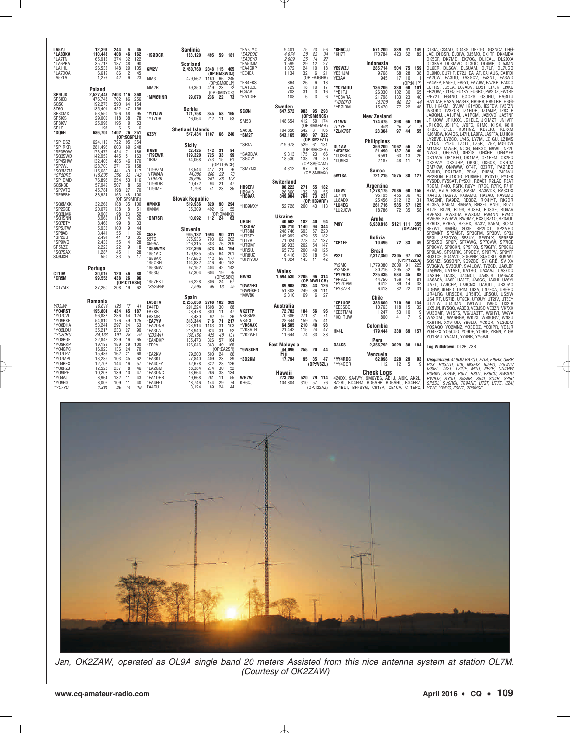LA5YJ 12,393 244 6 45
*LA8OKA 110,448 408 46 162
*LA7TN 65,912 374 32 122
*LA6PBA 35,712 187 38 90
*LA1HL 26,532 148 29 105
*LA7DOA 6,612 86 12 45
LA5ZTA 1,276 42 6 23

**Poland**
SP9LJD 2,527,448 2403 116 368
SP6IEQ 476,748 702 86 256
SQ5Q 192,276 590 64 154
3Z6O 135,401 422 47 156
SP3CMX 53,550 156 58 95
SP5ICS 29,000 118 38 78
SP8ICV 25,992 195 19 53
SP1O 198 6 5 6
*SQ6H 686,700 1402 76 251
(OP:SQ6PLH)
*SP1DSZ 624,110 722 95 354
*SP1RKR 281,496 603 69 248
*SP3POW 173,475 424 71 186
*SQ3SWD 142,952 445 51 163
*SP4SHW 132,408 485 46 170
*SP7WJ 128,700 271 76 158
*SQ3MZM 115,680 441 43 117
*SP5DRE 115,635 350 53 142
*SP1DMD 76,895 254 53 116
SQ5NBE 57,942 507 18 69
*SP7VTQ 45,784 198 27 79
*SP9PBH 38,924 163 48 100
(OP:SP9MRR)
*SQ8MXK 32,265 188 35 100
*SP2GCE 20,079 138 18 51
*SQ3LMK 9,900 98 23 52
*SQ1SNN 8,960 110 14 26
*SQ7BTY 8,466 99 18 33
*SP5JTW 5,936 100 9 44
*SP8AB 3,441 55 11 26
*SP2UU 2,491 41 18 35
*SP9IVQ 2,436 55 14 28
SP5NZZ 2,220 22 19 18
*SQ7SAX 1,287 45 11 28
SQ9JXH 550 33 5 17

**Portugal**
CT1IW 30,016 120 46 88
*CR5M 99,552 438 26 96
(OP:CT1HSN)
*CT7AIX 37,260 208 19 62

**Romania**
YO3JW 10,614 125 17 41
*YO4RST 195,804 434 65 187
*YO7CVL 96,832 286 54 124
*YO9BXE 54,810 176 49 125
*YO8DHA 53,244 297 24 63
*YO2LDU 35,217 233 27 90
*YO8CRU 34,133 191 28 79
*YO8BGE 22,842 229 16 65
*YO8RKP 19,182 159 39 100
*YO4GPC 16,920 136 24 70
*YO7LPZ 15,486 162 21 68
*YO7MPI 13,289 103 35 62
*YO4BEX 12,702 144 16 57
*YO8RZJ 12,528 237 8 46
*YO9IPF 10,203 139 10 47
*YO4AJ 8,964 132 11 43
*YO9HG 8,007 109 11 40
*YO7YO 1,881 29 14 19

**Sardinia**
*ISØDCR 183,120 495 59 181

**Scotland**
GM2V 2,450,760 2348 115 405
(OP:GM3WOJ)
MM3T 479,562 1160 66 245
(OP:GMØELP)
MM2R 69,350 419 23 72
(OP:GM3YOR)
*MMØHNR 29,070 236 22 73

**Serbia**
*YU1JW 121,758 345 58 165
*YT7DB 16,064 212 11 53

**Shetland Islands**
GZ5Y 547,434 1107 66 240

**Sicily**
IT9BII 22,425 142 31 84
*IT9EWR 199,320 725 33 99
*IR9Z 64,068 743 15 61
(OP:IT9VCE)
*IT9PZM 53,544 417 21 76
*IT9NAN 44,080 260 22 73
*IT9AZK 38,690 201 38 108
*IT9BDR 10,472 94 21 47
*IT9IMF 1,798 41 23 35

**Slovak Republic**
OM4KK 519,936 820 90 294
OM4M 35,309 492 12 55
(OP:OM4KK)
*OM7SR 10,092 112 24 63

**Slovenia**
S53F 935,132 1694 90 311
S57C 375,936 703 62 202
S59AA 216,315 383 76 209
*S56WYB 222,396 523 64 194
*S51AC 179,935 585 64 201
*S56AX 147,552 412 55 177
*S5ØBH 104,832 416 40 152
*S53NW 97,152 404 42 142
*S53Q 67,304 604 19 75
(OP:S5ØX)
*S57PKT 46,228 306 24 67
*S52WW 7,598 99 13 45

**Spain**
EA5DFV 2,255,850 2768 102 303
EA4TD 291,224 1608 30 88
EA7KB 28,478 300 11 47
EA3MR 3,430 92 9 26
*EA7YV 313,344 716 71 217
*EA2DNR 223,914 1183 31 103
*EA3LA 218,940 924 31 92
*EB3WH 152,150 425 48 131
*EA4DXP 135,473 326 57 164
*EE2A 126,046 363 49 165
(OP:EA2SN)
*EA2KV 79,200 500 24 86
*EA3KT 77,840 409 23 89
*EA4CFY 62,678 322 28 126
*EA2GM 58,384 274 30 52
*EA3DNC 53,664 266 38 134
*EA1DHB 19,668 261 11 55
*EA4FET 18,746 144 29 74
EA4CU 13,124 89 24 44

*EA7JMO 9,401 75 23 56
*EA2DDE 4,674 38 23 34
*EA3EYO 2,009 35 14 27
*EA5IMM 1,599 29 12 27
*EA4CRP 1,372 24 10 18
*EE4EA 1,134 32 6 21
(OP:EA4GHB)
*EB4ERS 864 26 6 18
*EA1DZL 729 18 10 17
EC4AA 703 31 3 16
*EA1DFP 108 6 3 6

**Sweden**
SCØN 647,572 983 95 293
(OP:SMØNCS)
SM5B 148,654 412 59 174
(OP:SM5EMR)
SA6BET 104,856 642 31 105
*SM2T 643,165 990 97 322
(OP:SM2EZT)
*SF3A 219,978 529 61 181
(OP:SM3CER)
*SAØBVA 19,313 175 23 66
*SGØW 18,530 138 29 80
(OP:SAØCAM)
*SM7MX 4,312 97 6 38
(OP:SM5MX)

**Switzerland**
HB9EFJ 96,222 271 55 182
HB9VID 26,860 132 30 55
*HB9AA 349,904 704 73 231
(OP:HB9ARF)
*HB9MXY 52,728 200 43 113

**Ukraine**
UR4EI 40,602 182 40 94
*USØHZ 786,210 1140 94 344
*UT8IM 248,746 693 57 220
*UT5PY 145,992 479 55 182
*UT7AT 71,024 278 47 137
*UTØMF 66,933 202 54 147
*UR5UJ 65,772 200 49 125
*UR8UZ 16,416 128 18 54
*UR1YDD 11,024 145 11 42

**Wales**
GW9X 1,694,530 2205 96 314
(OP:MW1LCR)
*GW7ERI 89,908 283 43 126
*GWØBBO 51,303 249 36 111
*MW8C 2,310 69 6 27

**Australia**
VK2TTP 72,782 184 56 95
VK6SMK 70,686 271 31 71
VK4CL 28,644 159 25 41
*VK6VAX 64,505 210 40 93
*VK3VTH 21,442 115 24 47
*VK2WFT 11,644 74 33 38

**East Malaysia**
*9W8DEN 44,096 255 20 44

**Fiji**
*3D2KM 17,794 95 35 47
(OP:W6ZL)

**Hawaii**
WH7W 273,288 520 79 114
KH6QJ 104,804 310 57 76
(OP:T32AZ)

*KH6CJJ 571,200 839 91 149
*KH7T 170,784 423 62 82

**Indonesia**
YB9WZJ 285,714 504 75 159
YB3HJM 9,768 68 28 38
YE3AA 945 17 10 11
(OP:N1IP)
*YC2MDU 136,206 330 60 101
*YB1TJ 26,030 102 30 65
*YC8VRA 21,798 133 23 40
*YB2CPO 15,708 88 22 44
*YBØIBM 15,470 77 22 48

**New Zealand**
ZL1WN 174,475 398 66 109
ZL1YE 493 16 8 9
*ZL/K7ST 23,364 97 44 55

**Philippines**
DU1AV 369,200 1062 56 74
*4F3FSK 21,490 137 30 40
*DU2BOQ 6,591 63 13 26
*DU9BX 2,187 48 11 16

**Samoa**
5W1SA 721,215 1575 38 127

**Argentina**
LU5VV 1,278,175 2086 60 155
LU7HN 95,195 455 36 43
LU8ADX 25,456 212 12 31
*LU4EG 261,716 585 57 125
*LU2JCW 18,786 72 35 58

**Aruba**
P49Y 6,930,818 5121 111 355
(OP:AE6Y)

**Bolivia**
*CP1FF 10,496 72 33 49

**Brazil**
PS2T 2,317,350 2305 97 253
(OP:PY2ZEA)
PY2MC 1,779,080 2009 91 225
PY2MSR 80,216 295 52 96
*PY2VOX 225,435 684 45 88
*PP6ZZ 44,750 156 44 81
*PY2DPM 9,412 89 14 38
*PY3ZZR 6,413 82 22 31

**Chile**
*CE1UGE 385,800 710 66 134
*CE3SBQ 10,763 118 15 32
*CE3TMM 1,247 53 10 19
*XQ1TUW 800 41 7 9

**Colombia**
HK4L 179,444 338 69 157

**Peru**
OA4SS 2,355,792 3029 88 184

**Venzuela**
*YY4RDC 62,098 228 29 93
*YY4GOR 112 12 5 9

## Check Logs

4Z4DX, 9A4WY, 9M6YBG, AB1J, AI9K, AK2L, BA2BI, BD4FFM, BD6AHP, BD6AHU, BG4FRZ, BH4BUI, BH4SYG, C91EP, CE1CA, CT1EPC, CT3IA, CX4AD, DD4SG, DF7GG, DG3NCZ, DHØJAE, DH3SR, DJ3IW, DJ5MO, DK1TF, DK4MDA, DK5CF, DK7MD, DK7OG, DL1EAL, DL2DXA, DL3KVR, DL3MVC, DL3OC, DL4ME, DL5JMN, DL6ER, DL6GV, DL6UAM, DL7LF, DL7UGO, DL9NO, DU7HF, E72U, EA1AF, EA1AUS, EA1FDI, EA2CW, EA3DU, EA3GCV, EA3NT, EA3WD, EA4AFP, EA5EJ, EA5YI, EA7JW, EA7KP, EA8DO, EC1RS, EC5EA, EC7ABV, ED5T, EI7JK, EI9KC, ER2OW, EU1FQ, EU1KY, EU6RO, EW2DZ, EW4RF, F/E72T, FG4NO, GØOZS, G3UHU, HAØITU, HA1DAE, HA3A, HA3HX, HB9RB, HB9TRR, HGØITU, HK4KM, I3VJW, IK1YDB, IK2FDV, IV3FZN, IV3OKO, IV3ZCS, IZ1HDR, IZ4MJP, IZ8XLP, JAØQNJ, JA1JPM, JA1PCM, JA2KVD, JA5TNF, JF1UOW, JF1UOX, JG1ELE, JK1MZT, JN1VFF, JR1CBC, JS1IFK, JY9FC, K1MC, K1SX, K6III, K7BX, K7LU, KB1HNZ, KD9EIO, KE7XM, KJ6MBW, KV4QS, L47H, LA9FA, LA9FFA, LU1ICX, LY2BVB, LY2CO, LY4S, LY7M, LZ1GU, LZ1MS, LZ1ON, LZ1ZU, LZ4TU, LZ5R, LZ5Z, MØLDW, M1MBZ, MW5R, N2CG, N4KXO, N9WL, NP2L, NW3U, OE5FZO, OH2IS, OH3HP, OH4MFA, OK1AVV, OK1KEO, OK1MP, OK1PFM, OK2EQ, OK2PAY, OK2UHP, OK3C, OK6CX, OK7CM, OM7KW, ON4WW, OT4T, OZ4RT, PAØRBO, PA9HR, PC1EMR, PE4A, PH2M, PJ2BVU, PP2RON, PU1KGG, PU8MET, PY3YD, PY4EK, PY5DD, PY5SAT, PY5XH, RØAET, R2LAC, R3AT, R3GM, R4IO, R6FK, R6YY, R7CK, R7FK, R7HF, R7IA, R7LA, R9SA, RA3M, RA3WDK, RA3XDX, RA4DB, RA6YJ, RA9AMO, RA9AU, RA9CMO, RA9CNF, RA9DZ, RD3BZ, RK4HYT, RK9DR, RL3FA, RM5M, RM6AA, RN3FT, RN9T, RO7T, RT7F, RT7N, RT9S, RU3EJ, RU3GF, RU6AV, RV6ASU, RW3DIA, RW3QM, RW4NN, RW4O, RW6AF, RW9AW, RW9MZ, RX3I, RZ1O, RZ3AUL, RZ6DX, RZ6FA, RZ6HX, SA3V, SA5M, SC2M, SF7WT, SMØQ, SO3F, SP2DCT, SP2MHD, SP2MKT, SP2MSF, SP3CFM, SP3DV, SP3J, SP3L, SP3QYQ, SP3UY, SP5DLX, SP5PBE, SP5XSD, SP6P, SP7AWG, SP7CVW, SP7ICE, SP9CVY, SP9CXN, SP9FKQ, SP9GFY, SP9GKJ, SP9LAS, SP9MRK, SP9ODY, SP9TPV, SP9YFF, SQ3TCE, SQ4AVD, SQ6PNP, SQ7OBD, SQ9IWT, SQ9MZ, SQ9ONP, SQ9ZBC, SV1GRB, SV1XV, SV3GKW, SV3QUP, SV4LQW, TY2CD, UAØLBF, UAØWG, UA1AFT, UA1RG, UA3AAJ, UA3EDQ, UA3IFF, UA3S, UA4NCI, UA4SJS, UA6AAK, UA6ACA, UA6F, UA6FF, UA6GG, UA6HI, UA6YI, UA7T, UA9CEP, UA9CNX, UA9JLL, UB3DAO, UDØW, UD4FD, UF1M, UI3A, UN7ECA, URØHQ, UR4LRG, UR5EDX, UR5IFX, UR5QU, US2IW, US4IRT, US7IB, UT2EK, UTØUY, UT2IV, UT6EY, UT7LW, UU4JMN, UW1WU, UW5Q, UX2IB, UX5UN, UY5QQ, VA3OB, VE3JSO, VE3ZN, VK7XX, VU3DMP, W1SFS, W6/UA3TT, W6HYI, W6YA, WA2OMT, WA6HGA, WK2X, WN8QGV, WN8U, XX9TIH, XX9TUD, YB6LD, YCØQR, YL3GDM, YO2AQO, YO2MNZ, YO3DDZ, YO3IPR, YO3JR, YO4FZX, YO5CUQ, YO9DF, YO9IF, YR5N, YTØA, YU1BAU, YV4MT, YV4NR, YY5AJI

## Log Withdrawn: DL2R, Z3B

***Disqualified:*** *4L9QQ, BA7QT, E70A, EI9HX, G5RR, H2X, HG3ITU, II0I, IN3EIS, IQ5PO, IZ5WTV, IZ8IFL, J42T, LZ2JE, M1U, NP2P, ON4MW, R3GMT, R7AW, R8LA, R8UT, RK6CC, RW3DU, RW9JZ, RY3D, S52NR, S54I, SO4R, SP5C, SP5DL, SV9RGI, TG9ANF, UT2T, UT7E, UZ4I, YT1S, YV4YC, Z62FB, ZP9MCE*

*Jan, OK2ZAW, operated as OL9A single band 20 meters Assisted from this nice antenna system at station OL7M. (Courtesy of OK2ZAW)*